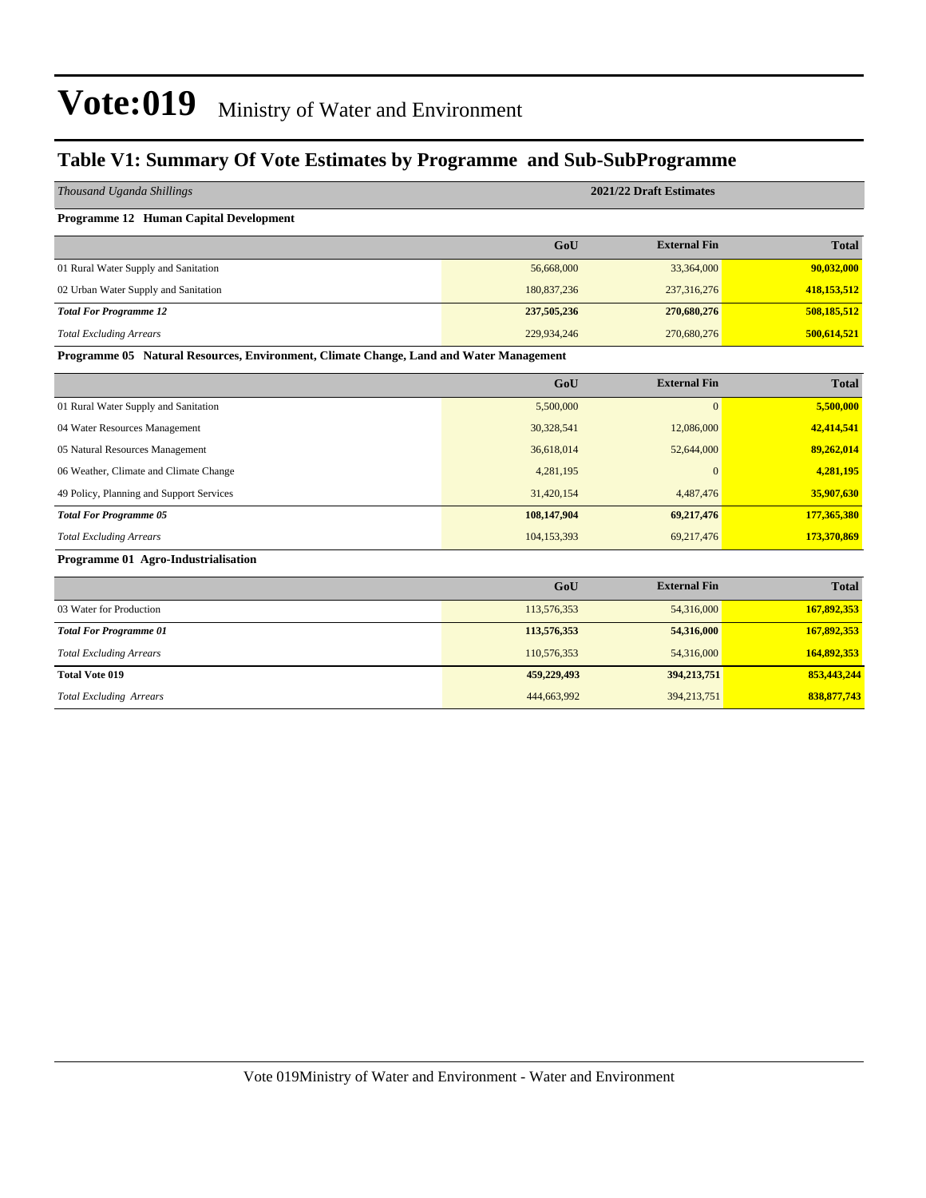# Vote:019 Ministry of Water and Environment

## Table V1: Summary Of Vote Estimates by Programme and Sub-SubProgramme

*Thousand Uganda Shillings* — **2021/22 Draft Estimates**

**Programme 12 Human Capital Development**

| | GoU | External Fin | Total |
|---|---|---|---|
| 01 Rural Water Supply and Sanitation | 56,668,000 | 33,364,000 | **90,032,000** |
| 02 Urban Water Supply and Sanitation | 180,837,236 | 237,316,276 | **418,153,512** |
| ***Total For Programme 12*** | **237,505,236** | **270,680,276** | **508,185,512** |
| *Total Excluding Arrears* | 229,934,246 | 270,680,276 | **500,614,521** |

**Programme 05 Natural Resources, Environment, Climate Change, Land and Water Management**

| | GoU | External Fin | Total |
|---|---|---|---|
| 01 Rural Water Supply and Sanitation | 5,500,000 | 0 | **5,500,000** |
| 04 Water Resources Management | 30,328,541 | 12,086,000 | **42,414,541** |
| 05 Natural Resources Management | 36,618,014 | 52,644,000 | **89,262,014** |
| 06 Weather, Climate and Climate Change | 4,281,195 | 0 | **4,281,195** |
| 49 Policy, Planning and Support Services | 31,420,154 | 4,487,476 | **35,907,630** |
| ***Total For Programme 05*** | **108,147,904** | **69,217,476** | **177,365,380** |
| *Total Excluding Arrears* | 104,153,393 | 69,217,476 | **173,370,869** |

**Programme 01 Agro-Industrialisation**

| | GoU | External Fin | Total |
|---|---|---|---|
| 03 Water for Production | 113,576,353 | 54,316,000 | **167,892,353** |
| ***Total For Programme 01*** | **113,576,353** | **54,316,000** | **167,892,353** |
| *Total Excluding Arrears* | 110,576,353 | 54,316,000 | **164,892,353** |
| **Total Vote 019** | **459,229,493** | **394,213,751** | **853,443,244** |
| *Total Excluding Arrears* | 444,663,992 | 394,213,751 | **838,877,743** |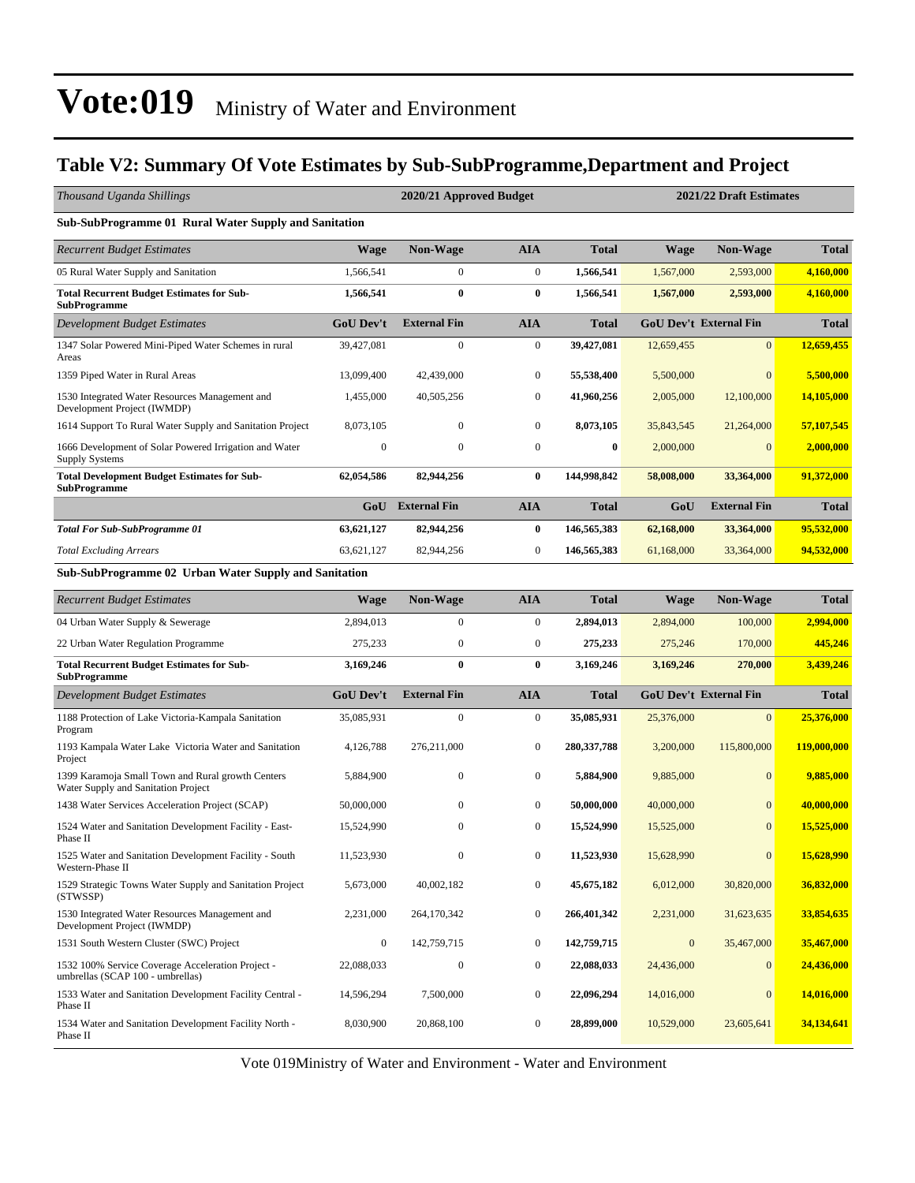# Vote:019 Ministry of Water and Environment

## Table V2: Summary Of Vote Estimates by Sub-SubProgramme,Department and Project

| *Thousand Uganda Shillings* | 2020/21 Approved Budget | | | | 2021/22 Draft Estimates | | |
|---|---|---|---|---|---|---|---|
| **Sub-SubProgramme 01 Rural Water Supply and Sanitation** | | | | | | | |
| *Recurrent Budget Estimates* | **Wage** | **Non-Wage** | **AIA** | **Total** | **Wage** | **Non-Wage** | **Total** |
| 05 Rural Water Supply and Sanitation | 1,566,541 | 0 | 0 | **1,566,541** | 1,567,000 | 2,593,000 | **4,160,000** |
| **Total Recurrent Budget Estimates for Sub-SubProgramme** | **1,566,541** | **0** | **0** | **1,566,541** | **1,567,000** | **2,593,000** | **4,160,000** |
| *Development Budget Estimates* | **GoU Dev't** | **External Fin** | **AIA** | **Total** | **GoU Dev't** | **External Fin** | **Total** |
| 1347 Solar Powered Mini-Piped Water Schemes in rural Areas | 39,427,081 | 0 | 0 | **39,427,081** | 12,659,455 | 0 | **12,659,455** |
| 1359 Piped Water in Rural Areas | 13,099,400 | 42,439,000 | 0 | **55,538,400** | 5,500,000 | 0 | **5,500,000** |
| 1530 Integrated Water Resources Management and Development Project (IWMDP) | 1,455,000 | 40,505,256 | 0 | **41,960,256** | 2,005,000 | 12,100,000 | **14,105,000** |
| 1614 Support To Rural Water Supply and Sanitation Project | 8,073,105 | 0 | 0 | **8,073,105** | 35,843,545 | 21,264,000 | **57,107,545** |
| 1666 Development of Solar Powered Irrigation and Water Supply Systems | 0 | 0 | 0 | **0** | 2,000,000 | 0 | **2,000,000** |
| **Total Development Budget Estimates for Sub-SubProgramme** | **62,054,586** | **82,944,256** | **0** | **144,998,842** | **58,008,000** | **33,364,000** | **91,372,000** |
| | **GoU** | **External Fin** | **AIA** | **Total** | **GoU** | **External Fin** | **Total** |
| ***Total For Sub-SubProgramme 01*** | **63,621,127** | **82,944,256** | **0** | **146,565,383** | **62,168,000** | **33,364,000** | **95,532,000** |
| *Total Excluding Arrears* | 63,621,127 | 82,944,256 | 0 | 146,565,383 | 61,168,000 | 33,364,000 | 94,532,000 |
| **Sub-SubProgramme 02 Urban Water Supply and Sanitation** | | | | | | | |
| *Recurrent Budget Estimates* | **Wage** | **Non-Wage** | **AIA** | **Total** | **Wage** | **Non-Wage** | **Total** |
| 04 Urban Water Supply & Sewerage | 2,894,013 | 0 | 0 | **2,894,013** | 2,894,000 | 100,000 | **2,994,000** |
| 22 Urban Water Regulation Programme | 275,233 | 0 | 0 | **275,233** | 275,246 | 170,000 | **445,246** |
| **Total Recurrent Budget Estimates for Sub-SubProgramme** | **3,169,246** | **0** | **0** | **3,169,246** | **3,169,246** | **270,000** | **3,439,246** |
| *Development Budget Estimates* | **GoU Dev't** | **External Fin** | **AIA** | **Total** | **GoU Dev't** | **External Fin** | **Total** |
| 1188 Protection of Lake Victoria-Kampala Sanitation Program | 35,085,931 | 0 | 0 | **35,085,931** | 25,376,000 | 0 | **25,376,000** |
| 1193 Kampala Water Lake Victoria Water and Sanitation Project | 4,126,788 | 276,211,000 | 0 | **280,337,788** | 3,200,000 | 115,800,000 | **119,000,000** |
| 1399 Karamoja Small Town and Rural growth Centers Water Supply and Sanitation Project | 5,884,900 | 0 | 0 | **5,884,900** | 9,885,000 | 0 | **9,885,000** |
| 1438 Water Services Acceleration Project (SCAP) | 50,000,000 | 0 | 0 | **50,000,000** | 40,000,000 | 0 | **40,000,000** |
| 1524 Water and Sanitation Development Facility - East-Phase II | 15,524,990 | 0 | 0 | **15,524,990** | 15,525,000 | 0 | **15,525,000** |
| 1525 Water and Sanitation Development Facility - South Western-Phase II | 11,523,930 | 0 | 0 | **11,523,930** | 15,628,990 | 0 | **15,628,990** |
| 1529 Strategic Towns Water Supply and Sanitation Project (STWSSP) | 5,673,000 | 40,002,182 | 0 | **45,675,182** | 6,012,000 | 30,820,000 | **36,832,000** |
| 1530 Integrated Water Resources Management and Development Project (IWMDP) | 2,231,000 | 264,170,342 | 0 | **266,401,342** | 2,231,000 | 31,623,635 | **33,854,635** |
| 1531 South Western Cluster (SWC) Project | 0 | 142,759,715 | 0 | **142,759,715** | 0 | 35,467,000 | **35,467,000** |
| 1532 100% Service Coverage Acceleration Project - umbrellas (SCAP 100 - umbrellas) | 22,088,033 | 0 | 0 | **22,088,033** | 24,436,000 | 0 | **24,436,000** |
| 1533 Water and Sanitation Development Facility Central - Phase II | 14,596,294 | 7,500,000 | 0 | **22,096,294** | 14,016,000 | 0 | **14,016,000** |
| 1534 Water and Sanitation Development Facility North - Phase II | 8,030,900 | 20,868,100 | 0 | **28,899,000** | 10,529,000 | 23,605,641 | **34,134,641** |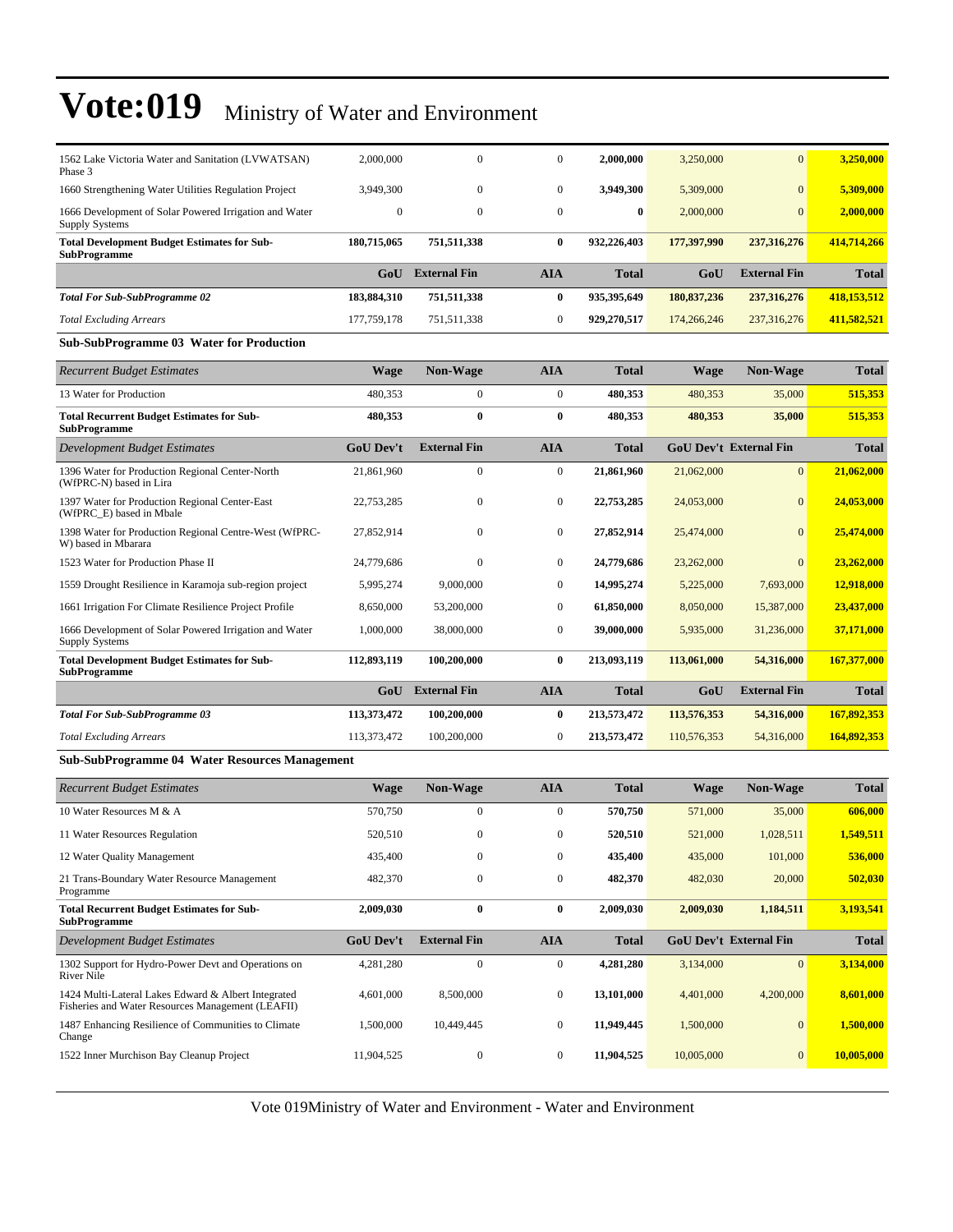# Vote:019 Ministry of Water and Environment

| | | | | | | | |
|---|---|---|---|---|---|---|---|
| 1562 Lake Victoria Water and Sanitation (LVWATSAN) Phase 3 | 2,000,000 | 0 | 0 | **2,000,000** | 3,250,000 | 0 | **3,250,000** |
| 1660 Strengthening Water Utilities Regulation Project | 3,949,300 | 0 | 0 | **3,949,300** | 5,309,000 | 0 | **5,309,000** |
| 1666 Development of Solar Powered Irrigation and Water Supply Systems | 0 | 0 | 0 | **0** | 2,000,000 | 0 | **2,000,000** |
| **Total Development Budget Estimates for Sub-SubProgramme** | **180,715,065** | **751,511,338** | **0** | **932,226,403** | **177,397,990** | **237,316,276** | **414,714,266** |
| | **GoU** | **External Fin** | **AIA** | **Total** | **GoU** | **External Fin** | **Total** |
| ***Total For Sub-SubProgramme 02*** | **183,884,310** | **751,511,338** | **0** | **935,395,649** | **180,837,236** | **237,316,276** | **418,153,512** |
| *Total Excluding Arrears* | 177,759,178 | 751,511,338 | 0 | **929,270,517** | 174,266,246 | 237,316,276 | **411,582,521** |

**Sub-SubProgramme 03 Water for Production**

| *Recurrent Budget Estimates* | **Wage** | **Non-Wage** | **AIA** | **Total** | **Wage** | **Non-Wage** | **Total** |
|---|---|---|---|---|---|---|---|
| 13 Water for Production | 480,353 | 0 | 0 | **480,353** | 480,353 | 35,000 | **515,353** |
| **Total Recurrent Budget Estimates for Sub-SubProgramme** | **480,353** | **0** | **0** | **480,353** | **480,353** | **35,000** | **515,353** |
| *Development Budget Estimates* | **GoU Dev't** | **External Fin** | **AIA** | **Total** | **GoU Dev't** | **External Fin** | **Total** |
| 1396 Water for Production Regional Center-North (WfPRC-N) based in Lira | 21,861,960 | 0 | 0 | **21,861,960** | 21,062,000 | 0 | **21,062,000** |
| 1397 Water for Production Regional Center-East (WfPRC_E) based in Mbale | 22,753,285 | 0 | 0 | **22,753,285** | 24,053,000 | 0 | **24,053,000** |
| 1398 Water for Production Regional Centre-West (WfPRC-W) based in Mbarara | 27,852,914 | 0 | 0 | **27,852,914** | 25,474,000 | 0 | **25,474,000** |
| 1523 Water for Production Phase II | 24,779,686 | 0 | 0 | **24,779,686** | 23,262,000 | 0 | **23,262,000** |
| 1559 Drought Resilience in Karamoja sub-region project | 5,995,274 | 9,000,000 | 0 | **14,995,274** | 5,225,000 | 7,693,000 | **12,918,000** |
| 1661 Irrigation For Climate Resilience Project Profile | 8,650,000 | 53,200,000 | 0 | **61,850,000** | 8,050,000 | 15,387,000 | **23,437,000** |
| 1666 Development of Solar Powered Irrigation and Water Supply Systems | 1,000,000 | 38,000,000 | 0 | **39,000,000** | 5,935,000 | 31,236,000 | **37,171,000** |
| **Total Development Budget Estimates for Sub-SubProgramme** | **112,893,119** | **100,200,000** | **0** | **213,093,119** | **113,061,000** | **54,316,000** | **167,377,000** |
| | **GoU** | **External Fin** | **AIA** | **Total** | **GoU** | **External Fin** | **Total** |
| ***Total For Sub-SubProgramme 03*** | **113,373,472** | **100,200,000** | **0** | **213,573,472** | **113,576,353** | **54,316,000** | **167,892,353** |
| *Total Excluding Arrears* | 113,373,472 | 100,200,000 | 0 | **213,573,472** | 110,576,353 | 54,316,000 | **164,892,353** |

**Sub-SubProgramme 04 Water Resources Management**

| *Recurrent Budget Estimates* | **Wage** | **Non-Wage** | **AIA** | **Total** | **Wage** | **Non-Wage** | **Total** |
|---|---|---|---|---|---|---|---|
| 10 Water Resources M & A | 570,750 | 0 | 0 | **570,750** | 571,000 | 35,000 | **606,000** |
| 11 Water Resources Regulation | 520,510 | 0 | 0 | **520,510** | 521,000 | 1,028,511 | **1,549,511** |
| 12 Water Quality Management | 435,400 | 0 | 0 | **435,400** | 435,000 | 101,000 | **536,000** |
| 21 Trans-Boundary Water Resource Management Programme | 482,370 | 0 | 0 | **482,370** | 482,030 | 20,000 | **502,030** |
| **Total Recurrent Budget Estimates for Sub-SubProgramme** | **2,009,030** | **0** | **0** | **2,009,030** | **2,009,030** | **1,184,511** | **3,193,541** |
| *Development Budget Estimates* | **GoU Dev't** | **External Fin** | **AIA** | **Total** | **GoU Dev't** | **External Fin** | **Total** |
| 1302 Support for Hydro-Power Devt and Operations on River Nile | 4,281,280 | 0 | 0 | **4,281,280** | 3,134,000 | 0 | **3,134,000** |
| 1424 Multi-Lateral Lakes Edward & Albert Integrated Fisheries and Water Resources Management (LEAFII) | 4,601,000 | 8,500,000 | 0 | **13,101,000** | 4,401,000 | 4,200,000 | **8,601,000** |
| 1487 Enhancing Resilience of Communities to Climate Change | 1,500,000 | 10,449,445 | 0 | **11,949,445** | 1,500,000 | 0 | **1,500,000** |
| 1522 Inner Murchison Bay Cleanup Project | 11,904,525 | 0 | 0 | **11,904,525** | 10,005,000 | 0 | **10,005,000** |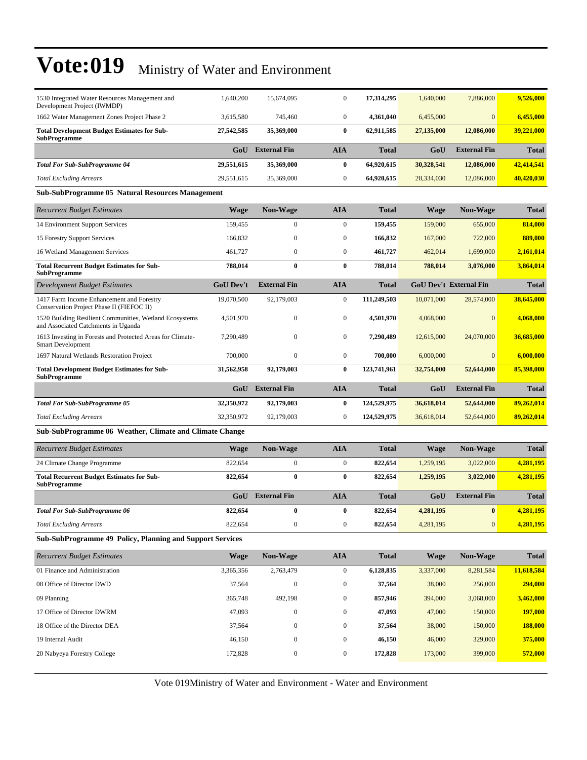| | | | | | | | |
|---|---|---|---|---|---|---|---|
| 1530 Integrated Water Resources Management and Development Project (IWMDP) | 1,640,200 | 15,674,095 | 0 | **17,314,295** | 1,640,000 | 7,886,000 | **9,526,000** |
| 1662 Water Management Zones Project Phase 2 | 3,615,580 | 745,460 | 0 | **4,361,040** | 6,455,000 | 0 | **6,455,000** |
| **Total Development Budget Estimates for Sub-SubProgramme** | **27,542,585** | **35,369,000** | **0** | **62,911,585** | **27,135,000** | **12,086,000** | **39,221,000** |
| | **GoU** | **External Fin** | **AIA** | **Total** | **GoU** | **External Fin** | **Total** |
| ***Total For Sub-SubProgramme 04*** | **29,551,615** | **35,369,000** | **0** | **64,920,615** | **30,328,541** | **12,086,000** | **42,414,541** |
| *Total Excluding Arrears* | 29,551,615 | 35,369,000 | 0 | **64,920,615** | 28,334,030 | 12,086,000 | **40,420,030** |

**Sub-SubProgramme 05 Natural Resources Management**

| *Recurrent Budget Estimates* | **Wage** | **Non-Wage** | **AIA** | **Total** | **Wage** | **Non-Wage** | **Total** |
|---|---|---|---|---|---|---|---|
| 14 Environment Support Services | 159,455 | 0 | 0 | **159,455** | 159,000 | 655,000 | **814,000** |
| 15 Forestry Support Services | 166,832 | 0 | 0 | **166,832** | 167,000 | 722,000 | **889,000** |
| 16 Wetland Management Services | 461,727 | 0 | 0 | **461,727** | 462,014 | 1,699,000 | **2,161,014** |
| **Total Recurrent Budget Estimates for Sub-SubProgramme** | **788,014** | **0** | **0** | **788,014** | **788,014** | **3,076,000** | **3,864,014** |
| *Development Budget Estimates* | **GoU Dev't** | **External Fin** | **AIA** | **Total** | **GoU Dev't** | **External Fin** | **Total** |
| 1417 Farm Income Enhancement and Forestry Conservation Project Phase II (FIEFOC II) | 19,070,500 | 92,179,003 | 0 | **111,249,503** | 10,071,000 | 28,574,000 | **38,645,000** |
| 1520 Building Resilient Communities, Wetland Ecosystems and Associated Catchments in Uganda | 4,501,970 | 0 | 0 | **4,501,970** | 4,068,000 | 0 | **4,068,000** |
| 1613 Investing in Forests and Protected Areas for Climate-Smart Development | 7,290,489 | 0 | 0 | **7,290,489** | 12,615,000 | 24,070,000 | **36,685,000** |
| 1697 Natural Wetlands Restoration Project | 700,000 | 0 | 0 | **700,000** | 6,000,000 | 0 | **6,000,000** |
| **Total Development Budget Estimates for Sub-SubProgramme** | **31,562,958** | **92,179,003** | **0** | **123,741,961** | **32,754,000** | **52,644,000** | **85,398,000** |
| | **GoU** | **External Fin** | **AIA** | **Total** | **GoU** | **External Fin** | **Total** |
| ***Total For Sub-SubProgramme 05*** | **32,350,972** | **92,179,003** | **0** | **124,529,975** | **36,618,014** | **52,644,000** | **89,262,014** |
| *Total Excluding Arrears* | 32,350,972 | 92,179,003 | 0 | **124,529,975** | 36,618,014 | 52,644,000 | **89,262,014** |

**Sub-SubProgramme 06 Weather, Climate and Climate Change**

| *Recurrent Budget Estimates* | **Wage** | **Non-Wage** | **AIA** | **Total** | **Wage** | **Non-Wage** | **Total** |
|---|---|---|---|---|---|---|---|
| 24 Climate Change Programme | 822,654 | 0 | 0 | **822,654** | 1,259,195 | 3,022,000 | **4,281,195** |
| **Total Recurrent Budget Estimates for Sub-SubProgramme** | **822,654** | **0** | **0** | **822,654** | **1,259,195** | **3,022,000** | **4,281,195** |
| | **GoU** | **External Fin** | **AIA** | **Total** | **GoU** | **External Fin** | **Total** |
| ***Total For Sub-SubProgramme 06*** | **822,654** | **0** | **0** | **822,654** | **4,281,195** | **0** | **4,281,195** |
| *Total Excluding Arrears* | 822,654 | 0 | 0 | **822,654** | 4,281,195 | 0 | **4,281,195** |

**Sub-SubProgramme 49 Policy, Planning and Support Services**

| *Recurrent Budget Estimates* | **Wage** | **Non-Wage** | **AIA** | **Total** | **Wage** | **Non-Wage** | **Total** |
|---|---|---|---|---|---|---|---|
| 01 Finance and Administration | 3,365,356 | 2,763,479 | 0 | **6,128,835** | 3,337,000 | 8,281,584 | **11,618,584** |
| 08 Office of Director DWD | 37,564 | 0 | 0 | **37,564** | 38,000 | 256,000 | **294,000** |
| 09 Planning | 365,748 | 492,198 | 0 | **857,946** | 394,000 | 3,068,000 | **3,462,000** |
| 17 Office of Director DWRM | 47,093 | 0 | 0 | **47,093** | 47,000 | 150,000 | **197,000** |
| 18 Office of the Director DEA | 37,564 | 0 | 0 | **37,564** | 38,000 | 150,000 | **188,000** |
| 19 Internal Audit | 46,150 | 0 | 0 | **46,150** | 46,000 | 329,000 | **375,000** |
| 20 Nabyeya Forestry College | 172,828 | 0 | 0 | **172,828** | 173,000 | 399,000 | **572,000** |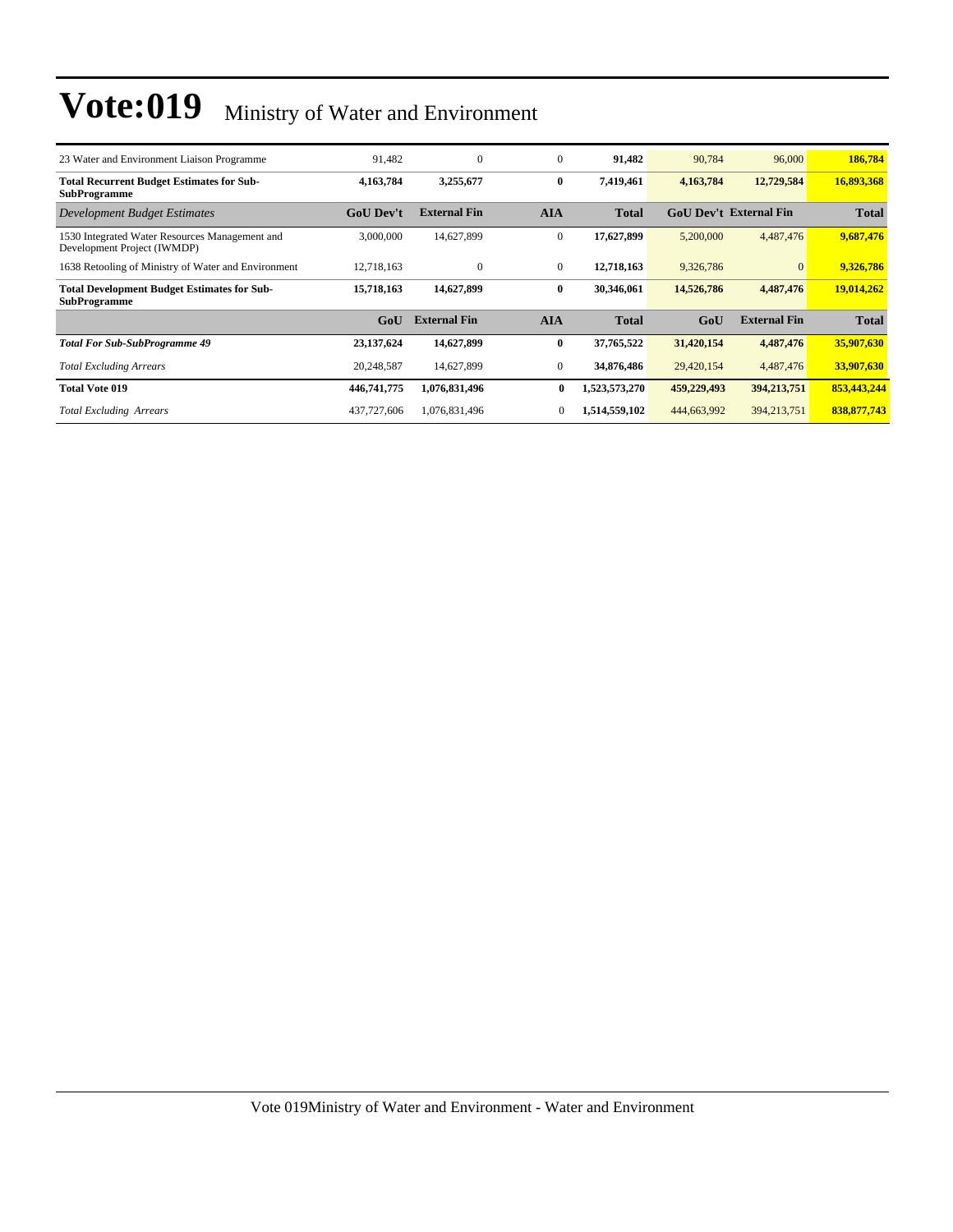# Vote:019 Ministry of Water and Environment

| | | | | | | | |
|---|---|---|---|---|---|---|---|
| 23 Water and Environment Liaison Programme | 91,482 | 0 | 0 | **91,482** | 90,784 | 96,000 | **186,784** |
| **Total Recurrent Budget Estimates for Sub-SubProgramme** | **4,163,784** | **3,255,677** | **0** | **7,419,461** | **4,163,784** | **12,729,584** | **16,893,368** |
| *Development Budget Estimates* | **GoU Dev't** | **External Fin** | **AIA** | **Total** | **GoU Dev't** | **External Fin** | **Total** |
| 1530 Integrated Water Resources Management and Development Project (IWMDP) | 3,000,000 | 14,627,899 | 0 | **17,627,899** | 5,200,000 | 4,487,476 | **9,687,476** |
| 1638 Retooling of Ministry of Water and Environment | 12,718,163 | 0 | 0 | **12,718,163** | 9,326,786 | 0 | **9,326,786** |
| **Total Development Budget Estimates for Sub-SubProgramme** | **15,718,163** | **14,627,899** | **0** | **30,346,061** | **14,526,786** | **4,487,476** | **19,014,262** |
| | **GoU** | **External Fin** | **AIA** | **Total** | **GoU** | **External Fin** | **Total** |
| ***Total For Sub-SubProgramme 49*** | **23,137,624** | **14,627,899** | **0** | **37,765,522** | **31,420,154** | **4,487,476** | **35,907,630** |
| *Total Excluding Arrears* | 20,248,587 | 14,627,899 | 0 | **34,876,486** | 29,420,154 | 4,487,476 | **33,907,630** |
| **Total Vote 019** | **446,741,775** | **1,076,831,496** | **0** | **1,523,573,270** | **459,229,493** | **394,213,751** | **853,443,244** |
| *Total Excluding Arrears* | 437,727,606 | 1,076,831,496 | 0 | **1,514,559,102** | 444,663,992 | 394,213,751 | **838,877,743** |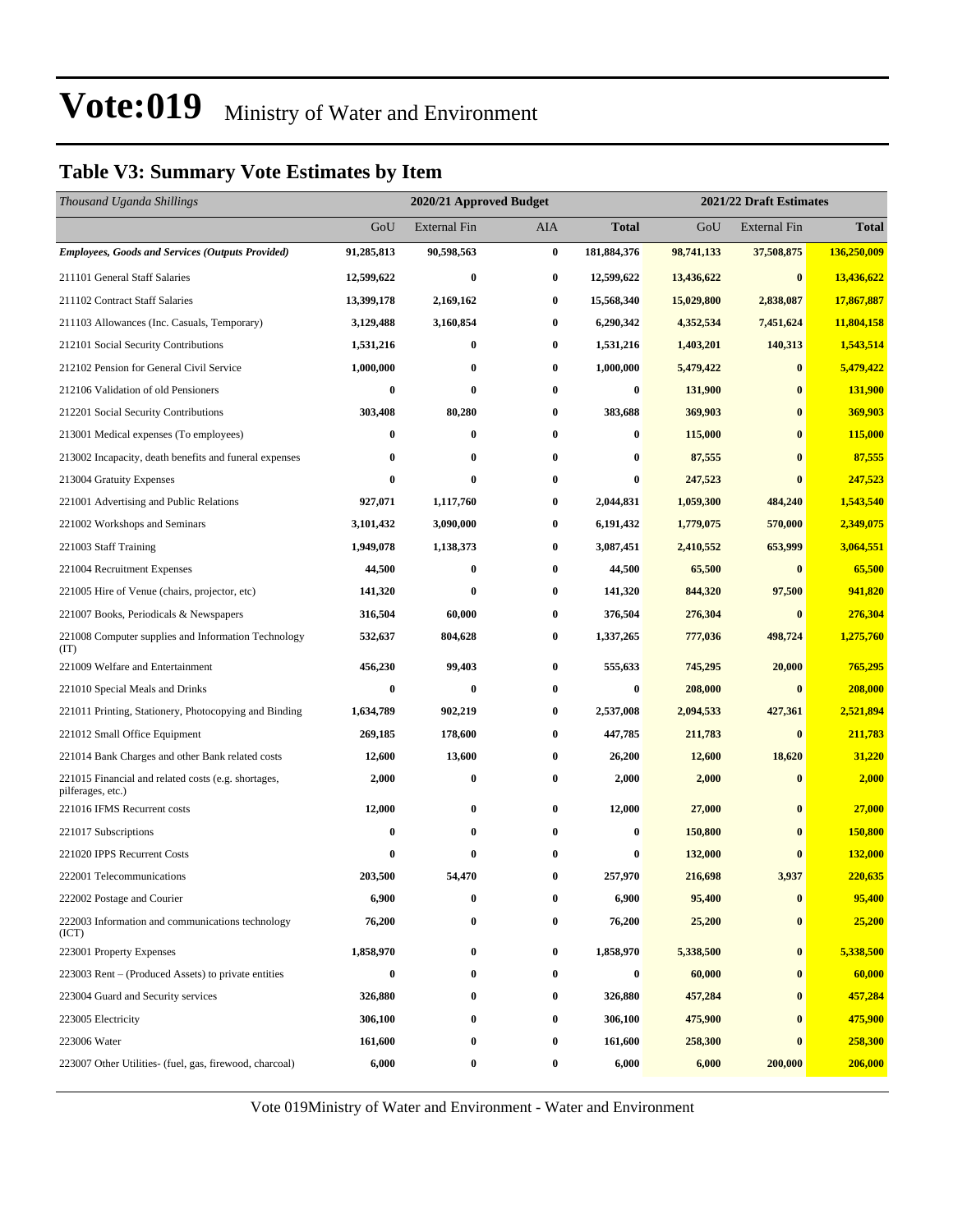# Vote:019 Ministry of Water and Environment

## Table V3: Summary Vote Estimates by Item

| *Thousand Uganda Shillings* | 2020/21 Approved Budget | | | | 2021/22 Draft Estimates | | |
|---|---|---|---|---|---|---|---|
| | GoU | External Fin | AIA | **Total** | GoU | External Fin | **Total** |
| ***Employees, Goods and Services (Outputs Provided)*** | **91,285,813** | **90,598,563** | **0** | **181,884,376** | **98,741,133** | **37,508,875** | **136,250,009** |
| 211101 General Staff Salaries | **12,599,622** | **0** | **0** | **12,599,622** | **13,436,622** | **0** | **13,436,622** |
| 211102 Contract Staff Salaries | **13,399,178** | **2,169,162** | **0** | **15,568,340** | **15,029,800** | **2,838,087** | **17,867,887** |
| 211103 Allowances (Inc. Casuals, Temporary) | **3,129,488** | **3,160,854** | **0** | **6,290,342** | **4,352,534** | **7,451,624** | **11,804,158** |
| 212101 Social Security Contributions | **1,531,216** | **0** | **0** | **1,531,216** | **1,403,201** | **140,313** | **1,543,514** |
| 212102 Pension for General Civil Service | **1,000,000** | **0** | **0** | **1,000,000** | **5,479,422** | **0** | **5,479,422** |
| 212106 Validation of old Pensioners | **0** | **0** | **0** | **0** | **131,900** | **0** | **131,900** |
| 212201 Social Security Contributions | **303,408** | **80,280** | **0** | **383,688** | **369,903** | **0** | **369,903** |
| 213001 Medical expenses (To employees) | **0** | **0** | **0** | **0** | **115,000** | **0** | **115,000** |
| 213002 Incapacity, death benefits and funeral expenses | **0** | **0** | **0** | **0** | **87,555** | **0** | **87,555** |
| 213004 Gratuity Expenses | **0** | **0** | **0** | **0** | **247,523** | **0** | **247,523** |
| 221001 Advertising and Public Relations | **927,071** | **1,117,760** | **0** | **2,044,831** | **1,059,300** | **484,240** | **1,543,540** |
| 221002 Workshops and Seminars | **3,101,432** | **3,090,000** | **0** | **6,191,432** | **1,779,075** | **570,000** | **2,349,075** |
| 221003 Staff Training | **1,949,078** | **1,138,373** | **0** | **3,087,451** | **2,410,552** | **653,999** | **3,064,551** |
| 221004 Recruitment Expenses | **44,500** | **0** | **0** | **44,500** | **65,500** | **0** | **65,500** |
| 221005 Hire of Venue (chairs, projector, etc) | **141,320** | **0** | **0** | **141,320** | **844,320** | **97,500** | **941,820** |
| 221007 Books, Periodicals & Newspapers | **316,504** | **60,000** | **0** | **376,504** | **276,304** | **0** | **276,304** |
| 221008 Computer supplies and Information Technology (IT) | **532,637** | **804,628** | **0** | **1,337,265** | **777,036** | **498,724** | **1,275,760** |
| 221009 Welfare and Entertainment | **456,230** | **99,403** | **0** | **555,633** | **745,295** | **20,000** | **765,295** |
| 221010 Special Meals and Drinks | **0** | **0** | **0** | **0** | **208,000** | **0** | **208,000** |
| 221011 Printing, Stationery, Photocopying and Binding | **1,634,789** | **902,219** | **0** | **2,537,008** | **2,094,533** | **427,361** | **2,521,894** |
| 221012 Small Office Equipment | **269,185** | **178,600** | **0** | **447,785** | **211,783** | **0** | **211,783** |
| 221014 Bank Charges and other Bank related costs | **12,600** | **13,600** | **0** | **26,200** | **12,600** | **18,620** | **31,220** |
| 221015 Financial and related costs (e.g. shortages, pilferages, etc.) | **2,000** | **0** | **0** | **2,000** | **2,000** | **0** | **2,000** |
| 221016 IFMS Recurrent costs | **12,000** | **0** | **0** | **12,000** | **27,000** | **0** | **27,000** |
| 221017 Subscriptions | **0** | **0** | **0** | **0** | **150,800** | **0** | **150,800** |
| 221020 IPPS Recurrent Costs | **0** | **0** | **0** | **0** | **132,000** | **0** | **132,000** |
| 222001 Telecommunications | **203,500** | **54,470** | **0** | **257,970** | **216,698** | **3,937** | **220,635** |
| 222002 Postage and Courier | **6,900** | **0** | **0** | **6,900** | **95,400** | **0** | **95,400** |
| 222003 Information and communications technology (ICT) | **76,200** | **0** | **0** | **76,200** | **25,200** | **0** | **25,200** |
| 223001 Property Expenses | **1,858,970** | **0** | **0** | **1,858,970** | **5,338,500** | **0** | **5,338,500** |
| 223003 Rent – (Produced Assets) to private entities | **0** | **0** | **0** | **0** | **60,000** | **0** | **60,000** |
| 223004 Guard and Security services | **326,880** | **0** | **0** | **326,880** | **457,284** | **0** | **457,284** |
| 223005 Electricity | **306,100** | **0** | **0** | **306,100** | **475,900** | **0** | **475,900** |
| 223006 Water | **161,600** | **0** | **0** | **161,600** | **258,300** | **0** | **258,300** |
| 223007 Other Utilities- (fuel, gas, firewood, charcoal) | **6,000** | **0** | **0** | **6,000** | **6,000** | **200,000** | **206,000** |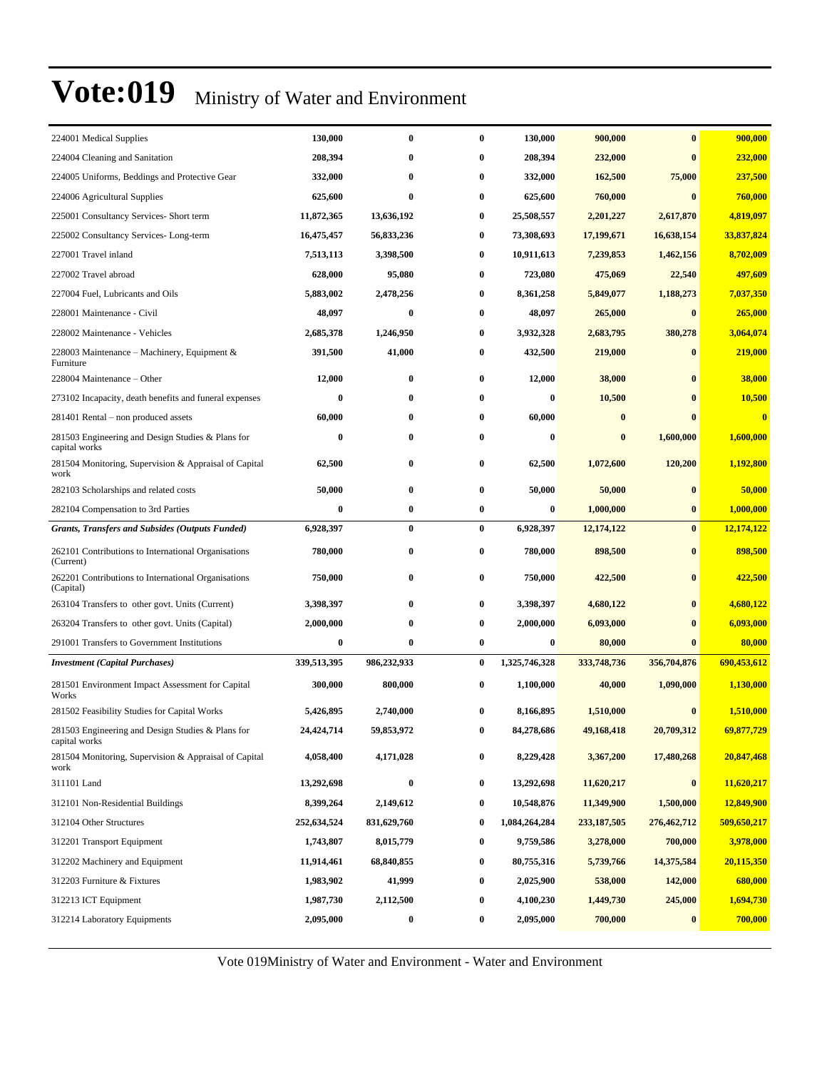# Vote:019 Ministry of Water and Environment

| | | | | | | | |
|---|---|---|---|---|---|---|---|
| 224001 Medical Supplies | 130,000 | 0 | 0 | 130,000 | 900,000 | 0 | 900,000 |
| 224004 Cleaning and Sanitation | 208,394 | 0 | 0 | 208,394 | 232,000 | 0 | 232,000 |
| 224005 Uniforms, Beddings and Protective Gear | 332,000 | 0 | 0 | 332,000 | 162,500 | 75,000 | 237,500 |
| 224006 Agricultural Supplies | 625,600 | 0 | 0 | 625,600 | 760,000 | 0 | 760,000 |
| 225001 Consultancy Services- Short term | 11,872,365 | 13,636,192 | 0 | 25,508,557 | 2,201,227 | 2,617,870 | 4,819,097 |
| 225002 Consultancy Services- Long-term | 16,475,457 | 56,833,236 | 0 | 73,308,693 | 17,199,671 | 16,638,154 | 33,837,824 |
| 227001 Travel inland | 7,513,113 | 3,398,500 | 0 | 10,911,613 | 7,239,853 | 1,462,156 | 8,702,009 |
| 227002 Travel abroad | 628,000 | 95,080 | 0 | 723,080 | 475,069 | 22,540 | 497,609 |
| 227004 Fuel, Lubricants and Oils | 5,883,002 | 2,478,256 | 0 | 8,361,258 | 5,849,077 | 1,188,273 | 7,037,350 |
| 228001 Maintenance - Civil | 48,097 | 0 | 0 | 48,097 | 265,000 | 0 | 265,000 |
| 228002 Maintenance - Vehicles | 2,685,378 | 1,246,950 | 0 | 3,932,328 | 2,683,795 | 380,278 | 3,064,074 |
| 228003 Maintenance – Machinery, Equipment & Furniture | 391,500 | 41,000 | 0 | 432,500 | 219,000 | 0 | 219,000 |
| 228004 Maintenance – Other | 12,000 | 0 | 0 | 12,000 | 38,000 | 0 | 38,000 |
| 273102 Incapacity, death benefits and funeral expenses | 0 | 0 | 0 | 0 | 10,500 | 0 | 10,500 |
| 281401 Rental – non produced assets | 60,000 | 0 | 0 | 60,000 | 0 | 0 | 0 |
| 281503 Engineering and Design Studies & Plans for capital works | 0 | 0 | 0 | 0 | 0 | 1,600,000 | 1,600,000 |
| 281504 Monitoring, Supervision & Appraisal of Capital work | 62,500 | 0 | 0 | 62,500 | 1,072,600 | 120,200 | 1,192,800 |
| 282103 Scholarships and related costs | 50,000 | 0 | 0 | 50,000 | 50,000 | 0 | 50,000 |
| 282104 Compensation to 3rd Parties | 0 | 0 | 0 | 0 | 1,000,000 | 0 | 1,000,000 |
| ***Grants, Transfers and Subsides (Outputs Funded)*** | 6,928,397 | 0 | 0 | 6,928,397 | 12,174,122 | 0 | 12,174,122 |
| 262101 Contributions to International Organisations (Current) | 780,000 | 0 | 0 | 780,000 | 898,500 | 0 | 898,500 |
| 262201 Contributions to International Organisations (Capital) | 750,000 | 0 | 0 | 750,000 | 422,500 | 0 | 422,500 |
| 263104 Transfers to other govt. Units (Current) | 3,398,397 | 0 | 0 | 3,398,397 | 4,680,122 | 0 | 4,680,122 |
| 263204 Transfers to other govt. Units (Capital) | 2,000,000 | 0 | 0 | 2,000,000 | 6,093,000 | 0 | 6,093,000 |
| 291001 Transfers to Government Institutions | 0 | 0 | 0 | 0 | 80,000 | 0 | 80,000 |
| ***Investment (Capital Purchases)*** | 339,513,395 | 986,232,933 | 0 | 1,325,746,328 | 333,748,736 | 356,704,876 | 690,453,612 |
| 281501 Environment Impact Assessment for Capital Works | 300,000 | 800,000 | 0 | 1,100,000 | 40,000 | 1,090,000 | 1,130,000 |
| 281502 Feasibility Studies for Capital Works | 5,426,895 | 2,740,000 | 0 | 8,166,895 | 1,510,000 | 0 | 1,510,000 |
| 281503 Engineering and Design Studies & Plans for capital works | 24,424,714 | 59,853,972 | 0 | 84,278,686 | 49,168,418 | 20,709,312 | 69,877,729 |
| 281504 Monitoring, Supervision & Appraisal of Capital work | 4,058,400 | 4,171,028 | 0 | 8,229,428 | 3,367,200 | 17,480,268 | 20,847,468 |
| 311101 Land | 13,292,698 | 0 | 0 | 13,292,698 | 11,620,217 | 0 | 11,620,217 |
| 312101 Non-Residential Buildings | 8,399,264 | 2,149,612 | 0 | 10,548,876 | 11,349,900 | 1,500,000 | 12,849,900 |
| 312104 Other Structures | 252,634,524 | 831,629,760 | 0 | 1,084,264,284 | 233,187,505 | 276,462,712 | 509,650,217 |
| 312201 Transport Equipment | 1,743,807 | 8,015,779 | 0 | 9,759,586 | 3,278,000 | 700,000 | 3,978,000 |
| 312202 Machinery and Equipment | 11,914,461 | 68,840,855 | 0 | 80,755,316 | 5,739,766 | 14,375,584 | 20,115,350 |
| 312203 Furniture & Fixtures | 1,983,902 | 41,999 | 0 | 2,025,900 | 538,000 | 142,000 | 680,000 |
| 312213 ICT Equipment | 1,987,730 | 2,112,500 | 0 | 4,100,230 | 1,449,730 | 245,000 | 1,694,730 |
| 312214 Laboratory Equipments | 2,095,000 | 0 | 0 | 2,095,000 | 700,000 | 0 | 700,000 |

Vote 019Ministry of Water and Environment - Water and Environment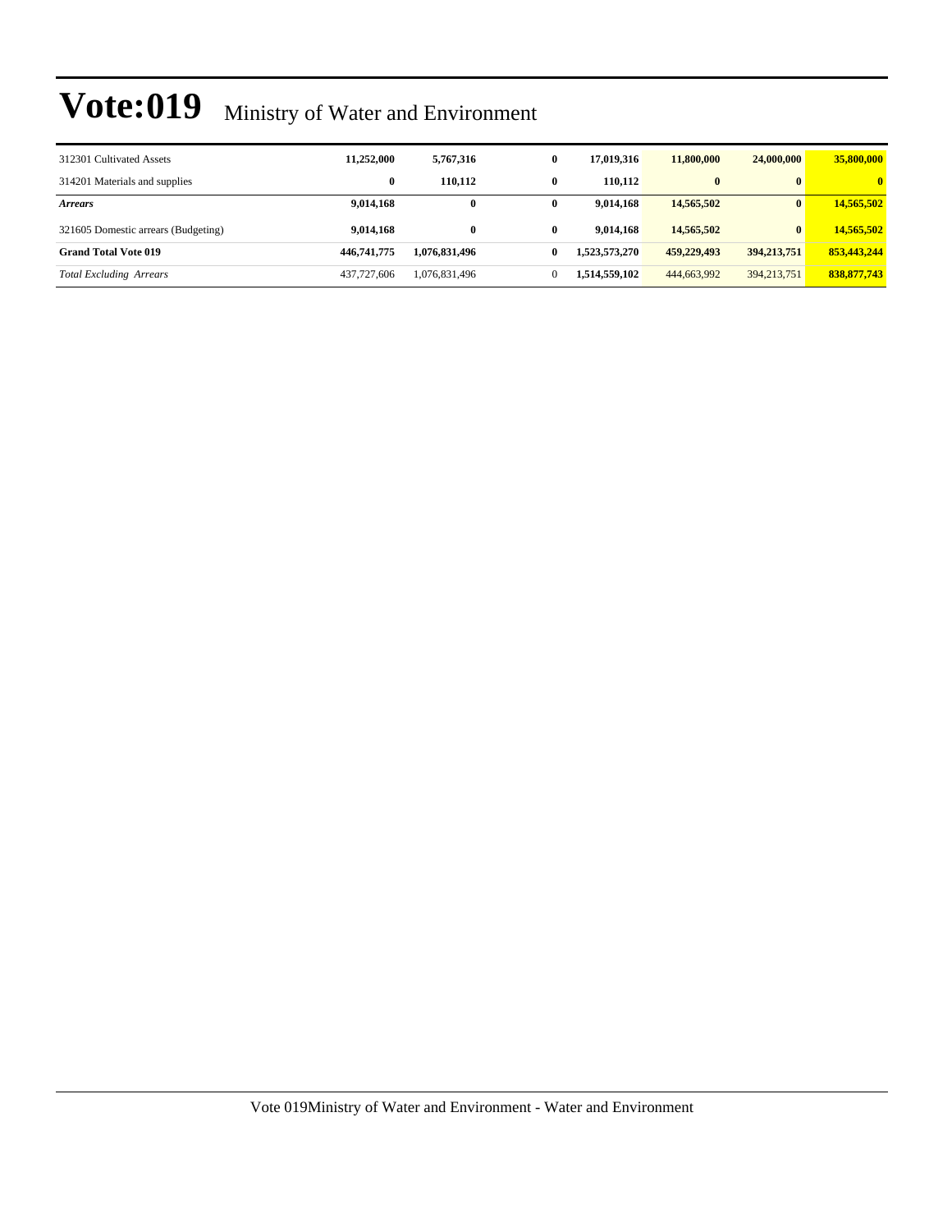# Vote:019 Ministry of Water and Environment

| | | | | | | | |
|---|---|---|---|---|---|---|---|
| 312301 Cultivated Assets | **11,252,000** | **5,767,316** | **0** | **17,019,316** | **11,800,000** | **24,000,000** | **35,800,000** |
| 314201 Materials and supplies | **0** | **110,112** | **0** | **110,112** | **0** | **0** | **0** |
| ***Arrears*** | **9,014,168** | **0** | **0** | **9,014,168** | **14,565,502** | **0** | **14,565,502** |
| 321605 Domestic arrears (Budgeting) | **9,014,168** | **0** | **0** | **9,014,168** | **14,565,502** | **0** | **14,565,502** |
| **Grand Total Vote 019** | **446,741,775** | **1,076,831,496** | **0** | **1,523,573,270** | **459,229,493** | **394,213,751** | **853,443,244** |
| *Total Excluding Arrears* | 437,727,606 | 1,076,831,496 | 0 | **1,514,559,102** | 444,663,992 | 394,213,751 | **838,877,743** |

Vote 019Ministry of Water and Environment - Water and Environment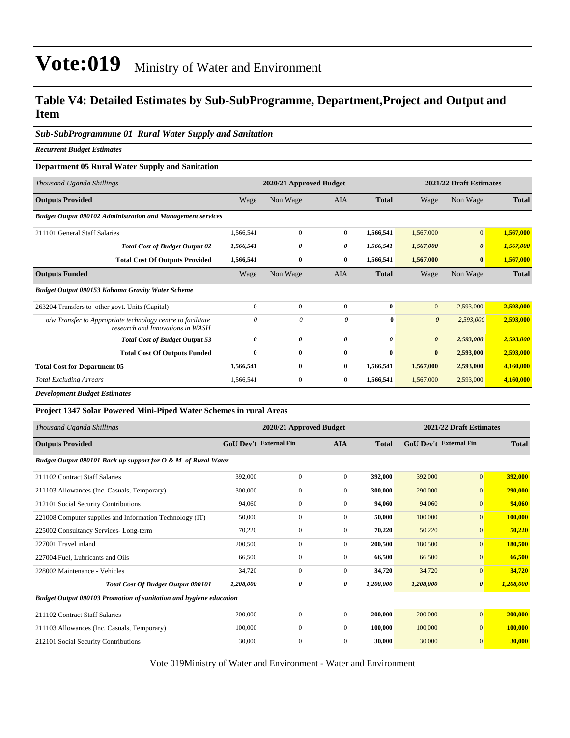# Vote:019 Ministry of Water and Environment

## Table V4: Detailed Estimates by Sub-SubProgramme, Department,Project and Output and Item

### *Sub-SubProgrammme 01 Rural Water Supply and Sanitation*

***Recurrent Budget Estimates***

**Department 05 Rural Water Supply and Sanitation**

| *Thousand Uganda Shillings* | 2020/21 Approved Budget | | | | 2021/22 Draft Estimates | | |
|---|---|---|---|---|---|---|---|
| **Outputs Provided** | Wage | Non Wage | AIA | **Total** | Wage | Non Wage | **Total** |
| ***Budget Output 090102 Administration and Management services*** | | | | | | | |
| 211101 General Staff Salaries | 1,566,541 | 0 | 0 | **1,566,541** | 1,567,000 | 0 | **1,567,000** |
| ***Total Cost of Budget Output 02*** | ***1,566,541*** | ***0*** | ***0*** | ***1,566,541*** | ***1,567,000*** | ***0*** | ***1,567,000*** |
| **Total Cost Of Outputs Provided** | **1,566,541** | **0** | **0** | **1,566,541** | **1,567,000** | **0** | **1,567,000** |
| **Outputs Funded** | Wage | Non Wage | AIA | **Total** | Wage | Non Wage | **Total** |
| ***Budget Output 090153 Kahama Gravity Water Scheme*** | | | | | | | |
| 263204 Transfers to other govt. Units (Capital) | 0 | 0 | 0 | **0** | 0 | 2,593,000 | **2,593,000** |
| *o/w Transfer to Appropriate technology centre to facilitate research and Innovations in WASH* | *0* | *0* | *0* | **0** | *0* | *2,593,000* | **2,593,000** |
| ***Total Cost of Budget Output 53*** | ***0*** | ***0*** | ***0*** | ***0*** | ***0*** | ***2,593,000*** | ***2,593,000*** |
| **Total Cost Of Outputs Funded** | **0** | **0** | **0** | **0** | **0** | **2,593,000** | **2,593,000** |
| **Total Cost for Department 05** | **1,566,541** | **0** | **0** | **1,566,541** | **1,567,000** | **2,593,000** | **4,160,000** |
| *Total Excluding Arrears* | 1,566,541 | 0 | 0 | **1,566,541** | 1,567,000 | 2,593,000 | **4,160,000** |

***Development Budget Estimates***

**Project 1347 Solar Powered Mini-Piped Water Schemes in rural Areas**

| *Thousand Uganda Shillings* | 2020/21 Approved Budget | | | | 2021/22 Draft Estimates | | |
|---|---|---|---|---|---|---|---|
| **Outputs Provided** | **GoU Dev't** | **External Fin** | **AIA** | **Total** | **GoU Dev't** | **External Fin** | **Total** |
| ***Budget Output 090101 Back up support for O & M of Rural Water*** | | | | | | | |
| 211102 Contract Staff Salaries | 392,000 | 0 | 0 | **392,000** | 392,000 | 0 | **392,000** |
| 211103 Allowances (Inc. Casuals, Temporary) | 300,000 | 0 | 0 | **300,000** | 290,000 | 0 | **290,000** |
| 212101 Social Security Contributions | 94,060 | 0 | 0 | **94,060** | 94,060 | 0 | **94,060** |
| 221008 Computer supplies and Information Technology (IT) | 50,000 | 0 | 0 | **50,000** | 100,000 | 0 | **100,000** |
| 225002 Consultancy Services- Long-term | 70,220 | 0 | 0 | **70,220** | 50,220 | 0 | **50,220** |
| 227001 Travel inland | 200,500 | 0 | 0 | **200,500** | 180,500 | 0 | **180,500** |
| 227004 Fuel, Lubricants and Oils | 66,500 | 0 | 0 | **66,500** | 66,500 | 0 | **66,500** |
| 228002 Maintenance - Vehicles | 34,720 | 0 | 0 | **34,720** | 34,720 | 0 | **34,720** |
| ***Total Cost Of Budget Output 090101*** | ***1,208,000*** | ***0*** | ***0*** | ***1,208,000*** | ***1,208,000*** | ***0*** | ***1,208,000*** |
| ***Budget Output 090103 Promotion of sanitation and hygiene education*** | | | | | | | |
| 211102 Contract Staff Salaries | 200,000 | 0 | 0 | **200,000** | 200,000 | 0 | **200,000** |
| 211103 Allowances (Inc. Casuals, Temporary) | 100,000 | 0 | 0 | **100,000** | 100,000 | 0 | **100,000** |
| 212101 Social Security Contributions | 30,000 | 0 | 0 | **30,000** | 30,000 | 0 | **30,000** |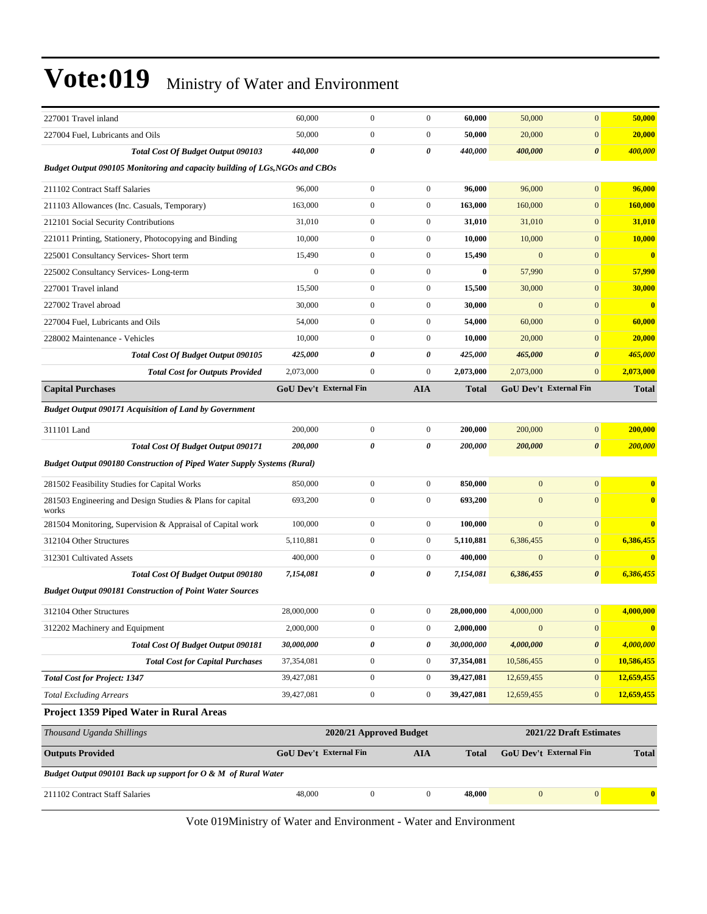# Vote:019 Ministry of Water and Environment

| | | | | | | | |
|---|---|---|---|---|---|---|---|
| 227001 Travel inland | 60,000 | 0 | 0 | **60,000** | 50,000 | 0 | **50,000** |
| 227004 Fuel, Lubricants and Oils | 50,000 | 0 | 0 | **50,000** | 20,000 | 0 | **20,000** |
| ***Total Cost Of Budget Output 090103*** | ***440,000*** | ***0*** | ***0*** | ***440,000*** | ***400,000*** | ***0*** | ***400,000*** |
| ***Budget Output 090105 Monitoring and capacity building of LGs,NGOs and CBOs*** | | | | | | | |
| 211102 Contract Staff Salaries | 96,000 | 0 | 0 | **96,000** | 96,000 | 0 | **96,000** |
| 211103 Allowances (Inc. Casuals, Temporary) | 163,000 | 0 | 0 | **163,000** | 160,000 | 0 | **160,000** |
| 212101 Social Security Contributions | 31,010 | 0 | 0 | **31,010** | 31,010 | 0 | **31,010** |
| 221011 Printing, Stationery, Photocopying and Binding | 10,000 | 0 | 0 | **10,000** | 10,000 | 0 | **10,000** |
| 225001 Consultancy Services- Short term | 15,490 | 0 | 0 | **15,490** | 0 | 0 | **0** |
| 225002 Consultancy Services- Long-term | 0 | 0 | 0 | **0** | 57,990 | 0 | **57,990** |
| 227001 Travel inland | 15,500 | 0 | 0 | **15,500** | 30,000 | 0 | **30,000** |
| 227002 Travel abroad | 30,000 | 0 | 0 | **30,000** | 0 | 0 | **0** |
| 227004 Fuel, Lubricants and Oils | 54,000 | 0 | 0 | **54,000** | 60,000 | 0 | **60,000** |
| 228002 Maintenance - Vehicles | 10,000 | 0 | 0 | **10,000** | 20,000 | 0 | **20,000** |
| ***Total Cost Of Budget Output 090105*** | ***425,000*** | ***0*** | ***0*** | ***425,000*** | ***465,000*** | ***0*** | ***465,000*** |
| ***Total Cost for Outputs Provided*** | 2,073,000 | 0 | 0 | **2,073,000** | 2,073,000 | 0 | **2,073,000** |
| **Capital Purchases** | **GoU Dev't** | **External Fin** | **AIA** | **Total** | **GoU Dev't** | **External Fin** | **Total** |
| ***Budget Output 090171 Acquisition of Land by Government*** | | | | | | | |
| 311101 Land | 200,000 | 0 | 0 | **200,000** | 200,000 | 0 | **200,000** |
| ***Total Cost Of Budget Output 090171*** | ***200,000*** | ***0*** | ***0*** | ***200,000*** | ***200,000*** | ***0*** | ***200,000*** |
| ***Budget Output 090180 Construction of Piped Water Supply Systems (Rural)*** | | | | | | | |
| 281502 Feasibility Studies for Capital Works | 850,000 | 0 | 0 | **850,000** | 0 | 0 | **0** |
| 281503 Engineering and Design Studies & Plans for capital works | 693,200 | 0 | 0 | **693,200** | 0 | 0 | **0** |
| 281504 Monitoring, Supervision & Appraisal of Capital work | 100,000 | 0 | 0 | **100,000** | 0 | 0 | **0** |
| 312104 Other Structures | 5,110,881 | 0 | 0 | **5,110,881** | 6,386,455 | 0 | **6,386,455** |
| 312301 Cultivated Assets | 400,000 | 0 | 0 | **400,000** | 0 | 0 | **0** |
| ***Total Cost Of Budget Output 090180*** | ***7,154,081*** | ***0*** | ***0*** | ***7,154,081*** | ***6,386,455*** | ***0*** | ***6,386,455*** |
| ***Budget Output 090181 Construction of Point Water Sources*** | | | | | | | |
| 312104 Other Structures | 28,000,000 | 0 | 0 | **28,000,000** | 4,000,000 | 0 | **4,000,000** |
| 312202 Machinery and Equipment | 2,000,000 | 0 | 0 | **2,000,000** | 0 | 0 | **0** |
| ***Total Cost Of Budget Output 090181*** | ***30,000,000*** | ***0*** | ***0*** | ***30,000,000*** | ***4,000,000*** | ***0*** | ***4,000,000*** |
| ***Total Cost for Capital Purchases*** | 37,354,081 | 0 | 0 | **37,354,081** | 10,586,455 | 0 | **10,586,455** |
| ***Total Cost for Project: 1347*** | 39,427,081 | 0 | 0 | **39,427,081** | 12,659,455 | 0 | **12,659,455** |
| *Total Excluding Arrears* | 39,427,081 | 0 | 0 | **39,427,081** | 12,659,455 | 0 | **12,659,455** |

### Project 1359 Piped Water in Rural Areas

| *Thousand Uganda Shillings* | **2020/21 Approved Budget** | | | | **2021/22 Draft Estimates** | | |
|---|---|---|---|---|---|---|---|
| **Outputs Provided** | **GoU Dev't** | **External Fin** | **AIA** | **Total** | **GoU Dev't** | **External Fin** | **Total** |
| ***Budget Output 090101 Back up support for O & M of Rural Water*** | | | | | | | |
| 211102 Contract Staff Salaries | 48,000 | 0 | 0 | **48,000** | 0 | 0 | **0** |

Vote 019Ministry of Water and Environment - Water and Environment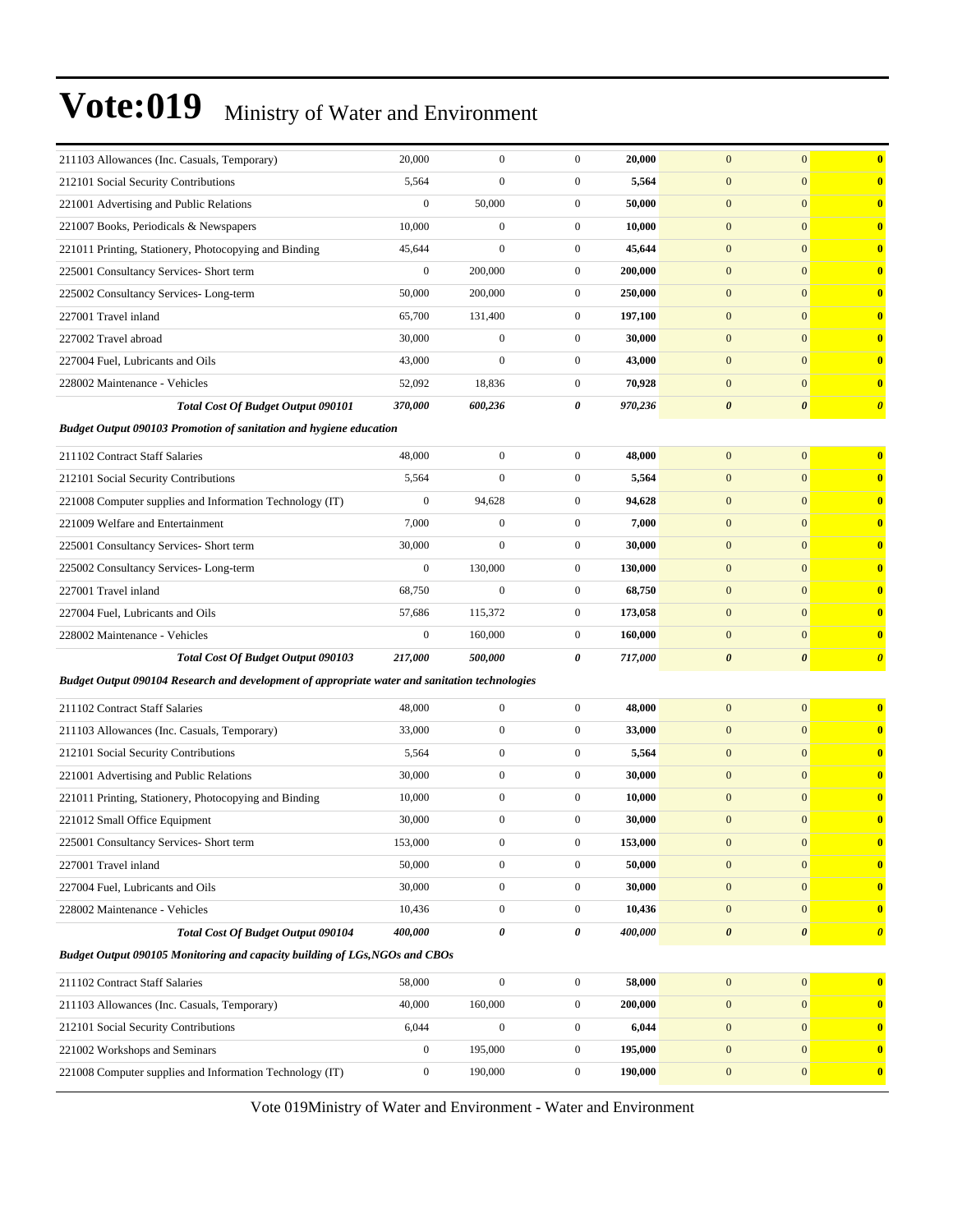# Vote:019 Ministry of Water and Environment

| | | | | | | | |
|---|---|---|---|---|---|---|---|
| 211103 Allowances (Inc. Casuals, Temporary) | 20,000 | 0 | 0 | **20,000** | 0 | 0 | **0** |
| 212101 Social Security Contributions | 5,564 | 0 | 0 | **5,564** | 0 | 0 | **0** |
| 221001 Advertising and Public Relations | 0 | 50,000 | 0 | **50,000** | 0 | 0 | **0** |
| 221007 Books, Periodicals & Newspapers | 10,000 | 0 | 0 | **10,000** | 0 | 0 | **0** |
| 221011 Printing, Stationery, Photocopying and Binding | 45,644 | 0 | 0 | **45,644** | 0 | 0 | **0** |
| 225001 Consultancy Services- Short term | 0 | 200,000 | 0 | **200,000** | 0 | 0 | **0** |
| 225002 Consultancy Services- Long-term | 50,000 | 200,000 | 0 | **250,000** | 0 | 0 | **0** |
| 227001 Travel inland | 65,700 | 131,400 | 0 | **197,100** | 0 | 0 | **0** |
| 227002 Travel abroad | 30,000 | 0 | 0 | **30,000** | 0 | 0 | **0** |
| 227004 Fuel, Lubricants and Oils | 43,000 | 0 | 0 | **43,000** | 0 | 0 | **0** |
| 228002 Maintenance - Vehicles | 52,092 | 18,836 | 0 | **70,928** | 0 | 0 | **0** |
| ***Total Cost Of Budget Output 090101*** | ***370,000*** | ***600,236*** | ***0*** | ***970,236*** | ***0*** | ***0*** | ***0*** |
| ***Budget Output 090103 Promotion of sanitation and hygiene education*** | | | | | | | |
| 211102 Contract Staff Salaries | 48,000 | 0 | 0 | **48,000** | 0 | 0 | **0** |
| 212101 Social Security Contributions | 5,564 | 0 | 0 | **5,564** | 0 | 0 | **0** |
| 221008 Computer supplies and Information Technology (IT) | 0 | 94,628 | 0 | **94,628** | 0 | 0 | **0** |
| 221009 Welfare and Entertainment | 7,000 | 0 | 0 | **7,000** | 0 | 0 | **0** |
| 225001 Consultancy Services- Short term | 30,000 | 0 | 0 | **30,000** | 0 | 0 | **0** |
| 225002 Consultancy Services- Long-term | 0 | 130,000 | 0 | **130,000** | 0 | 0 | **0** |
| 227001 Travel inland | 68,750 | 0 | 0 | **68,750** | 0 | 0 | **0** |
| 227004 Fuel, Lubricants and Oils | 57,686 | 115,372 | 0 | **173,058** | 0 | 0 | **0** |
| 228002 Maintenance - Vehicles | 0 | 160,000 | 0 | **160,000** | 0 | 0 | **0** |
| ***Total Cost Of Budget Output 090103*** | ***217,000*** | ***500,000*** | ***0*** | ***717,000*** | ***0*** | ***0*** | ***0*** |
| ***Budget Output 090104 Research and development of appropriate water and sanitation technologies*** | | | | | | | |
| 211102 Contract Staff Salaries | 48,000 | 0 | 0 | **48,000** | 0 | 0 | **0** |
| 211103 Allowances (Inc. Casuals, Temporary) | 33,000 | 0 | 0 | **33,000** | 0 | 0 | **0** |
| 212101 Social Security Contributions | 5,564 | 0 | 0 | **5,564** | 0 | 0 | **0** |
| 221001 Advertising and Public Relations | 30,000 | 0 | 0 | **30,000** | 0 | 0 | **0** |
| 221011 Printing, Stationery, Photocopying and Binding | 10,000 | 0 | 0 | **10,000** | 0 | 0 | **0** |
| 221012 Small Office Equipment | 30,000 | 0 | 0 | **30,000** | 0 | 0 | **0** |
| 225001 Consultancy Services- Short term | 153,000 | 0 | 0 | **153,000** | 0 | 0 | **0** |
| 227001 Travel inland | 50,000 | 0 | 0 | **50,000** | 0 | 0 | **0** |
| 227004 Fuel, Lubricants and Oils | 30,000 | 0 | 0 | **30,000** | 0 | 0 | **0** |
| 228002 Maintenance - Vehicles | 10,436 | 0 | 0 | **10,436** | 0 | 0 | **0** |
| ***Total Cost Of Budget Output 090104*** | ***400,000*** | ***0*** | ***0*** | ***400,000*** | ***0*** | ***0*** | ***0*** |
| ***Budget Output 090105 Monitoring and capacity building of LGs,NGOs and CBOs*** | | | | | | | |
| 211102 Contract Staff Salaries | 58,000 | 0 | 0 | **58,000** | 0 | 0 | **0** |
| 211103 Allowances (Inc. Casuals, Temporary) | 40,000 | 160,000 | 0 | **200,000** | 0 | 0 | **0** |
| 212101 Social Security Contributions | 6,044 | 0 | 0 | **6,044** | 0 | 0 | **0** |
| 221002 Workshops and Seminars | 0 | 195,000 | 0 | **195,000** | 0 | 0 | **0** |
| 221008 Computer supplies and Information Technology (IT) | 0 | 190,000 | 0 | **190,000** | 0 | 0 | **0** |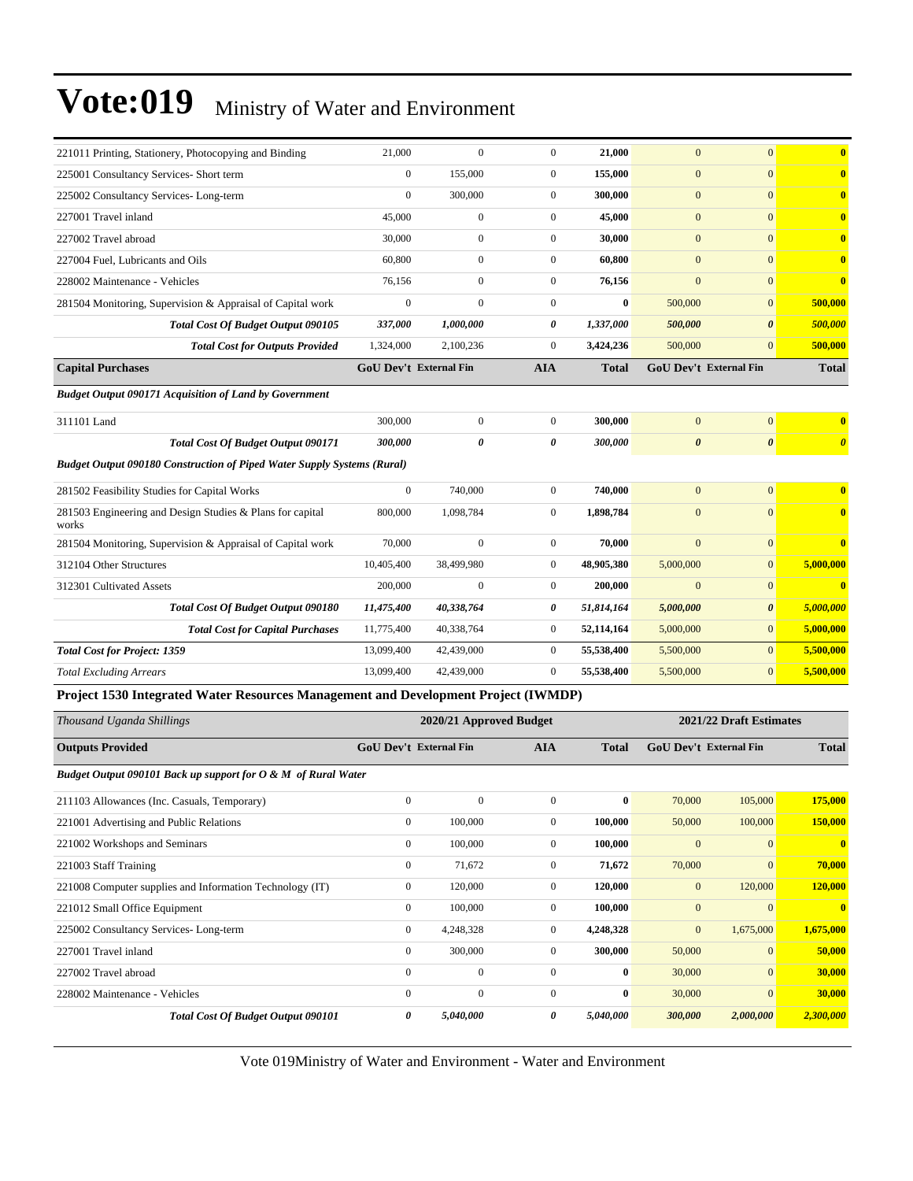| | | | | | | | |
|---|---|---|---|---|---|---|---|
| 221011 Printing, Stationery, Photocopying and Binding | 21,000 | 0 | 0 | **21,000** | 0 | 0 | **0** |
| 225001 Consultancy Services- Short term | 0 | 155,000 | 0 | **155,000** | 0 | 0 | **0** |
| 225002 Consultancy Services- Long-term | 0 | 300,000 | 0 | **300,000** | 0 | 0 | **0** |
| 227001 Travel inland | 45,000 | 0 | 0 | **45,000** | 0 | 0 | **0** |
| 227002 Travel abroad | 30,000 | 0 | 0 | **30,000** | 0 | 0 | **0** |
| 227004 Fuel, Lubricants and Oils | 60,800 | 0 | 0 | **60,800** | 0 | 0 | **0** |
| 228002 Maintenance - Vehicles | 76,156 | 0 | 0 | **76,156** | 0 | 0 | **0** |
| 281504 Monitoring, Supervision & Appraisal of Capital work | 0 | 0 | 0 | **0** | 500,000 | 0 | **500,000** |
| ***Total Cost Of Budget Output 090105*** | ***337,000*** | ***1,000,000*** | ***0*** | ***1,337,000*** | ***500,000*** | ***0*** | ***500,000*** |
| ***Total Cost for Outputs Provided*** | 1,324,000 | 2,100,236 | 0 | **3,424,236** | 500,000 | 0 | **500,000** |
| **Capital Purchases** | **GoU Dev't** | **External Fin** | **AIA** | **Total** | **GoU Dev't** | **External Fin** | **Total** |
| ***Budget Output 090171 Acquisition of Land by Government*** | | | | | | | |
| 311101 Land | 300,000 | 0 | 0 | **300,000** | 0 | 0 | **0** |
| ***Total Cost Of Budget Output 090171*** | ***300,000*** | ***0*** | ***0*** | ***300,000*** | ***0*** | ***0*** | ***0*** |
| ***Budget Output 090180 Construction of Piped Water Supply Systems (Rural)*** | | | | | | | |
| 281502 Feasibility Studies for Capital Works | 0 | 740,000 | 0 | **740,000** | 0 | 0 | **0** |
| 281503 Engineering and Design Studies & Plans for capital works | 800,000 | 1,098,784 | 0 | **1,898,784** | 0 | 0 | **0** |
| 281504 Monitoring, Supervision & Appraisal of Capital work | 70,000 | 0 | 0 | **70,000** | 0 | 0 | **0** |
| 312104 Other Structures | 10,405,400 | 38,499,980 | 0 | **48,905,380** | 5,000,000 | 0 | **5,000,000** |
| 312301 Cultivated Assets | 200,000 | 0 | 0 | **200,000** | 0 | 0 | **0** |
| ***Total Cost Of Budget Output 090180*** | ***11,475,400*** | ***40,338,764*** | ***0*** | ***51,814,164*** | ***5,000,000*** | ***0*** | ***5,000,000*** |
| ***Total Cost for Capital Purchases*** | 11,775,400 | 40,338,764 | 0 | **52,114,164** | 5,000,000 | 0 | **5,000,000** |
| ***Total Cost for Project: 1359*** | 13,099,400 | 42,439,000 | 0 | **55,538,400** | 5,500,000 | 0 | **5,500,000** |
| *Total Excluding Arrears* | 13,099,400 | 42,439,000 | 0 | **55,538,400** | 5,500,000 | 0 | **5,500,000** |

**Project 1530 Integrated Water Resources Management and Development Project (IWMDP)**

| *Thousand Uganda Shillings* | 2020/21 Approved Budget | | | | 2021/22 Draft Estimates | | |
|---|---|---|---|---|---|---|---|
| **Outputs Provided** | **GoU Dev't** | **External Fin** | **AIA** | **Total** | **GoU Dev't** | **External Fin** | **Total** |
| ***Budget Output 090101 Back up support for O & M of Rural Water*** | | | | | | | |
| 211103 Allowances (Inc. Casuals, Temporary) | 0 | 0 | 0 | **0** | 70,000 | 105,000 | **175,000** |
| 221001 Advertising and Public Relations | 0 | 100,000 | 0 | **100,000** | 50,000 | 100,000 | **150,000** |
| 221002 Workshops and Seminars | 0 | 100,000 | 0 | **100,000** | 0 | 0 | **0** |
| 221003 Staff Training | 0 | 71,672 | 0 | **71,672** | 70,000 | 0 | **70,000** |
| 221008 Computer supplies and Information Technology (IT) | 0 | 120,000 | 0 | **120,000** | 0 | 120,000 | **120,000** |
| 221012 Small Office Equipment | 0 | 100,000 | 0 | **100,000** | 0 | 0 | **0** |
| 225002 Consultancy Services- Long-term | 0 | 4,248,328 | 0 | **4,248,328** | 0 | 1,675,000 | **1,675,000** |
| 227001 Travel inland | 0 | 300,000 | 0 | **300,000** | 50,000 | 0 | **50,000** |
| 227002 Travel abroad | 0 | 0 | 0 | **0** | 30,000 | 0 | **30,000** |
| 228002 Maintenance - Vehicles | 0 | 0 | 0 | **0** | 30,000 | 0 | **30,000** |
| ***Total Cost Of Budget Output 090101*** | ***0*** | ***5,040,000*** | ***0*** | ***5,040,000*** | ***300,000*** | ***2,000,000*** | ***2,300,000*** |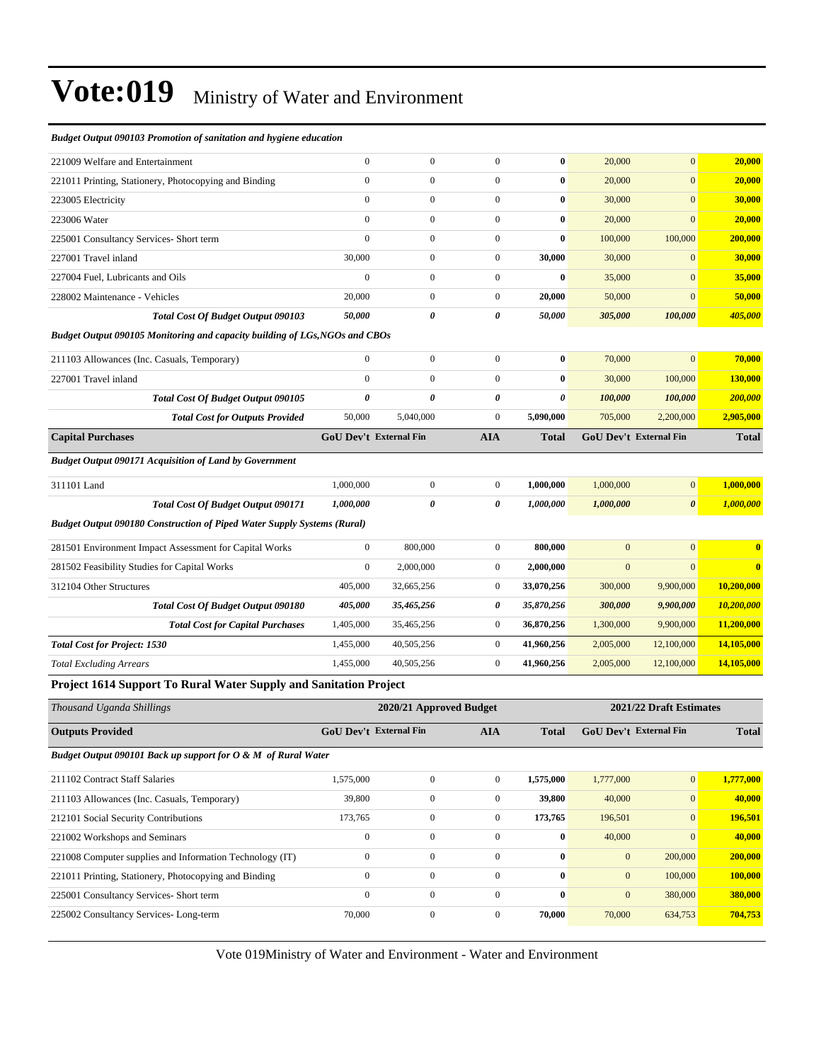# Vote:019 Ministry of Water and Environment

| | | | | | | | |
|---|---|---|---|---|---|---|---|
| ***Budget Output 090103 Promotion of sanitation and hygiene education*** | | | | | | | |
| 221009 Welfare and Entertainment | 0 | 0 | 0 | **0** | 20,000 | 0 | **20,000** |
| 221011 Printing, Stationery, Photocopying and Binding | 0 | 0 | 0 | **0** | 20,000 | 0 | **20,000** |
| 223005 Electricity | 0 | 0 | 0 | **0** | 30,000 | 0 | **30,000** |
| 223006 Water | 0 | 0 | 0 | **0** | 20,000 | 0 | **20,000** |
| 225001 Consultancy Services- Short term | 0 | 0 | 0 | **0** | 100,000 | 100,000 | **200,000** |
| 227001 Travel inland | 30,000 | 0 | 0 | **30,000** | 30,000 | 0 | **30,000** |
| 227004 Fuel, Lubricants and Oils | 0 | 0 | 0 | **0** | 35,000 | 0 | **35,000** |
| 228002 Maintenance - Vehicles | 20,000 | 0 | 0 | **20,000** | 50,000 | 0 | **50,000** |
| ***Total Cost Of Budget Output 090103*** | ***50,000*** | ***0*** | ***0*** | ***50,000*** | ***305,000*** | ***100,000*** | ***405,000*** |
| ***Budget Output 090105 Monitoring and capacity building of LGs,NGOs and CBOs*** | | | | | | | |
| 211103 Allowances (Inc. Casuals, Temporary) | 0 | 0 | 0 | **0** | 70,000 | 0 | **70,000** |
| 227001 Travel inland | 0 | 0 | 0 | **0** | 30,000 | 100,000 | **130,000** |
| ***Total Cost Of Budget Output 090105*** | ***0*** | ***0*** | ***0*** | ***0*** | ***100,000*** | ***100,000*** | ***200,000*** |
| ***Total Cost for Outputs Provided*** | 50,000 | 5,040,000 | 0 | **5,090,000** | 705,000 | 2,200,000 | **2,905,000** |
| **Capital Purchases** | **GoU Dev't** | **External Fin** | **AIA** | **Total** | **GoU Dev't** | **External Fin** | **Total** |
| ***Budget Output 090171 Acquisition of Land by Government*** | | | | | | | |
| 311101 Land | 1,000,000 | 0 | 0 | **1,000,000** | 1,000,000 | 0 | **1,000,000** |
| ***Total Cost Of Budget Output 090171*** | ***1,000,000*** | ***0*** | ***0*** | ***1,000,000*** | ***1,000,000*** | ***0*** | ***1,000,000*** |
| ***Budget Output 090180 Construction of Piped Water Supply Systems (Rural)*** | | | | | | | |
| 281501 Environment Impact Assessment for Capital Works | 0 | 800,000 | 0 | **800,000** | 0 | 0 | **0** |
| 281502 Feasibility Studies for Capital Works | 0 | 2,000,000 | 0 | **2,000,000** | 0 | 0 | **0** |
| 312104 Other Structures | 405,000 | 32,665,256 | 0 | **33,070,256** | 300,000 | 9,900,000 | **10,200,000** |
| ***Total Cost Of Budget Output 090180*** | ***405,000*** | ***35,465,256*** | ***0*** | ***35,870,256*** | ***300,000*** | ***9,900,000*** | ***10,200,000*** |
| ***Total Cost for Capital Purchases*** | 1,405,000 | 35,465,256 | 0 | **36,870,256** | 1,300,000 | 9,900,000 | **11,200,000** |
| ***Total Cost for Project: 1530*** | 1,455,000 | 40,505,256 | 0 | **41,960,256** | 2,005,000 | 12,100,000 | **14,105,000** |
| *Total Excluding Arrears* | 1,455,000 | 40,505,256 | 0 | **41,960,256** | 2,005,000 | 12,100,000 | **14,105,000** |

**Project 1614 Support To Rural Water Supply and Sanitation Project**

| *Thousand Uganda Shillings* | 2020/21 Approved Budget | | | | 2021/22 Draft Estimates | | |
|---|---|---|---|---|---|---|---|
| **Outputs Provided** | **GoU Dev't** | **External Fin** | **AIA** | **Total** | **GoU Dev't** | **External Fin** | **Total** |
| ***Budget Output 090101 Back up support for O & M of Rural Water*** | | | | | | | |
| 211102 Contract Staff Salaries | 1,575,000 | 0 | 0 | **1,575,000** | 1,777,000 | 0 | **1,777,000** |
| 211103 Allowances (Inc. Casuals, Temporary) | 39,800 | 0 | 0 | **39,800** | 40,000 | 0 | **40,000** |
| 212101 Social Security Contributions | 173,765 | 0 | 0 | **173,765** | 196,501 | 0 | **196,501** |
| 221002 Workshops and Seminars | 0 | 0 | 0 | **0** | 40,000 | 0 | **40,000** |
| 221008 Computer supplies and Information Technology (IT) | 0 | 0 | 0 | **0** | 0 | 200,000 | **200,000** |
| 221011 Printing, Stationery, Photocopying and Binding | 0 | 0 | 0 | **0** | 0 | 100,000 | **100,000** |
| 225001 Consultancy Services- Short term | 0 | 0 | 0 | **0** | 0 | 380,000 | **380,000** |
| 225002 Consultancy Services- Long-term | 70,000 | 0 | 0 | **70,000** | 70,000 | 634,753 | **704,753** |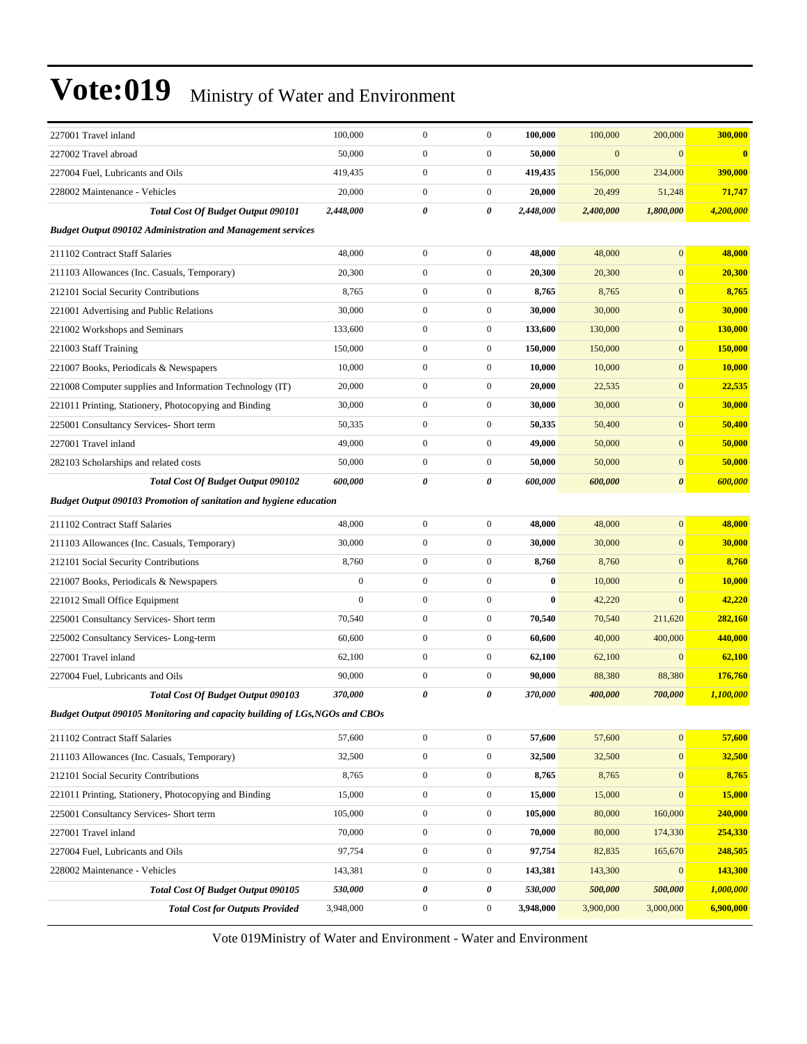# Vote:019 Ministry of Water and Environment

| | | | | | | | |
|---|---|---|---|---|---|---|---|
| 227001 Travel inland | 100,000 | 0 | 0 | **100,000** | 100,000 | 200,000 | **300,000** |
| 227002 Travel abroad | 50,000 | 0 | 0 | **50,000** | 0 | 0 | **0** |
| 227004 Fuel, Lubricants and Oils | 419,435 | 0 | 0 | **419,435** | 156,000 | 234,000 | **390,000** |
| 228002 Maintenance - Vehicles | 20,000 | 0 | 0 | **20,000** | 20,499 | 51,248 | **71,747** |
| ***Total Cost Of Budget Output 090101*** | ***2,448,000*** | ***0*** | ***0*** | ***2,448,000*** | ***2,400,000*** | ***1,800,000*** | ***4,200,000*** |
| ***Budget Output 090102 Administration and Management services*** | | | | | | | |
| 211102 Contract Staff Salaries | 48,000 | 0 | 0 | **48,000** | 48,000 | 0 | **48,000** |
| 211103 Allowances (Inc. Casuals, Temporary) | 20,300 | 0 | 0 | **20,300** | 20,300 | 0 | **20,300** |
| 212101 Social Security Contributions | 8,765 | 0 | 0 | **8,765** | 8,765 | 0 | **8,765** |
| 221001 Advertising and Public Relations | 30,000 | 0 | 0 | **30,000** | 30,000 | 0 | **30,000** |
| 221002 Workshops and Seminars | 133,600 | 0 | 0 | **133,600** | 130,000 | 0 | **130,000** |
| 221003 Staff Training | 150,000 | 0 | 0 | **150,000** | 150,000 | 0 | **150,000** |
| 221007 Books, Periodicals & Newspapers | 10,000 | 0 | 0 | **10,000** | 10,000 | 0 | **10,000** |
| 221008 Computer supplies and Information Technology (IT) | 20,000 | 0 | 0 | **20,000** | 22,535 | 0 | **22,535** |
| 221011 Printing, Stationery, Photocopying and Binding | 30,000 | 0 | 0 | **30,000** | 30,000 | 0 | **30,000** |
| 225001 Consultancy Services- Short term | 50,335 | 0 | 0 | **50,335** | 50,400 | 0 | **50,400** |
| 227001 Travel inland | 49,000 | 0 | 0 | **49,000** | 50,000 | 0 | **50,000** |
| 282103 Scholarships and related costs | 50,000 | 0 | 0 | **50,000** | 50,000 | 0 | **50,000** |
| ***Total Cost Of Budget Output 090102*** | ***600,000*** | ***0*** | ***0*** | ***600,000*** | ***600,000*** | ***0*** | ***600,000*** |
| ***Budget Output 090103 Promotion of sanitation and hygiene education*** | | | | | | | |
| 211102 Contract Staff Salaries | 48,000 | 0 | 0 | **48,000** | 48,000 | 0 | **48,000** |
| 211103 Allowances (Inc. Casuals, Temporary) | 30,000 | 0 | 0 | **30,000** | 30,000 | 0 | **30,000** |
| 212101 Social Security Contributions | 8,760 | 0 | 0 | **8,760** | 8,760 | 0 | **8,760** |
| 221007 Books, Periodicals & Newspapers | 0 | 0 | 0 | **0** | 10,000 | 0 | **10,000** |
| 221012 Small Office Equipment | 0 | 0 | 0 | **0** | 42,220 | 0 | **42,220** |
| 225001 Consultancy Services- Short term | 70,540 | 0 | 0 | **70,540** | 70,540 | 211,620 | **282,160** |
| 225002 Consultancy Services- Long-term | 60,600 | 0 | 0 | **60,600** | 40,000 | 400,000 | **440,000** |
| 227001 Travel inland | 62,100 | 0 | 0 | **62,100** | 62,100 | 0 | **62,100** |
| 227004 Fuel, Lubricants and Oils | 90,000 | 0 | 0 | **90,000** | 88,380 | 88,380 | **176,760** |
| ***Total Cost Of Budget Output 090103*** | ***370,000*** | ***0*** | ***0*** | ***370,000*** | ***400,000*** | ***700,000*** | ***1,100,000*** |
| ***Budget Output 090105 Monitoring and capacity building of LGs,NGOs and CBOs*** | | | | | | | |
| 211102 Contract Staff Salaries | 57,600 | 0 | 0 | **57,600** | 57,600 | 0 | **57,600** |
| 211103 Allowances (Inc. Casuals, Temporary) | 32,500 | 0 | 0 | **32,500** | 32,500 | 0 | **32,500** |
| 212101 Social Security Contributions | 8,765 | 0 | 0 | **8,765** | 8,765 | 0 | **8,765** |
| 221011 Printing, Stationery, Photocopying and Binding | 15,000 | 0 | 0 | **15,000** | 15,000 | 0 | **15,000** |
| 225001 Consultancy Services- Short term | 105,000 | 0 | 0 | **105,000** | 80,000 | 160,000 | **240,000** |
| 227001 Travel inland | 70,000 | 0 | 0 | **70,000** | 80,000 | 174,330 | **254,330** |
| 227004 Fuel, Lubricants and Oils | 97,754 | 0 | 0 | **97,754** | 82,835 | 165,670 | **248,505** |
| 228002 Maintenance - Vehicles | 143,381 | 0 | 0 | **143,381** | 143,300 | 0 | **143,300** |
| ***Total Cost Of Budget Output 090105*** | ***530,000*** | ***0*** | ***0*** | ***530,000*** | ***500,000*** | ***500,000*** | ***1,000,000*** |
| ***Total Cost for Outputs Provided*** | 3,948,000 | 0 | 0 | **3,948,000** | 3,900,000 | 3,000,000 | **6,900,000** |

Vote 019Ministry of Water and Environment - Water and Environment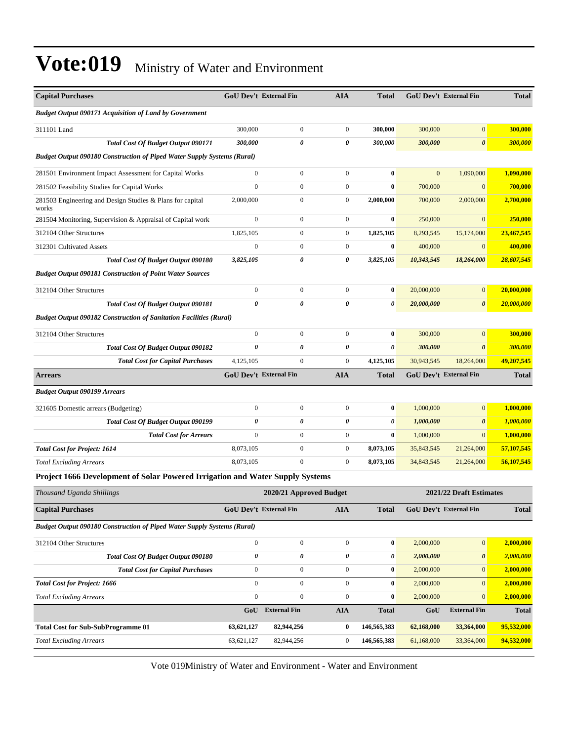# Vote:019 Ministry of Water and Environment

| Capital Purchases | GoU Dev't | External Fin | AIA | Total | GoU Dev't | External Fin | Total |
|---|---|---|---|---|---|---|---|
| *Budget Output 090171 Acquisition of Land by Government* | | | | | | | |
| 311101 Land | 300,000 | 0 | 0 | **300,000** | 300,000 | 0 | **300,000** |
| ***Total Cost Of Budget Output 090171*** | ***300,000*** | ***0*** | ***0*** | ***300,000*** | ***300,000*** | ***0*** | ***300,000*** |
| *Budget Output 090180 Construction of Piped Water Supply Systems (Rural)* | | | | | | | |
| 281501 Environment Impact Assessment for Capital Works | 0 | 0 | 0 | **0** | 0 | 1,090,000 | **1,090,000** |
| 281502 Feasibility Studies for Capital Works | 0 | 0 | 0 | **0** | 700,000 | 0 | **700,000** |
| 281503 Engineering and Design Studies & Plans for capital works | 2,000,000 | 0 | 0 | **2,000,000** | 700,000 | 2,000,000 | **2,700,000** |
| 281504 Monitoring, Supervision & Appraisal of Capital work | 0 | 0 | 0 | **0** | 250,000 | 0 | **250,000** |
| 312104 Other Structures | 1,825,105 | 0 | 0 | **1,825,105** | 8,293,545 | 15,174,000 | **23,467,545** |
| 312301 Cultivated Assets | 0 | 0 | 0 | **0** | 400,000 | 0 | **400,000** |
| ***Total Cost Of Budget Output 090180*** | ***3,825,105*** | ***0*** | ***0*** | ***3,825,105*** | ***10,343,545*** | ***18,264,000*** | ***28,607,545*** |
| *Budget Output 090181 Construction of Point Water Sources* | | | | | | | |
| 312104 Other Structures | 0 | 0 | 0 | **0** | 20,000,000 | 0 | **20,000,000** |
| ***Total Cost Of Budget Output 090181*** | ***0*** | ***0*** | ***0*** | ***0*** | ***20,000,000*** | ***0*** | ***20,000,000*** |
| *Budget Output 090182 Construction of Sanitation Facilities (Rural)* | | | | | | | |
| 312104 Other Structures | 0 | 0 | 0 | **0** | 300,000 | 0 | **300,000** |
| ***Total Cost Of Budget Output 090182*** | ***0*** | ***0*** | ***0*** | ***0*** | ***300,000*** | ***0*** | ***300,000*** |
| ***Total Cost for Capital Purchases*** | 4,125,105 | 0 | 0 | **4,125,105** | 30,943,545 | 18,264,000 | **49,207,545** |
| **Arrears** | **GoU Dev't** | **External Fin** | **AIA** | **Total** | **GoU Dev't** | **External Fin** | **Total** |
| *Budget Output 090199 Arrears* | | | | | | | |
| 321605 Domestic arrears (Budgeting) | 0 | 0 | 0 | **0** | 1,000,000 | 0 | **1,000,000** |
| ***Total Cost Of Budget Output 090199*** | ***0*** | ***0*** | ***0*** | ***0*** | ***1,000,000*** | ***0*** | ***1,000,000*** |
| ***Total Cost for Arrears*** | 0 | 0 | 0 | **0** | 1,000,000 | 0 | **1,000,000** |
| ***Total Cost for Project: 1614*** | 8,073,105 | 0 | 0 | **8,073,105** | 35,843,545 | 21,264,000 | **57,107,545** |
| *Total Excluding Arrears* | 8,073,105 | 0 | 0 | **8,073,105** | 34,843,545 | 21,264,000 | **56,107,545** |

**Project 1666 Development of Solar Powered Irrigation and Water Supply Systems**

| *Thousand Uganda Shillings* | 2020/21 Approved Budget | | | | 2021/22 Draft Estimates | | |
|---|---|---|---|---|---|---|---|
| **Capital Purchases** | **GoU Dev't** | **External Fin** | **AIA** | **Total** | **GoU Dev't** | **External Fin** | **Total** |
| *Budget Output 090180 Construction of Piped Water Supply Systems (Rural)* | | | | | | | |
| 312104 Other Structures | 0 | 0 | 0 | **0** | 2,000,000 | 0 | **2,000,000** |
| ***Total Cost Of Budget Output 090180*** | ***0*** | ***0*** | ***0*** | ***0*** | ***2,000,000*** | ***0*** | ***2,000,000*** |
| ***Total Cost for Capital Purchases*** | 0 | 0 | 0 | **0** | 2,000,000 | 0 | **2,000,000** |
| ***Total Cost for Project: 1666*** | 0 | 0 | 0 | **0** | 2,000,000 | 0 | **2,000,000** |
| *Total Excluding Arrears* | 0 | 0 | 0 | **0** | 2,000,000 | 0 | **2,000,000** |
| | **GoU** | **External Fin** | **AIA** | **Total** | **GoU** | **External Fin** | **Total** |
| **Total Cost for Sub-SubProgramme 01** | **63,621,127** | **82,944,256** | **0** | **146,565,383** | **62,168,000** | **33,364,000** | **95,532,000** |
| *Total Excluding Arrears* | 63,621,127 | 82,944,256 | 0 | **146,565,383** | 61,168,000 | 33,364,000 | **94,532,000** |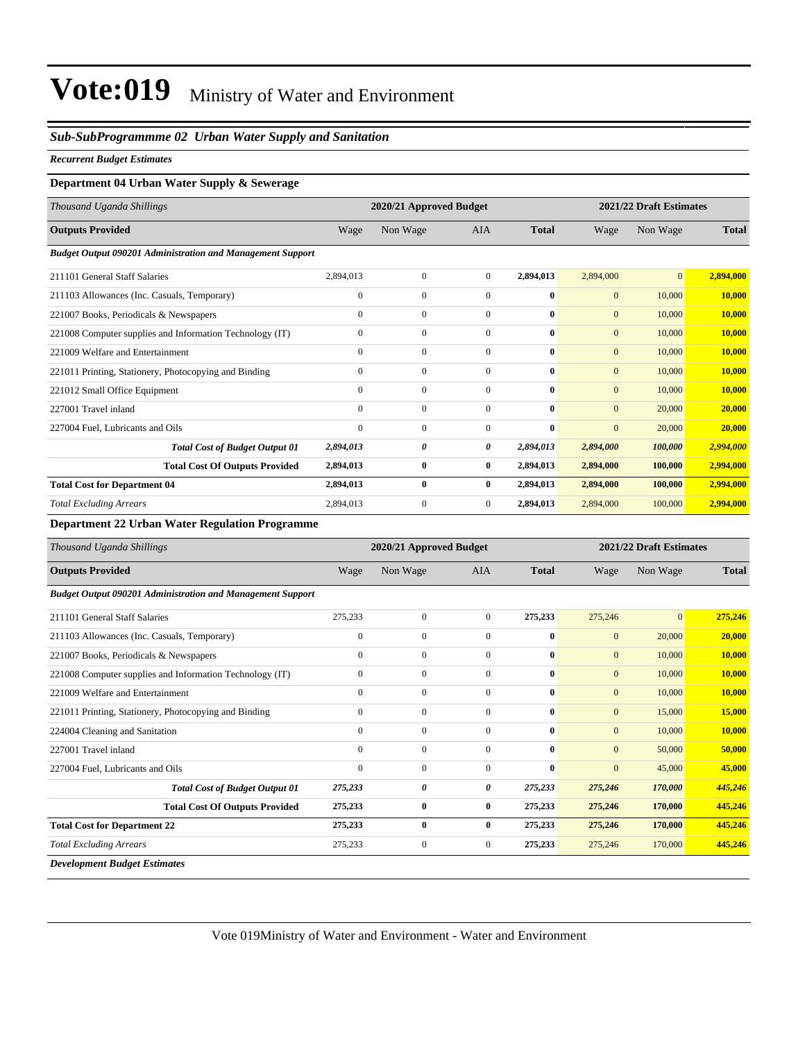# Vote:019 Ministry of Water and Environment

## *Sub-SubProgrammme 02 Urban Water Supply and Sanitation*

***Recurrent Budget Estimates***

### Department 04 Urban Water Supply & Sewerage

| *Thousand Uganda Shillings* | 2020/21 Approved Budget | | | | 2021/22 Draft Estimates | | |
|---|---|---|---|---|---|---|---|
| **Outputs Provided** | Wage | Non Wage | AIA | **Total** | Wage | Non Wage | **Total** |
| ***Budget Output 090201 Administration and Management Support*** | | | | | | | |
| 211101 General Staff Salaries | 2,894,013 | 0 | 0 | **2,894,013** | 2,894,000 | 0 | **2,894,000** |
| 211103 Allowances (Inc. Casuals, Temporary) | 0 | 0 | 0 | **0** | 0 | 10,000 | **10,000** |
| 221007 Books, Periodicals & Newspapers | 0 | 0 | 0 | **0** | 0 | 10,000 | **10,000** |
| 221008 Computer supplies and Information Technology (IT) | 0 | 0 | 0 | **0** | 0 | 10,000 | **10,000** |
| 221009 Welfare and Entertainment | 0 | 0 | 0 | **0** | 0 | 10,000 | **10,000** |
| 221011 Printing, Stationery, Photocopying and Binding | 0 | 0 | 0 | **0** | 0 | 10,000 | **10,000** |
| 221012 Small Office Equipment | 0 | 0 | 0 | **0** | 0 | 10,000 | **10,000** |
| 227001 Travel inland | 0 | 0 | 0 | **0** | 0 | 20,000 | **20,000** |
| 227004 Fuel, Lubricants and Oils | 0 | 0 | 0 | **0** | 0 | 20,000 | **20,000** |
| ***Total Cost of Budget Output 01*** | ***2,894,013*** | ***0*** | ***0*** | ***2,894,013*** | ***2,894,000*** | ***100,000*** | ***2,994,000*** |
| **Total Cost Of Outputs Provided** | **2,894,013** | **0** | **0** | **2,894,013** | **2,894,000** | **100,000** | **2,994,000** |
| **Total Cost for Department 04** | **2,894,013** | **0** | **0** | **2,894,013** | **2,894,000** | **100,000** | **2,994,000** |
| *Total Excluding Arrears* | 2,894,013 | 0 | 0 | **2,894,013** | 2,894,000 | 100,000 | **2,994,000** |

### Department 22 Urban Water Regulation Programme

| *Thousand Uganda Shillings* | 2020/21 Approved Budget | | | | 2021/22 Draft Estimates | | |
|---|---|---|---|---|---|---|---|
| **Outputs Provided** | Wage | Non Wage | AIA | **Total** | Wage | Non Wage | **Total** |
| ***Budget Output 090201 Administration and Management Support*** | | | | | | | |
| 211101 General Staff Salaries | 275,233 | 0 | 0 | **275,233** | 275,246 | 0 | **275,246** |
| 211103 Allowances (Inc. Casuals, Temporary) | 0 | 0 | 0 | **0** | 0 | 20,000 | **20,000** |
| 221007 Books, Periodicals & Newspapers | 0 | 0 | 0 | **0** | 0 | 10,000 | **10,000** |
| 221008 Computer supplies and Information Technology (IT) | 0 | 0 | 0 | **0** | 0 | 10,000 | **10,000** |
| 221009 Welfare and Entertainment | 0 | 0 | 0 | **0** | 0 | 10,000 | **10,000** |
| 221011 Printing, Stationery, Photocopying and Binding | 0 | 0 | 0 | **0** | 0 | 15,000 | **15,000** |
| 224004 Cleaning and Sanitation | 0 | 0 | 0 | **0** | 0 | 10,000 | **10,000** |
| 227001 Travel inland | 0 | 0 | 0 | **0** | 0 | 50,000 | **50,000** |
| 227004 Fuel, Lubricants and Oils | 0 | 0 | 0 | **0** | 0 | 45,000 | **45,000** |
| ***Total Cost of Budget Output 01*** | ***275,233*** | ***0*** | ***0*** | ***275,233*** | ***275,246*** | ***170,000*** | ***445,246*** |
| **Total Cost Of Outputs Provided** | **275,233** | **0** | **0** | **275,233** | **275,246** | **170,000** | **445,246** |
| **Total Cost for Department 22** | **275,233** | **0** | **0** | **275,233** | **275,246** | **170,000** | **445,246** |
| *Total Excluding Arrears* | 275,233 | 0 | 0 | **275,233** | 275,246 | 170,000 | **445,246** |

***Development Budget Estimates***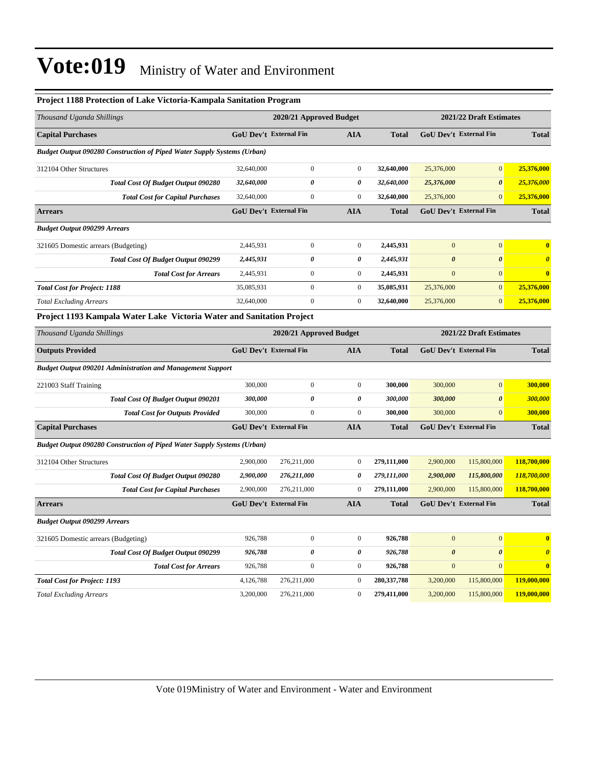# Vote:019 Ministry of Water and Environment

### Project 1188 Protection of Lake Victoria-Kampala Sanitation Program

| *Thousand Uganda Shillings* | 2020/21 Approved Budget | | | | 2021/22 Draft Estimates | | |
|---|---|---|---|---|---|---|---|
| **Capital Purchases** | **GoU Dev't** | **External Fin** | **AIA** | **Total** | **GoU Dev't** | **External Fin** | **Total** |
| ***Budget Output 090280 Construction of Piped Water Supply Systems (Urban)*** | | | | | | | |
| 312104 Other Structures | 32,640,000 | 0 | 0 | **32,640,000** | 25,376,000 | 0 | **25,376,000** |
| ***Total Cost Of Budget Output 090280*** | ***32,640,000*** | ***0*** | ***0*** | ***32,640,000*** | ***25,376,000*** | ***0*** | ***25,376,000*** |
| ***Total Cost for Capital Purchases*** | 32,640,000 | 0 | 0 | 32,640,000 | 25,376,000 | 0 | **25,376,000** |
| **Arrears** | **GoU Dev't** | **External Fin** | **AIA** | **Total** | **GoU Dev't** | **External Fin** | **Total** |
| ***Budget Output 090299 Arrears*** | | | | | | | |
| 321605 Domestic arrears (Budgeting) | 2,445,931 | 0 | 0 | **2,445,931** | 0 | 0 | **0** |
| ***Total Cost Of Budget Output 090299*** | ***2,445,931*** | ***0*** | ***0*** | ***2,445,931*** | ***0*** | ***0*** | ***0*** |
| ***Total Cost for Arrears*** | 2,445,931 | 0 | 0 | 2,445,931 | 0 | 0 | **0** |
| ***Total Cost for Project: 1188*** | 35,085,931 | 0 | 0 | 35,085,931 | 25,376,000 | 0 | **25,376,000** |
| *Total Excluding Arrears* | 32,640,000 | 0 | 0 | 32,640,000 | 25,376,000 | 0 | **25,376,000** |

### Project 1193 Kampala Water Lake Victoria Water and Sanitation Project

| *Thousand Uganda Shillings* | 2020/21 Approved Budget | | | | 2021/22 Draft Estimates | | |
|---|---|---|---|---|---|---|---|
| **Outputs Provided** | **GoU Dev't** | **External Fin** | **AIA** | **Total** | **GoU Dev't** | **External Fin** | **Total** |
| ***Budget Output 090201 Administration and Management Support*** | | | | | | | |
| 221003 Staff Training | 300,000 | 0 | 0 | **300,000** | 300,000 | 0 | **300,000** |
| ***Total Cost Of Budget Output 090201*** | ***300,000*** | ***0*** | ***0*** | ***300,000*** | ***300,000*** | ***0*** | ***300,000*** |
| ***Total Cost for Outputs Provided*** | 300,000 | 0 | 0 | 300,000 | 300,000 | 0 | **300,000** |
| **Capital Purchases** | **GoU Dev't** | **External Fin** | **AIA** | **Total** | **GoU Dev't** | **External Fin** | **Total** |
| ***Budget Output 090280 Construction of Piped Water Supply Systems (Urban)*** | | | | | | | |
| 312104 Other Structures | 2,900,000 | 276,211,000 | 0 | **279,111,000** | 2,900,000 | 115,800,000 | **118,700,000** |
| ***Total Cost Of Budget Output 090280*** | ***2,900,000*** | ***276,211,000*** | ***0*** | ***279,111,000*** | ***2,900,000*** | ***115,800,000*** | ***118,700,000*** |
| ***Total Cost for Capital Purchases*** | 2,900,000 | 276,211,000 | 0 | 279,111,000 | 2,900,000 | 115,800,000 | **118,700,000** |
| **Arrears** | **GoU Dev't** | **External Fin** | **AIA** | **Total** | **GoU Dev't** | **External Fin** | **Total** |
| ***Budget Output 090299 Arrears*** | | | | | | | |
| 321605 Domestic arrears (Budgeting) | 926,788 | 0 | 0 | **926,788** | 0 | 0 | **0** |
| ***Total Cost Of Budget Output 090299*** | ***926,788*** | ***0*** | ***0*** | ***926,788*** | ***0*** | ***0*** | ***0*** |
| ***Total Cost for Arrears*** | 926,788 | 0 | 0 | 926,788 | 0 | 0 | **0** |
| ***Total Cost for Project: 1193*** | 4,126,788 | 276,211,000 | 0 | 280,337,788 | 3,200,000 | 115,800,000 | **119,000,000** |
| *Total Excluding Arrears* | 3,200,000 | 276,211,000 | 0 | 279,411,000 | 3,200,000 | 115,800,000 | **119,000,000** |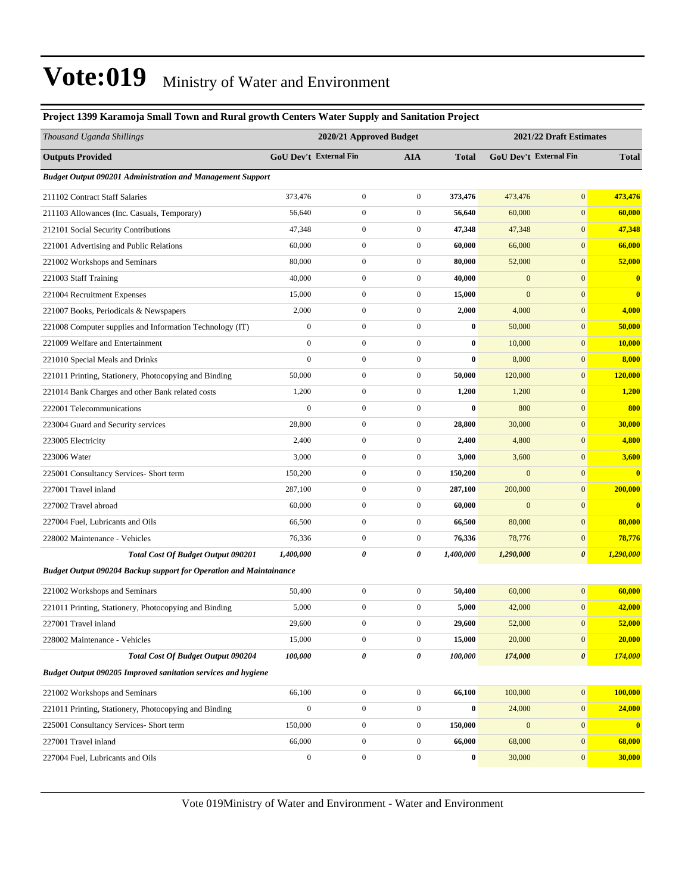# Vote:019 Ministry of Water and Environment

### Project 1399 Karamoja Small Town and Rural growth Centers Water Supply and Sanitation Project

| *Thousand Uganda Shillings* | 2020/21 Approved Budget | | | | 2021/22 Draft Estimates | | |
|---|---|---|---|---|---|---|---|
| **Outputs Provided** | **GoU Dev't** | **External Fin** | **AIA** | **Total** | **GoU Dev't** | **External Fin** | **Total** |
| ***Budget Output 090201 Administration and Management Support*** | | | | | | | |
| 211102 Contract Staff Salaries | 373,476 | 0 | 0 | **373,476** | 473,476 | 0 | **473,476** |
| 211103 Allowances (Inc. Casuals, Temporary) | 56,640 | 0 | 0 | **56,640** | 60,000 | 0 | **60,000** |
| 212101 Social Security Contributions | 47,348 | 0 | 0 | **47,348** | 47,348 | 0 | **47,348** |
| 221001 Advertising and Public Relations | 60,000 | 0 | 0 | **60,000** | 66,000 | 0 | **66,000** |
| 221002 Workshops and Seminars | 80,000 | 0 | 0 | **80,000** | 52,000 | 0 | **52,000** |
| 221003 Staff Training | 40,000 | 0 | 0 | **40,000** | 0 | 0 | **0** |
| 221004 Recruitment Expenses | 15,000 | 0 | 0 | **15,000** | 0 | 0 | **0** |
| 221007 Books, Periodicals & Newspapers | 2,000 | 0 | 0 | **2,000** | 4,000 | 0 | **4,000** |
| 221008 Computer supplies and Information Technology (IT) | 0 | 0 | 0 | **0** | 50,000 | 0 | **50,000** |
| 221009 Welfare and Entertainment | 0 | 0 | 0 | **0** | 10,000 | 0 | **10,000** |
| 221010 Special Meals and Drinks | 0 | 0 | 0 | **0** | 8,000 | 0 | **8,000** |
| 221011 Printing, Stationery, Photocopying and Binding | 50,000 | 0 | 0 | **50,000** | 120,000 | 0 | **120,000** |
| 221014 Bank Charges and other Bank related costs | 1,200 | 0 | 0 | **1,200** | 1,200 | 0 | **1,200** |
| 222001 Telecommunications | 0 | 0 | 0 | **0** | 800 | 0 | **800** |
| 223004 Guard and Security services | 28,800 | 0 | 0 | **28,800** | 30,000 | 0 | **30,000** |
| 223005 Electricity | 2,400 | 0 | 0 | **2,400** | 4,800 | 0 | **4,800** |
| 223006 Water | 3,000 | 0 | 0 | **3,000** | 3,600 | 0 | **3,600** |
| 225001 Consultancy Services- Short term | 150,200 | 0 | 0 | **150,200** | 0 | 0 | **0** |
| 227001 Travel inland | 287,100 | 0 | 0 | **287,100** | 200,000 | 0 | **200,000** |
| 227002 Travel abroad | 60,000 | 0 | 0 | **60,000** | 0 | 0 | **0** |
| 227004 Fuel, Lubricants and Oils | 66,500 | 0 | 0 | **66,500** | 80,000 | 0 | **80,000** |
| 228002 Maintenance - Vehicles | 76,336 | 0 | 0 | **76,336** | 78,776 | 0 | **78,776** |
| ***Total Cost Of Budget Output 090201*** | ***1,400,000*** | ***0*** | ***0*** | ***1,400,000*** | ***1,290,000*** | ***0*** | ***1,290,000*** |
| ***Budget Output 090204 Backup support for Operation and Maintainance*** | | | | | | | |
| 221002 Workshops and Seminars | 50,400 | 0 | 0 | **50,400** | 60,000 | 0 | **60,000** |
| 221011 Printing, Stationery, Photocopying and Binding | 5,000 | 0 | 0 | **5,000** | 42,000 | 0 | **42,000** |
| 227001 Travel inland | 29,600 | 0 | 0 | **29,600** | 52,000 | 0 | **52,000** |
| 228002 Maintenance - Vehicles | 15,000 | 0 | 0 | **15,000** | 20,000 | 0 | **20,000** |
| ***Total Cost Of Budget Output 090204*** | ***100,000*** | ***0*** | ***0*** | ***100,000*** | ***174,000*** | ***0*** | ***174,000*** |
| ***Budget Output 090205 Improved sanitation services and hygiene*** | | | | | | | |
| 221002 Workshops and Seminars | 66,100 | 0 | 0 | **66,100** | 100,000 | 0 | **100,000** |
| 221011 Printing, Stationery, Photocopying and Binding | 0 | 0 | 0 | **0** | 24,000 | 0 | **24,000** |
| 225001 Consultancy Services- Short term | 150,000 | 0 | 0 | **150,000** | 0 | 0 | **0** |
| 227001 Travel inland | 66,000 | 0 | 0 | **66,000** | 68,000 | 0 | **68,000** |
| 227004 Fuel, Lubricants and Oils | 0 | 0 | 0 | **0** | 30,000 | 0 | **30,000** |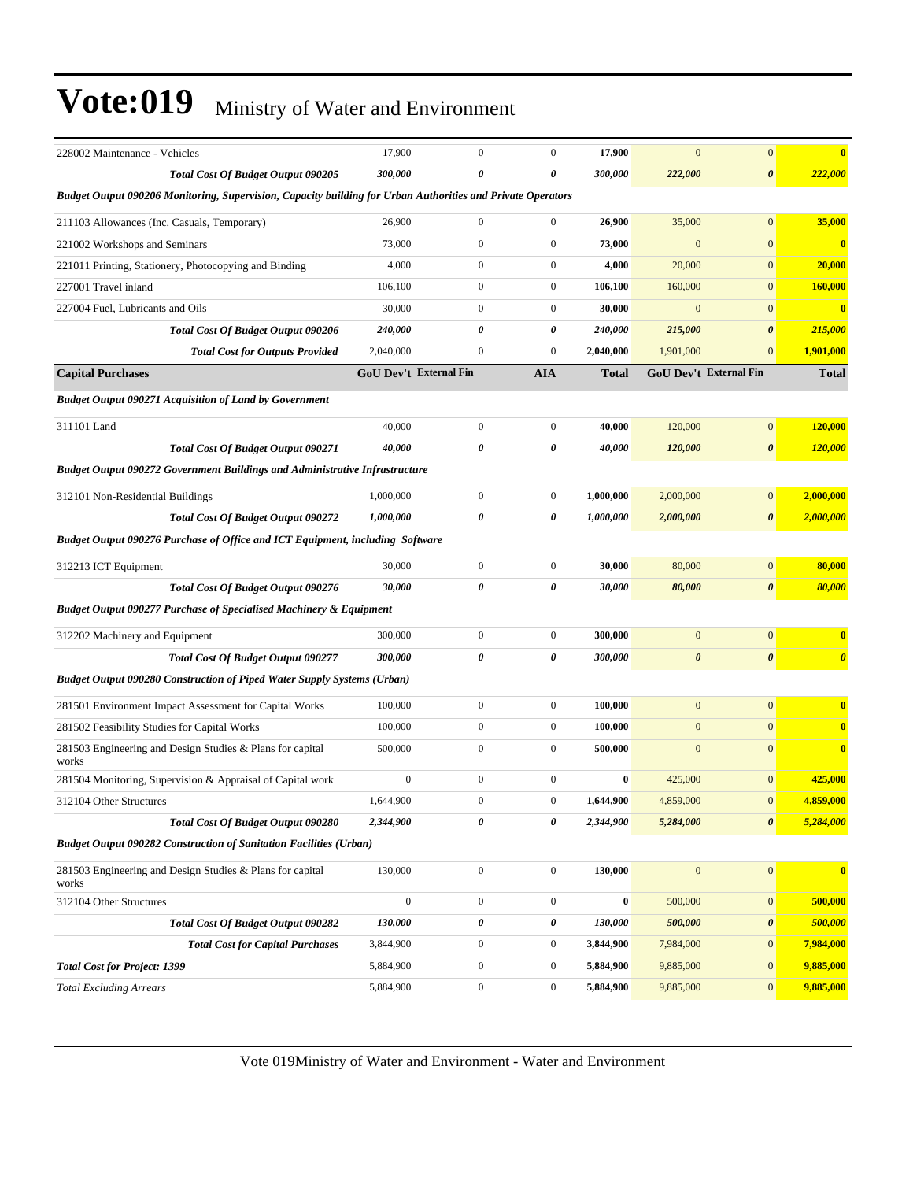| | | | | | | | |
|---|---|---|---|---|---|---|---|
| 228002 Maintenance - Vehicles | 17,900 | 0 | 0 | **17,900** | 0 | 0 | **0** |
| ***Total Cost Of Budget Output 090205*** | ***300,000*** | ***0*** | ***0*** | ***300,000*** | ***222,000*** | ***0*** | ***222,000*** |
| ***Budget Output 090206 Monitoring, Supervision, Capacity building for Urban Authorities and Private Operators*** | | | | | | | |
| 211103 Allowances (Inc. Casuals, Temporary) | 26,900 | 0 | 0 | **26,900** | 35,000 | 0 | **35,000** |
| 221002 Workshops and Seminars | 73,000 | 0 | 0 | **73,000** | 0 | 0 | **0** |
| 221011 Printing, Stationery, Photocopying and Binding | 4,000 | 0 | 0 | **4,000** | 20,000 | 0 | **20,000** |
| 227001 Travel inland | 106,100 | 0 | 0 | **106,100** | 160,000 | 0 | **160,000** |
| 227004 Fuel, Lubricants and Oils | 30,000 | 0 | 0 | **30,000** | 0 | 0 | **0** |
| ***Total Cost Of Budget Output 090206*** | ***240,000*** | ***0*** | ***0*** | ***240,000*** | ***215,000*** | ***0*** | ***215,000*** |
| ***Total Cost for Outputs Provided*** | 2,040,000 | 0 | 0 | **2,040,000** | 1,901,000 | 0 | **1,901,000** |
| **Capital Purchases** | **GoU Dev't** | **External Fin** | **AIA** | **Total** | **GoU Dev't** | **External Fin** | **Total** |
| ***Budget Output 090271 Acquisition of Land by Government*** | | | | | | | |
| 311101 Land | 40,000 | 0 | 0 | **40,000** | 120,000 | 0 | **120,000** |
| ***Total Cost Of Budget Output 090271*** | ***40,000*** | ***0*** | ***0*** | ***40,000*** | ***120,000*** | ***0*** | ***120,000*** |
| ***Budget Output 090272 Government Buildings and Administrative Infrastructure*** | | | | | | | |
| 312101 Non-Residential Buildings | 1,000,000 | 0 | 0 | **1,000,000** | 2,000,000 | 0 | **2,000,000** |
| ***Total Cost Of Budget Output 090272*** | ***1,000,000*** | ***0*** | ***0*** | ***1,000,000*** | ***2,000,000*** | ***0*** | ***2,000,000*** |
| ***Budget Output 090276 Purchase of Office and ICT Equipment, including Software*** | | | | | | | |
| 312213 ICT Equipment | 30,000 | 0 | 0 | **30,000** | 80,000 | 0 | **80,000** |
| ***Total Cost Of Budget Output 090276*** | ***30,000*** | ***0*** | ***0*** | ***30,000*** | ***80,000*** | ***0*** | ***80,000*** |
| ***Budget Output 090277 Purchase of Specialised Machinery & Equipment*** | | | | | | | |
| 312202 Machinery and Equipment | 300,000 | 0 | 0 | **300,000** | 0 | 0 | **0** |
| ***Total Cost Of Budget Output 090277*** | ***300,000*** | ***0*** | ***0*** | ***300,000*** | ***0*** | ***0*** | ***0*** |
| ***Budget Output 090280 Construction of Piped Water Supply Systems (Urban)*** | | | | | | | |
| 281501 Environment Impact Assessment for Capital Works | 100,000 | 0 | 0 | **100,000** | 0 | 0 | **0** |
| 281502 Feasibility Studies for Capital Works | 100,000 | 0 | 0 | **100,000** | 0 | 0 | **0** |
| 281503 Engineering and Design Studies & Plans for capital works | 500,000 | 0 | 0 | **500,000** | 0 | 0 | **0** |
| 281504 Monitoring, Supervision & Appraisal of Capital work | 0 | 0 | 0 | **0** | 425,000 | 0 | **425,000** |
| 312104 Other Structures | 1,644,900 | 0 | 0 | **1,644,900** | 4,859,000 | 0 | **4,859,000** |
| ***Total Cost Of Budget Output 090280*** | ***2,344,900*** | ***0*** | ***0*** | ***2,344,900*** | ***5,284,000*** | ***0*** | ***5,284,000*** |
| ***Budget Output 090282 Construction of Sanitation Facilities (Urban)*** | | | | | | | |
| 281503 Engineering and Design Studies & Plans for capital works | 130,000 | 0 | 0 | **130,000** | 0 | 0 | **0** |
| 312104 Other Structures | 0 | 0 | 0 | **0** | 500,000 | 0 | **500,000** |
| ***Total Cost Of Budget Output 090282*** | ***130,000*** | ***0*** | ***0*** | ***130,000*** | ***500,000*** | ***0*** | ***500,000*** |
| ***Total Cost for Capital Purchases*** | 3,844,900 | 0 | 0 | **3,844,900** | 7,984,000 | 0 | **7,984,000** |
| ***Total Cost for Project: 1399*** | 5,884,900 | 0 | 0 | **5,884,900** | 9,885,000 | 0 | **9,885,000** |
| *Total Excluding Arrears* | 5,884,900 | 0 | 0 | **5,884,900** | 9,885,000 | 0 | **9,885,000** |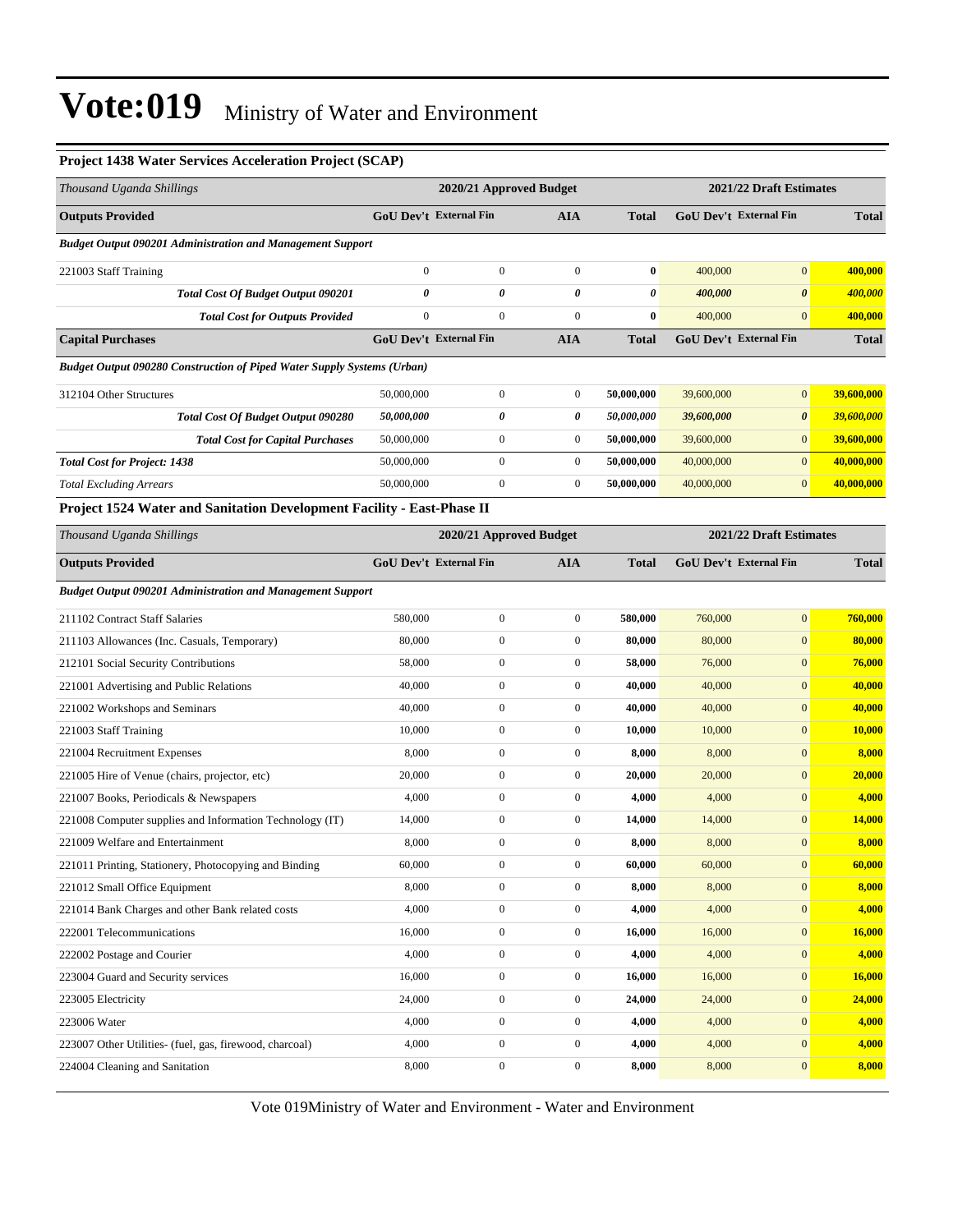# Vote:019 Ministry of Water and Environment

### Project 1438 Water Services Acceleration Project (SCAP)

| *Thousand Uganda Shillings* | 2020/21 Approved Budget | | | | 2021/22 Draft Estimates | | |
|---|---|---|---|---|---|---|---|
| **Outputs Provided** | **GoU Dev't** | **External Fin** | **AIA** | **Total** | **GoU Dev't** | **External Fin** | **Total** |
| ***Budget Output 090201 Administration and Management Support*** | | | | | | | |
| 221003 Staff Training | 0 | 0 | 0 | **0** | 400,000 | 0 | **400,000** |
| ***Total Cost Of Budget Output 090201*** | ***0*** | ***0*** | ***0*** | ***0*** | ***400,000*** | ***0*** | ***400,000*** |
| ***Total Cost for Outputs Provided*** | 0 | 0 | 0 | **0** | 400,000 | 0 | **400,000** |
| **Capital Purchases** | **GoU Dev't** | **External Fin** | **AIA** | **Total** | **GoU Dev't** | **External Fin** | **Total** |
| ***Budget Output 090280 Construction of Piped Water Supply Systems (Urban)*** | | | | | | | |
| 312104 Other Structures | 50,000,000 | 0 | 0 | **50,000,000** | 39,600,000 | 0 | **39,600,000** |
| ***Total Cost Of Budget Output 090280*** | ***50,000,000*** | ***0*** | ***0*** | ***50,000,000*** | ***39,600,000*** | ***0*** | ***39,600,000*** |
| ***Total Cost for Capital Purchases*** | 50,000,000 | 0 | 0 | **50,000,000** | 39,600,000 | 0 | **39,600,000** |
| ***Total Cost for Project: 1438*** | 50,000,000 | 0 | 0 | **50,000,000** | 40,000,000 | 0 | **40,000,000** |
| *Total Excluding Arrears* | 50,000,000 | 0 | 0 | **50,000,000** | 40,000,000 | 0 | **40,000,000** |

### Project 1524 Water and Sanitation Development Facility - East-Phase II

| *Thousand Uganda Shillings* | 2020/21 Approved Budget | | | | 2021/22 Draft Estimates | | |
|---|---|---|---|---|---|---|---|
| **Outputs Provided** | **GoU Dev't** | **External Fin** | **AIA** | **Total** | **GoU Dev't** | **External Fin** | **Total** |
| ***Budget Output 090201 Administration and Management Support*** | | | | | | | |
| 211102 Contract Staff Salaries | 580,000 | 0 | 0 | **580,000** | 760,000 | 0 | **760,000** |
| 211103 Allowances (Inc. Casuals, Temporary) | 80,000 | 0 | 0 | **80,000** | 80,000 | 0 | **80,000** |
| 212101 Social Security Contributions | 58,000 | 0 | 0 | **58,000** | 76,000 | 0 | **76,000** |
| 221001 Advertising and Public Relations | 40,000 | 0 | 0 | **40,000** | 40,000 | 0 | **40,000** |
| 221002 Workshops and Seminars | 40,000 | 0 | 0 | **40,000** | 40,000 | 0 | **40,000** |
| 221003 Staff Training | 10,000 | 0 | 0 | **10,000** | 10,000 | 0 | **10,000** |
| 221004 Recruitment Expenses | 8,000 | 0 | 0 | **8,000** | 8,000 | 0 | **8,000** |
| 221005 Hire of Venue (chairs, projector, etc) | 20,000 | 0 | 0 | **20,000** | 20,000 | 0 | **20,000** |
| 221007 Books, Periodicals & Newspapers | 4,000 | 0 | 0 | **4,000** | 4,000 | 0 | **4,000** |
| 221008 Computer supplies and Information Technology (IT) | 14,000 | 0 | 0 | **14,000** | 14,000 | 0 | **14,000** |
| 221009 Welfare and Entertainment | 8,000 | 0 | 0 | **8,000** | 8,000 | 0 | **8,000** |
| 221011 Printing, Stationery, Photocopying and Binding | 60,000 | 0 | 0 | **60,000** | 60,000 | 0 | **60,000** |
| 221012 Small Office Equipment | 8,000 | 0 | 0 | **8,000** | 8,000 | 0 | **8,000** |
| 221014 Bank Charges and other Bank related costs | 4,000 | 0 | 0 | **4,000** | 4,000 | 0 | **4,000** |
| 222001 Telecommunications | 16,000 | 0 | 0 | **16,000** | 16,000 | 0 | **16,000** |
| 222002 Postage and Courier | 4,000 | 0 | 0 | **4,000** | 4,000 | 0 | **4,000** |
| 223004 Guard and Security services | 16,000 | 0 | 0 | **16,000** | 16,000 | 0 | **16,000** |
| 223005 Electricity | 24,000 | 0 | 0 | **24,000** | 24,000 | 0 | **24,000** |
| 223006 Water | 4,000 | 0 | 0 | **4,000** | 4,000 | 0 | **4,000** |
| 223007 Other Utilities- (fuel, gas, firewood, charcoal) | 4,000 | 0 | 0 | **4,000** | 4,000 | 0 | **4,000** |
| 224004 Cleaning and Sanitation | 8,000 | 0 | 0 | **8,000** | 8,000 | 0 | **8,000** |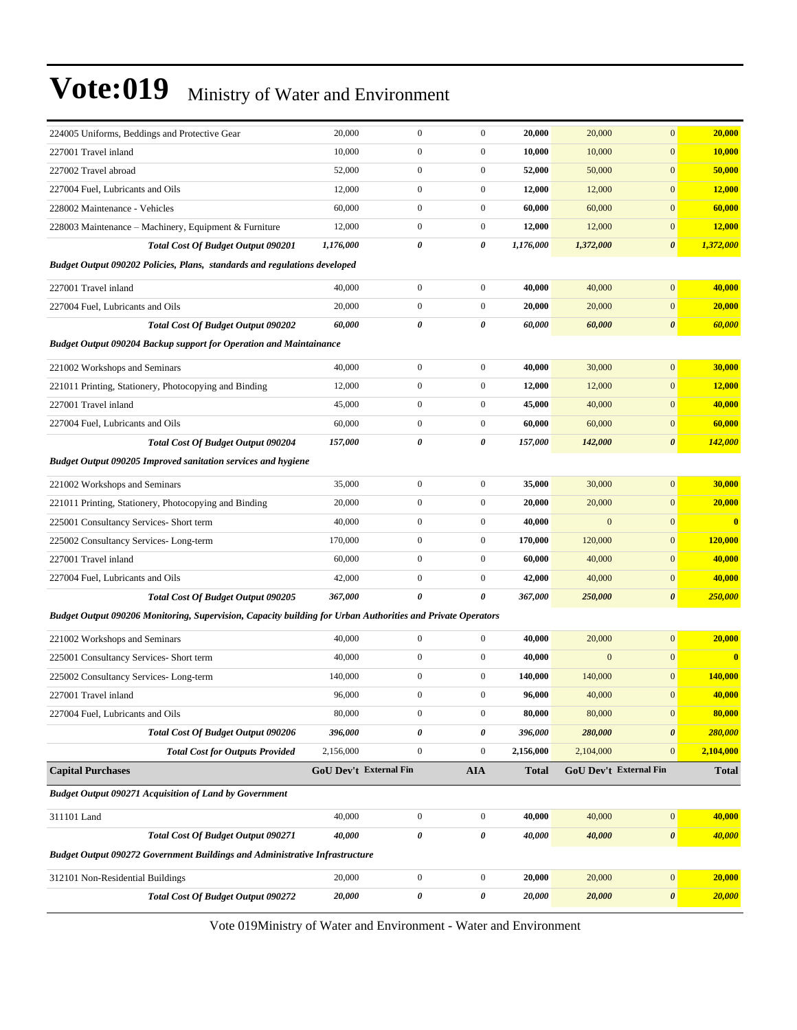| | | | | | | | |
|---|---|---|---|---|---|---|---|
| 224005 Uniforms, Beddings and Protective Gear | 20,000 | 0 | 0 | **20,000** | 20,000 | 0 | **20,000** |
| 227001 Travel inland | 10,000 | 0 | 0 | **10,000** | 10,000 | 0 | **10,000** |
| 227002 Travel abroad | 52,000 | 0 | 0 | **52,000** | 50,000 | 0 | **50,000** |
| 227004 Fuel, Lubricants and Oils | 12,000 | 0 | 0 | **12,000** | 12,000 | 0 | **12,000** |
| 228002 Maintenance - Vehicles | 60,000 | 0 | 0 | **60,000** | 60,000 | 0 | **60,000** |
| 228003 Maintenance – Machinery, Equipment & Furniture | 12,000 | 0 | 0 | **12,000** | 12,000 | 0 | **12,000** |
| ***Total Cost Of Budget Output 090201*** | ***1,176,000*** | ***0*** | ***0*** | ***1,176,000*** | ***1,372,000*** | ***0*** | ***1,372,000*** |
| ***Budget Output 090202 Policies, Plans, standards and regulations developed*** | | | | | | | |
| 227001 Travel inland | 40,000 | 0 | 0 | **40,000** | 40,000 | 0 | **40,000** |
| 227004 Fuel, Lubricants and Oils | 20,000 | 0 | 0 | **20,000** | 20,000 | 0 | **20,000** |
| ***Total Cost Of Budget Output 090202*** | ***60,000*** | ***0*** | ***0*** | ***60,000*** | ***60,000*** | ***0*** | ***60,000*** |
| ***Budget Output 090204 Backup support for Operation and Maintainance*** | | | | | | | |
| 221002 Workshops and Seminars | 40,000 | 0 | 0 | **40,000** | 30,000 | 0 | **30,000** |
| 221011 Printing, Stationery, Photocopying and Binding | 12,000 | 0 | 0 | **12,000** | 12,000 | 0 | **12,000** |
| 227001 Travel inland | 45,000 | 0 | 0 | **45,000** | 40,000 | 0 | **40,000** |
| 227004 Fuel, Lubricants and Oils | 60,000 | 0 | 0 | **60,000** | 60,000 | 0 | **60,000** |
| ***Total Cost Of Budget Output 090204*** | ***157,000*** | ***0*** | ***0*** | ***157,000*** | ***142,000*** | ***0*** | ***142,000*** |
| ***Budget Output 090205 Improved sanitation services and hygiene*** | | | | | | | |
| 221002 Workshops and Seminars | 35,000 | 0 | 0 | **35,000** | 30,000 | 0 | **30,000** |
| 221011 Printing, Stationery, Photocopying and Binding | 20,000 | 0 | 0 | **20,000** | 20,000 | 0 | **20,000** |
| 225001 Consultancy Services- Short term | 40,000 | 0 | 0 | **40,000** | 0 | 0 | **0** |
| 225002 Consultancy Services- Long-term | 170,000 | 0 | 0 | **170,000** | 120,000 | 0 | **120,000** |
| 227001 Travel inland | 60,000 | 0 | 0 | **60,000** | 40,000 | 0 | **40,000** |
| 227004 Fuel, Lubricants and Oils | 42,000 | 0 | 0 | **42,000** | 40,000 | 0 | **40,000** |
| ***Total Cost Of Budget Output 090205*** | ***367,000*** | ***0*** | ***0*** | ***367,000*** | ***250,000*** | ***0*** | ***250,000*** |
| ***Budget Output 090206 Monitoring, Supervision, Capacity building for Urban Authorities and Private Operators*** | | | | | | | |
| 221002 Workshops and Seminars | 40,000 | 0 | 0 | **40,000** | 20,000 | 0 | **20,000** |
| 225001 Consultancy Services- Short term | 40,000 | 0 | 0 | **40,000** | 0 | 0 | **0** |
| 225002 Consultancy Services- Long-term | 140,000 | 0 | 0 | **140,000** | 140,000 | 0 | **140,000** |
| 227001 Travel inland | 96,000 | 0 | 0 | **96,000** | 40,000 | 0 | **40,000** |
| 227004 Fuel, Lubricants and Oils | 80,000 | 0 | 0 | **80,000** | 80,000 | 0 | **80,000** |
| ***Total Cost Of Budget Output 090206*** | ***396,000*** | ***0*** | ***0*** | ***396,000*** | ***280,000*** | ***0*** | ***280,000*** |
| ***Total Cost for Outputs Provided*** | 2,156,000 | 0 | 0 | **2,156,000** | 2,104,000 | 0 | **2,104,000** |
| **Capital Purchases** | **GoU Dev't** | **External Fin** | **AIA** | **Total** | **GoU Dev't** | **External Fin** | **Total** |
| ***Budget Output 090271 Acquisition of Land by Government*** | | | | | | | |
| 311101 Land | 40,000 | 0 | 0 | **40,000** | 40,000 | 0 | **40,000** |
| ***Total Cost Of Budget Output 090271*** | ***40,000*** | ***0*** | ***0*** | ***40,000*** | ***40,000*** | ***0*** | ***40,000*** |
| ***Budget Output 090272 Government Buildings and Administrative Infrastructure*** | | | | | | | |
| 312101 Non-Residential Buildings | 20,000 | 0 | 0 | **20,000** | 20,000 | 0 | **20,000** |
| ***Total Cost Of Budget Output 090272*** | ***20,000*** | ***0*** | ***0*** | ***20,000*** | ***20,000*** | ***0*** | ***20,000*** |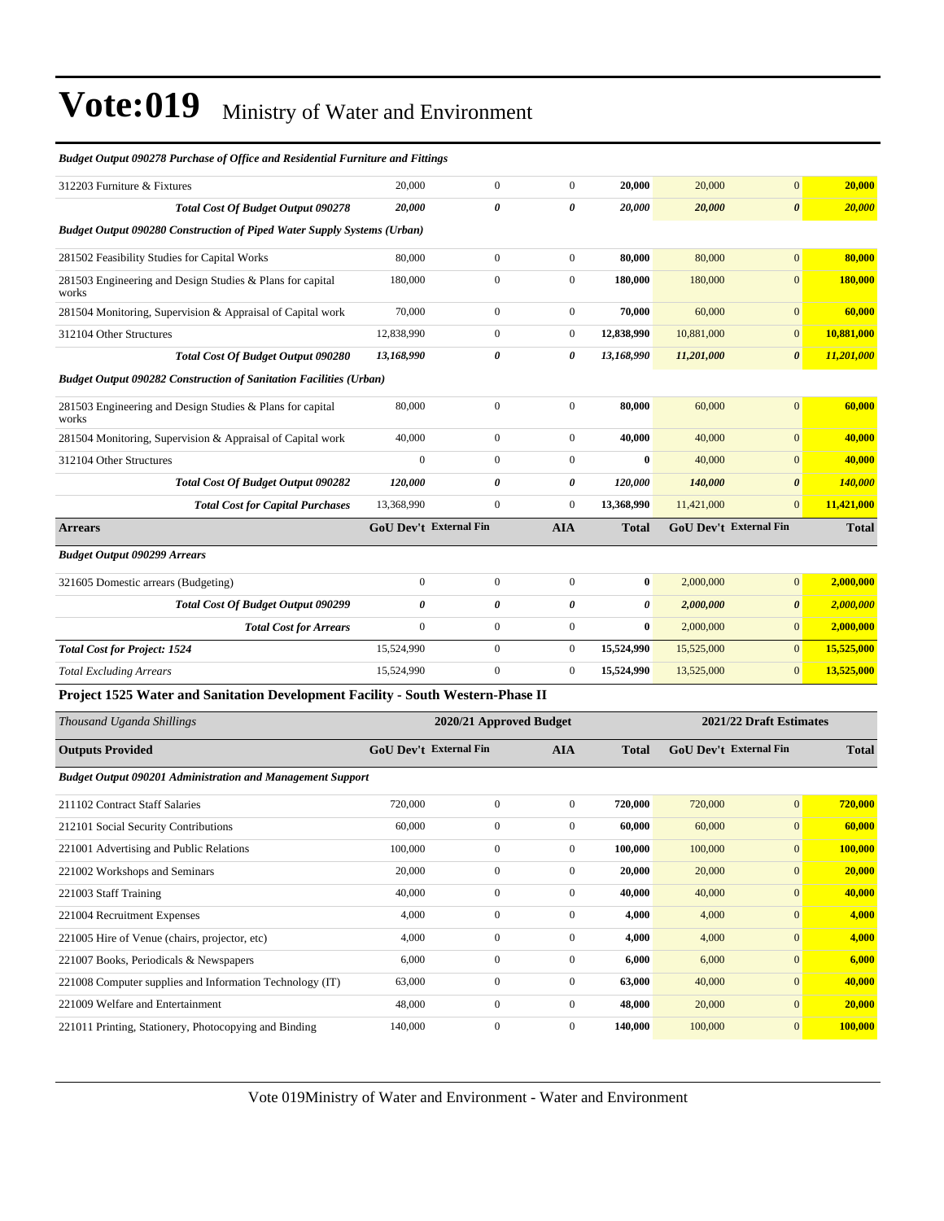# Vote:019 Ministry of Water and Environment

| | GoU Dev't | External Fin | AIA | Total | GoU Dev't | External Fin | Total |
|---|---|---|---|---|---|---|---|
| ***Budget Output 090278 Purchase of Office and Residential Furniture and Fittings*** | | | | | | | |
| 312203 Furniture & Fixtures | 20,000 | 0 | 0 | **20,000** | 20,000 | 0 | **20,000** |
| ***Total Cost Of Budget Output 090278*** | ***20,000*** | ***0*** | ***0*** | ***20,000*** | ***20,000*** | ***0*** | ***20,000*** |
| ***Budget Output 090280 Construction of Piped Water Supply Systems (Urban)*** | | | | | | | |
| 281502 Feasibility Studies for Capital Works | 80,000 | 0 | 0 | **80,000** | 80,000 | 0 | **80,000** |
| 281503 Engineering and Design Studies & Plans for capital works | 180,000 | 0 | 0 | **180,000** | 180,000 | 0 | **180,000** |
| 281504 Monitoring, Supervision & Appraisal of Capital work | 70,000 | 0 | 0 | **70,000** | 60,000 | 0 | **60,000** |
| 312104 Other Structures | 12,838,990 | 0 | 0 | **12,838,990** | 10,881,000 | 0 | **10,881,000** |
| ***Total Cost Of Budget Output 090280*** | ***13,168,990*** | ***0*** | ***0*** | ***13,168,990*** | ***11,201,000*** | ***0*** | ***11,201,000*** |
| ***Budget Output 090282 Construction of Sanitation Facilities (Urban)*** | | | | | | | |
| 281503 Engineering and Design Studies & Plans for capital works | 80,000 | 0 | 0 | **80,000** | 60,000 | 0 | **60,000** |
| 281504 Monitoring, Supervision & Appraisal of Capital work | 40,000 | 0 | 0 | **40,000** | 40,000 | 0 | **40,000** |
| 312104 Other Structures | 0 | 0 | 0 | **0** | 40,000 | 0 | **40,000** |
| ***Total Cost Of Budget Output 090282*** | ***120,000*** | ***0*** | ***0*** | ***120,000*** | ***140,000*** | ***0*** | ***140,000*** |
| ***Total Cost for Capital Purchases*** | 13,368,990 | 0 | 0 | **13,368,990** | 11,421,000 | 0 | **11,421,000** |
| **Arrears** | **GoU Dev't** | **External Fin** | **AIA** | **Total** | **GoU Dev't** | **External Fin** | **Total** |
| ***Budget Output 090299 Arrears*** | | | | | | | |
| 321605 Domestic arrears (Budgeting) | 0 | 0 | 0 | **0** | 2,000,000 | 0 | **2,000,000** |
| ***Total Cost Of Budget Output 090299*** | ***0*** | ***0*** | ***0*** | ***0*** | ***2,000,000*** | ***0*** | ***2,000,000*** |
| ***Total Cost for Arrears*** | 0 | 0 | 0 | **0** | 2,000,000 | 0 | **2,000,000** |
| ***Total Cost for Project: 1524*** | 15,524,990 | 0 | 0 | **15,524,990** | 15,525,000 | 0 | **15,525,000** |
| *Total Excluding Arrears* | 15,524,990 | 0 | 0 | **15,524,990** | 13,525,000 | 0 | **13,525,000** |

**Project 1525 Water and Sanitation Development Facility - South Western-Phase II**

| *Thousand Uganda Shillings* | 2020/21 Approved Budget | | | | 2021/22 Draft Estimates | | |
|---|---|---|---|---|---|---|---|
| **Outputs Provided** | **GoU Dev't** | **External Fin** | **AIA** | **Total** | **GoU Dev't** | **External Fin** | **Total** |
| ***Budget Output 090201 Administration and Management Support*** | | | | | | | |
| 211102 Contract Staff Salaries | 720,000 | 0 | 0 | **720,000** | 720,000 | 0 | **720,000** |
| 212101 Social Security Contributions | 60,000 | 0 | 0 | **60,000** | 60,000 | 0 | **60,000** |
| 221001 Advertising and Public Relations | 100,000 | 0 | 0 | **100,000** | 100,000 | 0 | **100,000** |
| 221002 Workshops and Seminars | 20,000 | 0 | 0 | **20,000** | 20,000 | 0 | **20,000** |
| 221003 Staff Training | 40,000 | 0 | 0 | **40,000** | 40,000 | 0 | **40,000** |
| 221004 Recruitment Expenses | 4,000 | 0 | 0 | **4,000** | 4,000 | 0 | **4,000** |
| 221005 Hire of Venue (chairs, projector, etc) | 4,000 | 0 | 0 | **4,000** | 4,000 | 0 | **4,000** |
| 221007 Books, Periodicals & Newspapers | 6,000 | 0 | 0 | **6,000** | 6,000 | 0 | **6,000** |
| 221008 Computer supplies and Information Technology (IT) | 63,000 | 0 | 0 | **63,000** | 40,000 | 0 | **40,000** |
| 221009 Welfare and Entertainment | 48,000 | 0 | 0 | **48,000** | 20,000 | 0 | **20,000** |
| 221011 Printing, Stationery, Photocopying and Binding | 140,000 | 0 | 0 | **140,000** | 100,000 | 0 | **100,000** |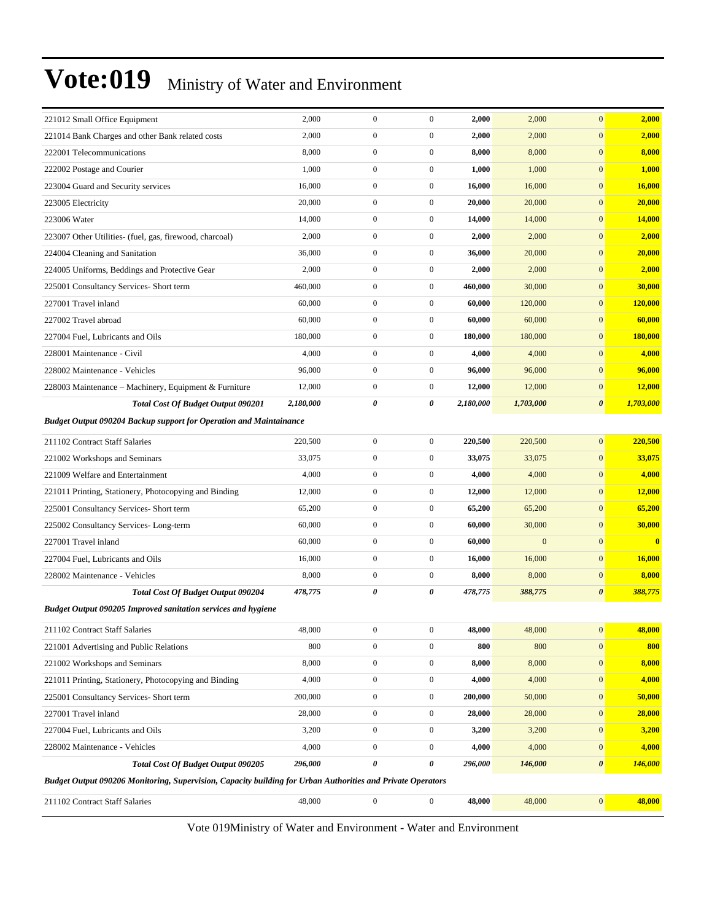# Vote:019 Ministry of Water and Environment

| | | | | | | | |
|---|---|---|---|---|---|---|---|
| 221012 Small Office Equipment | 2,000 | 0 | 0 | **2,000** | 2,000 | 0 | **2,000** |
| 221014 Bank Charges and other Bank related costs | 2,000 | 0 | 0 | **2,000** | 2,000 | 0 | **2,000** |
| 222001 Telecommunications | 8,000 | 0 | 0 | **8,000** | 8,000 | 0 | **8,000** |
| 222002 Postage and Courier | 1,000 | 0 | 0 | **1,000** | 1,000 | 0 | **1,000** |
| 223004 Guard and Security services | 16,000 | 0 | 0 | **16,000** | 16,000 | 0 | **16,000** |
| 223005 Electricity | 20,000 | 0 | 0 | **20,000** | 20,000 | 0 | **20,000** |
| 223006 Water | 14,000 | 0 | 0 | **14,000** | 14,000 | 0 | **14,000** |
| 223007 Other Utilities- (fuel, gas, firewood, charcoal) | 2,000 | 0 | 0 | **2,000** | 2,000 | 0 | **2,000** |
| 224004 Cleaning and Sanitation | 36,000 | 0 | 0 | **36,000** | 20,000 | 0 | **20,000** |
| 224005 Uniforms, Beddings and Protective Gear | 2,000 | 0 | 0 | **2,000** | 2,000 | 0 | **2,000** |
| 225001 Consultancy Services- Short term | 460,000 | 0 | 0 | **460,000** | 30,000 | 0 | **30,000** |
| 227001 Travel inland | 60,000 | 0 | 0 | **60,000** | 120,000 | 0 | **120,000** |
| 227002 Travel abroad | 60,000 | 0 | 0 | **60,000** | 60,000 | 0 | **60,000** |
| 227004 Fuel, Lubricants and Oils | 180,000 | 0 | 0 | **180,000** | 180,000 | 0 | **180,000** |
| 228001 Maintenance - Civil | 4,000 | 0 | 0 | **4,000** | 4,000 | 0 | **4,000** |
| 228002 Maintenance - Vehicles | 96,000 | 0 | 0 | **96,000** | 96,000 | 0 | **96,000** |
| 228003 Maintenance – Machinery, Equipment & Furniture | 12,000 | 0 | 0 | **12,000** | 12,000 | 0 | **12,000** |
| ***Total Cost Of Budget Output 090201*** | ***2,180,000*** | ***0*** | ***0*** | ***2,180,000*** | ***1,703,000*** | ***0*** | ***1,703,000*** |
| ***Budget Output 090204 Backup support for Operation and Maintainance*** | | | | | | | |
| 211102 Contract Staff Salaries | 220,500 | 0 | 0 | **220,500** | 220,500 | 0 | **220,500** |
| 221002 Workshops and Seminars | 33,075 | 0 | 0 | **33,075** | 33,075 | 0 | **33,075** |
| 221009 Welfare and Entertainment | 4,000 | 0 | 0 | **4,000** | 4,000 | 0 | **4,000** |
| 221011 Printing, Stationery, Photocopying and Binding | 12,000 | 0 | 0 | **12,000** | 12,000 | 0 | **12,000** |
| 225001 Consultancy Services- Short term | 65,200 | 0 | 0 | **65,200** | 65,200 | 0 | **65,200** |
| 225002 Consultancy Services- Long-term | 60,000 | 0 | 0 | **60,000** | 30,000 | 0 | **30,000** |
| 227001 Travel inland | 60,000 | 0 | 0 | **60,000** | 0 | 0 | **0** |
| 227004 Fuel, Lubricants and Oils | 16,000 | 0 | 0 | **16,000** | 16,000 | 0 | **16,000** |
| 228002 Maintenance - Vehicles | 8,000 | 0 | 0 | **8,000** | 8,000 | 0 | **8,000** |
| ***Total Cost Of Budget Output 090204*** | ***478,775*** | ***0*** | ***0*** | ***478,775*** | ***388,775*** | ***0*** | ***388,775*** |
| ***Budget Output 090205 Improved sanitation services and hygiene*** | | | | | | | |
| 211102 Contract Staff Salaries | 48,000 | 0 | 0 | **48,000** | 48,000 | 0 | **48,000** |
| 221001 Advertising and Public Relations | 800 | 0 | 0 | **800** | 800 | 0 | **800** |
| 221002 Workshops and Seminars | 8,000 | 0 | 0 | **8,000** | 8,000 | 0 | **8,000** |
| 221011 Printing, Stationery, Photocopying and Binding | 4,000 | 0 | 0 | **4,000** | 4,000 | 0 | **4,000** |
| 225001 Consultancy Services- Short term | 200,000 | 0 | 0 | **200,000** | 50,000 | 0 | **50,000** |
| 227001 Travel inland | 28,000 | 0 | 0 | **28,000** | 28,000 | 0 | **28,000** |
| 227004 Fuel, Lubricants and Oils | 3,200 | 0 | 0 | **3,200** | 3,200 | 0 | **3,200** |
| 228002 Maintenance - Vehicles | 4,000 | 0 | 0 | **4,000** | 4,000 | 0 | **4,000** |
| ***Total Cost Of Budget Output 090205*** | ***296,000*** | ***0*** | ***0*** | ***296,000*** | ***146,000*** | ***0*** | ***146,000*** |
| ***Budget Output 090206 Monitoring, Supervision, Capacity building for Urban Authorities and Private Operators*** | | | | | | | |
| 211102 Contract Staff Salaries | 48,000 | 0 | 0 | **48,000** | 48,000 | 0 | **48,000** |

Vote 019Ministry of Water and Environment - Water and Environment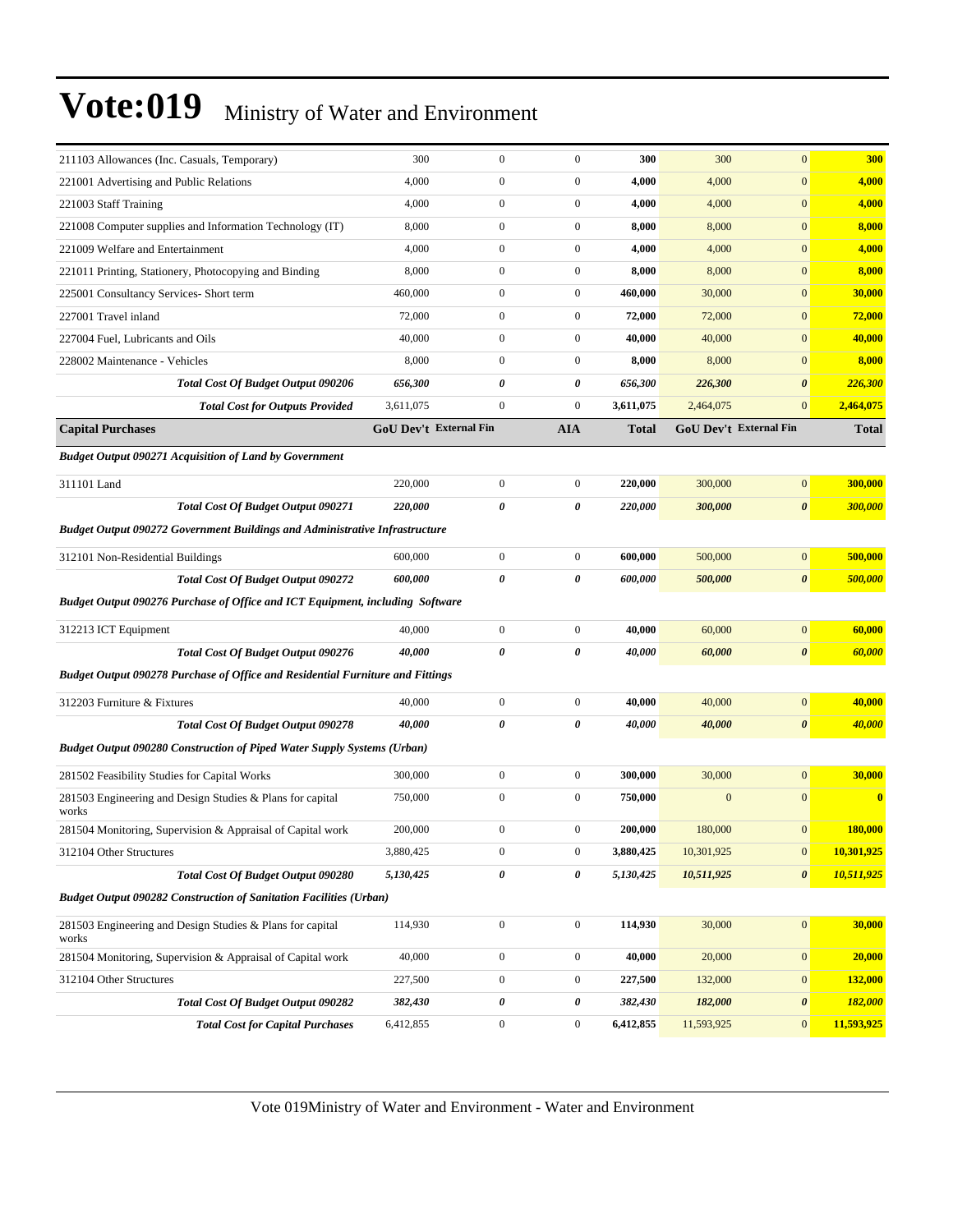# Vote:019 Ministry of Water and Environment

| | | | | | | | |
|---|---|---|---|---|---|---|---|
| 211103 Allowances (Inc. Casuals, Temporary) | 300 | 0 | 0 | **300** | 300 | 0 | **300** |
| 221001 Advertising and Public Relations | 4,000 | 0 | 0 | **4,000** | 4,000 | 0 | **4,000** |
| 221003 Staff Training | 4,000 | 0 | 0 | **4,000** | 4,000 | 0 | **4,000** |
| 221008 Computer supplies and Information Technology (IT) | 8,000 | 0 | 0 | **8,000** | 8,000 | 0 | **8,000** |
| 221009 Welfare and Entertainment | 4,000 | 0 | 0 | **4,000** | 4,000 | 0 | **4,000** |
| 221011 Printing, Stationery, Photocopying and Binding | 8,000 | 0 | 0 | **8,000** | 8,000 | 0 | **8,000** |
| 225001 Consultancy Services- Short term | 460,000 | 0 | 0 | **460,000** | 30,000 | 0 | **30,000** |
| 227001 Travel inland | 72,000 | 0 | 0 | **72,000** | 72,000 | 0 | **72,000** |
| 227004 Fuel, Lubricants and Oils | 40,000 | 0 | 0 | **40,000** | 40,000 | 0 | **40,000** |
| 228002 Maintenance - Vehicles | 8,000 | 0 | 0 | **8,000** | 8,000 | 0 | **8,000** |
| ***Total Cost Of Budget Output 090206*** | ***656,300*** | ***0*** | ***0*** | ***656,300*** | ***226,300*** | ***0*** | ***226,300*** |
| ***Total Cost for Outputs Provided*** | 3,611,075 | 0 | 0 | **3,611,075** | 2,464,075 | 0 | **2,464,075** |

| **Capital Purchases** | **GoU Dev't** | **External Fin** | **AIA** | **Total** | **GoU Dev't** | **External Fin** | **Total** |
|---|---|---|---|---|---|---|---|
| ***Budget Output 090271 Acquisition of Land by Government*** | | | | | | | |
| 311101 Land | 220,000 | 0 | 0 | **220,000** | 300,000 | 0 | **300,000** |
| ***Total Cost Of Budget Output 090271*** | ***220,000*** | ***0*** | ***0*** | ***220,000*** | ***300,000*** | ***0*** | ***300,000*** |
| ***Budget Output 090272 Government Buildings and Administrative Infrastructure*** | | | | | | | |
| 312101 Non-Residential Buildings | 600,000 | 0 | 0 | **600,000** | 500,000 | 0 | **500,000** |
| ***Total Cost Of Budget Output 090272*** | ***600,000*** | ***0*** | ***0*** | ***600,000*** | ***500,000*** | ***0*** | ***500,000*** |
| ***Budget Output 090276 Purchase of Office and ICT Equipment, including Software*** | | | | | | | |
| 312213 ICT Equipment | 40,000 | 0 | 0 | **40,000** | 60,000 | 0 | **60,000** |
| ***Total Cost Of Budget Output 090276*** | ***40,000*** | ***0*** | ***0*** | ***40,000*** | ***60,000*** | ***0*** | ***60,000*** |
| ***Budget Output 090278 Purchase of Office and Residential Furniture and Fittings*** | | | | | | | |
| 312203 Furniture & Fixtures | 40,000 | 0 | 0 | **40,000** | 40,000 | 0 | **40,000** |
| ***Total Cost Of Budget Output 090278*** | ***40,000*** | ***0*** | ***0*** | ***40,000*** | ***40,000*** | ***0*** | ***40,000*** |
| ***Budget Output 090280 Construction of Piped Water Supply Systems (Urban)*** | | | | | | | |
| 281502 Feasibility Studies for Capital Works | 300,000 | 0 | 0 | **300,000** | 30,000 | 0 | **30,000** |
| 281503 Engineering and Design Studies & Plans for capital works | 750,000 | 0 | 0 | **750,000** | 0 | 0 | **0** |
| 281504 Monitoring, Supervision & Appraisal of Capital work | 200,000 | 0 | 0 | **200,000** | 180,000 | 0 | **180,000** |
| 312104 Other Structures | 3,880,425 | 0 | 0 | **3,880,425** | 10,301,925 | 0 | **10,301,925** |
| ***Total Cost Of Budget Output 090280*** | ***5,130,425*** | ***0*** | ***0*** | ***5,130,425*** | ***10,511,925*** | ***0*** | ***10,511,925*** |
| ***Budget Output 090282 Construction of Sanitation Facilities (Urban)*** | | | | | | | |
| 281503 Engineering and Design Studies & Plans for capital works | 114,930 | 0 | 0 | **114,930** | 30,000 | 0 | **30,000** |
| 281504 Monitoring, Supervision & Appraisal of Capital work | 40,000 | 0 | 0 | **40,000** | 20,000 | 0 | **20,000** |
| 312104 Other Structures | 227,500 | 0 | 0 | **227,500** | 132,000 | 0 | **132,000** |
| ***Total Cost Of Budget Output 090282*** | ***382,430*** | ***0*** | ***0*** | ***382,430*** | ***182,000*** | ***0*** | ***182,000*** |
| ***Total Cost for Capital Purchases*** | 6,412,855 | 0 | 0 | **6,412,855** | 11,593,925 | 0 | **11,593,925** |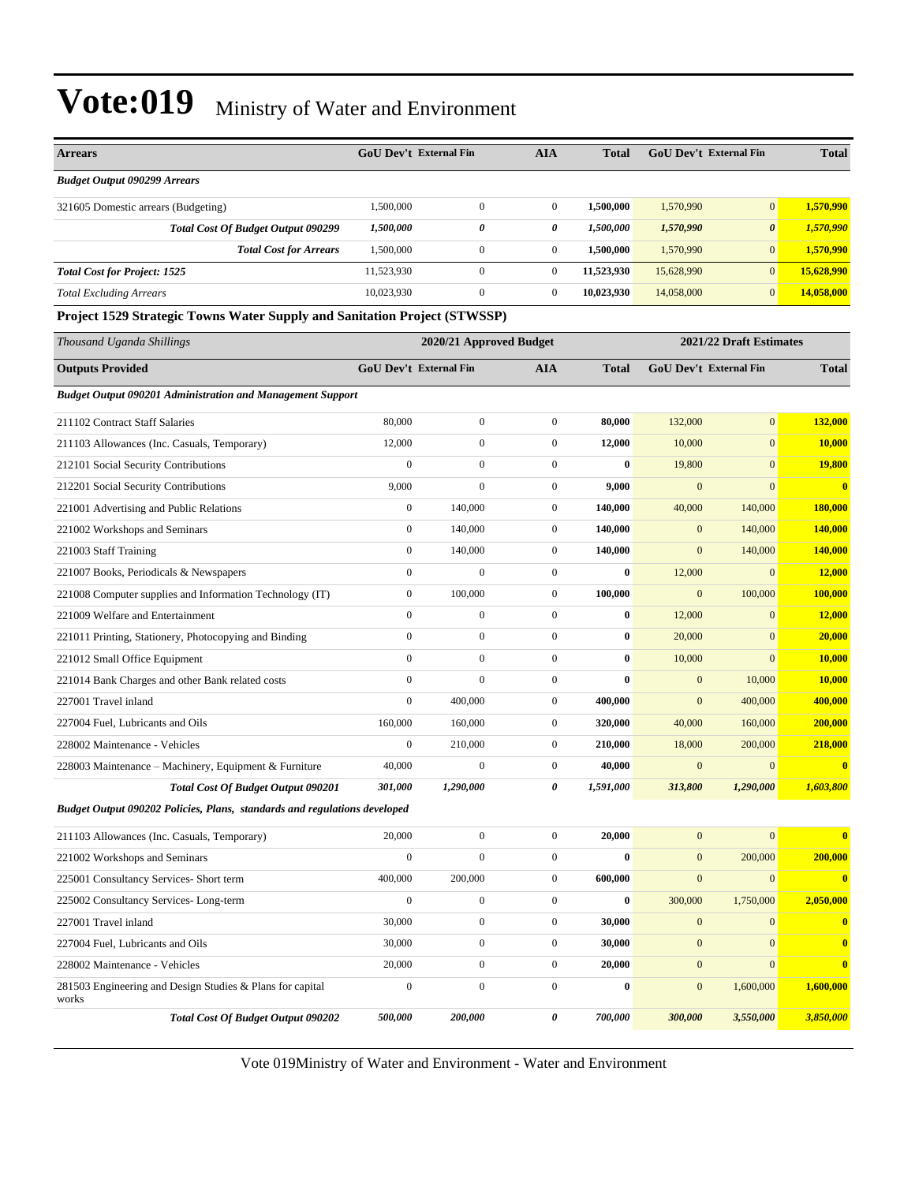# Vote:019 Ministry of Water and Environment

| Arrears | GoU Dev't | External Fin | AIA | Total | GoU Dev't | External Fin | Total |
|---|---|---|---|---|---|---|---|
| ***Budget Output 090299 Arrears*** | | | | | | | |
| 321605 Domestic arrears (Budgeting) | 1,500,000 | 0 | 0 | **1,500,000** | 1,570,990 | 0 | **1,570,990** |
| ***Total Cost Of Budget Output 090299*** | ***1,500,000*** | ***0*** | ***0*** | ***1,500,000*** | ***1,570,990*** | ***0*** | ***1,570,990*** |
| ***Total Cost for Arrears*** | 1,500,000 | 0 | 0 | 1,500,000 | 1,570,990 | 0 | 1,570,990 |
| ***Total Cost for Project: 1525*** | 11,523,930 | 0 | 0 | 11,523,930 | 15,628,990 | 0 | 15,628,990 |
| *Total Excluding Arrears* | 10,023,930 | 0 | 0 | 10,023,930 | 14,058,000 | 0 | 14,058,000 |

**Project 1529 Strategic Towns Water Supply and Sanitation Project (STWSSP)**

| *Thousand Uganda Shillings* | 2020/21 Approved Budget | | | | 2021/22 Draft Estimates | | |
|---|---|---|---|---|---|---|---|
| **Outputs Provided** | **GoU Dev't** | **External Fin** | **AIA** | **Total** | **GoU Dev't** | **External Fin** | **Total** |
| ***Budget Output 090201 Administration and Management Support*** | | | | | | | |
| 211102 Contract Staff Salaries | 80,000 | 0 | 0 | **80,000** | 132,000 | 0 | **132,000** |
| 211103 Allowances (Inc. Casuals, Temporary) | 12,000 | 0 | 0 | **12,000** | 10,000 | 0 | **10,000** |
| 212101 Social Security Contributions | 0 | 0 | 0 | **0** | 19,800 | 0 | **19,800** |
| 212201 Social Security Contributions | 9,000 | 0 | 0 | **9,000** | 0 | 0 | **0** |
| 221001 Advertising and Public Relations | 0 | 140,000 | 0 | **140,000** | 40,000 | 140,000 | **180,000** |
| 221002 Workshops and Seminars | 0 | 140,000 | 0 | **140,000** | 0 | 140,000 | **140,000** |
| 221003 Staff Training | 0 | 140,000 | 0 | **140,000** | 0 | 140,000 | **140,000** |
| 221007 Books, Periodicals & Newspapers | 0 | 0 | 0 | **0** | 12,000 | 0 | **12,000** |
| 221008 Computer supplies and Information Technology (IT) | 0 | 100,000 | 0 | **100,000** | 0 | 100,000 | **100,000** |
| 221009 Welfare and Entertainment | 0 | 0 | 0 | **0** | 12,000 | 0 | **12,000** |
| 221011 Printing, Stationery, Photocopying and Binding | 0 | 0 | 0 | **0** | 20,000 | 0 | **20,000** |
| 221012 Small Office Equipment | 0 | 0 | 0 | **0** | 10,000 | 0 | **10,000** |
| 221014 Bank Charges and other Bank related costs | 0 | 0 | 0 | **0** | 0 | 10,000 | **10,000** |
| 227001 Travel inland | 0 | 400,000 | 0 | **400,000** | 0 | 400,000 | **400,000** |
| 227004 Fuel, Lubricants and Oils | 160,000 | 160,000 | 0 | **320,000** | 40,000 | 160,000 | **200,000** |
| 228002 Maintenance - Vehicles | 0 | 210,000 | 0 | **210,000** | 18,000 | 200,000 | **218,000** |
| 228003 Maintenance – Machinery, Equipment & Furniture | 40,000 | 0 | 0 | **40,000** | 0 | 0 | **0** |
| ***Total Cost Of Budget Output 090201*** | ***301,000*** | ***1,290,000*** | ***0*** | ***1,591,000*** | ***313,800*** | ***1,290,000*** | ***1,603,800*** |
| ***Budget Output 090202 Policies, Plans, standards and regulations developed*** | | | | | | | |
| 211103 Allowances (Inc. Casuals, Temporary) | 20,000 | 0 | 0 | **20,000** | 0 | 0 | **0** |
| 221002 Workshops and Seminars | 0 | 0 | 0 | **0** | 0 | 200,000 | **200,000** |
| 225001 Consultancy Services- Short term | 400,000 | 200,000 | 0 | **600,000** | 0 | 0 | **0** |
| 225002 Consultancy Services- Long-term | 0 | 0 | 0 | **0** | 300,000 | 1,750,000 | **2,050,000** |
| 227001 Travel inland | 30,000 | 0 | 0 | **30,000** | 0 | 0 | **0** |
| 227004 Fuel, Lubricants and Oils | 30,000 | 0 | 0 | **30,000** | 0 | 0 | **0** |
| 228002 Maintenance - Vehicles | 20,000 | 0 | 0 | **20,000** | 0 | 0 | **0** |
| 281503 Engineering and Design Studies & Plans for capital works | 0 | 0 | 0 | **0** | 0 | 1,600,000 | **1,600,000** |
| ***Total Cost Of Budget Output 090202*** | ***500,000*** | ***200,000*** | ***0*** | ***700,000*** | ***300,000*** | ***3,550,000*** | ***3,850,000*** |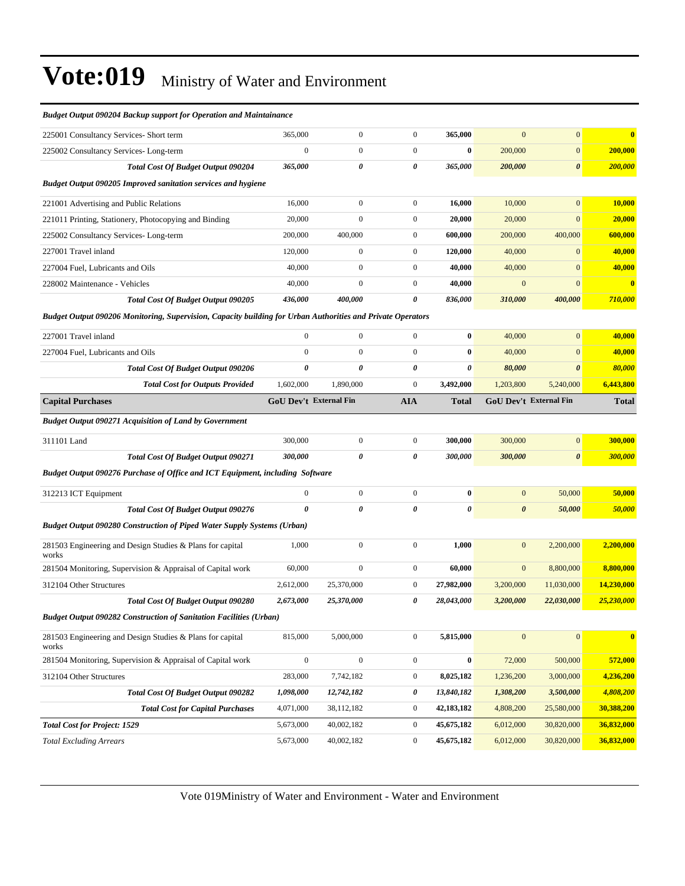# Vote:019 Ministry of Water and Environment

| | | | | | | | |
|---|---|---|---|---|---|---|---|
| ***Budget Output 090204 Backup support for Operation and Maintainance*** | | | | | | | |
| 225001 Consultancy Services- Short term | 365,000 | 0 | 0 | **365,000** | 0 | 0 | **0** |
| 225002 Consultancy Services- Long-term | 0 | 0 | 0 | **0** | 200,000 | 0 | **200,000** |
| ***Total Cost Of Budget Output 090204*** | ***365,000*** | ***0*** | ***0*** | ***365,000*** | ***200,000*** | ***0*** | ***200,000*** |
| ***Budget Output 090205 Improved sanitation services and hygiene*** | | | | | | | |
| 221001 Advertising and Public Relations | 16,000 | 0 | 0 | **16,000** | 10,000 | 0 | **10,000** |
| 221011 Printing, Stationery, Photocopying and Binding | 20,000 | 0 | 0 | **20,000** | 20,000 | 0 | **20,000** |
| 225002 Consultancy Services- Long-term | 200,000 | 400,000 | 0 | **600,000** | 200,000 | 400,000 | **600,000** |
| 227001 Travel inland | 120,000 | 0 | 0 | **120,000** | 40,000 | 0 | **40,000** |
| 227004 Fuel, Lubricants and Oils | 40,000 | 0 | 0 | **40,000** | 40,000 | 0 | **40,000** |
| 228002 Maintenance - Vehicles | 40,000 | 0 | 0 | **40,000** | 0 | 0 | **0** |
| ***Total Cost Of Budget Output 090205*** | ***436,000*** | ***400,000*** | ***0*** | ***836,000*** | ***310,000*** | ***400,000*** | ***710,000*** |
| ***Budget Output 090206 Monitoring, Supervision, Capacity building for Urban Authorities and Private Operators*** | | | | | | | |
| 227001 Travel inland | 0 | 0 | 0 | **0** | 40,000 | 0 | **40,000** |
| 227004 Fuel, Lubricants and Oils | 0 | 0 | 0 | **0** | 40,000 | 0 | **40,000** |
| ***Total Cost Of Budget Output 090206*** | ***0*** | ***0*** | ***0*** | ***0*** | ***80,000*** | ***0*** | ***80,000*** |
| ***Total Cost for Outputs Provided*** | 1,602,000 | 1,890,000 | 0 | **3,492,000** | 1,203,800 | 5,240,000 | **6,443,800** |
| **Capital Purchases** | **GoU Dev't** | **External Fin** | **AIA** | **Total** | **GoU Dev't** | **External Fin** | **Total** |
| ***Budget Output 090271 Acquisition of Land by Government*** | | | | | | | |
| 311101 Land | 300,000 | 0 | 0 | **300,000** | 300,000 | 0 | **300,000** |
| ***Total Cost Of Budget Output 090271*** | ***300,000*** | ***0*** | ***0*** | ***300,000*** | ***300,000*** | ***0*** | ***300,000*** |
| ***Budget Output 090276 Purchase of Office and ICT Equipment, including Software*** | | | | | | | |
| 312213 ICT Equipment | 0 | 0 | 0 | **0** | 0 | 50,000 | **50,000** |
| ***Total Cost Of Budget Output 090276*** | ***0*** | ***0*** | ***0*** | ***0*** | ***0*** | ***50,000*** | ***50,000*** |
| ***Budget Output 090280 Construction of Piped Water Supply Systems (Urban)*** | | | | | | | |
| 281503 Engineering and Design Studies & Plans for capital works | 1,000 | 0 | 0 | **1,000** | 0 | 2,200,000 | **2,200,000** |
| 281504 Monitoring, Supervision & Appraisal of Capital work | 60,000 | 0 | 0 | **60,000** | 0 | 8,800,000 | **8,800,000** |
| 312104 Other Structures | 2,612,000 | 25,370,000 | 0 | **27,982,000** | 3,200,000 | 11,030,000 | **14,230,000** |
| ***Total Cost Of Budget Output 090280*** | ***2,673,000*** | ***25,370,000*** | ***0*** | ***28,043,000*** | ***3,200,000*** | ***22,030,000*** | ***25,230,000*** |
| ***Budget Output 090282 Construction of Sanitation Facilities (Urban)*** | | | | | | | |
| 281503 Engineering and Design Studies & Plans for capital works | 815,000 | 5,000,000 | 0 | **5,815,000** | 0 | 0 | **0** |
| 281504 Monitoring, Supervision & Appraisal of Capital work | 0 | 0 | 0 | **0** | 72,000 | 500,000 | **572,000** |
| 312104 Other Structures | 283,000 | 7,742,182 | 0 | **8,025,182** | 1,236,200 | 3,000,000 | **4,236,200** |
| ***Total Cost Of Budget Output 090282*** | ***1,098,000*** | ***12,742,182*** | ***0*** | ***13,840,182*** | ***1,308,200*** | ***3,500,000*** | ***4,808,200*** |
| ***Total Cost for Capital Purchases*** | 4,071,000 | 38,112,182 | 0 | **42,183,182** | 4,808,200 | 25,580,000 | **30,388,200** |
| ***Total Cost for Project: 1529*** | 5,673,000 | 40,002,182 | 0 | **45,675,182** | 6,012,000 | 30,820,000 | **36,832,000** |
| *Total Excluding Arrears* | 5,673,000 | 40,002,182 | 0 | **45,675,182** | 6,012,000 | 30,820,000 | **36,832,000** |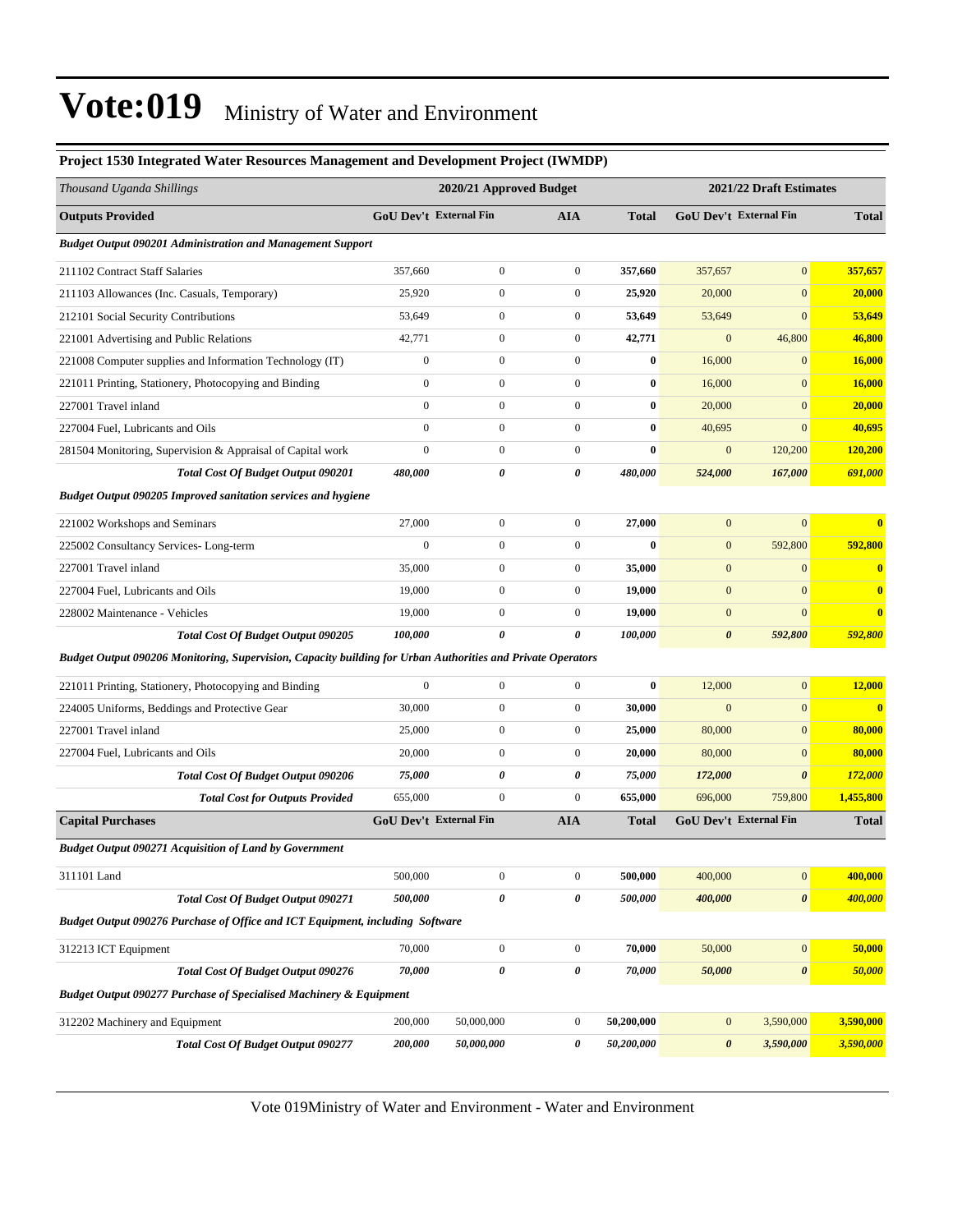# Vote:019 Ministry of Water and Environment

**Project 1530 Integrated Water Resources Management and Development Project (IWMDP)**

| *Thousand Uganda Shillings* | 2020/21 Approved Budget | | | | 2021/22 Draft Estimates | | |
|---|---|---|---|---|---|---|---|
| **Outputs Provided** | **GoU Dev't** | **External Fin** | **AIA** | **Total** | **GoU Dev't** | **External Fin** | **Total** |
| ***Budget Output 090201 Administration and Management Support*** | | | | | | | |
| 211102 Contract Staff Salaries | 357,660 | 0 | 0 | **357,660** | 357,657 | 0 | **357,657** |
| 211103 Allowances (Inc. Casuals, Temporary) | 25,920 | 0 | 0 | **25,920** | 20,000 | 0 | **20,000** |
| 212101 Social Security Contributions | 53,649 | 0 | 0 | **53,649** | 53,649 | 0 | **53,649** |
| 221001 Advertising and Public Relations | 42,771 | 0 | 0 | **42,771** | 0 | 46,800 | **46,800** |
| 221008 Computer supplies and Information Technology (IT) | 0 | 0 | 0 | **0** | 16,000 | 0 | **16,000** |
| 221011 Printing, Stationery, Photocopying and Binding | 0 | 0 | 0 | **0** | 16,000 | 0 | **16,000** |
| 227001 Travel inland | 0 | 0 | 0 | **0** | 20,000 | 0 | **20,000** |
| 227004 Fuel, Lubricants and Oils | 0 | 0 | 0 | **0** | 40,695 | 0 | **40,695** |
| 281504 Monitoring, Supervision & Appraisal of Capital work | 0 | 0 | 0 | **0** | 0 | 120,200 | **120,200** |
| ***Total Cost Of Budget Output 090201*** | ***480,000*** | ***0*** | ***0*** | ***480,000*** | ***524,000*** | ***167,000*** | ***691,000*** |
| ***Budget Output 090205 Improved sanitation services and hygiene*** | | | | | | | |
| 221002 Workshops and Seminars | 27,000 | 0 | 0 | **27,000** | 0 | 0 | **0** |
| 225002 Consultancy Services- Long-term | 0 | 0 | 0 | **0** | 0 | 592,800 | **592,800** |
| 227001 Travel inland | 35,000 | 0 | 0 | **35,000** | 0 | 0 | **0** |
| 227004 Fuel, Lubricants and Oils | 19,000 | 0 | 0 | **19,000** | 0 | 0 | **0** |
| 228002 Maintenance - Vehicles | 19,000 | 0 | 0 | **19,000** | 0 | 0 | **0** |
| ***Total Cost Of Budget Output 090205*** | ***100,000*** | ***0*** | ***0*** | ***100,000*** | ***0*** | ***592,800*** | ***592,800*** |
| ***Budget Output 090206 Monitoring, Supervision, Capacity building for Urban Authorities and Private Operators*** | | | | | | | |
| 221011 Printing, Stationery, Photocopying and Binding | 0 | 0 | 0 | **0** | 12,000 | 0 | **12,000** |
| 224005 Uniforms, Beddings and Protective Gear | 30,000 | 0 | 0 | **30,000** | 0 | 0 | **0** |
| 227001 Travel inland | 25,000 | 0 | 0 | **25,000** | 80,000 | 0 | **80,000** |
| 227004 Fuel, Lubricants and Oils | 20,000 | 0 | 0 | **20,000** | 80,000 | 0 | **80,000** |
| ***Total Cost Of Budget Output 090206*** | ***75,000*** | ***0*** | ***0*** | ***75,000*** | ***172,000*** | ***0*** | ***172,000*** |
| ***Total Cost for Outputs Provided*** | 655,000 | 0 | 0 | **655,000** | 696,000 | 759,800 | **1,455,800** |
| **Capital Purchases** | **GoU Dev't** | **External Fin** | **AIA** | **Total** | **GoU Dev't** | **External Fin** | **Total** |
| ***Budget Output 090271 Acquisition of Land by Government*** | | | | | | | |
| 311101 Land | 500,000 | 0 | 0 | **500,000** | 400,000 | 0 | **400,000** |
| ***Total Cost Of Budget Output 090271*** | ***500,000*** | ***0*** | ***0*** | ***500,000*** | ***400,000*** | ***0*** | ***400,000*** |
| ***Budget Output 090276 Purchase of Office and ICT Equipment, including Software*** | | | | | | | |
| 312213 ICT Equipment | 70,000 | 0 | 0 | **70,000** | 50,000 | 0 | **50,000** |
| ***Total Cost Of Budget Output 090276*** | ***70,000*** | ***0*** | ***0*** | ***70,000*** | ***50,000*** | ***0*** | ***50,000*** |
| ***Budget Output 090277 Purchase of Specialised Machinery & Equipment*** | | | | | | | |
| 312202 Machinery and Equipment | 200,000 | 50,000,000 | 0 | **50,200,000** | 0 | 3,590,000 | **3,590,000** |
| ***Total Cost Of Budget Output 090277*** | ***200,000*** | ***50,000,000*** | ***0*** | ***50,200,000*** | ***0*** | ***3,590,000*** | ***3,590,000*** |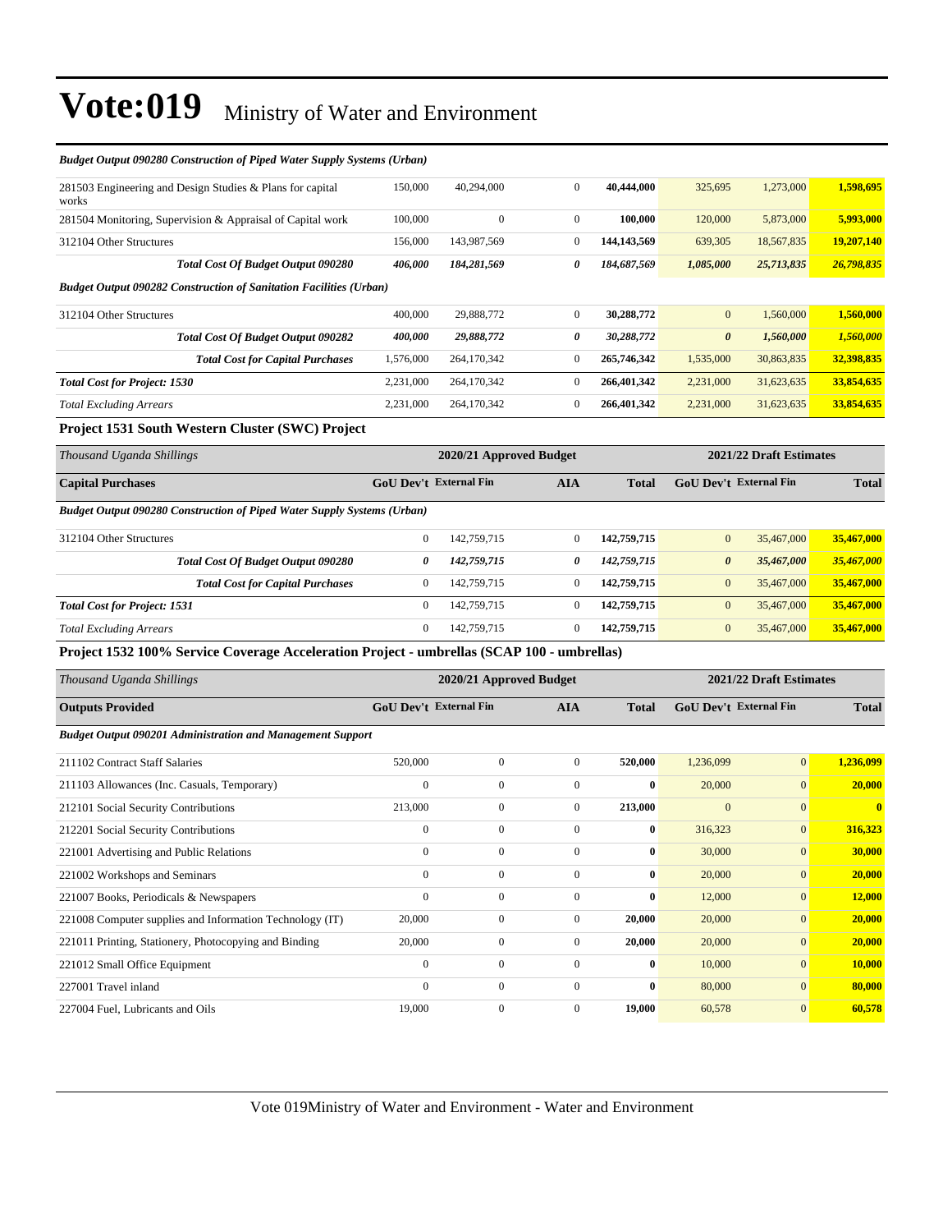# Vote:019 Ministry of Water and Environment

| | | | | | | | |
|---|---|---|---|---|---|---|---|
| ***Budget Output 090280 Construction of Piped Water Supply Systems (Urban)*** | | | | | | | |
| 281503 Engineering and Design Studies & Plans for capital works | 150,000 | 40,294,000 | 0 | **40,444,000** | 325,695 | 1,273,000 | **1,598,695** |
| 281504 Monitoring, Supervision & Appraisal of Capital work | 100,000 | 0 | 0 | **100,000** | 120,000 | 5,873,000 | **5,993,000** |
| 312104 Other Structures | 156,000 | 143,987,569 | 0 | **144,143,569** | 639,305 | 18,567,835 | **19,207,140** |
| ***Total Cost Of Budget Output 090280*** | ***406,000*** | ***184,281,569*** | ***0*** | ***184,687,569*** | ***1,085,000*** | ***25,713,835*** | ***26,798,835*** |
| ***Budget Output 090282 Construction of Sanitation Facilities (Urban)*** | | | | | | | |
| 312104 Other Structures | 400,000 | 29,888,772 | 0 | **30,288,772** | 0 | 1,560,000 | **1,560,000** |
| ***Total Cost Of Budget Output 090282*** | ***400,000*** | ***29,888,772*** | ***0*** | ***30,288,772*** | ***0*** | ***1,560,000*** | ***1,560,000*** |
| ***Total Cost for Capital Purchases*** | 1,576,000 | 264,170,342 | 0 | **265,746,342** | 1,535,000 | 30,863,835 | **32,398,835** |
| ***Total Cost for Project: 1530*** | 2,231,000 | 264,170,342 | 0 | **266,401,342** | 2,231,000 | 31,623,635 | **33,854,635** |
| *Total Excluding Arrears* | 2,231,000 | 264,170,342 | 0 | **266,401,342** | 2,231,000 | 31,623,635 | **33,854,635** |

**Project 1531 South Western Cluster (SWC) Project**

| *Thousand Uganda Shillings* | 2020/21 Approved Budget | | | | 2021/22 Draft Estimates | | |
|---|---|---|---|---|---|---|---|
| **Capital Purchases** | **GoU Dev't** | **External Fin** | **AIA** | **Total** | **GoU Dev't** | **External Fin** | **Total** |
| ***Budget Output 090280 Construction of Piped Water Supply Systems (Urban)*** | | | | | | | |
| 312104 Other Structures | 0 | 142,759,715 | 0 | **142,759,715** | 0 | 35,467,000 | **35,467,000** |
| ***Total Cost Of Budget Output 090280*** | ***0*** | ***142,759,715*** | ***0*** | ***142,759,715*** | ***0*** | ***35,467,000*** | ***35,467,000*** |
| ***Total Cost for Capital Purchases*** | 0 | 142,759,715 | 0 | **142,759,715** | 0 | 35,467,000 | **35,467,000** |
| ***Total Cost for Project: 1531*** | 0 | 142,759,715 | 0 | **142,759,715** | 0 | 35,467,000 | **35,467,000** |
| *Total Excluding Arrears* | 0 | 142,759,715 | 0 | **142,759,715** | 0 | 35,467,000 | **35,467,000** |

**Project 1532 100% Service Coverage Acceleration Project - umbrellas (SCAP 100 - umbrellas)**

| *Thousand Uganda Shillings* | 2020/21 Approved Budget | | | | 2021/22 Draft Estimates | | |
|---|---|---|---|---|---|---|---|
| **Outputs Provided** | **GoU Dev't** | **External Fin** | **AIA** | **Total** | **GoU Dev't** | **External Fin** | **Total** |
| ***Budget Output 090201 Administration and Management Support*** | | | | | | | |
| 211102 Contract Staff Salaries | 520,000 | 0 | 0 | **520,000** | 1,236,099 | 0 | **1,236,099** |
| 211103 Allowances (Inc. Casuals, Temporary) | 0 | 0 | 0 | **0** | 20,000 | 0 | **20,000** |
| 212101 Social Security Contributions | 213,000 | 0 | 0 | **213,000** | 0 | 0 | **0** |
| 212201 Social Security Contributions | 0 | 0 | 0 | **0** | 316,323 | 0 | **316,323** |
| 221001 Advertising and Public Relations | 0 | 0 | 0 | **0** | 30,000 | 0 | **30,000** |
| 221002 Workshops and Seminars | 0 | 0 | 0 | **0** | 20,000 | 0 | **20,000** |
| 221007 Books, Periodicals & Newspapers | 0 | 0 | 0 | **0** | 12,000 | 0 | **12,000** |
| 221008 Computer supplies and Information Technology (IT) | 20,000 | 0 | 0 | **20,000** | 20,000 | 0 | **20,000** |
| 221011 Printing, Stationery, Photocopying and Binding | 20,000 | 0 | 0 | **20,000** | 20,000 | 0 | **20,000** |
| 221012 Small Office Equipment | 0 | 0 | 0 | **0** | 10,000 | 0 | **10,000** |
| 227001 Travel inland | 0 | 0 | 0 | **0** | 80,000 | 0 | **80,000** |
| 227004 Fuel, Lubricants and Oils | 19,000 | 0 | 0 | **19,000** | 60,578 | 0 | **60,578** |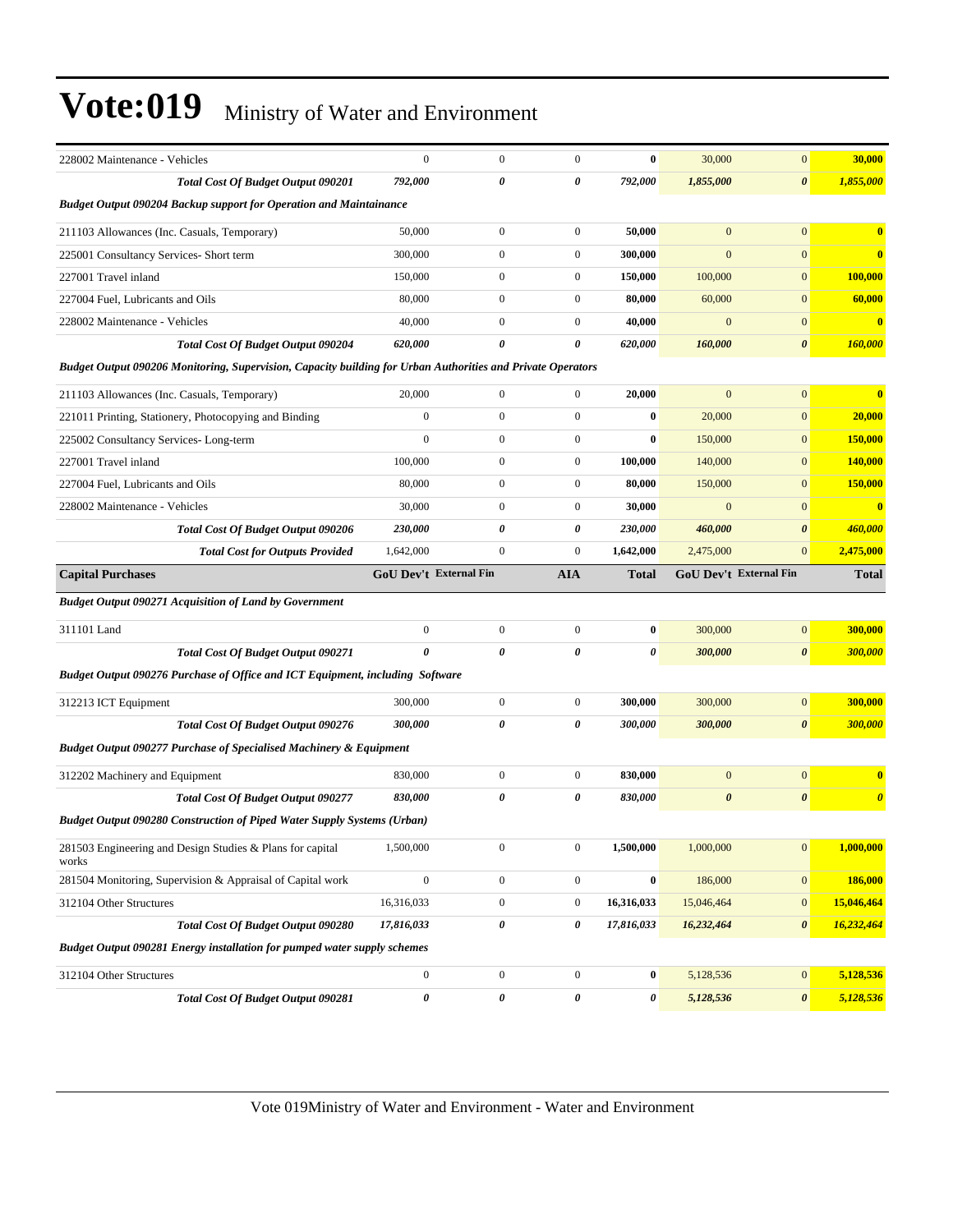# Vote:019 Ministry of Water and Environment

| | | | | | | | |
|---|---|---|---|---|---|---|---|
| 228002 Maintenance - Vehicles | 0 | 0 | 0 | **0** | 30,000 | 0 | **30,000** |
| ***Total Cost Of Budget Output 090201*** | ***792,000*** | ***0*** | ***0*** | ***792,000*** | ***1,855,000*** | ***0*** | ***1,855,000*** |
| ***Budget Output 090204 Backup support for Operation and Maintainance*** | | | | | | | |
| 211103 Allowances (Inc. Casuals, Temporary) | 50,000 | 0 | 0 | **50,000** | 0 | 0 | **0** |
| 225001 Consultancy Services- Short term | 300,000 | 0 | 0 | **300,000** | 0 | 0 | **0** |
| 227001 Travel inland | 150,000 | 0 | 0 | **150,000** | 100,000 | 0 | **100,000** |
| 227004 Fuel, Lubricants and Oils | 80,000 | 0 | 0 | **80,000** | 60,000 | 0 | **60,000** |
| 228002 Maintenance - Vehicles | 40,000 | 0 | 0 | **40,000** | 0 | 0 | **0** |
| ***Total Cost Of Budget Output 090204*** | ***620,000*** | ***0*** | ***0*** | ***620,000*** | ***160,000*** | ***0*** | ***160,000*** |
| ***Budget Output 090206 Monitoring, Supervision, Capacity building for Urban Authorities and Private Operators*** | | | | | | | |
| 211103 Allowances (Inc. Casuals, Temporary) | 20,000 | 0 | 0 | **20,000** | 0 | 0 | **0** |
| 221011 Printing, Stationery, Photocopying and Binding | 0 | 0 | 0 | **0** | 20,000 | 0 | **20,000** |
| 225002 Consultancy Services- Long-term | 0 | 0 | 0 | **0** | 150,000 | 0 | **150,000** |
| 227001 Travel inland | 100,000 | 0 | 0 | **100,000** | 140,000 | 0 | **140,000** |
| 227004 Fuel, Lubricants and Oils | 80,000 | 0 | 0 | **80,000** | 150,000 | 0 | **150,000** |
| 228002 Maintenance - Vehicles | 30,000 | 0 | 0 | **30,000** | 0 | 0 | **0** |
| ***Total Cost Of Budget Output 090206*** | ***230,000*** | ***0*** | ***0*** | ***230,000*** | ***460,000*** | ***0*** | ***460,000*** |
| ***Total Cost for Outputs Provided*** | 1,642,000 | 0 | 0 | **1,642,000** | 2,475,000 | 0 | **2,475,000** |
| **Capital Purchases** | **GoU Dev't** | **External Fin** | **AIA** | **Total** | **GoU Dev't** | **External Fin** | **Total** |
| ***Budget Output 090271 Acquisition of Land by Government*** | | | | | | | |
| 311101 Land | 0 | 0 | 0 | **0** | 300,000 | 0 | **300,000** |
| ***Total Cost Of Budget Output 090271*** | ***0*** | ***0*** | ***0*** | ***0*** | ***300,000*** | ***0*** | ***300,000*** |
| ***Budget Output 090276 Purchase of Office and ICT Equipment, including Software*** | | | | | | | |
| 312213 ICT Equipment | 300,000 | 0 | 0 | **300,000** | 300,000 | 0 | **300,000** |
| ***Total Cost Of Budget Output 090276*** | ***300,000*** | ***0*** | ***0*** | ***300,000*** | ***300,000*** | ***0*** | ***300,000*** |
| ***Budget Output 090277 Purchase of Specialised Machinery & Equipment*** | | | | | | | |
| 312202 Machinery and Equipment | 830,000 | 0 | 0 | **830,000** | 0 | 0 | **0** |
| ***Total Cost Of Budget Output 090277*** | ***830,000*** | ***0*** | ***0*** | ***830,000*** | ***0*** | ***0*** | ***0*** |
| ***Budget Output 090280 Construction of Piped Water Supply Systems (Urban)*** | | | | | | | |
| 281503 Engineering and Design Studies & Plans for capital works | 1,500,000 | 0 | 0 | **1,500,000** | 1,000,000 | 0 | **1,000,000** |
| 281504 Monitoring, Supervision & Appraisal of Capital work | 0 | 0 | 0 | **0** | 186,000 | 0 | **186,000** |
| 312104 Other Structures | 16,316,033 | 0 | 0 | **16,316,033** | 15,046,464 | 0 | **15,046,464** |
| ***Total Cost Of Budget Output 090280*** | ***17,816,033*** | ***0*** | ***0*** | ***17,816,033*** | ***16,232,464*** | ***0*** | ***16,232,464*** |
| ***Budget Output 090281 Energy installation for pumped water supply schemes*** | | | | | | | |
| 312104 Other Structures | 0 | 0 | 0 | **0** | 5,128,536 | 0 | **5,128,536** |
| ***Total Cost Of Budget Output 090281*** | ***0*** | ***0*** | ***0*** | ***0*** | ***5,128,536*** | ***0*** | ***5,128,536*** |

Vote 019Ministry of Water and Environment - Water and Environment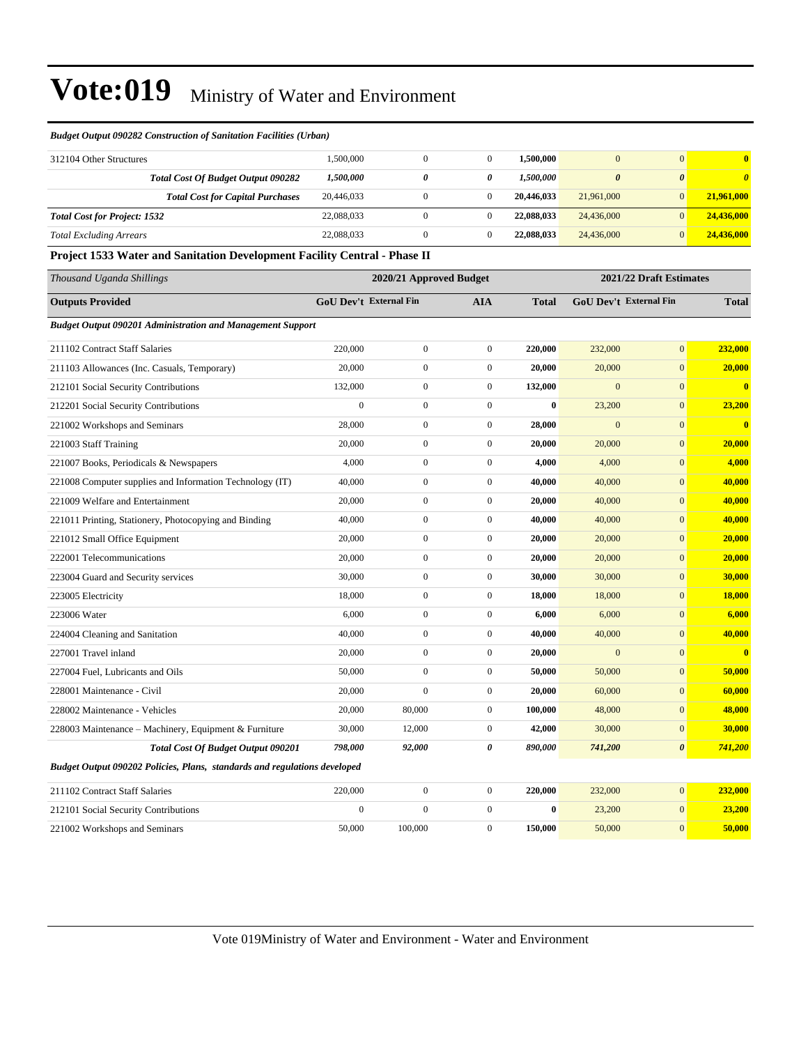*Budget Output 090282 Construction of Sanitation Facilities (Urban)*

| | | | | | | | |
|---|---|---|---|---|---|---|---|
| 312104 Other Structures | 1,500,000 | 0 | 0 | **1,500,000** | 0 | 0 | **0** |
| ***Total Cost Of Budget Output 090282*** | ***1,500,000*** | ***0*** | ***0*** | ***1,500,000*** | ***0*** | ***0*** | ***0*** |
| ***Total Cost for Capital Purchases*** | 20,446,033 | 0 | 0 | **20,446,033** | 21,961,000 | 0 | **21,961,000** |
| ***Total Cost for Project: 1532*** | 22,088,033 | 0 | 0 | **22,088,033** | 24,436,000 | 0 | **24,436,000** |
| *Total Excluding Arrears* | 22,088,033 | 0 | 0 | **22,088,033** | 24,436,000 | 0 | **24,436,000** |

**Project 1533 Water and Sanitation Development Facility Central - Phase II**

| *Thousand Uganda Shillings* | 2020/21 Approved Budget | | | | 2021/22 Draft Estimates | | |
|---|---|---|---|---|---|---|---|
| **Outputs Provided** | **GoU Dev't** | **External Fin** | **AIA** | **Total** | **GoU Dev't** | **External Fin** | **Total** |
| ***Budget Output 090201 Administration and Management Support*** | | | | | | | |
| 211102 Contract Staff Salaries | 220,000 | 0 | 0 | **220,000** | 232,000 | 0 | **232,000** |
| 211103 Allowances (Inc. Casuals, Temporary) | 20,000 | 0 | 0 | **20,000** | 20,000 | 0 | **20,000** |
| 212101 Social Security Contributions | 132,000 | 0 | 0 | **132,000** | 0 | 0 | **0** |
| 212201 Social Security Contributions | 0 | 0 | 0 | **0** | 23,200 | 0 | **23,200** |
| 221002 Workshops and Seminars | 28,000 | 0 | 0 | **28,000** | 0 | 0 | **0** |
| 221003 Staff Training | 20,000 | 0 | 0 | **20,000** | 20,000 | 0 | **20,000** |
| 221007 Books, Periodicals & Newspapers | 4,000 | 0 | 0 | **4,000** | 4,000 | 0 | **4,000** |
| 221008 Computer supplies and Information Technology (IT) | 40,000 | 0 | 0 | **40,000** | 40,000 | 0 | **40,000** |
| 221009 Welfare and Entertainment | 20,000 | 0 | 0 | **20,000** | 40,000 | 0 | **40,000** |
| 221011 Printing, Stationery, Photocopying and Binding | 40,000 | 0 | 0 | **40,000** | 40,000 | 0 | **40,000** |
| 221012 Small Office Equipment | 20,000 | 0 | 0 | **20,000** | 20,000 | 0 | **20,000** |
| 222001 Telecommunications | 20,000 | 0 | 0 | **20,000** | 20,000 | 0 | **20,000** |
| 223004 Guard and Security services | 30,000 | 0 | 0 | **30,000** | 30,000 | 0 | **30,000** |
| 223005 Electricity | 18,000 | 0 | 0 | **18,000** | 18,000 | 0 | **18,000** |
| 223006 Water | 6,000 | 0 | 0 | **6,000** | 6,000 | 0 | **6,000** |
| 224004 Cleaning and Sanitation | 40,000 | 0 | 0 | **40,000** | 40,000 | 0 | **40,000** |
| 227001 Travel inland | 20,000 | 0 | 0 | **20,000** | 0 | 0 | **0** |
| 227004 Fuel, Lubricants and Oils | 50,000 | 0 | 0 | **50,000** | 50,000 | 0 | **50,000** |
| 228001 Maintenance - Civil | 20,000 | 0 | 0 | **20,000** | 60,000 | 0 | **60,000** |
| 228002 Maintenance - Vehicles | 20,000 | 80,000 | 0 | **100,000** | 48,000 | 0 | **48,000** |
| 228003 Maintenance – Machinery, Equipment & Furniture | 30,000 | 12,000 | 0 | **42,000** | 30,000 | 0 | **30,000** |
| ***Total Cost Of Budget Output 090201*** | ***798,000*** | ***92,000*** | ***0*** | ***890,000*** | ***741,200*** | ***0*** | ***741,200*** |
| ***Budget Output 090202 Policies, Plans, standards and regulations developed*** | | | | | | | |
| 211102 Contract Staff Salaries | 220,000 | 0 | 0 | **220,000** | 232,000 | 0 | **232,000** |
| 212101 Social Security Contributions | 0 | 0 | 0 | **0** | 23,200 | 0 | **23,200** |
| 221002 Workshops and Seminars | 50,000 | 100,000 | 0 | **150,000** | 50,000 | 0 | **50,000** |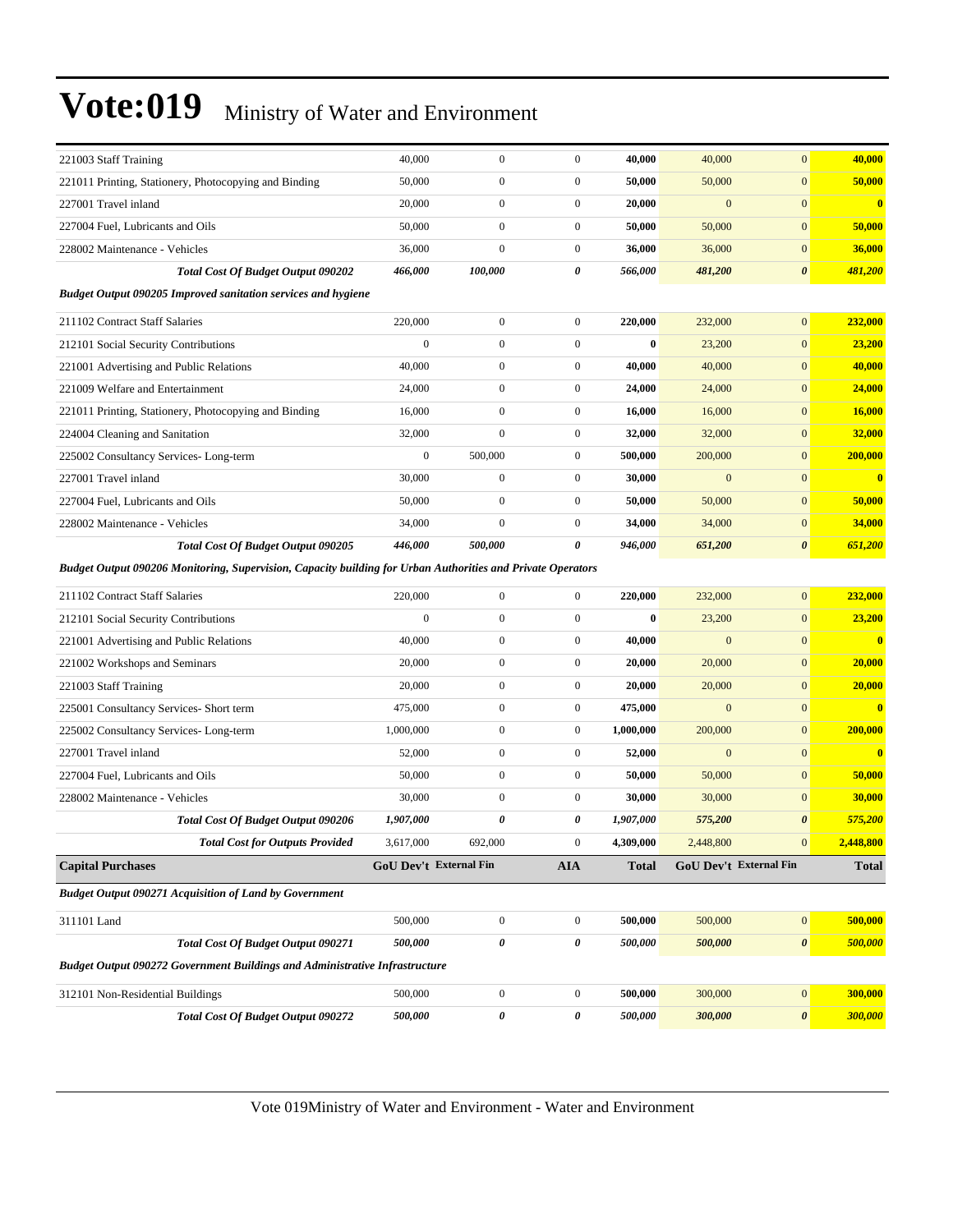# Vote:019 Ministry of Water and Environment

| | | | | | | | |
|---|---|---|---|---|---|---|---|
| 221003 Staff Training | 40,000 | 0 | 0 | **40,000** | 40,000 | 0 | **40,000** |
| 221011 Printing, Stationery, Photocopying and Binding | 50,000 | 0 | 0 | **50,000** | 50,000 | 0 | **50,000** |
| 227001 Travel inland | 20,000 | 0 | 0 | **20,000** | 0 | 0 | **0** |
| 227004 Fuel, Lubricants and Oils | 50,000 | 0 | 0 | **50,000** | 50,000 | 0 | **50,000** |
| 228002 Maintenance - Vehicles | 36,000 | 0 | 0 | **36,000** | 36,000 | 0 | **36,000** |
| ***Total Cost Of Budget Output 090202*** | ***466,000*** | ***100,000*** | ***0*** | ***566,000*** | ***481,200*** | ***0*** | ***481,200*** |
| ***Budget Output 090205 Improved sanitation services and hygiene*** | | | | | | | |
| 211102 Contract Staff Salaries | 220,000 | 0 | 0 | **220,000** | 232,000 | 0 | **232,000** |
| 212101 Social Security Contributions | 0 | 0 | 0 | **0** | 23,200 | 0 | **23,200** |
| 221001 Advertising and Public Relations | 40,000 | 0 | 0 | **40,000** | 40,000 | 0 | **40,000** |
| 221009 Welfare and Entertainment | 24,000 | 0 | 0 | **24,000** | 24,000 | 0 | **24,000** |
| 221011 Printing, Stationery, Photocopying and Binding | 16,000 | 0 | 0 | **16,000** | 16,000 | 0 | **16,000** |
| 224004 Cleaning and Sanitation | 32,000 | 0 | 0 | **32,000** | 32,000 | 0 | **32,000** |
| 225002 Consultancy Services- Long-term | 0 | 500,000 | 0 | **500,000** | 200,000 | 0 | **200,000** |
| 227001 Travel inland | 30,000 | 0 | 0 | **30,000** | 0 | 0 | **0** |
| 227004 Fuel, Lubricants and Oils | 50,000 | 0 | 0 | **50,000** | 50,000 | 0 | **50,000** |
| 228002 Maintenance - Vehicles | 34,000 | 0 | 0 | **34,000** | 34,000 | 0 | **34,000** |
| ***Total Cost Of Budget Output 090205*** | ***446,000*** | ***500,000*** | ***0*** | ***946,000*** | ***651,200*** | ***0*** | ***651,200*** |
| ***Budget Output 090206 Monitoring, Supervision, Capacity building for Urban Authorities and Private Operators*** | | | | | | | |
| 211102 Contract Staff Salaries | 220,000 | 0 | 0 | **220,000** | 232,000 | 0 | **232,000** |
| 212101 Social Security Contributions | 0 | 0 | 0 | **0** | 23,200 | 0 | **23,200** |
| 221001 Advertising and Public Relations | 40,000 | 0 | 0 | **40,000** | 0 | 0 | **0** |
| 221002 Workshops and Seminars | 20,000 | 0 | 0 | **20,000** | 20,000 | 0 | **20,000** |
| 221003 Staff Training | 20,000 | 0 | 0 | **20,000** | 20,000 | 0 | **20,000** |
| 225001 Consultancy Services- Short term | 475,000 | 0 | 0 | **475,000** | 0 | 0 | **0** |
| 225002 Consultancy Services- Long-term | 1,000,000 | 0 | 0 | **1,000,000** | 200,000 | 0 | **200,000** |
| 227001 Travel inland | 52,000 | 0 | 0 | **52,000** | 0 | 0 | **0** |
| 227004 Fuel, Lubricants and Oils | 50,000 | 0 | 0 | **50,000** | 50,000 | 0 | **50,000** |
| 228002 Maintenance - Vehicles | 30,000 | 0 | 0 | **30,000** | 30,000 | 0 | **30,000** |
| ***Total Cost Of Budget Output 090206*** | ***1,907,000*** | ***0*** | ***0*** | ***1,907,000*** | ***575,200*** | ***0*** | ***575,200*** |
| ***Total Cost for Outputs Provided*** | 3,617,000 | 692,000 | 0 | **4,309,000** | 2,448,800 | 0 | **2,448,800** |
| **Capital Purchases** | **GoU Dev't** | **External Fin** | **AIA** | **Total** | **GoU Dev't** | **External Fin** | **Total** |
| ***Budget Output 090271 Acquisition of Land by Government*** | | | | | | | |
| 311101 Land | 500,000 | 0 | 0 | **500,000** | 500,000 | 0 | **500,000** |
| ***Total Cost Of Budget Output 090271*** | ***500,000*** | ***0*** | ***0*** | ***500,000*** | ***500,000*** | ***0*** | ***500,000*** |
| ***Budget Output 090272 Government Buildings and Administrative Infrastructure*** | | | | | | | |
| 312101 Non-Residential Buildings | 500,000 | 0 | 0 | **500,000** | 300,000 | 0 | **300,000** |
| ***Total Cost Of Budget Output 090272*** | ***500,000*** | ***0*** | ***0*** | ***500,000*** | ***300,000*** | ***0*** | ***300,000*** |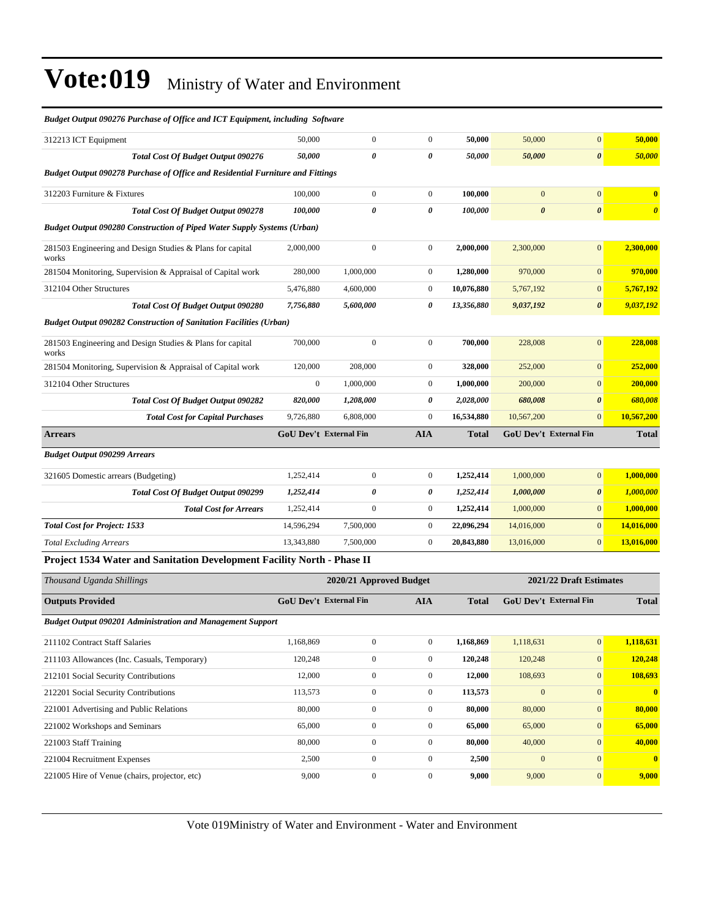# Vote:019 Ministry of Water and Environment

| | | | | | | | |
|---|---|---|---|---|---|---|---|
| ***Budget Output 090276 Purchase of Office and ICT Equipment, including Software*** | | | | | | | |
| 312213 ICT Equipment | 50,000 | 0 | 0 | **50,000** | 50,000 | 0 | **50,000** |
| ***Total Cost Of Budget Output 090276*** | ***50,000*** | ***0*** | ***0*** | ***50,000*** | ***50,000*** | ***0*** | ***50,000*** |
| ***Budget Output 090278 Purchase of Office and Residential Furniture and Fittings*** | | | | | | | |
| 312203 Furniture & Fixtures | 100,000 | 0 | 0 | **100,000** | 0 | 0 | **0** |
| ***Total Cost Of Budget Output 090278*** | ***100,000*** | ***0*** | ***0*** | ***100,000*** | ***0*** | ***0*** | ***0*** |
| ***Budget Output 090280 Construction of Piped Water Supply Systems (Urban)*** | | | | | | | |
| 281503 Engineering and Design Studies & Plans for capital works | 2,000,000 | 0 | 0 | **2,000,000** | 2,300,000 | 0 | **2,300,000** |
| 281504 Monitoring, Supervision & Appraisal of Capital work | 280,000 | 1,000,000 | 0 | **1,280,000** | 970,000 | 0 | **970,000** |
| 312104 Other Structures | 5,476,880 | 4,600,000 | 0 | **10,076,880** | 5,767,192 | 0 | **5,767,192** |
| ***Total Cost Of Budget Output 090280*** | ***7,756,880*** | ***5,600,000*** | ***0*** | ***13,356,880*** | ***9,037,192*** | ***0*** | ***9,037,192*** |
| ***Budget Output 090282 Construction of Sanitation Facilities (Urban)*** | | | | | | | |
| 281503 Engineering and Design Studies & Plans for capital works | 700,000 | 0 | 0 | **700,000** | 228,008 | 0 | **228,008** |
| 281504 Monitoring, Supervision & Appraisal of Capital work | 120,000 | 208,000 | 0 | **328,000** | 252,000 | 0 | **252,000** |
| 312104 Other Structures | 0 | 1,000,000 | 0 | **1,000,000** | 200,000 | 0 | **200,000** |
| ***Total Cost Of Budget Output 090282*** | ***820,000*** | ***1,208,000*** | ***0*** | ***2,028,000*** | ***680,008*** | ***0*** | ***680,008*** |
| ***Total Cost for Capital Purchases*** | 9,726,880 | 6,808,000 | 0 | **16,534,880** | 10,567,200 | 0 | **10,567,200** |
| **Arrears** | **GoU Dev't** | **External Fin** | **AIA** | **Total** | **GoU Dev't** | **External Fin** | **Total** |
| ***Budget Output 090299 Arrears*** | | | | | | | |
| 321605 Domestic arrears (Budgeting) | 1,252,414 | 0 | 0 | **1,252,414** | 1,000,000 | 0 | **1,000,000** |
| ***Total Cost Of Budget Output 090299*** | ***1,252,414*** | ***0*** | ***0*** | ***1,252,414*** | ***1,000,000*** | ***0*** | ***1,000,000*** |
| ***Total Cost for Arrears*** | 1,252,414 | 0 | 0 | **1,252,414** | 1,000,000 | 0 | **1,000,000** |
| ***Total Cost for Project: 1533*** | 14,596,294 | 7,500,000 | 0 | **22,096,294** | 14,016,000 | 0 | **14,016,000** |
| *Total Excluding Arrears* | 13,343,880 | 7,500,000 | 0 | **20,843,880** | 13,016,000 | 0 | **13,016,000** |

**Project 1534 Water and Sanitation Development Facility North - Phase II**

| *Thousand Uganda Shillings* | 2020/21 Approved Budget | | | | 2021/22 Draft Estimates | | |
|---|---|---|---|---|---|---|---|
| **Outputs Provided** | **GoU Dev't** | **External Fin** | **AIA** | **Total** | **GoU Dev't** | **External Fin** | **Total** |
| ***Budget Output 090201 Administration and Management Support*** | | | | | | | |
| 211102 Contract Staff Salaries | 1,168,869 | 0 | 0 | **1,168,869** | 1,118,631 | 0 | **1,118,631** |
| 211103 Allowances (Inc. Casuals, Temporary) | 120,248 | 0 | 0 | **120,248** | 120,248 | 0 | **120,248** |
| 212101 Social Security Contributions | 12,000 | 0 | 0 | **12,000** | 108,693 | 0 | **108,693** |
| 212201 Social Security Contributions | 113,573 | 0 | 0 | **113,573** | 0 | 0 | **0** |
| 221001 Advertising and Public Relations | 80,000 | 0 | 0 | **80,000** | 80,000 | 0 | **80,000** |
| 221002 Workshops and Seminars | 65,000 | 0 | 0 | **65,000** | 65,000 | 0 | **65,000** |
| 221003 Staff Training | 80,000 | 0 | 0 | **80,000** | 40,000 | 0 | **40,000** |
| 221004 Recruitment Expenses | 2,500 | 0 | 0 | **2,500** | 0 | 0 | **0** |
| 221005 Hire of Venue (chairs, projector, etc) | 9,000 | 0 | 0 | **9,000** | 9,000 | 0 | **9,000** |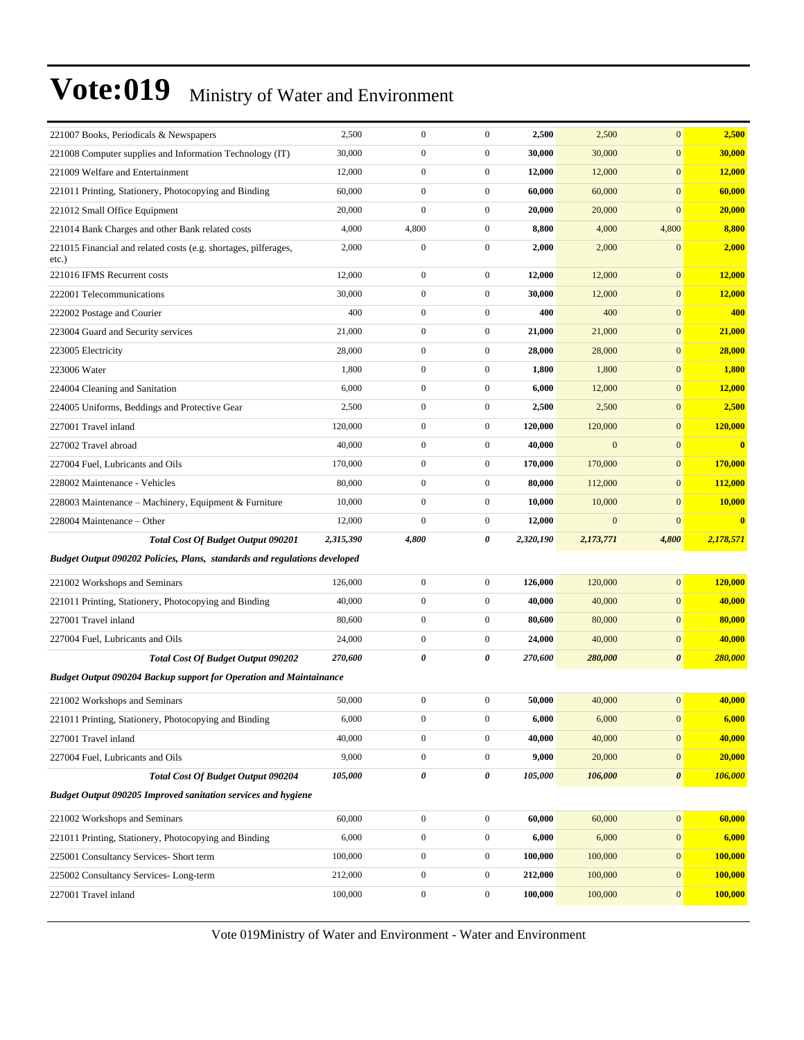# Vote:019 Ministry of Water and Environment

| | | | | | | | |
|---|---|---|---|---|---|---|---|
| 221007 Books, Periodicals & Newspapers | 2,500 | 0 | 0 | **2,500** | 2,500 | 0 | **2,500** |
| 221008 Computer supplies and Information Technology (IT) | 30,000 | 0 | 0 | **30,000** | 30,000 | 0 | **30,000** |
| 221009 Welfare and Entertainment | 12,000 | 0 | 0 | **12,000** | 12,000 | 0 | **12,000** |
| 221011 Printing, Stationery, Photocopying and Binding | 60,000 | 0 | 0 | **60,000** | 60,000 | 0 | **60,000** |
| 221012 Small Office Equipment | 20,000 | 0 | 0 | **20,000** | 20,000 | 0 | **20,000** |
| 221014 Bank Charges and other Bank related costs | 4,000 | 4,800 | 0 | **8,800** | 4,000 | 4,800 | **8,800** |
| 221015 Financial and related costs (e.g. shortages, pilferages, etc.) | 2,000 | 0 | 0 | **2,000** | 2,000 | 0 | **2,000** |
| 221016 IFMS Recurrent costs | 12,000 | 0 | 0 | **12,000** | 12,000 | 0 | **12,000** |
| 222001 Telecommunications | 30,000 | 0 | 0 | **30,000** | 12,000 | 0 | **12,000** |
| 222002 Postage and Courier | 400 | 0 | 0 | **400** | 400 | 0 | **400** |
| 223004 Guard and Security services | 21,000 | 0 | 0 | **21,000** | 21,000 | 0 | **21,000** |
| 223005 Electricity | 28,000 | 0 | 0 | **28,000** | 28,000 | 0 | **28,000** |
| 223006 Water | 1,800 | 0 | 0 | **1,800** | 1,800 | 0 | **1,800** |
| 224004 Cleaning and Sanitation | 6,000 | 0 | 0 | **6,000** | 12,000 | 0 | **12,000** |
| 224005 Uniforms, Beddings and Protective Gear | 2,500 | 0 | 0 | **2,500** | 2,500 | 0 | **2,500** |
| 227001 Travel inland | 120,000 | 0 | 0 | **120,000** | 120,000 | 0 | **120,000** |
| 227002 Travel abroad | 40,000 | 0 | 0 | **40,000** | 0 | 0 | **0** |
| 227004 Fuel, Lubricants and Oils | 170,000 | 0 | 0 | **170,000** | 170,000 | 0 | **170,000** |
| 228002 Maintenance - Vehicles | 80,000 | 0 | 0 | **80,000** | 112,000 | 0 | **112,000** |
| 228003 Maintenance – Machinery, Equipment & Furniture | 10,000 | 0 | 0 | **10,000** | 10,000 | 0 | **10,000** |
| 228004 Maintenance – Other | 12,000 | 0 | 0 | **12,000** | 0 | 0 | **0** |
| ***Total Cost Of Budget Output 090201*** | ***2,315,390*** | ***4,800*** | ***0*** | ***2,320,190*** | ***2,173,771*** | ***4,800*** | ***2,178,571*** |
| ***Budget Output 090202 Policies, Plans, standards and regulations developed*** | | | | | | | |
| 221002 Workshops and Seminars | 126,000 | 0 | 0 | **126,000** | 120,000 | 0 | **120,000** |
| 221011 Printing, Stationery, Photocopying and Binding | 40,000 | 0 | 0 | **40,000** | 40,000 | 0 | **40,000** |
| 227001 Travel inland | 80,600 | 0 | 0 | **80,600** | 80,000 | 0 | **80,000** |
| 227004 Fuel, Lubricants and Oils | 24,000 | 0 | 0 | **24,000** | 40,000 | 0 | **40,000** |
| ***Total Cost Of Budget Output 090202*** | ***270,600*** | ***0*** | ***0*** | ***270,600*** | ***280,000*** | ***0*** | ***280,000*** |
| ***Budget Output 090204 Backup support for Operation and Maintainance*** | | | | | | | |
| 221002 Workshops and Seminars | 50,000 | 0 | 0 | **50,000** | 40,000 | 0 | **40,000** |
| 221011 Printing, Stationery, Photocopying and Binding | 6,000 | 0 | 0 | **6,000** | 6,000 | 0 | **6,000** |
| 227001 Travel inland | 40,000 | 0 | 0 | **40,000** | 40,000 | 0 | **40,000** |
| 227004 Fuel, Lubricants and Oils | 9,000 | 0 | 0 | **9,000** | 20,000 | 0 | **20,000** |
| ***Total Cost Of Budget Output 090204*** | ***105,000*** | ***0*** | ***0*** | ***105,000*** | ***106,000*** | ***0*** | ***106,000*** |
| ***Budget Output 090205 Improved sanitation services and hygiene*** | | | | | | | |
| 221002 Workshops and Seminars | 60,000 | 0 | 0 | **60,000** | 60,000 | 0 | **60,000** |
| 221011 Printing, Stationery, Photocopying and Binding | 6,000 | 0 | 0 | **6,000** | 6,000 | 0 | **6,000** |
| 225001 Consultancy Services- Short term | 100,000 | 0 | 0 | **100,000** | 100,000 | 0 | **100,000** |
| 225002 Consultancy Services- Long-term | 212,000 | 0 | 0 | **212,000** | 100,000 | 0 | **100,000** |
| 227001 Travel inland | 100,000 | 0 | 0 | **100,000** | 100,000 | 0 | **100,000** |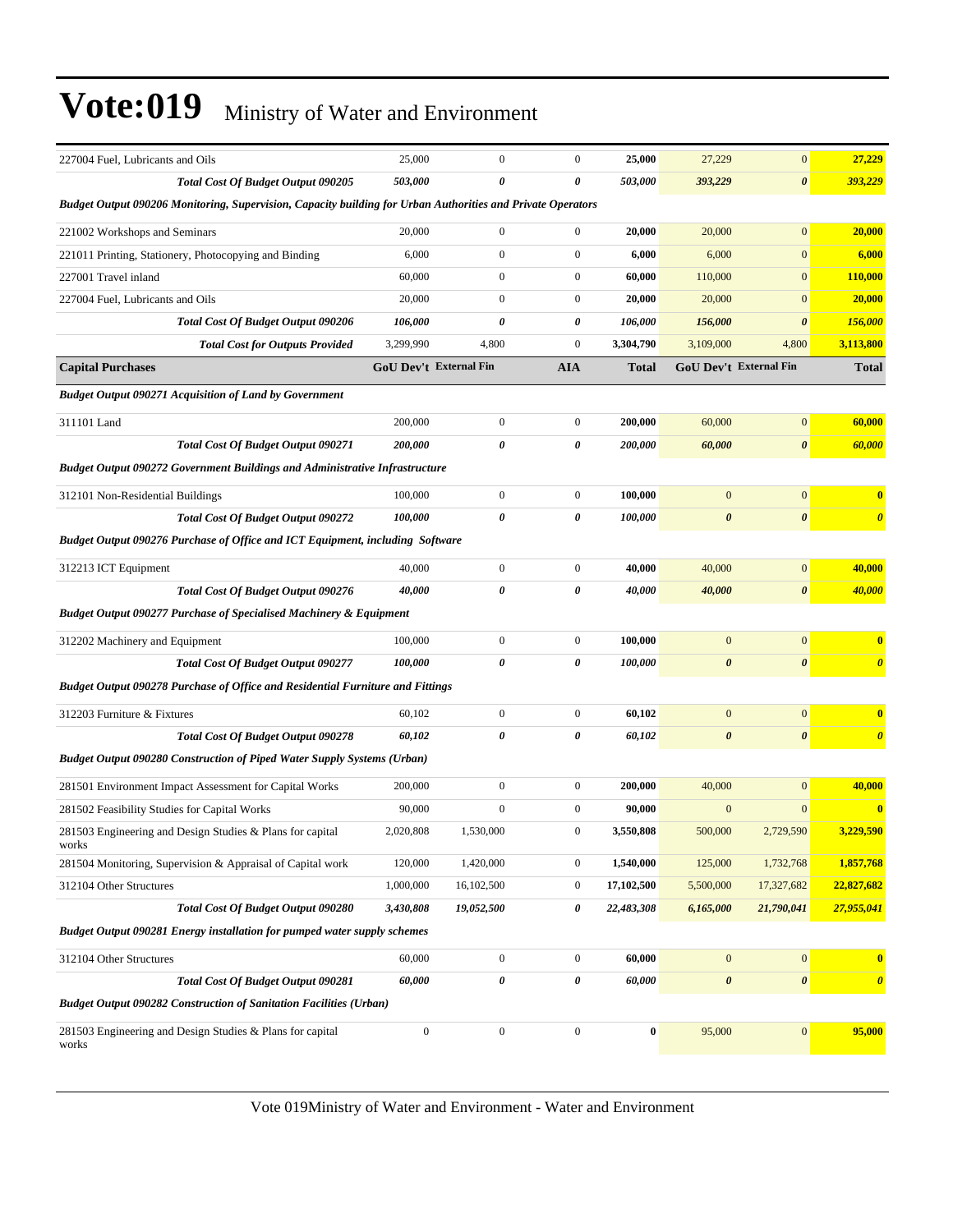# Vote:019 Ministry of Water and Environment

| | | | | | | | |
|---|---|---|---|---|---|---|---|
| 227004 Fuel, Lubricants and Oils | 25,000 | 0 | 0 | **25,000** | 27,229 | 0 | **27,229** |
| ***Total Cost Of Budget Output 090205*** | ***503,000*** | ***0*** | ***0*** | ***503,000*** | ***393,229*** | ***0*** | ***393,229*** |
| ***Budget Output 090206 Monitoring, Supervision, Capacity building for Urban Authorities and Private Operators*** | | | | | | | |
| 221002 Workshops and Seminars | 20,000 | 0 | 0 | **20,000** | 20,000 | 0 | **20,000** |
| 221011 Printing, Stationery, Photocopying and Binding | 6,000 | 0 | 0 | **6,000** | 6,000 | 0 | **6,000** |
| 227001 Travel inland | 60,000 | 0 | 0 | **60,000** | 110,000 | 0 | **110,000** |
| 227004 Fuel, Lubricants and Oils | 20,000 | 0 | 0 | **20,000** | 20,000 | 0 | **20,000** |
| ***Total Cost Of Budget Output 090206*** | ***106,000*** | ***0*** | ***0*** | ***106,000*** | ***156,000*** | ***0*** | ***156,000*** |
| ***Total Cost for Outputs Provided*** | 3,299,990 | 4,800 | 0 | **3,304,790** | 3,109,000 | 4,800 | **3,113,800** |
| **Capital Purchases** | **GoU Dev't** | **External Fin** | **AIA** | **Total** | **GoU Dev't** | **External Fin** | **Total** |
| ***Budget Output 090271 Acquisition of Land by Government*** | | | | | | | |
| 311101 Land | 200,000 | 0 | 0 | **200,000** | 60,000 | 0 | **60,000** |
| ***Total Cost Of Budget Output 090271*** | ***200,000*** | ***0*** | ***0*** | ***200,000*** | ***60,000*** | ***0*** | ***60,000*** |
| ***Budget Output 090272 Government Buildings and Administrative Infrastructure*** | | | | | | | |
| 312101 Non-Residential Buildings | 100,000 | 0 | 0 | **100,000** | 0 | 0 | **0** |
| ***Total Cost Of Budget Output 090272*** | ***100,000*** | ***0*** | ***0*** | ***100,000*** | ***0*** | ***0*** | ***0*** |
| ***Budget Output 090276 Purchase of Office and ICT Equipment, including Software*** | | | | | | | |
| 312213 ICT Equipment | 40,000 | 0 | 0 | **40,000** | 40,000 | 0 | **40,000** |
| ***Total Cost Of Budget Output 090276*** | ***40,000*** | ***0*** | ***0*** | ***40,000*** | ***40,000*** | ***0*** | ***40,000*** |
| ***Budget Output 090277 Purchase of Specialised Machinery & Equipment*** | | | | | | | |
| 312202 Machinery and Equipment | 100,000 | 0 | 0 | **100,000** | 0 | 0 | **0** |
| ***Total Cost Of Budget Output 090277*** | ***100,000*** | ***0*** | ***0*** | ***100,000*** | ***0*** | ***0*** | ***0*** |
| ***Budget Output 090278 Purchase of Office and Residential Furniture and Fittings*** | | | | | | | |
| 312203 Furniture & Fixtures | 60,102 | 0 | 0 | **60,102** | 0 | 0 | **0** |
| ***Total Cost Of Budget Output 090278*** | ***60,102*** | ***0*** | ***0*** | ***60,102*** | ***0*** | ***0*** | ***0*** |
| ***Budget Output 090280 Construction of Piped Water Supply Systems (Urban)*** | | | | | | | |
| 281501 Environment Impact Assessment for Capital Works | 200,000 | 0 | 0 | **200,000** | 40,000 | 0 | **40,000** |
| 281502 Feasibility Studies for Capital Works | 90,000 | 0 | 0 | **90,000** | 0 | 0 | **0** |
| 281503 Engineering and Design Studies & Plans for capital works | 2,020,808 | 1,530,000 | 0 | **3,550,808** | 500,000 | 2,729,590 | **3,229,590** |
| 281504 Monitoring, Supervision & Appraisal of Capital work | 120,000 | 1,420,000 | 0 | **1,540,000** | 125,000 | 1,732,768 | **1,857,768** |
| 312104 Other Structures | 1,000,000 | 16,102,500 | 0 | **17,102,500** | 5,500,000 | 17,327,682 | **22,827,682** |
| ***Total Cost Of Budget Output 090280*** | ***3,430,808*** | ***19,052,500*** | ***0*** | ***22,483,308*** | ***6,165,000*** | ***21,790,041*** | ***27,955,041*** |
| ***Budget Output 090281 Energy installation for pumped water supply schemes*** | | | | | | | |
| 312104 Other Structures | 60,000 | 0 | 0 | **60,000** | 0 | 0 | **0** |
| ***Total Cost Of Budget Output 090281*** | ***60,000*** | ***0*** | ***0*** | ***60,000*** | ***0*** | ***0*** | ***0*** |
| ***Budget Output 090282 Construction of Sanitation Facilities (Urban)*** | | | | | | | |
| 281503 Engineering and Design Studies & Plans for capital works | 0 | 0 | 0 | **0** | 95,000 | 0 | **95,000** |

Vote 019Ministry of Water and Environment - Water and Environment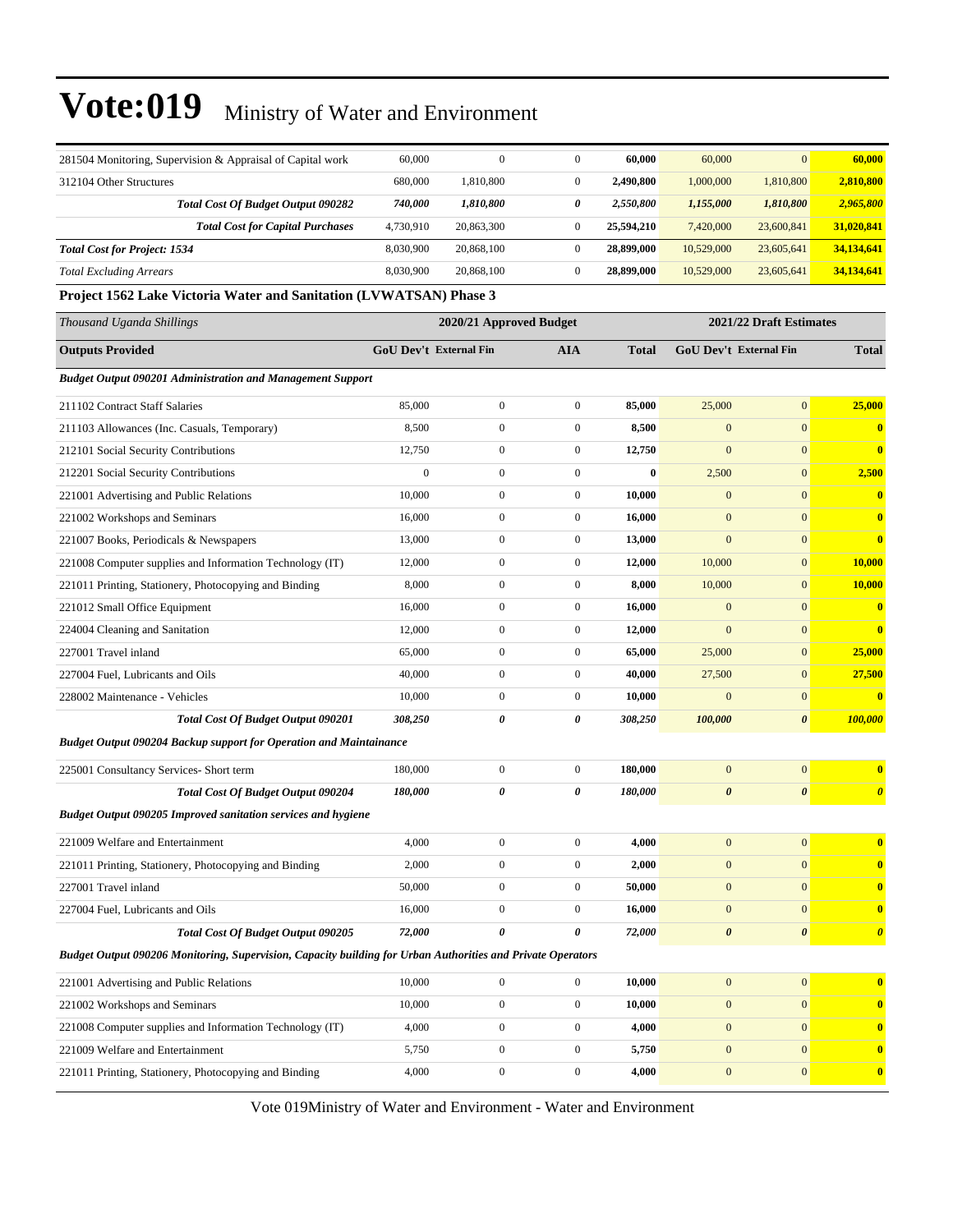# Vote:019 Ministry of Water and Environment

| | | | | | | | |
|---|---|---|---|---|---|---|---|
| 281504 Monitoring, Supervision & Appraisal of Capital work | 60,000 | 0 | 0 | **60,000** | 60,000 | 0 | **60,000** |
| 312104 Other Structures | 680,000 | 1,810,800 | 0 | **2,490,800** | 1,000,000 | 1,810,800 | **2,810,800** |
| ***Total Cost Of Budget Output 090282*** | ***740,000*** | ***1,810,800*** | ***0*** | ***2,550,800*** | ***1,155,000*** | ***1,810,800*** | ***2,965,800*** |
| ***Total Cost for Capital Purchases*** | 4,730,910 | 20,863,300 | 0 | **25,594,210** | 7,420,000 | 23,600,841 | **31,020,841** |
| ***Total Cost for Project: 1534*** | 8,030,900 | 20,868,100 | 0 | **28,899,000** | 10,529,000 | 23,605,641 | **34,134,641** |
| *Total Excluding Arrears* | 8,030,900 | 20,868,100 | 0 | **28,899,000** | 10,529,000 | 23,605,641 | **34,134,641** |

**Project 1562 Lake Victoria Water and Sanitation (LVWATSAN) Phase 3**

| *Thousand Uganda Shillings* | 2020/21 Approved Budget | | | | 2021/22 Draft Estimates | | |
|---|---|---|---|---|---|---|---|
| **Outputs Provided** | **GoU Dev't** | **External Fin** | **AIA** | **Total** | **GoU Dev't** | **External Fin** | **Total** |
| ***Budget Output 090201 Administration and Management Support*** | | | | | | | |
| 211102 Contract Staff Salaries | 85,000 | 0 | 0 | **85,000** | 25,000 | 0 | **25,000** |
| 211103 Allowances (Inc. Casuals, Temporary) | 8,500 | 0 | 0 | **8,500** | 0 | 0 | **0** |
| 212101 Social Security Contributions | 12,750 | 0 | 0 | **12,750** | 0 | 0 | **0** |
| 212201 Social Security Contributions | 0 | 0 | 0 | **0** | 2,500 | 0 | **2,500** |
| 221001 Advertising and Public Relations | 10,000 | 0 | 0 | **10,000** | 0 | 0 | **0** |
| 221002 Workshops and Seminars | 16,000 | 0 | 0 | **16,000** | 0 | 0 | **0** |
| 221007 Books, Periodicals & Newspapers | 13,000 | 0 | 0 | **13,000** | 0 | 0 | **0** |
| 221008 Computer supplies and Information Technology (IT) | 12,000 | 0 | 0 | **12,000** | 10,000 | 0 | **10,000** |
| 221011 Printing, Stationery, Photocopying and Binding | 8,000 | 0 | 0 | **8,000** | 10,000 | 0 | **10,000** |
| 221012 Small Office Equipment | 16,000 | 0 | 0 | **16,000** | 0 | 0 | **0** |
| 224004 Cleaning and Sanitation | 12,000 | 0 | 0 | **12,000** | 0 | 0 | **0** |
| 227001 Travel inland | 65,000 | 0 | 0 | **65,000** | 25,000 | 0 | **25,000** |
| 227004 Fuel, Lubricants and Oils | 40,000 | 0 | 0 | **40,000** | 27,500 | 0 | **27,500** |
| 228002 Maintenance - Vehicles | 10,000 | 0 | 0 | **10,000** | 0 | 0 | **0** |
| ***Total Cost Of Budget Output 090201*** | ***308,250*** | ***0*** | ***0*** | ***308,250*** | ***100,000*** | ***0*** | ***100,000*** |
| ***Budget Output 090204 Backup support for Operation and Maintainance*** | | | | | | | |
| 225001 Consultancy Services- Short term | 180,000 | 0 | 0 | **180,000** | 0 | 0 | **0** |
| ***Total Cost Of Budget Output 090204*** | ***180,000*** | ***0*** | ***0*** | ***180,000*** | ***0*** | ***0*** | ***0*** |
| ***Budget Output 090205 Improved sanitation services and hygiene*** | | | | | | | |
| 221009 Welfare and Entertainment | 4,000 | 0 | 0 | **4,000** | 0 | 0 | **0** |
| 221011 Printing, Stationery, Photocopying and Binding | 2,000 | 0 | 0 | **2,000** | 0 | 0 | **0** |
| 227001 Travel inland | 50,000 | 0 | 0 | **50,000** | 0 | 0 | **0** |
| 227004 Fuel, Lubricants and Oils | 16,000 | 0 | 0 | **16,000** | 0 | 0 | **0** |
| ***Total Cost Of Budget Output 090205*** | ***72,000*** | ***0*** | ***0*** | ***72,000*** | ***0*** | ***0*** | ***0*** |
| ***Budget Output 090206 Monitoring, Supervision, Capacity building for Urban Authorities and Private Operators*** | | | | | | | |
| 221001 Advertising and Public Relations | 10,000 | 0 | 0 | **10,000** | 0 | 0 | **0** |
| 221002 Workshops and Seminars | 10,000 | 0 | 0 | **10,000** | 0 | 0 | **0** |
| 221008 Computer supplies and Information Technology (IT) | 4,000 | 0 | 0 | **4,000** | 0 | 0 | **0** |
| 221009 Welfare and Entertainment | 5,750 | 0 | 0 | **5,750** | 0 | 0 | **0** |
| 221011 Printing, Stationery, Photocopying and Binding | 4,000 | 0 | 0 | **4,000** | 0 | 0 | **0** |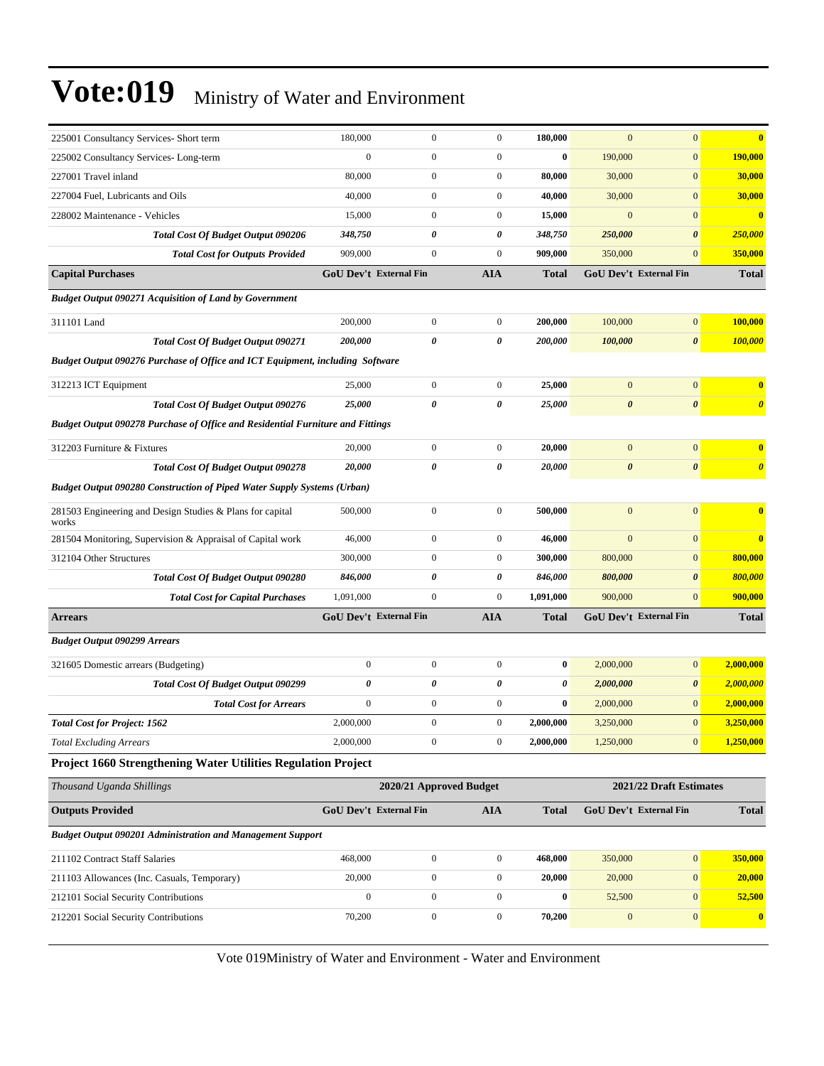# Vote:019 Ministry of Water and Environment

| | | | | | | | |
|---|---|---|---|---|---|---|---|
| 225001 Consultancy Services- Short term | 180,000 | 0 | 0 | **180,000** | 0 | 0 | **0** |
| 225002 Consultancy Services- Long-term | 0 | 0 | 0 | **0** | 190,000 | 0 | **190,000** |
| 227001 Travel inland | 80,000 | 0 | 0 | **80,000** | 30,000 | 0 | **30,000** |
| 227004 Fuel, Lubricants and Oils | 40,000 | 0 | 0 | **40,000** | 30,000 | 0 | **30,000** |
| 228002 Maintenance - Vehicles | 15,000 | 0 | 0 | **15,000** | 0 | 0 | **0** |
| ***Total Cost Of Budget Output 090206*** | ***348,750*** | ***0*** | ***0*** | ***348,750*** | ***250,000*** | ***0*** | ***250,000*** |
| ***Total Cost for Outputs Provided*** | 909,000 | 0 | 0 | **909,000** | 350,000 | 0 | **350,000** |
| **Capital Purchases** | **GoU Dev't** | **External Fin** | **AIA** | **Total** | **GoU Dev't** | **External Fin** | **Total** |
| ***Budget Output 090271 Acquisition of Land by Government*** | | | | | | | |
| 311101 Land | 200,000 | 0 | 0 | **200,000** | 100,000 | 0 | **100,000** |
| ***Total Cost Of Budget Output 090271*** | ***200,000*** | ***0*** | ***0*** | ***200,000*** | ***100,000*** | ***0*** | ***100,000*** |
| ***Budget Output 090276 Purchase of Office and ICT Equipment, including Software*** | | | | | | | |
| 312213 ICT Equipment | 25,000 | 0 | 0 | **25,000** | 0 | 0 | **0** |
| ***Total Cost Of Budget Output 090276*** | ***25,000*** | ***0*** | ***0*** | ***25,000*** | ***0*** | ***0*** | ***0*** |
| ***Budget Output 090278 Purchase of Office and Residential Furniture and Fittings*** | | | | | | | |
| 312203 Furniture & Fixtures | 20,000 | 0 | 0 | **20,000** | 0 | 0 | **0** |
| ***Total Cost Of Budget Output 090278*** | ***20,000*** | ***0*** | ***0*** | ***20,000*** | ***0*** | ***0*** | ***0*** |
| ***Budget Output 090280 Construction of Piped Water Supply Systems (Urban)*** | | | | | | | |
| 281503 Engineering and Design Studies & Plans for capital works | 500,000 | 0 | 0 | **500,000** | 0 | 0 | **0** |
| 281504 Monitoring, Supervision & Appraisal of Capital work | 46,000 | 0 | 0 | **46,000** | 0 | 0 | **0** |
| 312104 Other Structures | 300,000 | 0 | 0 | **300,000** | 800,000 | 0 | **800,000** |
| ***Total Cost Of Budget Output 090280*** | ***846,000*** | ***0*** | ***0*** | ***846,000*** | ***800,000*** | ***0*** | ***800,000*** |
| ***Total Cost for Capital Purchases*** | 1,091,000 | 0 | 0 | **1,091,000** | 900,000 | 0 | **900,000** |
| **Arrears** | **GoU Dev't** | **External Fin** | **AIA** | **Total** | **GoU Dev't** | **External Fin** | **Total** |
| ***Budget Output 090299 Arrears*** | | | | | | | |
| 321605 Domestic arrears (Budgeting) | 0 | 0 | 0 | **0** | 2,000,000 | 0 | **2,000,000** |
| ***Total Cost Of Budget Output 090299*** | ***0*** | ***0*** | ***0*** | ***0*** | ***2,000,000*** | ***0*** | ***2,000,000*** |
| ***Total Cost for Arrears*** | 0 | 0 | 0 | **0** | 2,000,000 | 0 | **2,000,000** |
| ***Total Cost for Project: 1562*** | 2,000,000 | 0 | 0 | **2,000,000** | 3,250,000 | 0 | **3,250,000** |
| *Total Excluding Arrears* | 2,000,000 | 0 | 0 | **2,000,000** | 1,250,000 | 0 | **1,250,000** |

### Project 1660 Strengthening Water Utilities Regulation Project

| *Thousand Uganda Shillings* | 2020/21 Approved Budget | | | | 2021/22 Draft Estimates | | |
|---|---|---|---|---|---|---|---|
| **Outputs Provided** | **GoU Dev't** | **External Fin** | **AIA** | **Total** | **GoU Dev't** | **External Fin** | **Total** |
| ***Budget Output 090201 Administration and Management Support*** | | | | | | | |
| 211102 Contract Staff Salaries | 468,000 | 0 | 0 | **468,000** | 350,000 | 0 | **350,000** |
| 211103 Allowances (Inc. Casuals, Temporary) | 20,000 | 0 | 0 | **20,000** | 20,000 | 0 | **20,000** |
| 212101 Social Security Contributions | 0 | 0 | 0 | **0** | 52,500 | 0 | **52,500** |
| 212201 Social Security Contributions | 70,200 | 0 | 0 | **70,200** | 0 | 0 | **0** |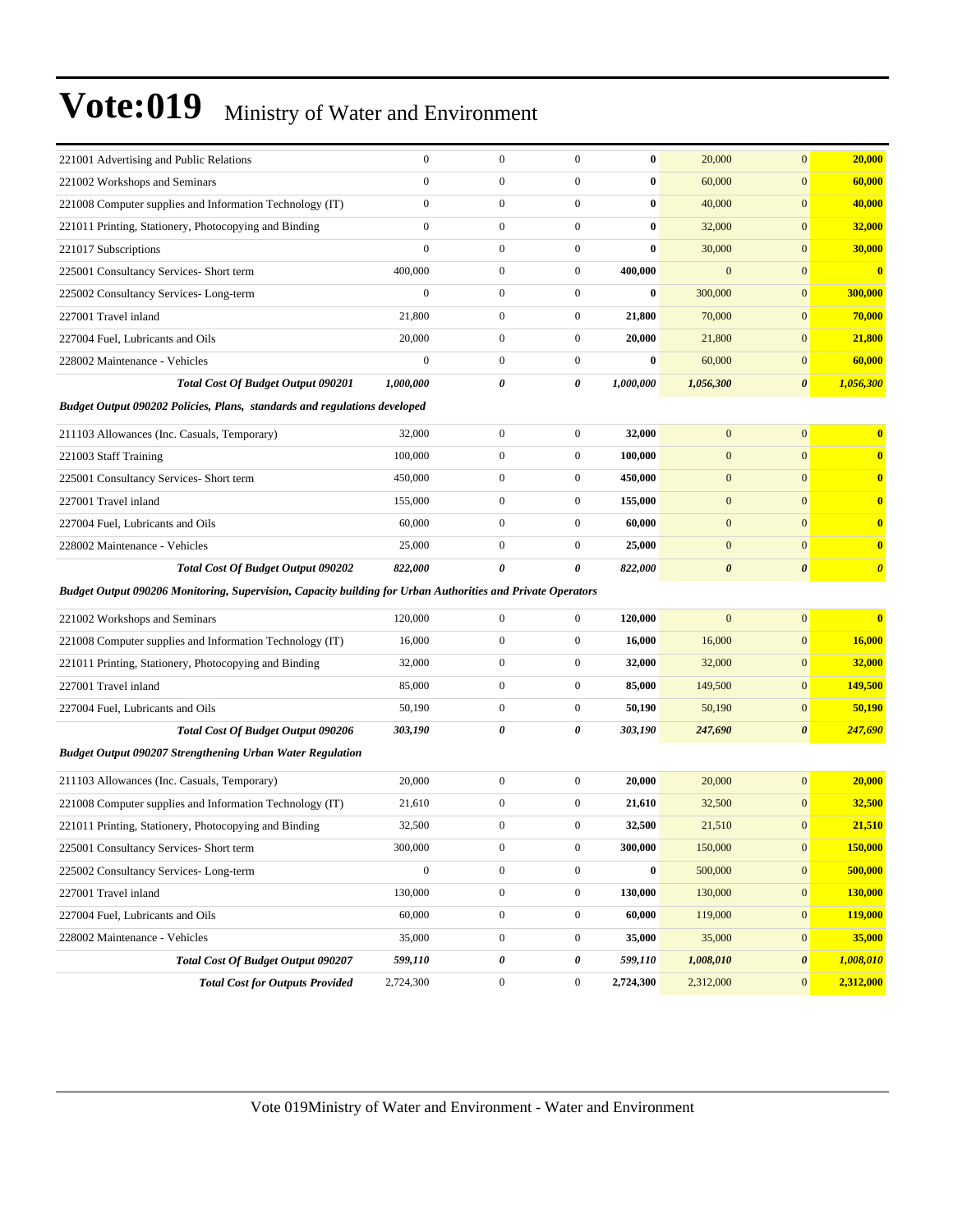# Vote:019 Ministry of Water and Environment

| | | | | | | | |
|---|---|---|---|---|---|---|---|
| 221001 Advertising and Public Relations | 0 | 0 | 0 | **0** | 20,000 | 0 | **20,000** |
| 221002 Workshops and Seminars | 0 | 0 | 0 | **0** | 60,000 | 0 | **60,000** |
| 221008 Computer supplies and Information Technology (IT) | 0 | 0 | 0 | **0** | 40,000 | 0 | **40,000** |
| 221011 Printing, Stationery, Photocopying and Binding | 0 | 0 | 0 | **0** | 32,000 | 0 | **32,000** |
| 221017 Subscriptions | 0 | 0 | 0 | **0** | 30,000 | 0 | **30,000** |
| 225001 Consultancy Services- Short term | 400,000 | 0 | 0 | **400,000** | 0 | 0 | **0** |
| 225002 Consultancy Services- Long-term | 0 | 0 | 0 | **0** | 300,000 | 0 | **300,000** |
| 227001 Travel inland | 21,800 | 0 | 0 | **21,800** | 70,000 | 0 | **70,000** |
| 227004 Fuel, Lubricants and Oils | 20,000 | 0 | 0 | **20,000** | 21,800 | 0 | **21,800** |
| 228002 Maintenance - Vehicles | 0 | 0 | 0 | **0** | 60,000 | 0 | **60,000** |
| ***Total Cost Of Budget Output 090201*** | ***1,000,000*** | ***0*** | ***0*** | ***1,000,000*** | ***1,056,300*** | ***0*** | ***1,056,300*** |
| ***Budget Output 090202 Policies, Plans, standards and regulations developed*** | | | | | | | |
| 211103 Allowances (Inc. Casuals, Temporary) | 32,000 | 0 | 0 | **32,000** | 0 | 0 | **0** |
| 221003 Staff Training | 100,000 | 0 | 0 | **100,000** | 0 | 0 | **0** |
| 225001 Consultancy Services- Short term | 450,000 | 0 | 0 | **450,000** | 0 | 0 | **0** |
| 227001 Travel inland | 155,000 | 0 | 0 | **155,000** | 0 | 0 | **0** |
| 227004 Fuel, Lubricants and Oils | 60,000 | 0 | 0 | **60,000** | 0 | 0 | **0** |
| 228002 Maintenance - Vehicles | 25,000 | 0 | 0 | **25,000** | 0 | 0 | **0** |
| ***Total Cost Of Budget Output 090202*** | ***822,000*** | ***0*** | ***0*** | ***822,000*** | ***0*** | ***0*** | ***0*** |
| ***Budget Output 090206 Monitoring, Supervision, Capacity building for Urban Authorities and Private Operators*** | | | | | | | |
| 221002 Workshops and Seminars | 120,000 | 0 | 0 | **120,000** | 0 | 0 | **0** |
| 221008 Computer supplies and Information Technology (IT) | 16,000 | 0 | 0 | **16,000** | 16,000 | 0 | **16,000** |
| 221011 Printing, Stationery, Photocopying and Binding | 32,000 | 0 | 0 | **32,000** | 32,000 | 0 | **32,000** |
| 227001 Travel inland | 85,000 | 0 | 0 | **85,000** | 149,500 | 0 | **149,500** |
| 227004 Fuel, Lubricants and Oils | 50,190 | 0 | 0 | **50,190** | 50,190 | 0 | **50,190** |
| ***Total Cost Of Budget Output 090206*** | ***303,190*** | ***0*** | ***0*** | ***303,190*** | ***247,690*** | ***0*** | ***247,690*** |
| ***Budget Output 090207 Strengthening Urban Water Regulation*** | | | | | | | |
| 211103 Allowances (Inc. Casuals, Temporary) | 20,000 | 0 | 0 | **20,000** | 20,000 | 0 | **20,000** |
| 221008 Computer supplies and Information Technology (IT) | 21,610 | 0 | 0 | **21,610** | 32,500 | 0 | **32,500** |
| 221011 Printing, Stationery, Photocopying and Binding | 32,500 | 0 | 0 | **32,500** | 21,510 | 0 | **21,510** |
| 225001 Consultancy Services- Short term | 300,000 | 0 | 0 | **300,000** | 150,000 | 0 | **150,000** |
| 225002 Consultancy Services- Long-term | 0 | 0 | 0 | **0** | 500,000 | 0 | **500,000** |
| 227001 Travel inland | 130,000 | 0 | 0 | **130,000** | 130,000 | 0 | **130,000** |
| 227004 Fuel, Lubricants and Oils | 60,000 | 0 | 0 | **60,000** | 119,000 | 0 | **119,000** |
| 228002 Maintenance - Vehicles | 35,000 | 0 | 0 | **35,000** | 35,000 | 0 | **35,000** |
| ***Total Cost Of Budget Output 090207*** | ***599,110*** | ***0*** | ***0*** | ***599,110*** | ***1,008,010*** | ***0*** | ***1,008,010*** |
| ***Total Cost for Outputs Provided*** | 2,724,300 | 0 | 0 | **2,724,300** | 2,312,000 | 0 | **2,312,000** |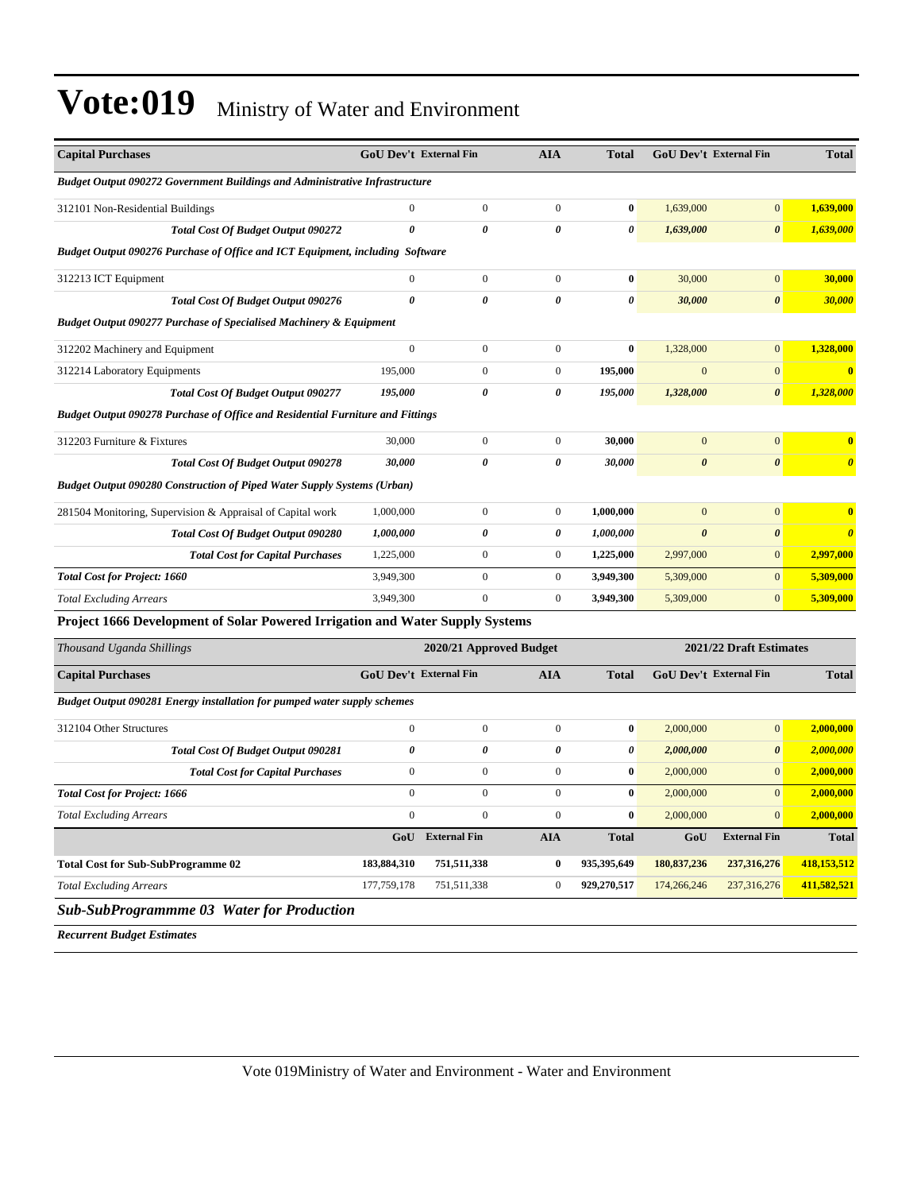# Vote:019 Ministry of Water and Environment

| Capital Purchases | GoU Dev't | External Fin | AIA | Total | GoU Dev't | External Fin | Total |
|---|---|---|---|---|---|---|---|
| ***Budget Output 090272 Government Buildings and Administrative Infrastructure*** | | | | | | | |
| 312101 Non-Residential Buildings | 0 | 0 | 0 | **0** | 1,639,000 | 0 | **1,639,000** |
| ***Total Cost Of Budget Output 090272*** | ***0*** | ***0*** | ***0*** | ***0*** | ***1,639,000*** | ***0*** | ***1,639,000*** |
| ***Budget Output 090276 Purchase of Office and ICT Equipment, including Software*** | | | | | | | |
| 312213 ICT Equipment | 0 | 0 | 0 | **0** | 30,000 | 0 | **30,000** |
| ***Total Cost Of Budget Output 090276*** | ***0*** | ***0*** | ***0*** | ***0*** | ***30,000*** | ***0*** | ***30,000*** |
| ***Budget Output 090277 Purchase of Specialised Machinery & Equipment*** | | | | | | | |
| 312202 Machinery and Equipment | 0 | 0 | 0 | **0** | 1,328,000 | 0 | **1,328,000** |
| 312214 Laboratory Equipments | 195,000 | 0 | 0 | **195,000** | 0 | 0 | **0** |
| ***Total Cost Of Budget Output 090277*** | ***195,000*** | ***0*** | ***0*** | ***195,000*** | ***1,328,000*** | ***0*** | ***1,328,000*** |
| ***Budget Output 090278 Purchase of Office and Residential Furniture and Fittings*** | | | | | | | |
| 312203 Furniture & Fixtures | 30,000 | 0 | 0 | **30,000** | 0 | 0 | **0** |
| ***Total Cost Of Budget Output 090278*** | ***30,000*** | ***0*** | ***0*** | ***30,000*** | ***0*** | ***0*** | ***0*** |
| ***Budget Output 090280 Construction of Piped Water Supply Systems (Urban)*** | | | | | | | |
| 281504 Monitoring, Supervision & Appraisal of Capital work | 1,000,000 | 0 | 0 | **1,000,000** | 0 | 0 | **0** |
| ***Total Cost Of Budget Output 090280*** | ***1,000,000*** | ***0*** | ***0*** | ***1,000,000*** | ***0*** | ***0*** | ***0*** |
| ***Total Cost for Capital Purchases*** | 1,225,000 | 0 | 0 | **1,225,000** | 2,997,000 | 0 | **2,997,000** |
| ***Total Cost for Project: 1660*** | 3,949,300 | 0 | 0 | **3,949,300** | 5,309,000 | 0 | **5,309,000** |
| *Total Excluding Arrears* | 3,949,300 | 0 | 0 | **3,949,300** | 5,309,000 | 0 | **5,309,000** |

**Project 1666 Development of Solar Powered Irrigation and Water Supply Systems**

| *Thousand Uganda Shillings* | 2020/21 Approved Budget | | | | 2021/22 Draft Estimates | | |
|---|---|---|---|---|---|---|---|
| **Capital Purchases** | **GoU Dev't** | **External Fin** | **AIA** | **Total** | **GoU Dev't** | **External Fin** | **Total** |
| ***Budget Output 090281 Energy installation for pumped water supply schemes*** | | | | | | | |
| 312104 Other Structures | 0 | 0 | 0 | **0** | 2,000,000 | 0 | **2,000,000** |
| ***Total Cost Of Budget Output 090281*** | ***0*** | ***0*** | ***0*** | ***0*** | ***2,000,000*** | ***0*** | ***2,000,000*** |
| ***Total Cost for Capital Purchases*** | 0 | 0 | 0 | **0** | 2,000,000 | 0 | **2,000,000** |
| ***Total Cost for Project: 1666*** | 0 | 0 | 0 | **0** | 2,000,000 | 0 | **2,000,000** |
| *Total Excluding Arrears* | 0 | 0 | 0 | **0** | 2,000,000 | 0 | **2,000,000** |
| | **GoU** | **External Fin** | **AIA** | **Total** | **GoU** | **External Fin** | **Total** |
| **Total Cost for Sub-SubProgramme 02** | **183,884,310** | **751,511,338** | **0** | **935,395,649** | **180,837,236** | **237,316,276** | **418,153,512** |
| *Total Excluding Arrears* | 177,759,178 | 751,511,338 | 0 | **929,270,517** | 174,266,246 | 237,316,276 | **411,582,521** |

## *Sub-SubProgrammme 03 Water for Production*

***Recurrent Budget Estimates***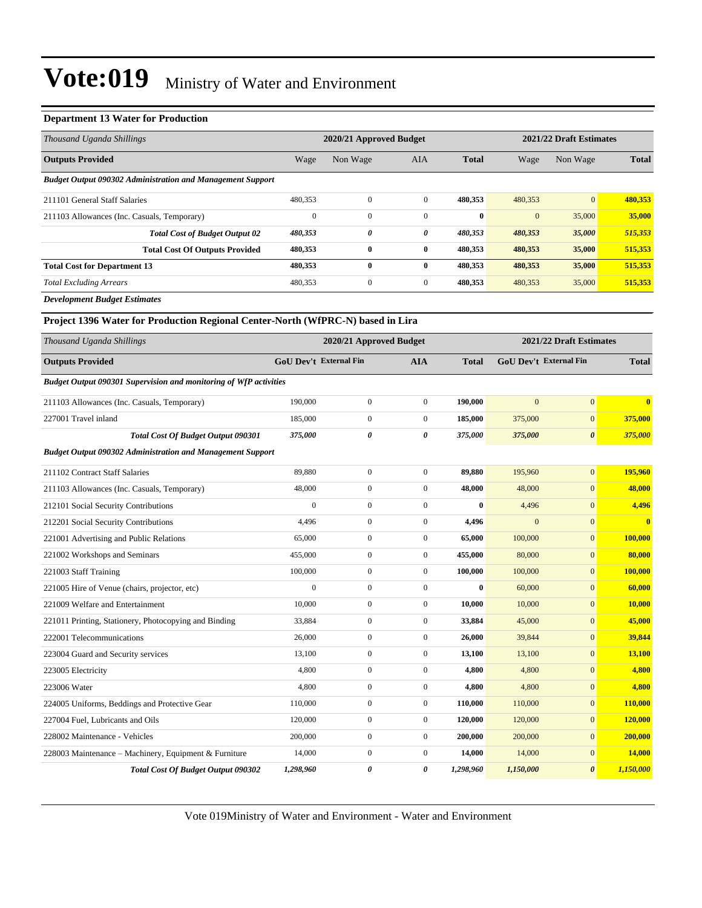# Vote:019 Ministry of Water and Environment

### Department 13 Water for Production

| Thousand Uganda Shillings | 2020/21 Approved Budget | | | | 2021/22 Draft Estimates | | |
|---|---|---|---|---|---|---|---|
| **Outputs Provided** | Wage | Non Wage | AIA | **Total** | Wage | Non Wage | **Total** |
| ***Budget Output 090302 Administration and Management Support*** | | | | | | | |
| 211101 General Staff Salaries | 480,353 | 0 | 0 | **480,353** | 480,353 | 0 | **480,353** |
| 211103 Allowances (Inc. Casuals, Temporary) | 0 | 0 | 0 | **0** | 0 | 35,000 | **35,000** |
| ***Total Cost of Budget Output 02*** | ***480,353*** | ***0*** | ***0*** | ***480,353*** | ***480,353*** | ***35,000*** | ***515,353*** |
| **Total Cost Of Outputs Provided** | **480,353** | **0** | **0** | **480,353** | **480,353** | **35,000** | **515,353** |
| **Total Cost for Department 13** | **480,353** | **0** | **0** | **480,353** | **480,353** | **35,000** | **515,353** |
| *Total Excluding Arrears* | 480,353 | 0 | 0 | **480,353** | 480,353 | 35,000 | **515,353** |

***Development Budget Estimates***

### Project 1396 Water for Production Regional Center-North (WfPRC-N) based in Lira

| Thousand Uganda Shillings | 2020/21 Approved Budget | | | | 2021/22 Draft Estimates | | |
|---|---|---|---|---|---|---|---|
| **Outputs Provided** | **GoU Dev't** | **External Fin** | **AIA** | **Total** | **GoU Dev't** | **External Fin** | **Total** |
| ***Budget Output 090301 Supervision and monitoring of WfP activities*** | | | | | | | |
| 211103 Allowances (Inc. Casuals, Temporary) | 190,000 | 0 | 0 | **190,000** | 0 | 0 | **0** |
| 227001 Travel inland | 185,000 | 0 | 0 | **185,000** | 375,000 | 0 | **375,000** |
| ***Total Cost Of Budget Output 090301*** | ***375,000*** | ***0*** | ***0*** | ***375,000*** | ***375,000*** | ***0*** | ***375,000*** |
| ***Budget Output 090302 Administration and Management Support*** | | | | | | | |
| 211102 Contract Staff Salaries | 89,880 | 0 | 0 | **89,880** | 195,960 | 0 | **195,960** |
| 211103 Allowances (Inc. Casuals, Temporary) | 48,000 | 0 | 0 | **48,000** | 48,000 | 0 | **48,000** |
| 212101 Social Security Contributions | 0 | 0 | 0 | **0** | 4,496 | 0 | **4,496** |
| 212201 Social Security Contributions | 4,496 | 0 | 0 | **4,496** | 0 | 0 | **0** |
| 221001 Advertising and Public Relations | 65,000 | 0 | 0 | **65,000** | 100,000 | 0 | **100,000** |
| 221002 Workshops and Seminars | 455,000 | 0 | 0 | **455,000** | 80,000 | 0 | **80,000** |
| 221003 Staff Training | 100,000 | 0 | 0 | **100,000** | 100,000 | 0 | **100,000** |
| 221005 Hire of Venue (chairs, projector, etc) | 0 | 0 | 0 | **0** | 60,000 | 0 | **60,000** |
| 221009 Welfare and Entertainment | 10,000 | 0 | 0 | **10,000** | 10,000 | 0 | **10,000** |
| 221011 Printing, Stationery, Photocopying and Binding | 33,884 | 0 | 0 | **33,884** | 45,000 | 0 | **45,000** |
| 222001 Telecommunications | 26,000 | 0 | 0 | **26,000** | 39,844 | 0 | **39,844** |
| 223004 Guard and Security services | 13,100 | 0 | 0 | **13,100** | 13,100 | 0 | **13,100** |
| 223005 Electricity | 4,800 | 0 | 0 | **4,800** | 4,800 | 0 | **4,800** |
| 223006 Water | 4,800 | 0 | 0 | **4,800** | 4,800 | 0 | **4,800** |
| 224005 Uniforms, Beddings and Protective Gear | 110,000 | 0 | 0 | **110,000** | 110,000 | 0 | **110,000** |
| 227004 Fuel, Lubricants and Oils | 120,000 | 0 | 0 | **120,000** | 120,000 | 0 | **120,000** |
| 228002 Maintenance - Vehicles | 200,000 | 0 | 0 | **200,000** | 200,000 | 0 | **200,000** |
| 228003 Maintenance – Machinery, Equipment & Furniture | 14,000 | 0 | 0 | **14,000** | 14,000 | 0 | **14,000** |
| ***Total Cost Of Budget Output 090302*** | ***1,298,960*** | ***0*** | ***0*** | ***1,298,960*** | ***1,150,000*** | ***0*** | ***1,150,000*** |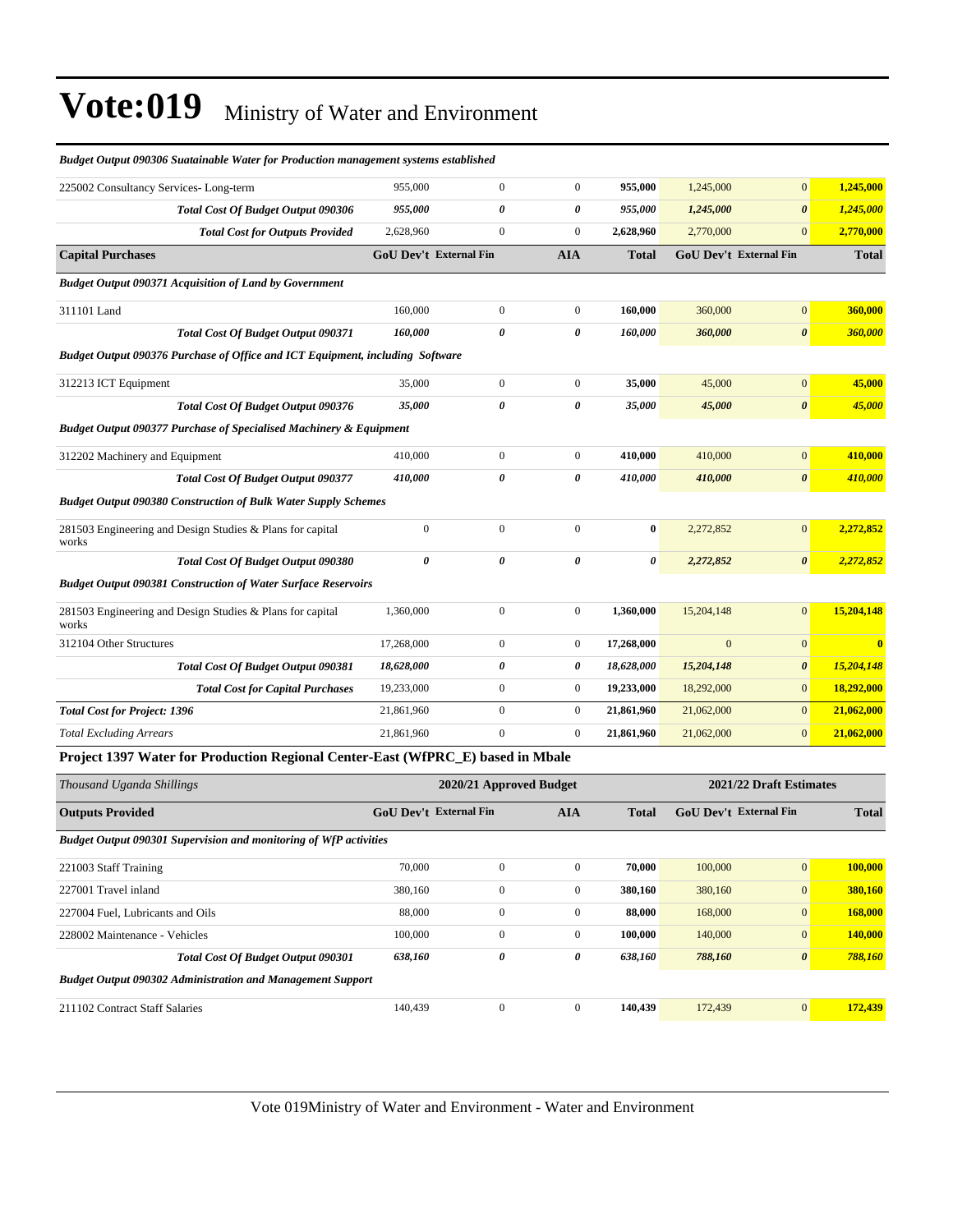# Vote:019 Ministry of Water and Environment

| | | | | | | | |
|---|---|---|---|---|---|---|---|
| ***Budget Output 090306 Suatainable Water for Production management systems established*** | | | | | | | |
| 225002 Consultancy Services- Long-term | 955,000 | 0 | 0 | **955,000** | 1,245,000 | 0 | **1,245,000** |
| ***Total Cost Of Budget Output 090306*** | ***955,000*** | ***0*** | ***0*** | ***955,000*** | ***1,245,000*** | ***0*** | ***1,245,000*** |
| ***Total Cost for Outputs Provided*** | 2,628,960 | 0 | 0 | 2,628,960 | 2,770,000 | 0 | 2,770,000 |
| **Capital Purchases** | **GoU Dev't** | **External Fin** | **AIA** | **Total** | **GoU Dev't** | **External Fin** | **Total** |
| ***Budget Output 090371 Acquisition of Land by Government*** | | | | | | | |
| 311101 Land | 160,000 | 0 | 0 | **160,000** | 360,000 | 0 | **360,000** |
| ***Total Cost Of Budget Output 090371*** | ***160,000*** | ***0*** | ***0*** | ***160,000*** | ***360,000*** | ***0*** | ***360,000*** |
| ***Budget Output 090376 Purchase of Office and ICT Equipment, including Software*** | | | | | | | |
| 312213 ICT Equipment | 35,000 | 0 | 0 | **35,000** | 45,000 | 0 | **45,000** |
| ***Total Cost Of Budget Output 090376*** | ***35,000*** | ***0*** | ***0*** | ***35,000*** | ***45,000*** | ***0*** | ***45,000*** |
| ***Budget Output 090377 Purchase of Specialised Machinery & Equipment*** | | | | | | | |
| 312202 Machinery and Equipment | 410,000 | 0 | 0 | **410,000** | 410,000 | 0 | **410,000** |
| ***Total Cost Of Budget Output 090377*** | ***410,000*** | ***0*** | ***0*** | ***410,000*** | ***410,000*** | ***0*** | ***410,000*** |
| ***Budget Output 090380 Construction of Bulk Water Supply Schemes*** | | | | | | | |
| 281503 Engineering and Design Studies & Plans for capital works | 0 | 0 | 0 | **0** | 2,272,852 | 0 | **2,272,852** |
| ***Total Cost Of Budget Output 090380*** | ***0*** | ***0*** | ***0*** | ***0*** | ***2,272,852*** | ***0*** | ***2,272,852*** |
| ***Budget Output 090381 Construction of Water Surface Reservoirs*** | | | | | | | |
| 281503 Engineering and Design Studies & Plans for capital works | 1,360,000 | 0 | 0 | **1,360,000** | 15,204,148 | 0 | **15,204,148** |
| 312104 Other Structures | 17,268,000 | 0 | 0 | **17,268,000** | 0 | 0 | **0** |
| ***Total Cost Of Budget Output 090381*** | ***18,628,000*** | ***0*** | ***0*** | ***18,628,000*** | ***15,204,148*** | ***0*** | ***15,204,148*** |
| ***Total Cost for Capital Purchases*** | 19,233,000 | 0 | 0 | 19,233,000 | 18,292,000 | 0 | 18,292,000 |
| ***Total Cost for Project: 1396*** | 21,861,960 | 0 | 0 | 21,861,960 | 21,062,000 | 0 | 21,062,000 |
| *Total Excluding Arrears* | 21,861,960 | 0 | 0 | 21,861,960 | 21,062,000 | 0 | 21,062,000 |

**Project 1397 Water for Production Regional Center-East (WfPRC_E) based in Mbale**

| *Thousand Uganda Shillings* | 2020/21 Approved Budget | | | | 2021/22 Draft Estimates | | |
|---|---|---|---|---|---|---|---|
| **Outputs Provided** | **GoU Dev't** | **External Fin** | **AIA** | **Total** | **GoU Dev't** | **External Fin** | **Total** |
| ***Budget Output 090301 Supervision and monitoring of WfP activities*** | | | | | | | |
| 221003 Staff Training | 70,000 | 0 | 0 | **70,000** | 100,000 | 0 | **100,000** |
| 227001 Travel inland | 380,160 | 0 | 0 | **380,160** | 380,160 | 0 | **380,160** |
| 227004 Fuel, Lubricants and Oils | 88,000 | 0 | 0 | **88,000** | 168,000 | 0 | **168,000** |
| 228002 Maintenance - Vehicles | 100,000 | 0 | 0 | **100,000** | 140,000 | 0 | **140,000** |
| ***Total Cost Of Budget Output 090301*** | ***638,160*** | ***0*** | ***0*** | ***638,160*** | ***788,160*** | ***0*** | ***788,160*** |
| ***Budget Output 090302 Administration and Management Support*** | | | | | | | |
| 211102 Contract Staff Salaries | 140,439 | 0 | 0 | **140,439** | 172,439 | 0 | **172,439** |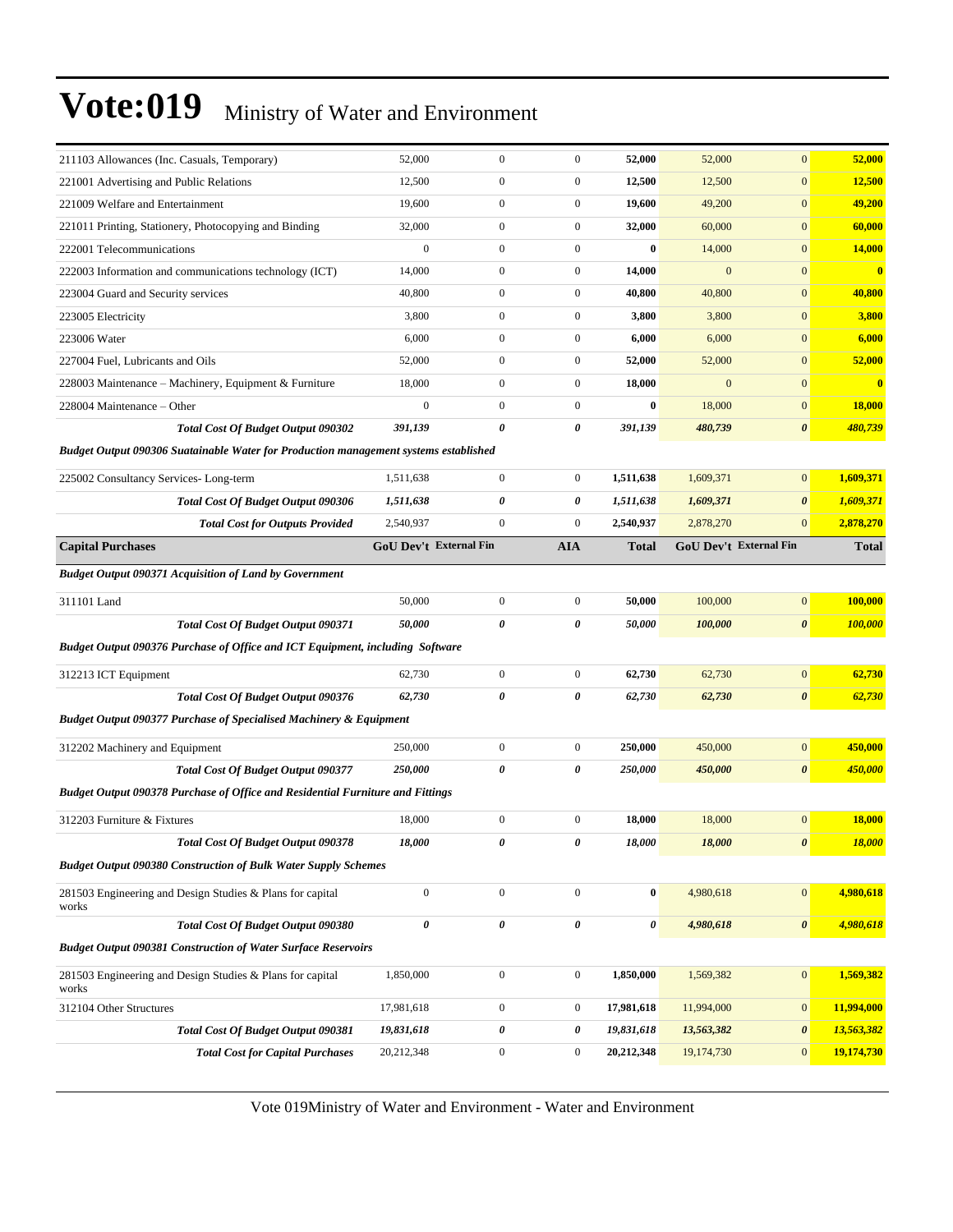# Vote:019 Ministry of Water and Environment

| | | | | | | | |
|---|---|---|---|---|---|---|---|
| 211103 Allowances (Inc. Casuals, Temporary) | 52,000 | 0 | 0 | **52,000** | 52,000 | 0 | **52,000** |
| 221001 Advertising and Public Relations | 12,500 | 0 | 0 | **12,500** | 12,500 | 0 | **12,500** |
| 221009 Welfare and Entertainment | 19,600 | 0 | 0 | **19,600** | 49,200 | 0 | **49,200** |
| 221011 Printing, Stationery, Photocopying and Binding | 32,000 | 0 | 0 | **32,000** | 60,000 | 0 | **60,000** |
| 222001 Telecommunications | 0 | 0 | 0 | **0** | 14,000 | 0 | **14,000** |
| 222003 Information and communications technology (ICT) | 14,000 | 0 | 0 | **14,000** | 0 | 0 | **0** |
| 223004 Guard and Security services | 40,800 | 0 | 0 | **40,800** | 40,800 | 0 | **40,800** |
| 223005 Electricity | 3,800 | 0 | 0 | **3,800** | 3,800 | 0 | **3,800** |
| 223006 Water | 6,000 | 0 | 0 | **6,000** | 6,000 | 0 | **6,000** |
| 227004 Fuel, Lubricants and Oils | 52,000 | 0 | 0 | **52,000** | 52,000 | 0 | **52,000** |
| 228003 Maintenance – Machinery, Equipment & Furniture | 18,000 | 0 | 0 | **18,000** | 0 | 0 | **0** |
| 228004 Maintenance – Other | 0 | 0 | 0 | **0** | 18,000 | 0 | **18,000** |
| ***Total Cost Of Budget Output 090302*** | ***391,139*** | ***0*** | ***0*** | ***391,139*** | ***480,739*** | ***0*** | ***480,739*** |
| ***Budget Output 090306 Suatainable Water for Production management systems established*** | | | | | | | |
| 225002 Consultancy Services- Long-term | 1,511,638 | 0 | 0 | **1,511,638** | 1,609,371 | 0 | **1,609,371** |
| ***Total Cost Of Budget Output 090306*** | ***1,511,638*** | ***0*** | ***0*** | ***1,511,638*** | ***1,609,371*** | ***0*** | ***1,609,371*** |
| ***Total Cost for Outputs Provided*** | 2,540,937 | 0 | 0 | **2,540,937** | 2,878,270 | 0 | **2,878,270** |
| **Capital Purchases** | **GoU Dev't** | **External Fin** | **AIA** | **Total** | **GoU Dev't** | **External Fin** | **Total** |
| ***Budget Output 090371 Acquisition of Land by Government*** | | | | | | | |
| 311101 Land | 50,000 | 0 | 0 | **50,000** | 100,000 | 0 | **100,000** |
| ***Total Cost Of Budget Output 090371*** | ***50,000*** | ***0*** | ***0*** | ***50,000*** | ***100,000*** | ***0*** | ***100,000*** |
| ***Budget Output 090376 Purchase of Office and ICT Equipment, including Software*** | | | | | | | |
| 312213 ICT Equipment | 62,730 | 0 | 0 | **62,730** | 62,730 | 0 | **62,730** |
| ***Total Cost Of Budget Output 090376*** | ***62,730*** | ***0*** | ***0*** | ***62,730*** | ***62,730*** | ***0*** | ***62,730*** |
| ***Budget Output 090377 Purchase of Specialised Machinery & Equipment*** | | | | | | | |
| 312202 Machinery and Equipment | 250,000 | 0 | 0 | **250,000** | 450,000 | 0 | **450,000** |
| ***Total Cost Of Budget Output 090377*** | ***250,000*** | ***0*** | ***0*** | ***250,000*** | ***450,000*** | ***0*** | ***450,000*** |
| ***Budget Output 090378 Purchase of Office and Residential Furniture and Fittings*** | | | | | | | |
| 312203 Furniture & Fixtures | 18,000 | 0 | 0 | **18,000** | 18,000 | 0 | **18,000** |
| ***Total Cost Of Budget Output 090378*** | ***18,000*** | ***0*** | ***0*** | ***18,000*** | ***18,000*** | ***0*** | ***18,000*** |
| ***Budget Output 090380 Construction of Bulk Water Supply Schemes*** | | | | | | | |
| 281503 Engineering and Design Studies & Plans for capital works | 0 | 0 | 0 | **0** | 4,980,618 | 0 | **4,980,618** |
| ***Total Cost Of Budget Output 090380*** | ***0*** | ***0*** | ***0*** | ***0*** | ***4,980,618*** | ***0*** | ***4,980,618*** |
| ***Budget Output 090381 Construction of Water Surface Reservoirs*** | | | | | | | |
| 281503 Engineering and Design Studies & Plans for capital works | 1,850,000 | 0 | 0 | **1,850,000** | 1,569,382 | 0 | **1,569,382** |
| 312104 Other Structures | 17,981,618 | 0 | 0 | **17,981,618** | 11,994,000 | 0 | **11,994,000** |
| ***Total Cost Of Budget Output 090381*** | ***19,831,618*** | ***0*** | ***0*** | ***19,831,618*** | ***13,563,382*** | ***0*** | ***13,563,382*** |
| ***Total Cost for Capital Purchases*** | 20,212,348 | 0 | 0 | **20,212,348** | 19,174,730 | 0 | **19,174,730** |

Vote 019Ministry of Water and Environment - Water and Environment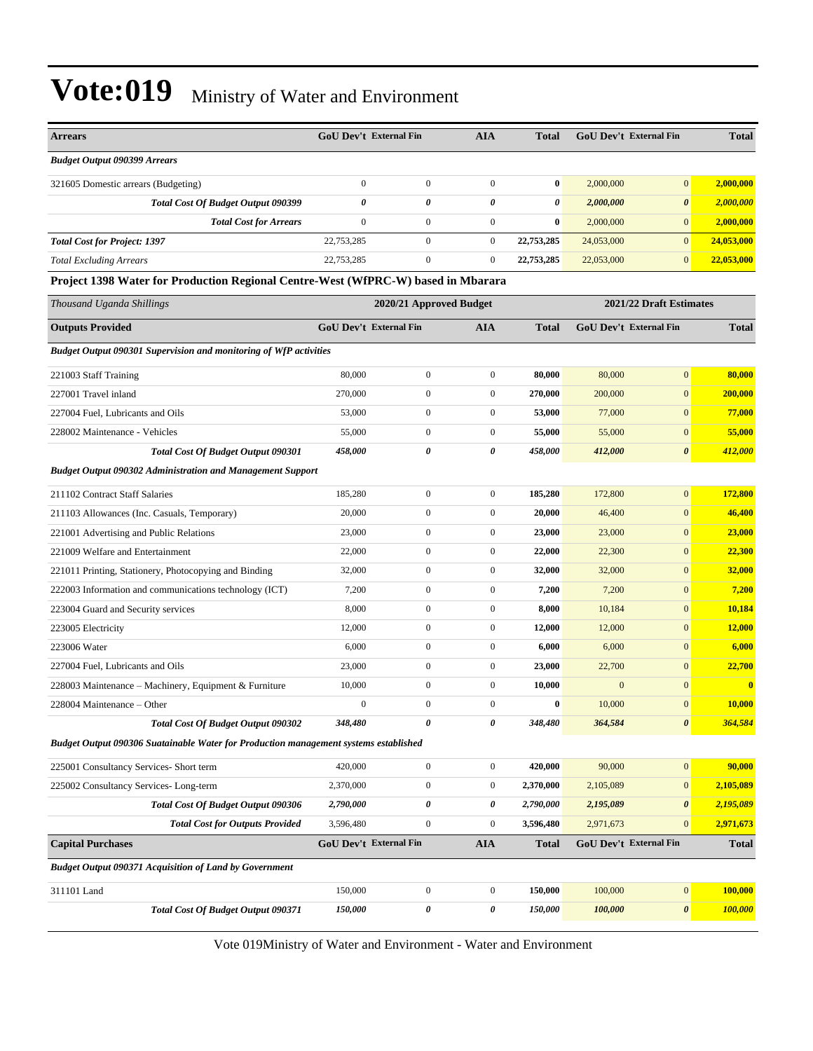# Vote:019 Ministry of Water and Environment

| Arrears | GoU Dev't | External Fin | AIA | Total | GoU Dev't | External Fin | Total |
|---|---|---|---|---|---|---|---|
| *Budget Output 090399 Arrears* | | | | | | | |
| 321605 Domestic arrears (Budgeting) | 0 | 0 | 0 | **0** | 2,000,000 | 0 | **2,000,000** |
| ***Total Cost Of Budget Output 090399*** | ***0*** | ***0*** | ***0*** | ***0*** | ***2,000,000*** | ***0*** | ***2,000,000*** |
| ***Total Cost for Arrears*** | 0 | 0 | 0 | **0** | 2,000,000 | 0 | **2,000,000** |
| ***Total Cost for Project: 1397*** | 22,753,285 | 0 | 0 | **22,753,285** | 24,053,000 | 0 | **24,053,000** |
| *Total Excluding Arrears* | 22,753,285 | 0 | 0 | **22,753,285** | 22,053,000 | 0 | **22,053,000** |

**Project 1398 Water for Production Regional Centre-West (WfPRC-W) based in Mbarara**

| *Thousand Uganda Shillings* | 2020/21 Approved Budget | | | | 2021/22 Draft Estimates | | |
|---|---|---|---|---|---|---|---|
| **Outputs Provided** | **GoU Dev't** | **External Fin** | **AIA** | **Total** | **GoU Dev't** | **External Fin** | **Total** |
| *Budget Output 090301 Supervision and monitoring of WfP activities* | | | | | | | |
| 221003 Staff Training | 80,000 | 0 | 0 | **80,000** | 80,000 | 0 | **80,000** |
| 227001 Travel inland | 270,000 | 0 | 0 | **270,000** | 200,000 | 0 | **200,000** |
| 227004 Fuel, Lubricants and Oils | 53,000 | 0 | 0 | **53,000** | 77,000 | 0 | **77,000** |
| 228002 Maintenance - Vehicles | 55,000 | 0 | 0 | **55,000** | 55,000 | 0 | **55,000** |
| ***Total Cost Of Budget Output 090301*** | ***458,000*** | ***0*** | ***0*** | ***458,000*** | ***412,000*** | ***0*** | ***412,000*** |
| *Budget Output 090302 Administration and Management Support* | | | | | | | |
| 211102 Contract Staff Salaries | 185,280 | 0 | 0 | **185,280** | 172,800 | 0 | **172,800** |
| 211103 Allowances (Inc. Casuals, Temporary) | 20,000 | 0 | 0 | **20,000** | 46,400 | 0 | **46,400** |
| 221001 Advertising and Public Relations | 23,000 | 0 | 0 | **23,000** | 23,000 | 0 | **23,000** |
| 221009 Welfare and Entertainment | 22,000 | 0 | 0 | **22,000** | 22,300 | 0 | **22,300** |
| 221011 Printing, Stationery, Photocopying and Binding | 32,000 | 0 | 0 | **32,000** | 32,000 | 0 | **32,000** |
| 222003 Information and communications technology (ICT) | 7,200 | 0 | 0 | **7,200** | 7,200 | 0 | **7,200** |
| 223004 Guard and Security services | 8,000 | 0 | 0 | **8,000** | 10,184 | 0 | **10,184** |
| 223005 Electricity | 12,000 | 0 | 0 | **12,000** | 12,000 | 0 | **12,000** |
| 223006 Water | 6,000 | 0 | 0 | **6,000** | 6,000 | 0 | **6,000** |
| 227004 Fuel, Lubricants and Oils | 23,000 | 0 | 0 | **23,000** | 22,700 | 0 | **22,700** |
| 228003 Maintenance – Machinery, Equipment & Furniture | 10,000 | 0 | 0 | **10,000** | 0 | 0 | **0** |
| 228004 Maintenance – Other | 0 | 0 | 0 | **0** | 10,000 | 0 | **10,000** |
| ***Total Cost Of Budget Output 090302*** | ***348,480*** | ***0*** | ***0*** | ***348,480*** | ***364,584*** | ***0*** | ***364,584*** |
| *Budget Output 090306 Suatainable Water for Production management systems established* | | | | | | | |
| 225001 Consultancy Services- Short term | 420,000 | 0 | 0 | **420,000** | 90,000 | 0 | **90,000** |
| 225002 Consultancy Services- Long-term | 2,370,000 | 0 | 0 | **2,370,000** | 2,105,089 | 0 | **2,105,089** |
| ***Total Cost Of Budget Output 090306*** | ***2,790,000*** | ***0*** | ***0*** | ***2,790,000*** | ***2,195,089*** | ***0*** | ***2,195,089*** |
| ***Total Cost for Outputs Provided*** | 3,596,480 | 0 | 0 | **3,596,480** | 2,971,673 | 0 | **2,971,673** |
| **Capital Purchases** | **GoU Dev't** | **External Fin** | **AIA** | **Total** | **GoU Dev't** | **External Fin** | **Total** |
| *Budget Output 090371 Acquisition of Land by Government* | | | | | | | |
| 311101 Land | 150,000 | 0 | 0 | **150,000** | 100,000 | 0 | **100,000** |
| ***Total Cost Of Budget Output 090371*** | ***150,000*** | ***0*** | ***0*** | ***150,000*** | ***100,000*** | ***0*** | ***100,000*** |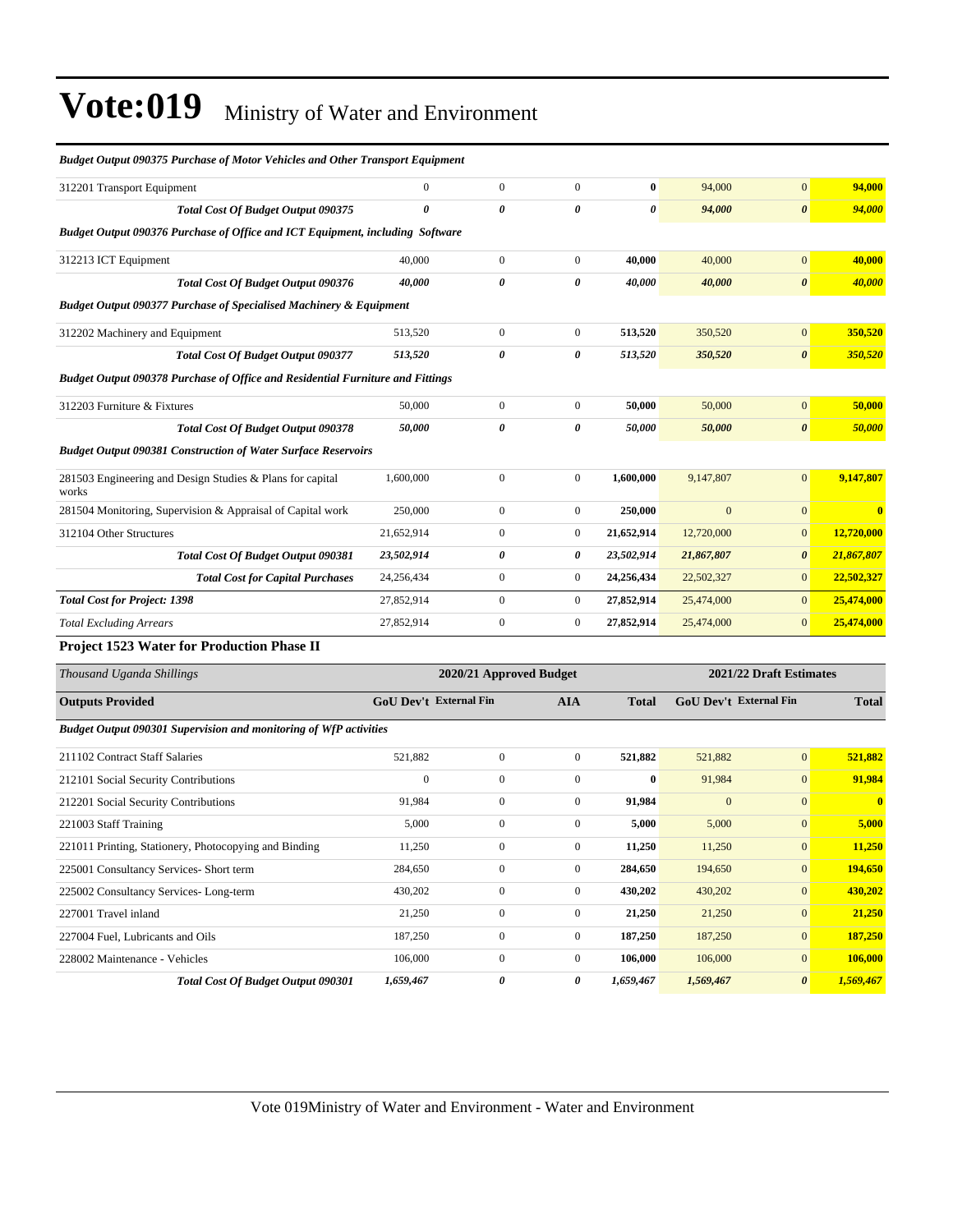# Vote:019 Ministry of Water and Environment

| | | | | | | | |
|---|---|---|---|---|---|---|---|
| ***Budget Output 090375 Purchase of Motor Vehicles and Other Transport Equipment*** | | | | | | | |
| 312201 Transport Equipment | 0 | 0 | 0 | **0** | 94,000 | 0 | **94,000** |
| ***Total Cost Of Budget Output 090375*** | ***0*** | ***0*** | ***0*** | ***0*** | ***94,000*** | ***0*** | ***94,000*** |
| ***Budget Output 090376 Purchase of Office and ICT Equipment, including Software*** | | | | | | | |
| 312213 ICT Equipment | 40,000 | 0 | 0 | **40,000** | 40,000 | 0 | **40,000** |
| ***Total Cost Of Budget Output 090376*** | ***40,000*** | ***0*** | ***0*** | ***40,000*** | ***40,000*** | ***0*** | ***40,000*** |
| ***Budget Output 090377 Purchase of Specialised Machinery & Equipment*** | | | | | | | |
| 312202 Machinery and Equipment | 513,520 | 0 | 0 | **513,520** | 350,520 | 0 | **350,520** |
| ***Total Cost Of Budget Output 090377*** | ***513,520*** | ***0*** | ***0*** | ***513,520*** | ***350,520*** | ***0*** | ***350,520*** |
| ***Budget Output 090378 Purchase of Office and Residential Furniture and Fittings*** | | | | | | | |
| 312203 Furniture & Fixtures | 50,000 | 0 | 0 | **50,000** | 50,000 | 0 | **50,000** |
| ***Total Cost Of Budget Output 090378*** | ***50,000*** | ***0*** | ***0*** | ***50,000*** | ***50,000*** | ***0*** | ***50,000*** |
| ***Budget Output 090381 Construction of Water Surface Reservoirs*** | | | | | | | |
| 281503 Engineering and Design Studies & Plans for capital works | 1,600,000 | 0 | 0 | **1,600,000** | 9,147,807 | 0 | **9,147,807** |
| 281504 Monitoring, Supervision & Appraisal of Capital work | 250,000 | 0 | 0 | **250,000** | 0 | 0 | **0** |
| 312104 Other Structures | 21,652,914 | 0 | 0 | **21,652,914** | 12,720,000 | 0 | **12,720,000** |
| ***Total Cost Of Budget Output 090381*** | ***23,502,914*** | ***0*** | ***0*** | ***23,502,914*** | ***21,867,807*** | ***0*** | ***21,867,807*** |
| ***Total Cost for Capital Purchases*** | 24,256,434 | 0 | 0 | **24,256,434** | 22,502,327 | 0 | **22,502,327** |
| ***Total Cost for Project: 1398*** | 27,852,914 | 0 | 0 | **27,852,914** | 25,474,000 | 0 | **25,474,000** |
| *Total Excluding Arrears* | 27,852,914 | 0 | 0 | **27,852,914** | 25,474,000 | 0 | **25,474,000** |

**Project 1523 Water for Production Phase II**

| *Thousand Uganda Shillings* | 2020/21 Approved Budget | | | | 2021/22 Draft Estimates | | |
|---|---|---|---|---|---|---|---|
| **Outputs Provided** | **GoU Dev't** | **External Fin** | **AIA** | **Total** | **GoU Dev't** | **External Fin** | **Total** |
| ***Budget Output 090301 Supervision and monitoring of WfP activities*** | | | | | | | |
| 211102 Contract Staff Salaries | 521,882 | 0 | 0 | **521,882** | 521,882 | 0 | **521,882** |
| 212101 Social Security Contributions | 0 | 0 | 0 | **0** | 91,984 | 0 | **91,984** |
| 212201 Social Security Contributions | 91,984 | 0 | 0 | **91,984** | 0 | 0 | **0** |
| 221003 Staff Training | 5,000 | 0 | 0 | **5,000** | 5,000 | 0 | **5,000** |
| 221011 Printing, Stationery, Photocopying and Binding | 11,250 | 0 | 0 | **11,250** | 11,250 | 0 | **11,250** |
| 225001 Consultancy Services- Short term | 284,650 | 0 | 0 | **284,650** | 194,650 | 0 | **194,650** |
| 225002 Consultancy Services- Long-term | 430,202 | 0 | 0 | **430,202** | 430,202 | 0 | **430,202** |
| 227001 Travel inland | 21,250 | 0 | 0 | **21,250** | 21,250 | 0 | **21,250** |
| 227004 Fuel, Lubricants and Oils | 187,250 | 0 | 0 | **187,250** | 187,250 | 0 | **187,250** |
| 228002 Maintenance - Vehicles | 106,000 | 0 | 0 | **106,000** | 106,000 | 0 | **106,000** |
| ***Total Cost Of Budget Output 090301*** | ***1,659,467*** | ***0*** | ***0*** | ***1,659,467*** | ***1,569,467*** | ***0*** | ***1,569,467*** |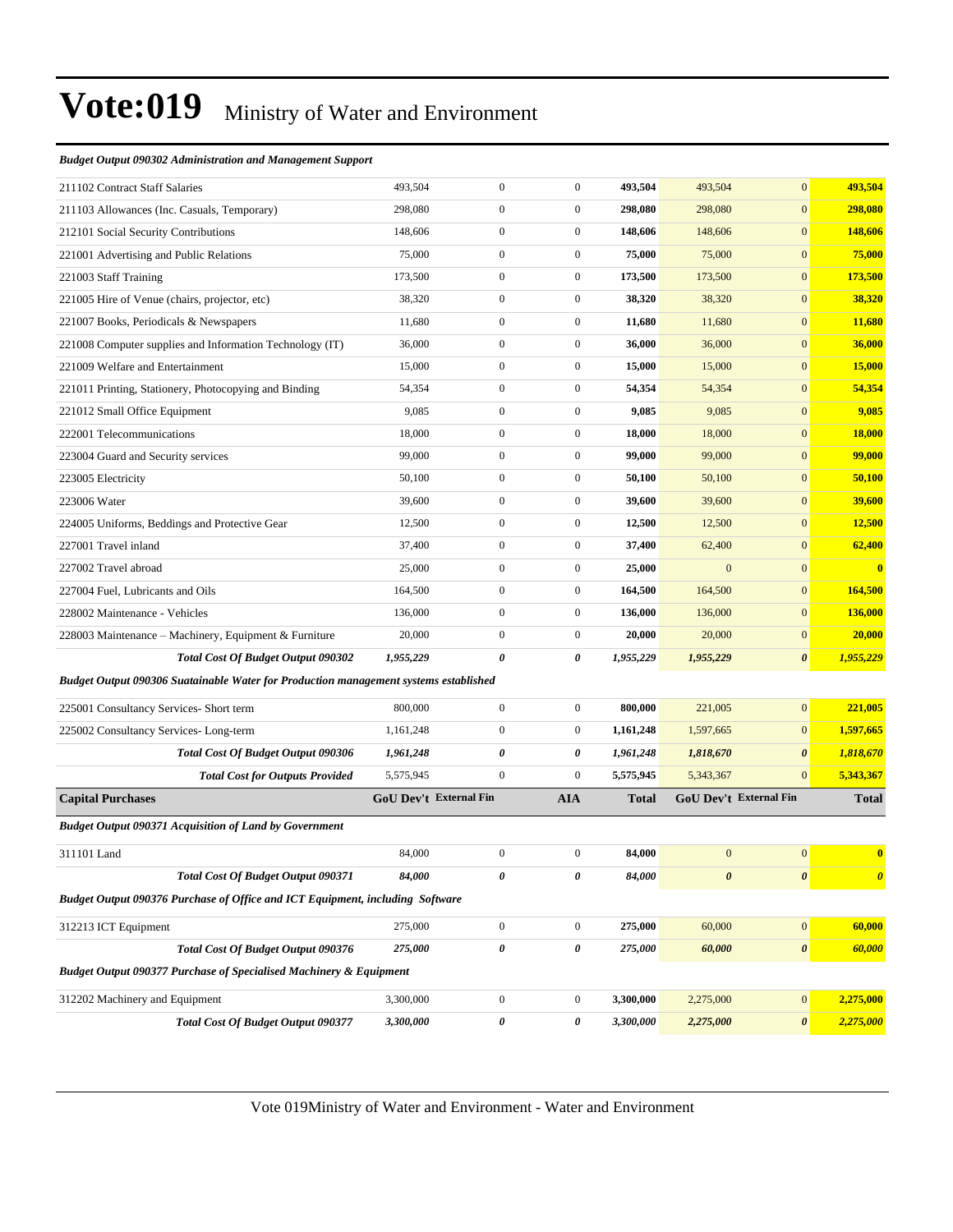# Vote:019 Ministry of Water and Environment

| | GoU Dev't | External Fin | AIA | Total | GoU Dev't | External Fin | Total |
|---|---|---|---|---|---|---|---|
| ***Budget Output 090302 Administration and Management Support*** | | | | | | | |
| 211102 Contract Staff Salaries | 493,504 | 0 | 0 | **493,504** | 493,504 | 0 | **493,504** |
| 211103 Allowances (Inc. Casuals, Temporary) | 298,080 | 0 | 0 | **298,080** | 298,080 | 0 | **298,080** |
| 212101 Social Security Contributions | 148,606 | 0 | 0 | **148,606** | 148,606 | 0 | **148,606** |
| 221001 Advertising and Public Relations | 75,000 | 0 | 0 | **75,000** | 75,000 | 0 | **75,000** |
| 221003 Staff Training | 173,500 | 0 | 0 | **173,500** | 173,500 | 0 | **173,500** |
| 221005 Hire of Venue (chairs, projector, etc) | 38,320 | 0 | 0 | **38,320** | 38,320 | 0 | **38,320** |
| 221007 Books, Periodicals & Newspapers | 11,680 | 0 | 0 | **11,680** | 11,680 | 0 | **11,680** |
| 221008 Computer supplies and Information Technology (IT) | 36,000 | 0 | 0 | **36,000** | 36,000 | 0 | **36,000** |
| 221009 Welfare and Entertainment | 15,000 | 0 | 0 | **15,000** | 15,000 | 0 | **15,000** |
| 221011 Printing, Stationery, Photocopying and Binding | 54,354 | 0 | 0 | **54,354** | 54,354 | 0 | **54,354** |
| 221012 Small Office Equipment | 9,085 | 0 | 0 | **9,085** | 9,085 | 0 | **9,085** |
| 222001 Telecommunications | 18,000 | 0 | 0 | **18,000** | 18,000 | 0 | **18,000** |
| 223004 Guard and Security services | 99,000 | 0 | 0 | **99,000** | 99,000 | 0 | **99,000** |
| 223005 Electricity | 50,100 | 0 | 0 | **50,100** | 50,100 | 0 | **50,100** |
| 223006 Water | 39,600 | 0 | 0 | **39,600** | 39,600 | 0 | **39,600** |
| 224005 Uniforms, Beddings and Protective Gear | 12,500 | 0 | 0 | **12,500** | 12,500 | 0 | **12,500** |
| 227001 Travel inland | 37,400 | 0 | 0 | **37,400** | 62,400 | 0 | **62,400** |
| 227002 Travel abroad | 25,000 | 0 | 0 | **25,000** | 0 | 0 | **0** |
| 227004 Fuel, Lubricants and Oils | 164,500 | 0 | 0 | **164,500** | 164,500 | 0 | **164,500** |
| 228002 Maintenance - Vehicles | 136,000 | 0 | 0 | **136,000** | 136,000 | 0 | **136,000** |
| 228003 Maintenance – Machinery, Equipment & Furniture | 20,000 | 0 | 0 | **20,000** | 20,000 | 0 | **20,000** |
| ***Total Cost Of Budget Output 090302*** | ***1,955,229*** | ***0*** | ***0*** | ***1,955,229*** | ***1,955,229*** | ***0*** | ***1,955,229*** |
| ***Budget Output 090306 Suatainable Water for Production management systems established*** | | | | | | | |
| 225001 Consultancy Services- Short term | 800,000 | 0 | 0 | **800,000** | 221,005 | 0 | **221,005** |
| 225002 Consultancy Services- Long-term | 1,161,248 | 0 | 0 | **1,161,248** | 1,597,665 | 0 | **1,597,665** |
| ***Total Cost Of Budget Output 090306*** | ***1,961,248*** | ***0*** | ***0*** | ***1,961,248*** | ***1,818,670*** | ***0*** | ***1,818,670*** |
| ***Total Cost for Outputs Provided*** | 5,575,945 | 0 | 0 | **5,575,945** | 5,343,367 | 0 | **5,343,367** |
| **Capital Purchases** | **GoU Dev't** | **External Fin** | **AIA** | **Total** | **GoU Dev't** | **External Fin** | **Total** |
| ***Budget Output 090371 Acquisition of Land by Government*** | | | | | | | |
| 311101 Land | 84,000 | 0 | 0 | **84,000** | 0 | 0 | **0** |
| ***Total Cost Of Budget Output 090371*** | ***84,000*** | ***0*** | ***0*** | ***84,000*** | ***0*** | ***0*** | ***0*** |
| ***Budget Output 090376 Purchase of Office and ICT Equipment, including Software*** | | | | | | | |
| 312213 ICT Equipment | 275,000 | 0 | 0 | **275,000** | 60,000 | 0 | **60,000** |
| ***Total Cost Of Budget Output 090376*** | ***275,000*** | ***0*** | ***0*** | ***275,000*** | ***60,000*** | ***0*** | ***60,000*** |
| ***Budget Output 090377 Purchase of Specialised Machinery & Equipment*** | | | | | | | |
| 312202 Machinery and Equipment | 3,300,000 | 0 | 0 | **3,300,000** | 2,275,000 | 0 | **2,275,000** |
| ***Total Cost Of Budget Output 090377*** | ***3,300,000*** | ***0*** | ***0*** | ***3,300,000*** | ***2,275,000*** | ***0*** | ***2,275,000*** |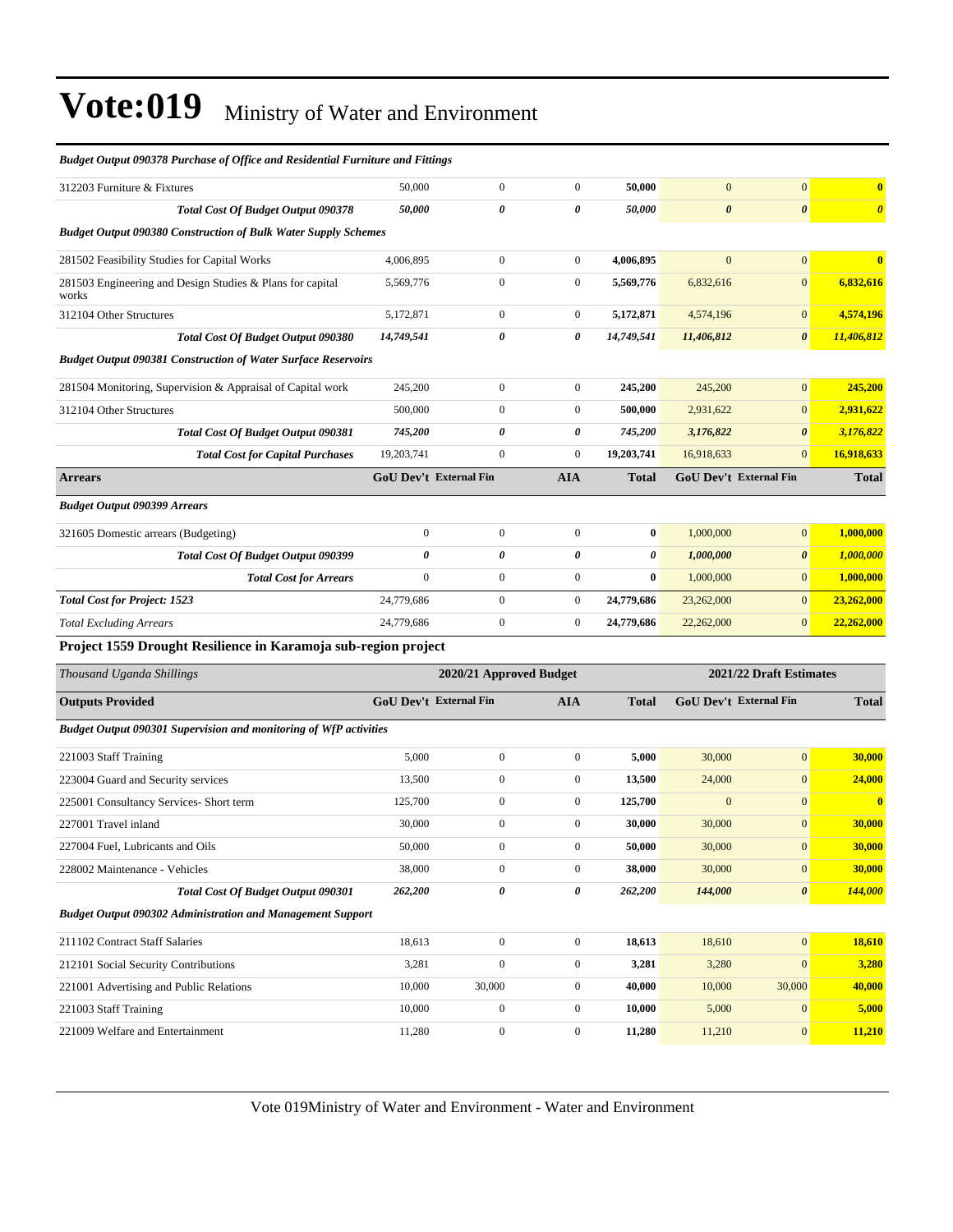# Vote:019 Ministry of Water and Environment

| | | | | | | | |
|---|---|---|---|---|---|---|---|
| ***Budget Output 090378 Purchase of Office and Residential Furniture and Fittings*** | | | | | | | |
| 312203 Furniture & Fixtures | 50,000 | 0 | 0 | **50,000** | 0 | 0 | **0** |
| ***Total Cost Of Budget Output 090378*** | ***50,000*** | ***0*** | ***0*** | ***50,000*** | ***0*** | ***0*** | ***0*** |
| ***Budget Output 090380 Construction of Bulk Water Supply Schemes*** | | | | | | | |
| 281502 Feasibility Studies for Capital Works | 4,006,895 | 0 | 0 | **4,006,895** | 0 | 0 | **0** |
| 281503 Engineering and Design Studies & Plans for capital works | 5,569,776 | 0 | 0 | **5,569,776** | 6,832,616 | 0 | **6,832,616** |
| 312104 Other Structures | 5,172,871 | 0 | 0 | **5,172,871** | 4,574,196 | 0 | **4,574,196** |
| ***Total Cost Of Budget Output 090380*** | ***14,749,541*** | ***0*** | ***0*** | ***14,749,541*** | ***11,406,812*** | ***0*** | ***11,406,812*** |
| ***Budget Output 090381 Construction of Water Surface Reservoirs*** | | | | | | | |
| 281504 Monitoring, Supervision & Appraisal of Capital work | 245,200 | 0 | 0 | **245,200** | 245,200 | 0 | **245,200** |
| 312104 Other Structures | 500,000 | 0 | 0 | **500,000** | 2,931,622 | 0 | **2,931,622** |
| ***Total Cost Of Budget Output 090381*** | ***745,200*** | ***0*** | ***0*** | ***745,200*** | ***3,176,822*** | ***0*** | ***3,176,822*** |
| ***Total Cost for Capital Purchases*** | 19,203,741 | 0 | 0 | 19,203,741 | 16,918,633 | 0 | **16,918,633** |
| **Arrears** | **GoU Dev't** | **External Fin** | **AIA** | **Total** | **GoU Dev't** | **External Fin** | **Total** |
| ***Budget Output 090399 Arrears*** | | | | | | | |
| 321605 Domestic arrears (Budgeting) | 0 | 0 | 0 | **0** | 1,000,000 | 0 | **1,000,000** |
| ***Total Cost Of Budget Output 090399*** | ***0*** | ***0*** | ***0*** | ***0*** | ***1,000,000*** | ***0*** | ***1,000,000*** |
| ***Total Cost for Arrears*** | 0 | 0 | 0 | **0** | 1,000,000 | 0 | **1,000,000** |
| ***Total Cost for Project: 1523*** | 24,779,686 | 0 | 0 | **24,779,686** | 23,262,000 | 0 | **23,262,000** |
| *Total Excluding Arrears* | 24,779,686 | 0 | 0 | **24,779,686** | 22,262,000 | 0 | **22,262,000** |

**Project 1559 Drought Resilience in Karamoja sub-region project**

| *Thousand Uganda Shillings* | 2020/21 Approved Budget | | | | 2021/22 Draft Estimates | | |
|---|---|---|---|---|---|---|---|
| **Outputs Provided** | **GoU Dev't** | **External Fin** | **AIA** | **Total** | **GoU Dev't** | **External Fin** | **Total** |
| ***Budget Output 090301 Supervision and monitoring of WfP activities*** | | | | | | | |
| 221003 Staff Training | 5,000 | 0 | 0 | **5,000** | 30,000 | 0 | **30,000** |
| 223004 Guard and Security services | 13,500 | 0 | 0 | **13,500** | 24,000 | 0 | **24,000** |
| 225001 Consultancy Services- Short term | 125,700 | 0 | 0 | **125,700** | 0 | 0 | **0** |
| 227001 Travel inland | 30,000 | 0 | 0 | **30,000** | 30,000 | 0 | **30,000** |
| 227004 Fuel, Lubricants and Oils | 50,000 | 0 | 0 | **50,000** | 30,000 | 0 | **30,000** |
| 228002 Maintenance - Vehicles | 38,000 | 0 | 0 | **38,000** | 30,000 | 0 | **30,000** |
| ***Total Cost Of Budget Output 090301*** | ***262,200*** | ***0*** | ***0*** | ***262,200*** | ***144,000*** | ***0*** | ***144,000*** |
| ***Budget Output 090302 Administration and Management Support*** | | | | | | | |
| 211102 Contract Staff Salaries | 18,613 | 0 | 0 | **18,613** | 18,610 | 0 | **18,610** |
| 212101 Social Security Contributions | 3,281 | 0 | 0 | **3,281** | 3,280 | 0 | **3,280** |
| 221001 Advertising and Public Relations | 10,000 | 30,000 | 0 | **40,000** | 10,000 | 30,000 | **40,000** |
| 221003 Staff Training | 10,000 | 0 | 0 | **10,000** | 5,000 | 0 | **5,000** |
| 221009 Welfare and Entertainment | 11,280 | 0 | 0 | **11,280** | 11,210 | 0 | **11,210** |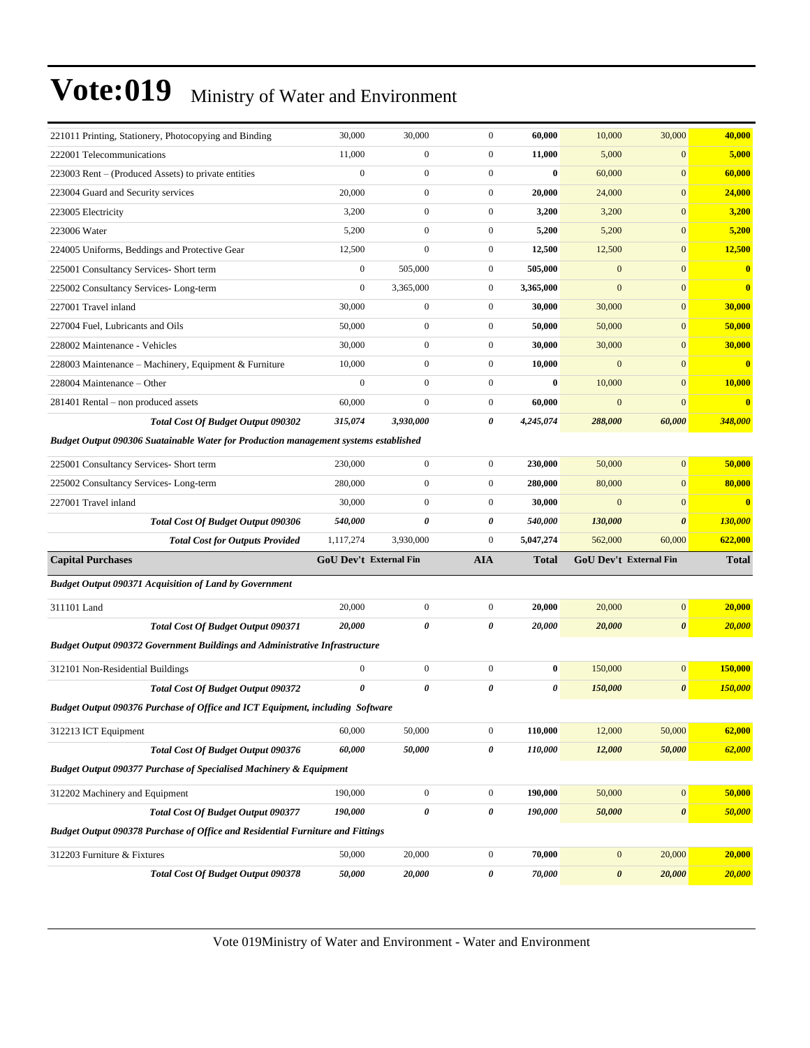# Vote:019 Ministry of Water and Environment

| | | | | | | | |
|---|---|---|---|---|---|---|---|
| 221011 Printing, Stationery, Photocopying and Binding | 30,000 | 30,000 | 0 | **60,000** | 10,000 | 30,000 | **40,000** |
| 222001 Telecommunications | 11,000 | 0 | 0 | **11,000** | 5,000 | 0 | **5,000** |
| 223003 Rent – (Produced Assets) to private entities | 0 | 0 | 0 | **0** | 60,000 | 0 | **60,000** |
| 223004 Guard and Security services | 20,000 | 0 | 0 | **20,000** | 24,000 | 0 | **24,000** |
| 223005 Electricity | 3,200 | 0 | 0 | **3,200** | 3,200 | 0 | **3,200** |
| 223006 Water | 5,200 | 0 | 0 | **5,200** | 5,200 | 0 | **5,200** |
| 224005 Uniforms, Beddings and Protective Gear | 12,500 | 0 | 0 | **12,500** | 12,500 | 0 | **12,500** |
| 225001 Consultancy Services- Short term | 0 | 505,000 | 0 | **505,000** | 0 | 0 | **0** |
| 225002 Consultancy Services- Long-term | 0 | 3,365,000 | 0 | **3,365,000** | 0 | 0 | **0** |
| 227001 Travel inland | 30,000 | 0 | 0 | **30,000** | 30,000 | 0 | **30,000** |
| 227004 Fuel, Lubricants and Oils | 50,000 | 0 | 0 | **50,000** | 50,000 | 0 | **50,000** |
| 228002 Maintenance - Vehicles | 30,000 | 0 | 0 | **30,000** | 30,000 | 0 | **30,000** |
| 228003 Maintenance – Machinery, Equipment & Furniture | 10,000 | 0 | 0 | **10,000** | 0 | 0 | **0** |
| 228004 Maintenance – Other | 0 | 0 | 0 | **0** | 10,000 | 0 | **10,000** |
| 281401 Rental – non produced assets | 60,000 | 0 | 0 | **60,000** | 0 | 0 | **0** |
| ***Total Cost Of Budget Output 090302*** | ***315,074*** | ***3,930,000*** | ***0*** | ***4,245,074*** | ***288,000*** | ***60,000*** | ***348,000*** |
| ***Budget Output 090306 Suatainable Water for Production management systems established*** | | | | | | | |
| 225001 Consultancy Services- Short term | 230,000 | 0 | 0 | **230,000** | 50,000 | 0 | **50,000** |
| 225002 Consultancy Services- Long-term | 280,000 | 0 | 0 | **280,000** | 80,000 | 0 | **80,000** |
| 227001 Travel inland | 30,000 | 0 | 0 | **30,000** | 0 | 0 | **0** |
| ***Total Cost Of Budget Output 090306*** | ***540,000*** | ***0*** | ***0*** | ***540,000*** | ***130,000*** | ***0*** | ***130,000*** |
| ***Total Cost for Outputs Provided*** | 1,117,274 | 3,930,000 | 0 | 5,047,274 | 562,000 | 60,000 | 622,000 |
| **Capital Purchases** | **GoU Dev't** | **External Fin** | **AIA** | **Total** | **GoU Dev't** | **External Fin** | **Total** |
| ***Budget Output 090371 Acquisition of Land by Government*** | | | | | | | |
| 311101 Land | 20,000 | 0 | 0 | **20,000** | 20,000 | 0 | **20,000** |
| ***Total Cost Of Budget Output 090371*** | ***20,000*** | ***0*** | ***0*** | ***20,000*** | ***20,000*** | ***0*** | ***20,000*** |
| ***Budget Output 090372 Government Buildings and Administrative Infrastructure*** | | | | | | | |
| 312101 Non-Residential Buildings | 0 | 0 | 0 | **0** | 150,000 | 0 | **150,000** |
| ***Total Cost Of Budget Output 090372*** | ***0*** | ***0*** | ***0*** | ***0*** | ***150,000*** | ***0*** | ***150,000*** |
| ***Budget Output 090376 Purchase of Office and ICT Equipment, including Software*** | | | | | | | |
| 312213 ICT Equipment | 60,000 | 50,000 | 0 | **110,000** | 12,000 | 50,000 | **62,000** |
| ***Total Cost Of Budget Output 090376*** | ***60,000*** | ***50,000*** | ***0*** | ***110,000*** | ***12,000*** | ***50,000*** | ***62,000*** |
| ***Budget Output 090377 Purchase of Specialised Machinery & Equipment*** | | | | | | | |
| 312202 Machinery and Equipment | 190,000 | 0 | 0 | **190,000** | 50,000 | 0 | **50,000** |
| ***Total Cost Of Budget Output 090377*** | ***190,000*** | ***0*** | ***0*** | ***190,000*** | ***50,000*** | ***0*** | ***50,000*** |
| ***Budget Output 090378 Purchase of Office and Residential Furniture and Fittings*** | | | | | | | |
| 312203 Furniture & Fixtures | 50,000 | 20,000 | 0 | **70,000** | 0 | 20,000 | **20,000** |
| ***Total Cost Of Budget Output 090378*** | ***50,000*** | ***20,000*** | ***0*** | ***70,000*** | ***0*** | ***20,000*** | ***20,000*** |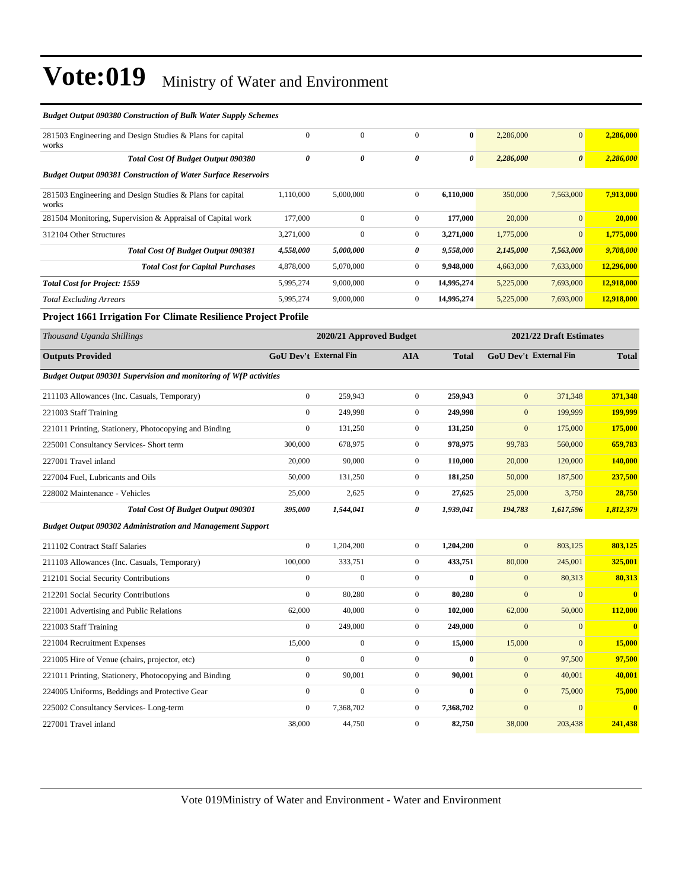# Vote:019 Ministry of Water and Environment

| | | | | | | | |
|---|---|---|---|---|---|---|---|
| ***Budget Output 090380 Construction of Bulk Water Supply Schemes*** | | | | | | | |
| 281503 Engineering and Design Studies & Plans for capital works | 0 | 0 | 0 | **0** | 2,286,000 | 0 | **2,286,000** |
| ***Total Cost Of Budget Output 090380*** | ***0*** | ***0*** | ***0*** | ***0*** | ***2,286,000*** | ***0*** | ***2,286,000*** |
| ***Budget Output 090381 Construction of Water Surface Reservoirs*** | | | | | | | |
| 281503 Engineering and Design Studies & Plans for capital works | 1,110,000 | 5,000,000 | 0 | **6,110,000** | 350,000 | 7,563,000 | **7,913,000** |
| 281504 Monitoring, Supervision & Appraisal of Capital work | 177,000 | 0 | 0 | **177,000** | 20,000 | 0 | **20,000** |
| 312104 Other Structures | 3,271,000 | 0 | 0 | **3,271,000** | 1,775,000 | 0 | **1,775,000** |
| ***Total Cost Of Budget Output 090381*** | ***4,558,000*** | ***5,000,000*** | ***0*** | ***9,558,000*** | ***2,145,000*** | ***7,563,000*** | ***9,708,000*** |
| ***Total Cost for Capital Purchases*** | 4,878,000 | 5,070,000 | 0 | 9,948,000 | 4,663,000 | 7,633,000 | 12,296,000 |
| ***Total Cost for Project: 1559*** | 5,995,274 | 9,000,000 | 0 | 14,995,274 | 5,225,000 | 7,693,000 | 12,918,000 |
| *Total Excluding Arrears* | 5,995,274 | 9,000,000 | 0 | 14,995,274 | 5,225,000 | 7,693,000 | 12,918,000 |

**Project 1661 Irrigation For Climate Resilience Project Profile**

| *Thousand Uganda Shillings* | 2020/21 Approved Budget | | | | 2021/22 Draft Estimates | | |
|---|---|---|---|---|---|---|---|
| **Outputs Provided** | **GoU Dev't** | **External Fin** | **AIA** | **Total** | **GoU Dev't** | **External Fin** | **Total** |
| ***Budget Output 090301 Supervision and monitoring of WfP activities*** | | | | | | | |
| 211103 Allowances (Inc. Casuals, Temporary) | 0 | 259,943 | 0 | **259,943** | 0 | 371,348 | **371,348** |
| 221003 Staff Training | 0 | 249,998 | 0 | **249,998** | 0 | 199,999 | **199,999** |
| 221011 Printing, Stationery, Photocopying and Binding | 0 | 131,250 | 0 | **131,250** | 0 | 175,000 | **175,000** |
| 225001 Consultancy Services- Short term | 300,000 | 678,975 | 0 | **978,975** | 99,783 | 560,000 | **659,783** |
| 227001 Travel inland | 20,000 | 90,000 | 0 | **110,000** | 20,000 | 120,000 | **140,000** |
| 227004 Fuel, Lubricants and Oils | 50,000 | 131,250 | 0 | **181,250** | 50,000 | 187,500 | **237,500** |
| 228002 Maintenance - Vehicles | 25,000 | 2,625 | 0 | **27,625** | 25,000 | 3,750 | **28,750** |
| ***Total Cost Of Budget Output 090301*** | ***395,000*** | ***1,544,041*** | ***0*** | ***1,939,041*** | ***194,783*** | ***1,617,596*** | ***1,812,379*** |
| ***Budget Output 090302 Administration and Management Support*** | | | | | | | |
| 211102 Contract Staff Salaries | 0 | 1,204,200 | 0 | **1,204,200** | 0 | 803,125 | **803,125** |
| 211103 Allowances (Inc. Casuals, Temporary) | 100,000 | 333,751 | 0 | **433,751** | 80,000 | 245,001 | **325,001** |
| 212101 Social Security Contributions | 0 | 0 | 0 | **0** | 0 | 80,313 | **80,313** |
| 212201 Social Security Contributions | 0 | 80,280 | 0 | **80,280** | 0 | 0 | **0** |
| 221001 Advertising and Public Relations | 62,000 | 40,000 | 0 | **102,000** | 62,000 | 50,000 | **112,000** |
| 221003 Staff Training | 0 | 249,000 | 0 | **249,000** | 0 | 0 | **0** |
| 221004 Recruitment Expenses | 15,000 | 0 | 0 | **15,000** | 15,000 | 0 | **15,000** |
| 221005 Hire of Venue (chairs, projector, etc) | 0 | 0 | 0 | **0** | 0 | 97,500 | **97,500** |
| 221011 Printing, Stationery, Photocopying and Binding | 0 | 90,001 | 0 | **90,001** | 0 | 40,001 | **40,001** |
| 224005 Uniforms, Beddings and Protective Gear | 0 | 0 | 0 | **0** | 0 | 75,000 | **75,000** |
| 225002 Consultancy Services- Long-term | 0 | 7,368,702 | 0 | **7,368,702** | 0 | 0 | **0** |
| 227001 Travel inland | 38,000 | 44,750 | 0 | **82,750** | 38,000 | 203,438 | **241,438** |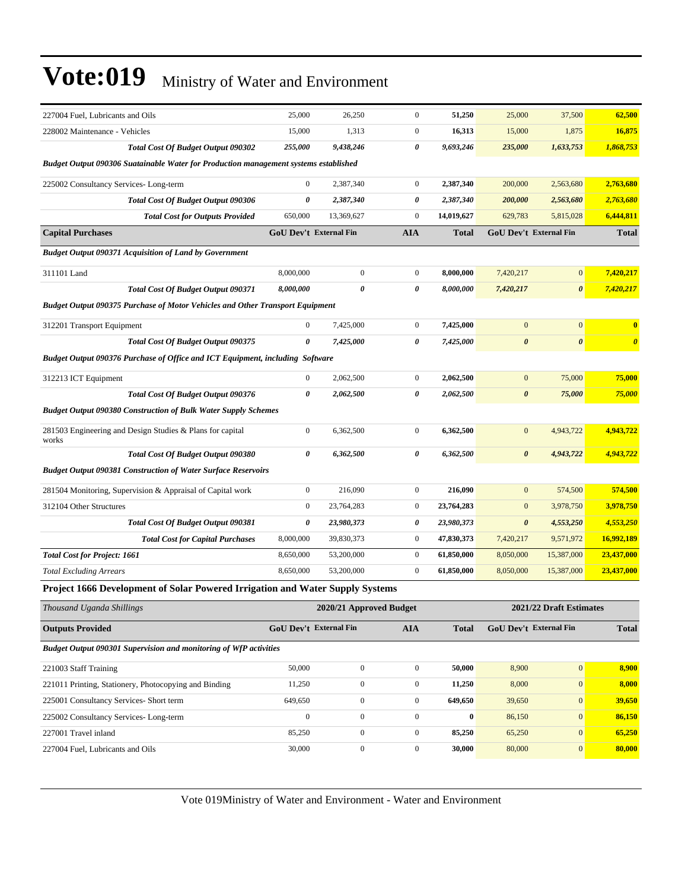| | | | | | | | |
|---|---|---|---|---|---|---|---|
| 227004 Fuel, Lubricants and Oils | 25,000 | 26,250 | 0 | **51,250** | 25,000 | 37,500 | **62,500** |
| 228002 Maintenance - Vehicles | 15,000 | 1,313 | 0 | **16,313** | 15,000 | 1,875 | **16,875** |
| ***Total Cost Of Budget Output 090302*** | ***255,000*** | ***9,438,246*** | ***0*** | ***9,693,246*** | ***235,000*** | ***1,633,753*** | ***1,868,753*** |
| ***Budget Output 090306 Suatainable Water for Production management systems established*** | | | | | | | |
| 225002 Consultancy Services- Long-term | 0 | 2,387,340 | 0 | **2,387,340** | 200,000 | 2,563,680 | **2,763,680** |
| ***Total Cost Of Budget Output 090306*** | ***0*** | ***2,387,340*** | ***0*** | ***2,387,340*** | ***200,000*** | ***2,563,680*** | ***2,763,680*** |
| ***Total Cost for Outputs Provided*** | 650,000 | 13,369,627 | 0 | **14,019,627** | 629,783 | 5,815,028 | **6,444,811** |
| **Capital Purchases** | **GoU Dev't** | **External Fin** | **AIA** | **Total** | **GoU Dev't** | **External Fin** | **Total** |
| ***Budget Output 090371 Acquisition of Land by Government*** | | | | | | | |
| 311101 Land | 8,000,000 | 0 | 0 | **8,000,000** | 7,420,217 | 0 | **7,420,217** |
| ***Total Cost Of Budget Output 090371*** | ***8,000,000*** | ***0*** | ***0*** | ***8,000,000*** | ***7,420,217*** | ***0*** | ***7,420,217*** |
| ***Budget Output 090375 Purchase of Motor Vehicles and Other Transport Equipment*** | | | | | | | |
| 312201 Transport Equipment | 0 | 7,425,000 | 0 | **7,425,000** | 0 | 0 | **0** |
| ***Total Cost Of Budget Output 090375*** | ***0*** | ***7,425,000*** | ***0*** | ***7,425,000*** | ***0*** | ***0*** | ***0*** |
| ***Budget Output 090376 Purchase of Office and ICT Equipment, including Software*** | | | | | | | |
| 312213 ICT Equipment | 0 | 2,062,500 | 0 | **2,062,500** | 0 | 75,000 | **75,000** |
| ***Total Cost Of Budget Output 090376*** | ***0*** | ***2,062,500*** | ***0*** | ***2,062,500*** | ***0*** | ***75,000*** | ***75,000*** |
| ***Budget Output 090380 Construction of Bulk Water Supply Schemes*** | | | | | | | |
| 281503 Engineering and Design Studies & Plans for capital works | 0 | 6,362,500 | 0 | **6,362,500** | 0 | 4,943,722 | **4,943,722** |
| ***Total Cost Of Budget Output 090380*** | ***0*** | ***6,362,500*** | ***0*** | ***6,362,500*** | ***0*** | ***4,943,722*** | ***4,943,722*** |
| ***Budget Output 090381 Construction of Water Surface Reservoirs*** | | | | | | | |
| 281504 Monitoring, Supervision & Appraisal of Capital work | 0 | 216,090 | 0 | **216,090** | 0 | 574,500 | **574,500** |
| 312104 Other Structures | 0 | 23,764,283 | 0 | **23,764,283** | 0 | 3,978,750 | **3,978,750** |
| ***Total Cost Of Budget Output 090381*** | ***0*** | ***23,980,373*** | ***0*** | ***23,980,373*** | ***0*** | ***4,553,250*** | ***4,553,250*** |
| ***Total Cost for Capital Purchases*** | 8,000,000 | 39,830,373 | 0 | **47,830,373** | 7,420,217 | 9,571,972 | **16,992,189** |
| ***Total Cost for Project: 1661*** | 8,650,000 | 53,200,000 | 0 | **61,850,000** | 8,050,000 | 15,387,000 | **23,437,000** |
| *Total Excluding Arrears* | 8,650,000 | 53,200,000 | 0 | **61,850,000** | 8,050,000 | 15,387,000 | **23,437,000** |

**Project 1666 Development of Solar Powered Irrigation and Water Supply Systems**

| *Thousand Uganda Shillings* | **2020/21 Approved Budget** | | | | **2021/22 Draft Estimates** | | |
|---|---|---|---|---|---|---|---|
| **Outputs Provided** | **GoU Dev't** | **External Fin** | **AIA** | **Total** | **GoU Dev't** | **External Fin** | **Total** |
| ***Budget Output 090301 Supervision and monitoring of WfP activities*** | | | | | | | |
| 221003 Staff Training | 50,000 | 0 | 0 | **50,000** | 8,900 | 0 | **8,900** |
| 221011 Printing, Stationery, Photocopying and Binding | 11,250 | 0 | 0 | **11,250** | 8,000 | 0 | **8,000** |
| 225001 Consultancy Services- Short term | 649,650 | 0 | 0 | **649,650** | 39,650 | 0 | **39,650** |
| 225002 Consultancy Services- Long-term | 0 | 0 | 0 | **0** | 86,150 | 0 | **86,150** |
| 227001 Travel inland | 85,250 | 0 | 0 | **85,250** | 65,250 | 0 | **65,250** |
| 227004 Fuel, Lubricants and Oils | 30,000 | 0 | 0 | **30,000** | 80,000 | 0 | **80,000** |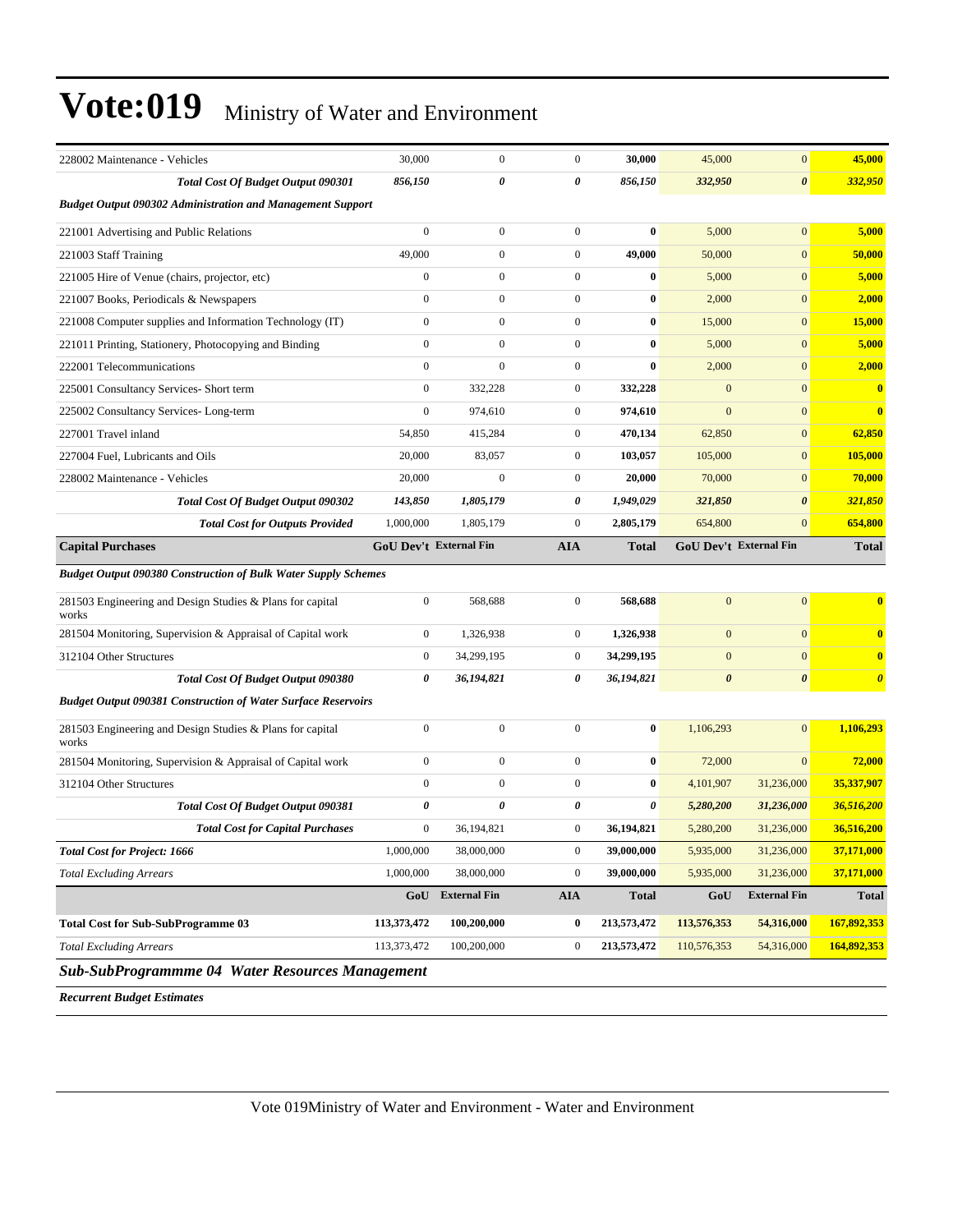# Vote:019 Ministry of Water and Environment

| | | | | | | | |
|---|---|---|---|---|---|---|---|
| 228002 Maintenance - Vehicles | 30,000 | 0 | 0 | **30,000** | 45,000 | 0 | **45,000** |
| ***Total Cost Of Budget Output 090301*** | ***856,150*** | ***0*** | ***0*** | ***856,150*** | ***332,950*** | ***0*** | ***332,950*** |
| ***Budget Output 090302 Administration and Management Support*** | | | | | | | |
| 221001 Advertising and Public Relations | 0 | 0 | 0 | **0** | 5,000 | 0 | **5,000** |
| 221003 Staff Training | 49,000 | 0 | 0 | **49,000** | 50,000 | 0 | **50,000** |
| 221005 Hire of Venue (chairs, projector, etc) | 0 | 0 | 0 | **0** | 5,000 | 0 | **5,000** |
| 221007 Books, Periodicals & Newspapers | 0 | 0 | 0 | **0** | 2,000 | 0 | **2,000** |
| 221008 Computer supplies and Information Technology (IT) | 0 | 0 | 0 | **0** | 15,000 | 0 | **15,000** |
| 221011 Printing, Stationery, Photocopying and Binding | 0 | 0 | 0 | **0** | 5,000 | 0 | **5,000** |
| 222001 Telecommunications | 0 | 0 | 0 | **0** | 2,000 | 0 | **2,000** |
| 225001 Consultancy Services- Short term | 0 | 332,228 | 0 | **332,228** | 0 | 0 | **0** |
| 225002 Consultancy Services- Long-term | 0 | 974,610 | 0 | **974,610** | 0 | 0 | **0** |
| 227001 Travel inland | 54,850 | 415,284 | 0 | **470,134** | 62,850 | 0 | **62,850** |
| 227004 Fuel, Lubricants and Oils | 20,000 | 83,057 | 0 | **103,057** | 105,000 | 0 | **105,000** |
| 228002 Maintenance - Vehicles | 20,000 | 0 | 0 | **20,000** | 70,000 | 0 | **70,000** |
| ***Total Cost Of Budget Output 090302*** | ***143,850*** | ***1,805,179*** | ***0*** | ***1,949,029*** | ***321,850*** | ***0*** | ***321,850*** |
| ***Total Cost for Outputs Provided*** | 1,000,000 | 1,805,179 | 0 | **2,805,179** | 654,800 | 0 | **654,800** |
| **Capital Purchases** | **GoU Dev't** | **External Fin** | **AIA** | **Total** | **GoU Dev't** | **External Fin** | **Total** |
| ***Budget Output 090380 Construction of Bulk Water Supply Schemes*** | | | | | | | |
| 281503 Engineering and Design Studies & Plans for capital works | 0 | 568,688 | 0 | **568,688** | 0 | 0 | **0** |
| 281504 Monitoring, Supervision & Appraisal of Capital work | 0 | 1,326,938 | 0 | **1,326,938** | 0 | 0 | **0** |
| 312104 Other Structures | 0 | 34,299,195 | 0 | **34,299,195** | 0 | 0 | **0** |
| ***Total Cost Of Budget Output 090380*** | ***0*** | ***36,194,821*** | ***0*** | ***36,194,821*** | ***0*** | ***0*** | ***0*** |
| ***Budget Output 090381 Construction of Water Surface Reservoirs*** | | | | | | | |
| 281503 Engineering and Design Studies & Plans for capital works | 0 | 0 | 0 | **0** | 1,106,293 | 0 | **1,106,293** |
| 281504 Monitoring, Supervision & Appraisal of Capital work | 0 | 0 | 0 | **0** | 72,000 | 0 | **72,000** |
| 312104 Other Structures | 0 | 0 | 0 | **0** | 4,101,907 | 31,236,000 | **35,337,907** |
| ***Total Cost Of Budget Output 090381*** | ***0*** | ***0*** | ***0*** | ***0*** | ***5,280,200*** | ***31,236,000*** | ***36,516,200*** |
| ***Total Cost for Capital Purchases*** | 0 | 36,194,821 | 0 | **36,194,821** | 5,280,200 | 31,236,000 | **36,516,200** |
| ***Total Cost for Project: 1666*** | 1,000,000 | 38,000,000 | 0 | **39,000,000** | 5,935,000 | 31,236,000 | **37,171,000** |
| *Total Excluding Arrears* | 1,000,000 | 38,000,000 | 0 | **39,000,000** | 5,935,000 | 31,236,000 | **37,171,000** |
| | **GoU** | **External Fin** | **AIA** | **Total** | **GoU** | **External Fin** | **Total** |
| **Total Cost for Sub-SubProgramme 03** | **113,373,472** | **100,200,000** | **0** | **213,573,472** | **113,576,353** | **54,316,000** | **167,892,353** |
| *Total Excluding Arrears* | 113,373,472 | 100,200,000 | 0 | **213,573,472** | 110,576,353 | 54,316,000 | **164,892,353** |

## *Sub-SubProgrammme 04 Water Resources Management*

***Recurrent Budget Estimates***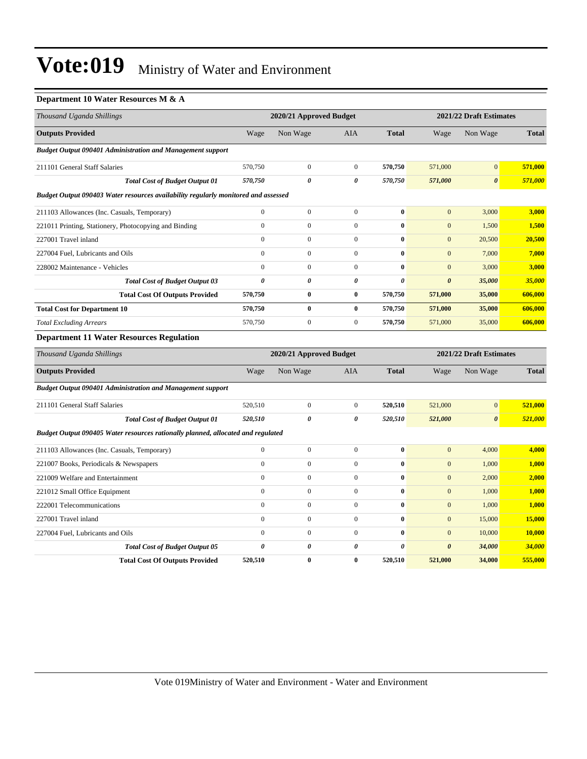# Vote:019 Ministry of Water and Environment

### Department 10 Water Resources M & A

| *Thousand Uganda Shillings* | 2020/21 Approved Budget | | | | 2021/22 Draft Estimates | | |
|---|---|---|---|---|---|---|---|
| **Outputs Provided** | Wage | Non Wage | AIA | **Total** | Wage | Non Wage | **Total** |
| ***Budget Output 090401 Administration and Management support*** | | | | | | | |
| 211101 General Staff Salaries | 570,750 | 0 | 0 | **570,750** | 571,000 | 0 | **571,000** |
| ***Total Cost of Budget Output 01*** | ***570,750*** | ***0*** | ***0*** | ***570,750*** | ***571,000*** | ***0*** | ***571,000*** |
| ***Budget Output 090403 Water resources availability regularly monitored and assessed*** | | | | | | | |
| 211103 Allowances (Inc. Casuals, Temporary) | 0 | 0 | 0 | **0** | 0 | 3,000 | **3,000** |
| 221011 Printing, Stationery, Photocopying and Binding | 0 | 0 | 0 | **0** | 0 | 1,500 | **1,500** |
| 227001 Travel inland | 0 | 0 | 0 | **0** | 0 | 20,500 | **20,500** |
| 227004 Fuel, Lubricants and Oils | 0 | 0 | 0 | **0** | 0 | 7,000 | **7,000** |
| 228002 Maintenance - Vehicles | 0 | 0 | 0 | **0** | 0 | 3,000 | **3,000** |
| ***Total Cost of Budget Output 03*** | ***0*** | ***0*** | ***0*** | ***0*** | ***0*** | ***35,000*** | ***35,000*** |
| **Total Cost Of Outputs Provided** | **570,750** | **0** | **0** | **570,750** | **571,000** | **35,000** | **606,000** |
| **Total Cost for Department 10** | **570,750** | **0** | **0** | **570,750** | **571,000** | **35,000** | **606,000** |
| *Total Excluding Arrears* | 570,750 | 0 | 0 | 570,750 | 571,000 | 35,000 | **606,000** |

### Department 11 Water Resources Regulation

| *Thousand Uganda Shillings* | 2020/21 Approved Budget | | | | 2021/22 Draft Estimates | | |
|---|---|---|---|---|---|---|---|
| **Outputs Provided** | Wage | Non Wage | AIA | **Total** | Wage | Non Wage | **Total** |
| ***Budget Output 090401 Administration and Management support*** | | | | | | | |
| 211101 General Staff Salaries | 520,510 | 0 | 0 | **520,510** | 521,000 | 0 | **521,000** |
| ***Total Cost of Budget Output 01*** | ***520,510*** | ***0*** | ***0*** | ***520,510*** | ***521,000*** | ***0*** | ***521,000*** |
| ***Budget Output 090405 Water resources rationally planned, allocated and regulated*** | | | | | | | |
| 211103 Allowances (Inc. Casuals, Temporary) | 0 | 0 | 0 | **0** | 0 | 4,000 | **4,000** |
| 221007 Books, Periodicals & Newspapers | 0 | 0 | 0 | **0** | 0 | 1,000 | **1,000** |
| 221009 Welfare and Entertainment | 0 | 0 | 0 | **0** | 0 | 2,000 | **2,000** |
| 221012 Small Office Equipment | 0 | 0 | 0 | **0** | 0 | 1,000 | **1,000** |
| 222001 Telecommunications | 0 | 0 | 0 | **0** | 0 | 1,000 | **1,000** |
| 227001 Travel inland | 0 | 0 | 0 | **0** | 0 | 15,000 | **15,000** |
| 227004 Fuel, Lubricants and Oils | 0 | 0 | 0 | **0** | 0 | 10,000 | **10,000** |
| ***Total Cost of Budget Output 05*** | ***0*** | ***0*** | ***0*** | ***0*** | ***0*** | ***34,000*** | ***34,000*** |
| **Total Cost Of Outputs Provided** | **520,510** | **0** | **0** | **520,510** | **521,000** | **34,000** | **555,000** |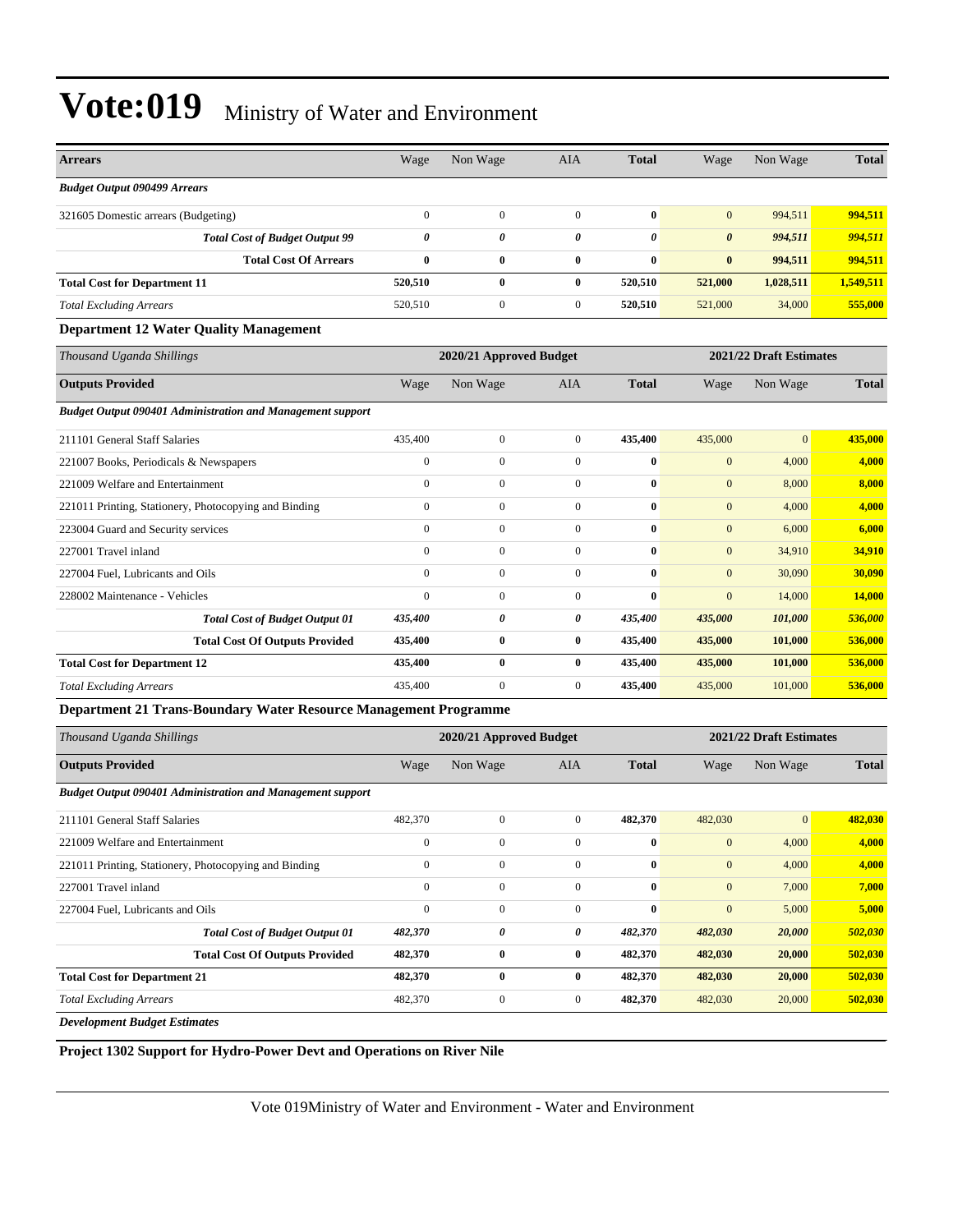# Vote:019 Ministry of Water and Environment

| Arrears | Wage | Non Wage | AIA | Total | Wage | Non Wage | Total |
|---|---|---|---|---|---|---|---|
| ***Budget Output 090499 Arrears*** | | | | | | | |
| 321605 Domestic arrears (Budgeting) | 0 | 0 | 0 | **0** | 0 | 994,511 | **994,511** |
| ***Total Cost of Budget Output 99*** | ***0*** | ***0*** | ***0*** | ***0*** | ***0*** | ***994,511*** | ***994,511*** |
| **Total Cost Of Arrears** | **0** | **0** | **0** | **0** | **0** | **994,511** | **994,511** |
| **Total Cost for Department 11** | **520,510** | **0** | **0** | **520,510** | **521,000** | **1,028,511** | **1,549,511** |
| *Total Excluding Arrears* | 520,510 | 0 | 0 | **520,510** | 521,000 | 34,000 | **555,000** |

**Department 12 Water Quality Management**

| *Thousand Uganda Shillings* | 2020/21 Approved Budget | | | | 2021/22 Draft Estimates | | |
|---|---|---|---|---|---|---|---|
| **Outputs Provided** | Wage | Non Wage | AIA | **Total** | Wage | Non Wage | **Total** |
| ***Budget Output 090401 Administration and Management support*** | | | | | | | |
| 211101 General Staff Salaries | 435,400 | 0 | 0 | **435,400** | 435,000 | 0 | **435,000** |
| 221007 Books, Periodicals & Newspapers | 0 | 0 | 0 | **0** | 0 | 4,000 | **4,000** |
| 221009 Welfare and Entertainment | 0 | 0 | 0 | **0** | 0 | 8,000 | **8,000** |
| 221011 Printing, Stationery, Photocopying and Binding | 0 | 0 | 0 | **0** | 0 | 4,000 | **4,000** |
| 223004 Guard and Security services | 0 | 0 | 0 | **0** | 0 | 6,000 | **6,000** |
| 227001 Travel inland | 0 | 0 | 0 | **0** | 0 | 34,910 | **34,910** |
| 227004 Fuel, Lubricants and Oils | 0 | 0 | 0 | **0** | 0 | 30,090 | **30,090** |
| 228002 Maintenance - Vehicles | 0 | 0 | 0 | **0** | 0 | 14,000 | **14,000** |
| ***Total Cost of Budget Output 01*** | ***435,400*** | ***0*** | ***0*** | ***435,400*** | ***435,000*** | ***101,000*** | ***536,000*** |
| **Total Cost Of Outputs Provided** | **435,400** | **0** | **0** | **435,400** | **435,000** | **101,000** | **536,000** |
| **Total Cost for Department 12** | **435,400** | **0** | **0** | **435,400** | **435,000** | **101,000** | **536,000** |
| *Total Excluding Arrears* | 435,400 | 0 | 0 | **435,400** | 435,000 | 101,000 | **536,000** |

**Department 21 Trans-Boundary Water Resource Management Programme**

| *Thousand Uganda Shillings* | 2020/21 Approved Budget | | | | 2021/22 Draft Estimates | | |
|---|---|---|---|---|---|---|---|
| **Outputs Provided** | Wage | Non Wage | AIA | **Total** | Wage | Non Wage | **Total** |
| ***Budget Output 090401 Administration and Management support*** | | | | | | | |
| 211101 General Staff Salaries | 482,370 | 0 | 0 | **482,370** | 482,030 | 0 | **482,030** |
| 221009 Welfare and Entertainment | 0 | 0 | 0 | **0** | 0 | 4,000 | **4,000** |
| 221011 Printing, Stationery, Photocopying and Binding | 0 | 0 | 0 | **0** | 0 | 4,000 | **4,000** |
| 227001 Travel inland | 0 | 0 | 0 | **0** | 0 | 7,000 | **7,000** |
| 227004 Fuel, Lubricants and Oils | 0 | 0 | 0 | **0** | 0 | 5,000 | **5,000** |
| ***Total Cost of Budget Output 01*** | ***482,370*** | ***0*** | ***0*** | ***482,370*** | ***482,030*** | ***20,000*** | ***502,030*** |
| **Total Cost Of Outputs Provided** | **482,370** | **0** | **0** | **482,370** | **482,030** | **20,000** | **502,030** |
| **Total Cost for Department 21** | **482,370** | **0** | **0** | **482,370** | **482,030** | **20,000** | **502,030** |
| *Total Excluding Arrears* | 482,370 | 0 | 0 | **482,370** | 482,030 | 20,000 | **502,030** |

***Development Budget Estimates***

**Project 1302 Support for Hydro-Power Devt and Operations on River Nile**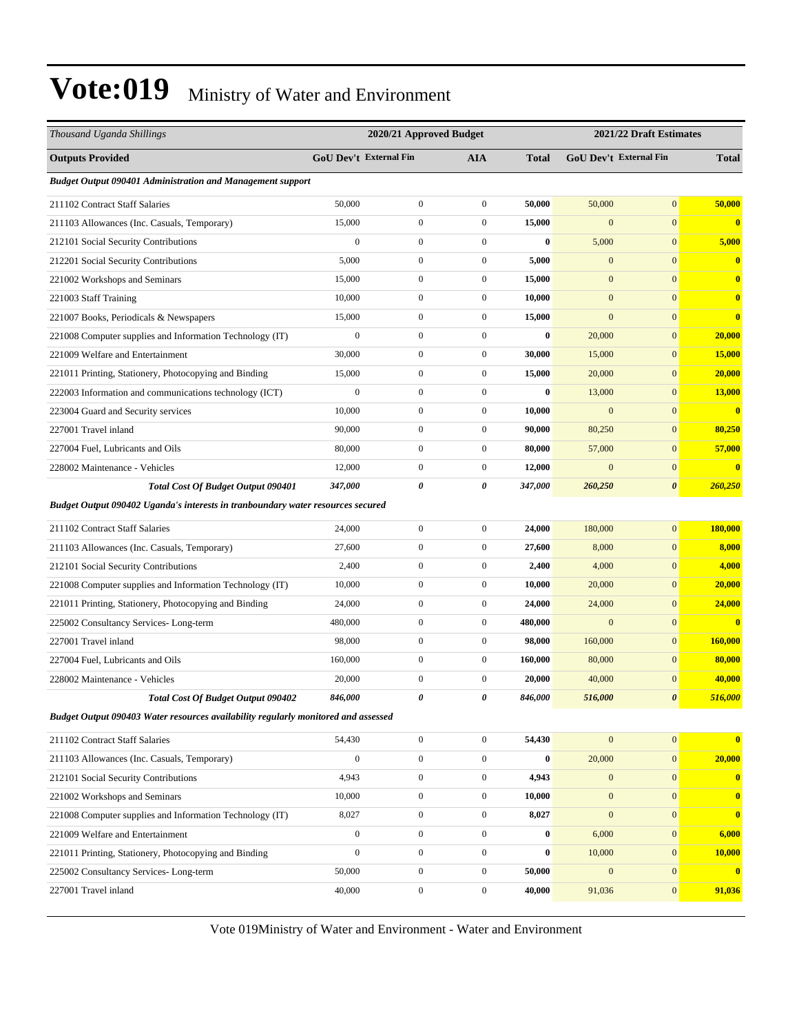# Vote:019 Ministry of Water and Environment

| Thousand Uganda Shillings | 2020/21 Approved Budget | | | | 2021/22 Draft Estimates | | |
|---|---|---|---|---|---|---|---|
| **Outputs Provided** | **GoU Dev't** | **External Fin** | **AIA** | **Total** | **GoU Dev't** | **External Fin** | **Total** |
| ***Budget Output 090401 Administration and Management support*** | | | | | | | |
| 211102 Contract Staff Salaries | 50,000 | 0 | 0 | **50,000** | 50,000 | 0 | **50,000** |
| 211103 Allowances (Inc. Casuals, Temporary) | 15,000 | 0 | 0 | **15,000** | 0 | 0 | **0** |
| 212101 Social Security Contributions | 0 | 0 | 0 | **0** | 5,000 | 0 | **5,000** |
| 212201 Social Security Contributions | 5,000 | 0 | 0 | **5,000** | 0 | 0 | **0** |
| 221002 Workshops and Seminars | 15,000 | 0 | 0 | **15,000** | 0 | 0 | **0** |
| 221003 Staff Training | 10,000 | 0 | 0 | **10,000** | 0 | 0 | **0** |
| 221007 Books, Periodicals & Newspapers | 15,000 | 0 | 0 | **15,000** | 0 | 0 | **0** |
| 221008 Computer supplies and Information Technology (IT) | 0 | 0 | 0 | **0** | 20,000 | 0 | **20,000** |
| 221009 Welfare and Entertainment | 30,000 | 0 | 0 | **30,000** | 15,000 | 0 | **15,000** |
| 221011 Printing, Stationery, Photocopying and Binding | 15,000 | 0 | 0 | **15,000** | 20,000 | 0 | **20,000** |
| 222003 Information and communications technology (ICT) | 0 | 0 | 0 | **0** | 13,000 | 0 | **13,000** |
| 223004 Guard and Security services | 10,000 | 0 | 0 | **10,000** | 0 | 0 | **0** |
| 227001 Travel inland | 90,000 | 0 | 0 | **90,000** | 80,250 | 0 | **80,250** |
| 227004 Fuel, Lubricants and Oils | 80,000 | 0 | 0 | **80,000** | 57,000 | 0 | **57,000** |
| 228002 Maintenance - Vehicles | 12,000 | 0 | 0 | **12,000** | 0 | 0 | **0** |
| ***Total Cost Of Budget Output 090401*** | ***347,000*** | ***0*** | ***0*** | ***347,000*** | ***260,250*** | ***0*** | ***260,250*** |
| ***Budget Output 090402 Uganda's interests in tranboundary water resources secured*** | | | | | | | |
| 211102 Contract Staff Salaries | 24,000 | 0 | 0 | **24,000** | 180,000 | 0 | **180,000** |
| 211103 Allowances (Inc. Casuals, Temporary) | 27,600 | 0 | 0 | **27,600** | 8,000 | 0 | **8,000** |
| 212101 Social Security Contributions | 2,400 | 0 | 0 | **2,400** | 4,000 | 0 | **4,000** |
| 221008 Computer supplies and Information Technology (IT) | 10,000 | 0 | 0 | **10,000** | 20,000 | 0 | **20,000** |
| 221011 Printing, Stationery, Photocopying and Binding | 24,000 | 0 | 0 | **24,000** | 24,000 | 0 | **24,000** |
| 225002 Consultancy Services- Long-term | 480,000 | 0 | 0 | **480,000** | 0 | 0 | **0** |
| 227001 Travel inland | 98,000 | 0 | 0 | **98,000** | 160,000 | 0 | **160,000** |
| 227004 Fuel, Lubricants and Oils | 160,000 | 0 | 0 | **160,000** | 80,000 | 0 | **80,000** |
| 228002 Maintenance - Vehicles | 20,000 | 0 | 0 | **20,000** | 40,000 | 0 | **40,000** |
| ***Total Cost Of Budget Output 090402*** | ***846,000*** | ***0*** | ***0*** | ***846,000*** | ***516,000*** | ***0*** | ***516,000*** |
| ***Budget Output 090403 Water resources availability regularly monitored and assessed*** | | | | | | | |
| 211102 Contract Staff Salaries | 54,430 | 0 | 0 | **54,430** | 0 | 0 | **0** |
| 211103 Allowances (Inc. Casuals, Temporary) | 0 | 0 | 0 | **0** | 20,000 | 0 | **20,000** |
| 212101 Social Security Contributions | 4,943 | 0 | 0 | **4,943** | 0 | 0 | **0** |
| 221002 Workshops and Seminars | 10,000 | 0 | 0 | **10,000** | 0 | 0 | **0** |
| 221008 Computer supplies and Information Technology (IT) | 8,027 | 0 | 0 | **8,027** | 0 | 0 | **0** |
| 221009 Welfare and Entertainment | 0 | 0 | 0 | **0** | 6,000 | 0 | **6,000** |
| 221011 Printing, Stationery, Photocopying and Binding | 0 | 0 | 0 | **0** | 10,000 | 0 | **10,000** |
| 225002 Consultancy Services- Long-term | 50,000 | 0 | 0 | **50,000** | 0 | 0 | **0** |
| 227001 Travel inland | 40,000 | 0 | 0 | **40,000** | 91,036 | 0 | **91,036** |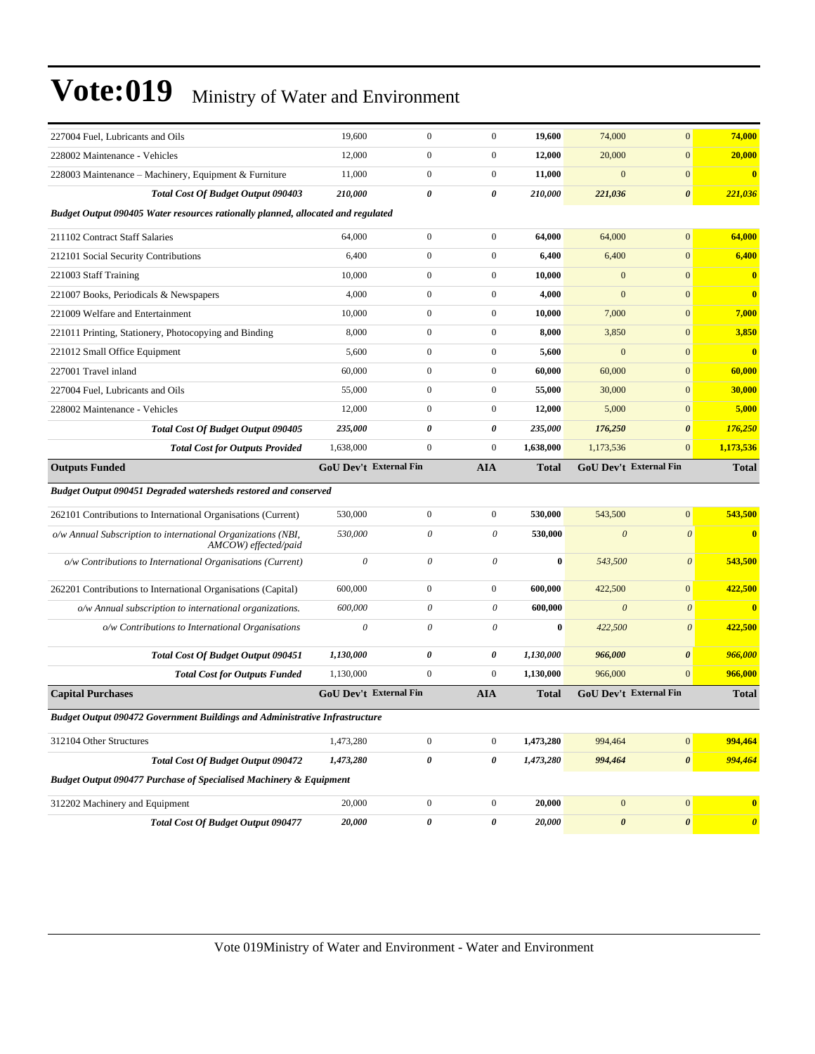# Vote:019 Ministry of Water and Environment

| | | | | | | | |
|---|---|---|---|---|---|---|---|
| 227004 Fuel, Lubricants and Oils | 19,600 | 0 | 0 | **19,600** | 74,000 | 0 | **74,000** |
| 228002 Maintenance - Vehicles | 12,000 | 0 | 0 | **12,000** | 20,000 | 0 | **20,000** |
| 228003 Maintenance – Machinery, Equipment & Furniture | 11,000 | 0 | 0 | **11,000** | 0 | 0 | **0** |
| ***Total Cost Of Budget Output 090403*** | ***210,000*** | ***0*** | ***0*** | ***210,000*** | ***221,036*** | ***0*** | ***221,036*** |
| ***Budget Output 090405 Water resources rationally planned, allocated and regulated*** | | | | | | | |
| 211102 Contract Staff Salaries | 64,000 | 0 | 0 | **64,000** | 64,000 | 0 | **64,000** |
| 212101 Social Security Contributions | 6,400 | 0 | 0 | **6,400** | 6,400 | 0 | **6,400** |
| 221003 Staff Training | 10,000 | 0 | 0 | **10,000** | 0 | 0 | **0** |
| 221007 Books, Periodicals & Newspapers | 4,000 | 0 | 0 | **4,000** | 0 | 0 | **0** |
| 221009 Welfare and Entertainment | 10,000 | 0 | 0 | **10,000** | 7,000 | 0 | **7,000** |
| 221011 Printing, Stationery, Photocopying and Binding | 8,000 | 0 | 0 | **8,000** | 3,850 | 0 | **3,850** |
| 221012 Small Office Equipment | 5,600 | 0 | 0 | **5,600** | 0 | 0 | **0** |
| 227001 Travel inland | 60,000 | 0 | 0 | **60,000** | 60,000 | 0 | **60,000** |
| 227004 Fuel, Lubricants and Oils | 55,000 | 0 | 0 | **55,000** | 30,000 | 0 | **30,000** |
| 228002 Maintenance - Vehicles | 12,000 | 0 | 0 | **12,000** | 5,000 | 0 | **5,000** |
| ***Total Cost Of Budget Output 090405*** | ***235,000*** | ***0*** | ***0*** | ***235,000*** | ***176,250*** | ***0*** | ***176,250*** |
| ***Total Cost for Outputs Provided*** | 1,638,000 | 0 | 0 | **1,638,000** | 1,173,536 | 0 | **1,173,536** |
| **Outputs Funded** | **GoU Dev't** | **External Fin** | **AIA** | **Total** | **GoU Dev't** | **External Fin** | **Total** |
| ***Budget Output 090451 Degraded watersheds restored and conserved*** | | | | | | | |
| 262101 Contributions to International Organisations (Current) | 530,000 | 0 | 0 | **530,000** | 543,500 | 0 | **543,500** |
| *o/w Annual Subscription to international Organizations (NBI, AMCOW) effected/paid* | *530,000* | *0* | *0* | **530,000** | *0* | *0* | **0** |
| *o/w Contributions to International Organisations (Current)* | *0* | *0* | *0* | **0** | *543,500* | *0* | **543,500** |
| 262201 Contributions to International Organisations (Capital) | 600,000 | 0 | 0 | **600,000** | 422,500 | 0 | **422,500** |
| *o/w Annual subscription to international organizations.* | *600,000* | *0* | *0* | **600,000** | *0* | *0* | **0** |
| *o/w Contributions to International Organisations* | *0* | *0* | *0* | **0** | *422,500* | *0* | **422,500** |
| ***Total Cost Of Budget Output 090451*** | ***1,130,000*** | ***0*** | ***0*** | ***1,130,000*** | ***966,000*** | ***0*** | ***966,000*** |
| ***Total Cost for Outputs Funded*** | 1,130,000 | 0 | 0 | **1,130,000** | 966,000 | 0 | **966,000** |
| **Capital Purchases** | **GoU Dev't** | **External Fin** | **AIA** | **Total** | **GoU Dev't** | **External Fin** | **Total** |
| ***Budget Output 090472 Government Buildings and Administrative Infrastructure*** | | | | | | | |
| 312104 Other Structures | 1,473,280 | 0 | 0 | **1,473,280** | 994,464 | 0 | **994,464** |
| ***Total Cost Of Budget Output 090472*** | ***1,473,280*** | ***0*** | ***0*** | ***1,473,280*** | ***994,464*** | ***0*** | ***994,464*** |
| ***Budget Output 090477 Purchase of Specialised Machinery & Equipment*** | | | | | | | |
| 312202 Machinery and Equipment | 20,000 | 0 | 0 | **20,000** | 0 | 0 | **0** |
| ***Total Cost Of Budget Output 090477*** | ***20,000*** | ***0*** | ***0*** | ***20,000*** | ***0*** | ***0*** | ***0*** |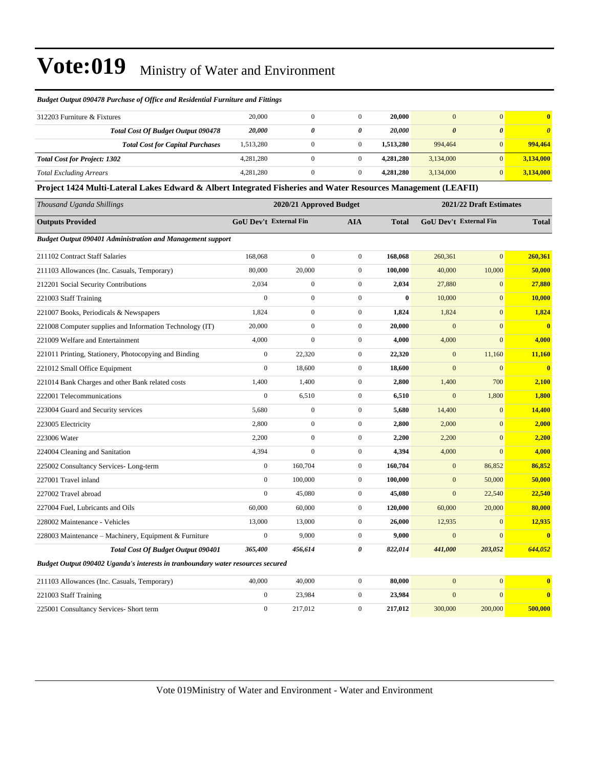# Vote:019 Ministry of Water and Environment

*Budget Output 090478 Purchase of Office and Residential Furniture and Fittings*

| | | | | | | | |
|---|---|---|---|---|---|---|---|
| 312203 Furniture & Fixtures | 20,000 | 0 | 0 | **20,000** | 0 | 0 | **0** |
| ***Total Cost Of Budget Output 090478*** | ***20,000*** | ***0*** | ***0*** | ***20,000*** | ***0*** | ***0*** | ***0*** |
| ***Total Cost for Capital Purchases*** | 1,513,280 | 0 | 0 | **1,513,280** | 994,464 | 0 | **994,464** |
| ***Total Cost for Project: 1302*** | 4,281,280 | 0 | 0 | **4,281,280** | 3,134,000 | 0 | **3,134,000** |
| *Total Excluding Arrears* | 4,281,280 | 0 | 0 | **4,281,280** | 3,134,000 | 0 | **3,134,000** |

**Project 1424 Multi-Lateral Lakes Edward & Albert Integrated Fisheries and Water Resources Management (LEAFII)**

| *Thousand Uganda Shillings* | 2020/21 Approved Budget | | | | 2021/22 Draft Estimates | | |
|---|---|---|---|---|---|---|---|
| **Outputs Provided** | **GoU Dev't** | **External Fin** | **AIA** | **Total** | **GoU Dev't** | **External Fin** | **Total** |
| ***Budget Output 090401 Administration and Management support*** | | | | | | | |
| 211102 Contract Staff Salaries | 168,068 | 0 | 0 | **168,068** | 260,361 | 0 | **260,361** |
| 211103 Allowances (Inc. Casuals, Temporary) | 80,000 | 20,000 | 0 | **100,000** | 40,000 | 10,000 | **50,000** |
| 212201 Social Security Contributions | 2,034 | 0 | 0 | **2,034** | 27,880 | 0 | **27,880** |
| 221003 Staff Training | 0 | 0 | 0 | **0** | 10,000 | 0 | **10,000** |
| 221007 Books, Periodicals & Newspapers | 1,824 | 0 | 0 | **1,824** | 1,824 | 0 | **1,824** |
| 221008 Computer supplies and Information Technology (IT) | 20,000 | 0 | 0 | **20,000** | 0 | 0 | **0** |
| 221009 Welfare and Entertainment | 4,000 | 0 | 0 | **4,000** | 4,000 | 0 | **4,000** |
| 221011 Printing, Stationery, Photocopying and Binding | 0 | 22,320 | 0 | **22,320** | 0 | 11,160 | **11,160** |
| 221012 Small Office Equipment | 0 | 18,600 | 0 | **18,600** | 0 | 0 | **0** |
| 221014 Bank Charges and other Bank related costs | 1,400 | 1,400 | 0 | **2,800** | 1,400 | 700 | **2,100** |
| 222001 Telecommunications | 0 | 6,510 | 0 | **6,510** | 0 | 1,800 | **1,800** |
| 223004 Guard and Security services | 5,680 | 0 | 0 | **5,680** | 14,400 | 0 | **14,400** |
| 223005 Electricity | 2,800 | 0 | 0 | **2,800** | 2,000 | 0 | **2,000** |
| 223006 Water | 2,200 | 0 | 0 | **2,200** | 2,200 | 0 | **2,200** |
| 224004 Cleaning and Sanitation | 4,394 | 0 | 0 | **4,394** | 4,000 | 0 | **4,000** |
| 225002 Consultancy Services- Long-term | 0 | 160,704 | 0 | **160,704** | 0 | 86,852 | **86,852** |
| 227001 Travel inland | 0 | 100,000 | 0 | **100,000** | 0 | 50,000 | **50,000** |
| 227002 Travel abroad | 0 | 45,080 | 0 | **45,080** | 0 | 22,540 | **22,540** |
| 227004 Fuel, Lubricants and Oils | 60,000 | 60,000 | 0 | **120,000** | 60,000 | 20,000 | **80,000** |
| 228002 Maintenance - Vehicles | 13,000 | 13,000 | 0 | **26,000** | 12,935 | 0 | **12,935** |
| 228003 Maintenance – Machinery, Equipment & Furniture | 0 | 9,000 | 0 | **9,000** | 0 | 0 | **0** |
| ***Total Cost Of Budget Output 090401*** | ***365,400*** | ***456,614*** | ***0*** | ***822,014*** | ***441,000*** | ***203,052*** | ***644,052*** |
| ***Budget Output 090402 Uganda's interests in tranboundary water resources secured*** | | | | | | | |
| 211103 Allowances (Inc. Casuals, Temporary) | 40,000 | 40,000 | 0 | **80,000** | 0 | 0 | **0** |
| 221003 Staff Training | 0 | 23,984 | 0 | **23,984** | 0 | 0 | **0** |
| 225001 Consultancy Services- Short term | 0 | 217,012 | 0 | **217,012** | 300,000 | 200,000 | **500,000** |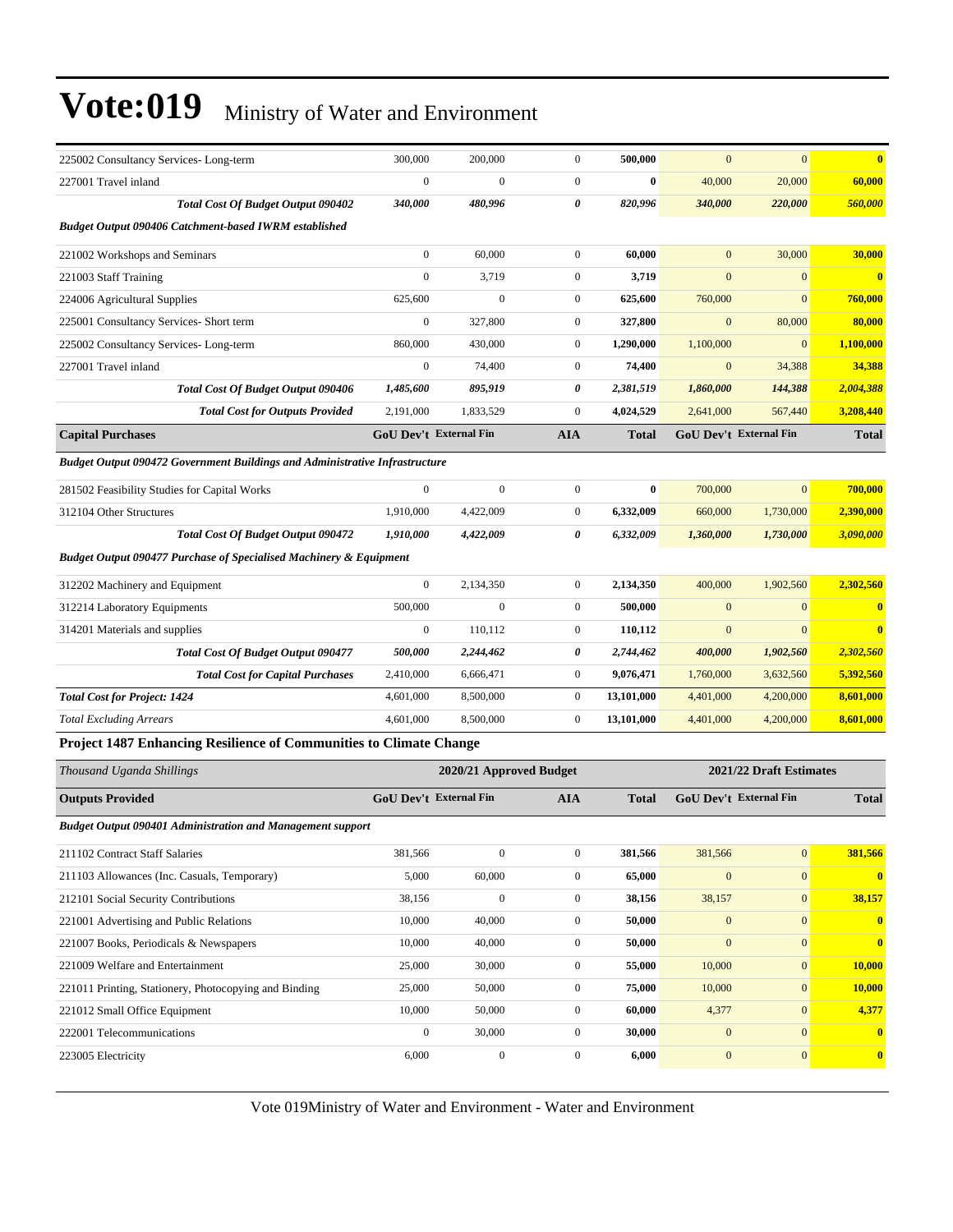| | | | | | | | |
|---|---|---|---|---|---|---|---|
| 225002 Consultancy Services- Long-term | 300,000 | 200,000 | 0 | **500,000** | 0 | 0 | **0** |
| 227001 Travel inland | 0 | 0 | 0 | **0** | 40,000 | 20,000 | **60,000** |
| ***Total Cost Of Budget Output 090402*** | ***340,000*** | ***480,996*** | ***0*** | ***820,996*** | ***340,000*** | ***220,000*** | ***560,000*** |
| ***Budget Output 090406 Catchment-based IWRM established*** | | | | | | | |
| 221002 Workshops and Seminars | 0 | 60,000 | 0 | **60,000** | 0 | 30,000 | **30,000** |
| 221003 Staff Training | 0 | 3,719 | 0 | **3,719** | 0 | 0 | **0** |
| 224006 Agricultural Supplies | 625,600 | 0 | 0 | **625,600** | 760,000 | 0 | **760,000** |
| 225001 Consultancy Services- Short term | 0 | 327,800 | 0 | **327,800** | 0 | 80,000 | **80,000** |
| 225002 Consultancy Services- Long-term | 860,000 | 430,000 | 0 | **1,290,000** | 1,100,000 | 0 | **1,100,000** |
| 227001 Travel inland | 0 | 74,400 | 0 | **74,400** | 0 | 34,388 | **34,388** |
| ***Total Cost Of Budget Output 090406*** | ***1,485,600*** | ***895,919*** | ***0*** | ***2,381,519*** | ***1,860,000*** | ***144,388*** | ***2,004,388*** |
| ***Total Cost for Outputs Provided*** | 2,191,000 | 1,833,529 | 0 | 4,024,529 | 2,641,000 | 567,440 | 3,208,440 |
| **Capital Purchases** | **GoU Dev't** | **External Fin** | **AIA** | **Total** | **GoU Dev't** | **External Fin** | **Total** |
| ***Budget Output 090472 Government Buildings and Administrative Infrastructure*** | | | | | | | |
| 281502 Feasibility Studies for Capital Works | 0 | 0 | 0 | **0** | 700,000 | 0 | **700,000** |
| 312104 Other Structures | 1,910,000 | 4,422,009 | 0 | **6,332,009** | 660,000 | 1,730,000 | **2,390,000** |
| ***Total Cost Of Budget Output 090472*** | ***1,910,000*** | ***4,422,009*** | ***0*** | ***6,332,009*** | ***1,360,000*** | ***1,730,000*** | ***3,090,000*** |
| ***Budget Output 090477 Purchase of Specialised Machinery & Equipment*** | | | | | | | |
| 312202 Machinery and Equipment | 0 | 2,134,350 | 0 | **2,134,350** | 400,000 | 1,902,560 | **2,302,560** |
| 312214 Laboratory Equipments | 500,000 | 0 | 0 | **500,000** | 0 | 0 | **0** |
| 314201 Materials and supplies | 0 | 110,112 | 0 | **110,112** | 0 | 0 | **0** |
| ***Total Cost Of Budget Output 090477*** | ***500,000*** | ***2,244,462*** | ***0*** | ***2,744,462*** | ***400,000*** | ***1,902,560*** | ***2,302,560*** |
| ***Total Cost for Capital Purchases*** | 2,410,000 | 6,666,471 | 0 | 9,076,471 | 1,760,000 | 3,632,560 | 5,392,560 |
| ***Total Cost for Project: 1424*** | 4,601,000 | 8,500,000 | 0 | 13,101,000 | 4,401,000 | 4,200,000 | 8,601,000 |
| *Total Excluding Arrears* | 4,601,000 | 8,500,000 | 0 | 13,101,000 | 4,401,000 | 4,200,000 | 8,601,000 |

**Project 1487 Enhancing Resilience of Communities to Climate Change**

| *Thousand Uganda Shillings* | 2020/21 Approved Budget | | | | 2021/22 Draft Estimates | | |
|---|---|---|---|---|---|---|---|
| **Outputs Provided** | **GoU Dev't** | **External Fin** | **AIA** | **Total** | **GoU Dev't** | **External Fin** | **Total** |
| ***Budget Output 090401 Administration and Management support*** | | | | | | | |
| 211102 Contract Staff Salaries | 381,566 | 0 | 0 | **381,566** | 381,566 | 0 | **381,566** |
| 211103 Allowances (Inc. Casuals, Temporary) | 5,000 | 60,000 | 0 | **65,000** | 0 | 0 | **0** |
| 212101 Social Security Contributions | 38,156 | 0 | 0 | **38,156** | 38,157 | 0 | **38,157** |
| 221001 Advertising and Public Relations | 10,000 | 40,000 | 0 | **50,000** | 0 | 0 | **0** |
| 221007 Books, Periodicals & Newspapers | 10,000 | 40,000 | 0 | **50,000** | 0 | 0 | **0** |
| 221009 Welfare and Entertainment | 25,000 | 30,000 | 0 | **55,000** | 10,000 | 0 | **10,000** |
| 221011 Printing, Stationery, Photocopying and Binding | 25,000 | 50,000 | 0 | **75,000** | 10,000 | 0 | **10,000** |
| 221012 Small Office Equipment | 10,000 | 50,000 | 0 | **60,000** | 4,377 | 0 | **4,377** |
| 222001 Telecommunications | 0 | 30,000 | 0 | **30,000** | 0 | 0 | **0** |
| 223005 Electricity | 6,000 | 0 | 0 | **6,000** | 0 | 0 | **0** |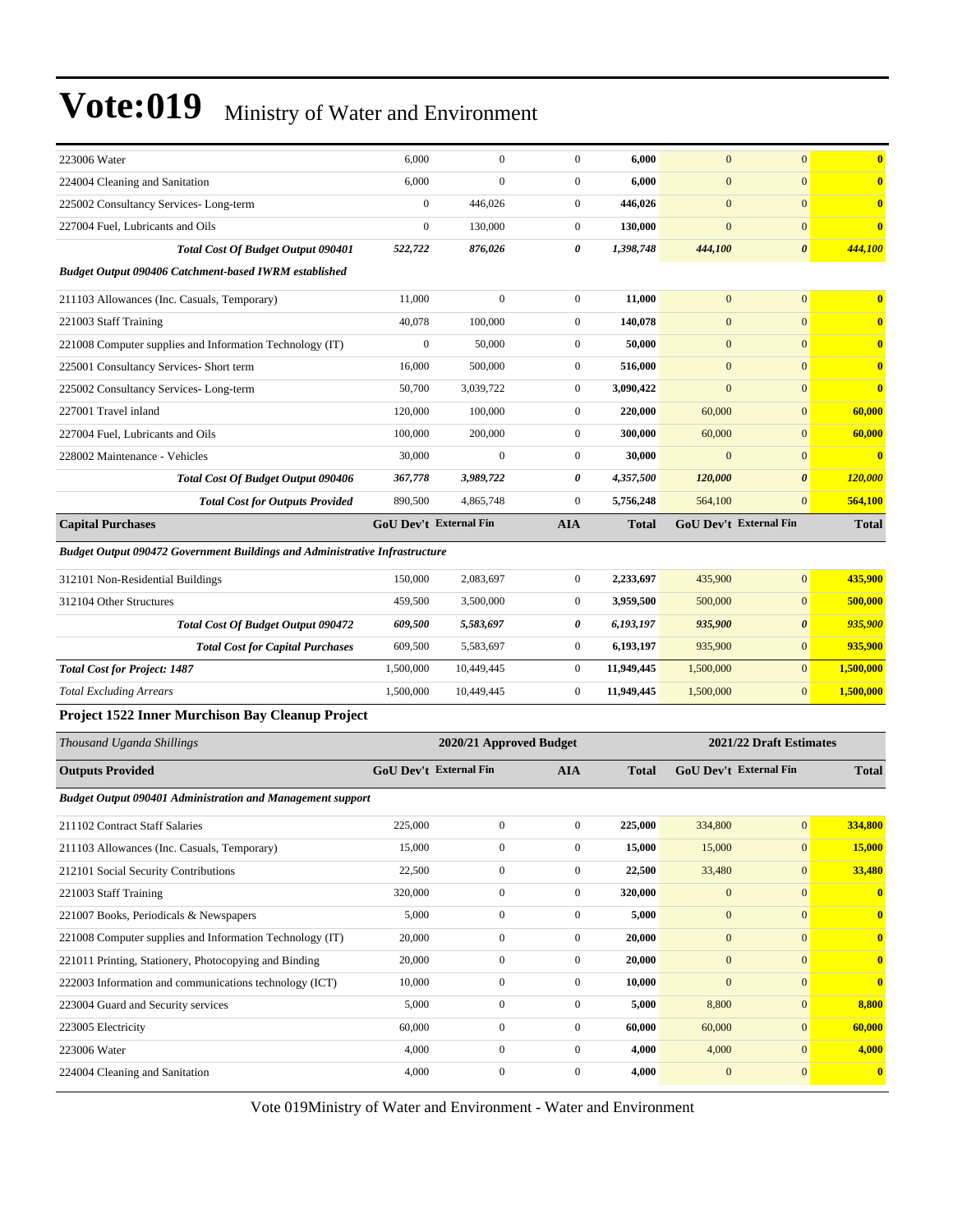# Vote:019 Ministry of Water and Environment

| | | | | | | | |
|---|---|---|---|---|---|---|---|
| 223006 Water | 6,000 | 0 | 0 | **6,000** | 0 | 0 | **0** |
| 224004 Cleaning and Sanitation | 6,000 | 0 | 0 | **6,000** | 0 | 0 | **0** |
| 225002 Consultancy Services- Long-term | 0 | 446,026 | 0 | **446,026** | 0 | 0 | **0** |
| 227004 Fuel, Lubricants and Oils | 0 | 130,000 | 0 | **130,000** | 0 | 0 | **0** |
| ***Total Cost Of Budget Output 090401*** | ***522,722*** | ***876,026*** | ***0*** | ***1,398,748*** | ***444,100*** | ***0*** | ***444,100*** |
| ***Budget Output 090406 Catchment-based IWRM established*** | | | | | | | |
| 211103 Allowances (Inc. Casuals, Temporary) | 11,000 | 0 | 0 | **11,000** | 0 | 0 | **0** |
| 221003 Staff Training | 40,078 | 100,000 | 0 | **140,078** | 0 | 0 | **0** |
| 221008 Computer supplies and Information Technology (IT) | 0 | 50,000 | 0 | **50,000** | 0 | 0 | **0** |
| 225001 Consultancy Services- Short term | 16,000 | 500,000 | 0 | **516,000** | 0 | 0 | **0** |
| 225002 Consultancy Services- Long-term | 50,700 | 3,039,722 | 0 | **3,090,422** | 0 | 0 | **0** |
| 227001 Travel inland | 120,000 | 100,000 | 0 | **220,000** | 60,000 | 0 | **60,000** |
| 227004 Fuel, Lubricants and Oils | 100,000 | 200,000 | 0 | **300,000** | 60,000 | 0 | **60,000** |
| 228002 Maintenance - Vehicles | 30,000 | 0 | 0 | **30,000** | 0 | 0 | **0** |
| ***Total Cost Of Budget Output 090406*** | ***367,778*** | ***3,989,722*** | ***0*** | ***4,357,500*** | ***120,000*** | ***0*** | ***120,000*** |
| ***Total Cost for Outputs Provided*** | 890,500 | 4,865,748 | 0 | 5,756,248 | 564,100 | 0 | 564,100 |
| **Capital Purchases** | **GoU Dev't** | **External Fin** | **AIA** | **Total** | **GoU Dev't** | **External Fin** | **Total** |
| ***Budget Output 090472 Government Buildings and Administrative Infrastructure*** | | | | | | | |
| 312101 Non-Residential Buildings | 150,000 | 2,083,697 | 0 | **2,233,697** | 435,900 | 0 | **435,900** |
| 312104 Other Structures | 459,500 | 3,500,000 | 0 | **3,959,500** | 500,000 | 0 | **500,000** |
| ***Total Cost Of Budget Output 090472*** | ***609,500*** | ***5,583,697*** | ***0*** | ***6,193,197*** | ***935,900*** | ***0*** | ***935,900*** |
| ***Total Cost for Capital Purchases*** | 609,500 | 5,583,697 | 0 | 6,193,197 | 935,900 | 0 | 935,900 |
| ***Total Cost for Project: 1487*** | 1,500,000 | 10,449,445 | 0 | **11,949,445** | 1,500,000 | 0 | **1,500,000** |
| *Total Excluding Arrears* | 1,500,000 | 10,449,445 | 0 | **11,949,445** | 1,500,000 | 0 | **1,500,000** |

**Project 1522 Inner Murchison Bay Cleanup Project**

| *Thousand Uganda Shillings* | 2020/21 Approved Budget | | | | 2021/22 Draft Estimates | | |
|---|---|---|---|---|---|---|---|
| **Outputs Provided** | **GoU Dev't** | **External Fin** | **AIA** | **Total** | **GoU Dev't** | **External Fin** | **Total** |
| ***Budget Output 090401 Administration and Management support*** | | | | | | | |
| 211102 Contract Staff Salaries | 225,000 | 0 | 0 | **225,000** | 334,800 | 0 | **334,800** |
| 211103 Allowances (Inc. Casuals, Temporary) | 15,000 | 0 | 0 | **15,000** | 15,000 | 0 | **15,000** |
| 212101 Social Security Contributions | 22,500 | 0 | 0 | **22,500** | 33,480 | 0 | **33,480** |
| 221003 Staff Training | 320,000 | 0 | 0 | **320,000** | 0 | 0 | **0** |
| 221007 Books, Periodicals & Newspapers | 5,000 | 0 | 0 | **5,000** | 0 | 0 | **0** |
| 221008 Computer supplies and Information Technology (IT) | 20,000 | 0 | 0 | **20,000** | 0 | 0 | **0** |
| 221011 Printing, Stationery, Photocopying and Binding | 20,000 | 0 | 0 | **20,000** | 0 | 0 | **0** |
| 222003 Information and communications technology (ICT) | 10,000 | 0 | 0 | **10,000** | 0 | 0 | **0** |
| 223004 Guard and Security services | 5,000 | 0 | 0 | **5,000** | 8,800 | 0 | **8,800** |
| 223005 Electricity | 60,000 | 0 | 0 | **60,000** | 60,000 | 0 | **60,000** |
| 223006 Water | 4,000 | 0 | 0 | **4,000** | 4,000 | 0 | **4,000** |
| 224004 Cleaning and Sanitation | 4,000 | 0 | 0 | **4,000** | 0 | 0 | **0** |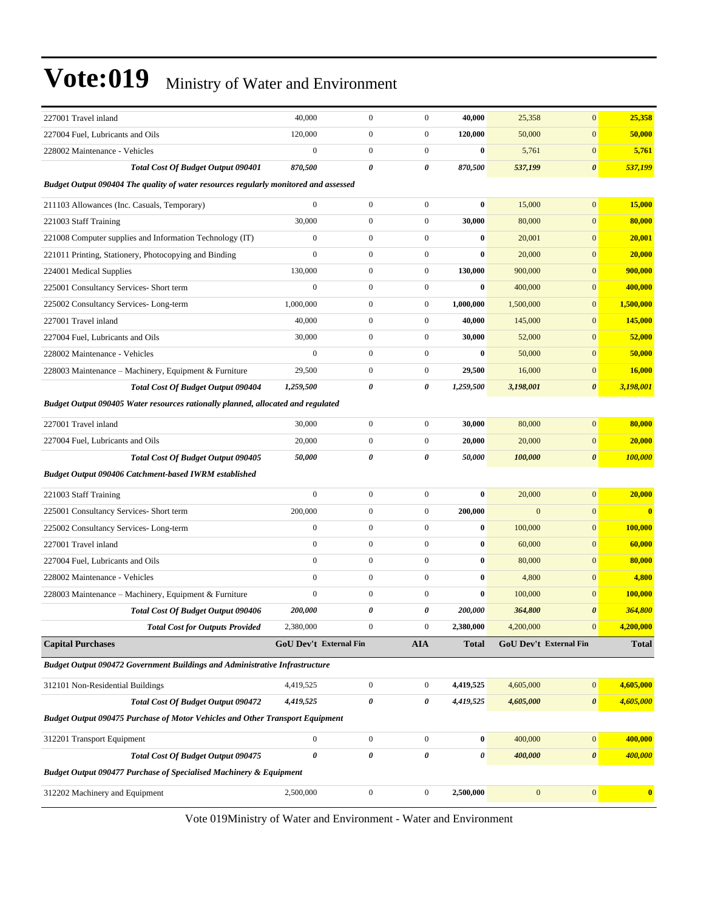# Vote:019 Ministry of Water and Environment

| | | | | | | | |
|---|---|---|---|---|---|---|---|
| 227001 Travel inland | 40,000 | 0 | 0 | **40,000** | 25,358 | 0 | **25,358** |
| 227004 Fuel, Lubricants and Oils | 120,000 | 0 | 0 | **120,000** | 50,000 | 0 | **50,000** |
| 228002 Maintenance - Vehicles | 0 | 0 | 0 | **0** | 5,761 | 0 | **5,761** |
| ***Total Cost Of Budget Output 090401*** | ***870,500*** | ***0*** | ***0*** | ***870,500*** | ***537,199*** | ***0*** | ***537,199*** |
| ***Budget Output 090404 The quality of water resources regularly monitored and assessed*** | | | | | | | |
| 211103 Allowances (Inc. Casuals, Temporary) | 0 | 0 | 0 | **0** | 15,000 | 0 | **15,000** |
| 221003 Staff Training | 30,000 | 0 | 0 | **30,000** | 80,000 | 0 | **80,000** |
| 221008 Computer supplies and Information Technology (IT) | 0 | 0 | 0 | **0** | 20,001 | 0 | **20,001** |
| 221011 Printing, Stationery, Photocopying and Binding | 0 | 0 | 0 | **0** | 20,000 | 0 | **20,000** |
| 224001 Medical Supplies | 130,000 | 0 | 0 | **130,000** | 900,000 | 0 | **900,000** |
| 225001 Consultancy Services- Short term | 0 | 0 | 0 | **0** | 400,000 | 0 | **400,000** |
| 225002 Consultancy Services- Long-term | 1,000,000 | 0 | 0 | **1,000,000** | 1,500,000 | 0 | **1,500,000** |
| 227001 Travel inland | 40,000 | 0 | 0 | **40,000** | 145,000 | 0 | **145,000** |
| 227004 Fuel, Lubricants and Oils | 30,000 | 0 | 0 | **30,000** | 52,000 | 0 | **52,000** |
| 228002 Maintenance - Vehicles | 0 | 0 | 0 | **0** | 50,000 | 0 | **50,000** |
| 228003 Maintenance – Machinery, Equipment & Furniture | 29,500 | 0 | 0 | **29,500** | 16,000 | 0 | **16,000** |
| ***Total Cost Of Budget Output 090404*** | ***1,259,500*** | ***0*** | ***0*** | ***1,259,500*** | ***3,198,001*** | ***0*** | ***3,198,001*** |
| ***Budget Output 090405 Water resources rationally planned, allocated and regulated*** | | | | | | | |
| 227001 Travel inland | 30,000 | 0 | 0 | **30,000** | 80,000 | 0 | **80,000** |
| 227004 Fuel, Lubricants and Oils | 20,000 | 0 | 0 | **20,000** | 20,000 | 0 | **20,000** |
| ***Total Cost Of Budget Output 090405*** | ***50,000*** | ***0*** | ***0*** | ***50,000*** | ***100,000*** | ***0*** | ***100,000*** |
| ***Budget Output 090406 Catchment-based IWRM established*** | | | | | | | |
| 221003 Staff Training | 0 | 0 | 0 | **0** | 20,000 | 0 | **20,000** |
| 225001 Consultancy Services- Short term | 200,000 | 0 | 0 | **200,000** | 0 | 0 | **0** |
| 225002 Consultancy Services- Long-term | 0 | 0 | 0 | **0** | 100,000 | 0 | **100,000** |
| 227001 Travel inland | 0 | 0 | 0 | **0** | 60,000 | 0 | **60,000** |
| 227004 Fuel, Lubricants and Oils | 0 | 0 | 0 | **0** | 80,000 | 0 | **80,000** |
| 228002 Maintenance - Vehicles | 0 | 0 | 0 | **0** | 4,800 | 0 | **4,800** |
| 228003 Maintenance – Machinery, Equipment & Furniture | 0 | 0 | 0 | **0** | 100,000 | 0 | **100,000** |
| ***Total Cost Of Budget Output 090406*** | ***200,000*** | ***0*** | ***0*** | ***200,000*** | ***364,800*** | ***0*** | ***364,800*** |
| ***Total Cost for Outputs Provided*** | 2,380,000 | 0 | 0 | **2,380,000** | 4,200,000 | 0 | **4,200,000** |
| **Capital Purchases** | **GoU Dev't** | **External Fin** | **AIA** | **Total** | **GoU Dev't** | **External Fin** | **Total** |
| ***Budget Output 090472 Government Buildings and Administrative Infrastructure*** | | | | | | | |
| 312101 Non-Residential Buildings | 4,419,525 | 0 | 0 | **4,419,525** | 4,605,000 | 0 | **4,605,000** |
| ***Total Cost Of Budget Output 090472*** | ***4,419,525*** | ***0*** | ***0*** | ***4,419,525*** | ***4,605,000*** | ***0*** | ***4,605,000*** |
| ***Budget Output 090475 Purchase of Motor Vehicles and Other Transport Equipment*** | | | | | | | |
| 312201 Transport Equipment | 0 | 0 | 0 | **0** | 400,000 | 0 | **400,000** |
| ***Total Cost Of Budget Output 090475*** | ***0*** | ***0*** | ***0*** | ***0*** | ***400,000*** | ***0*** | ***400,000*** |
| ***Budget Output 090477 Purchase of Specialised Machinery & Equipment*** | | | | | | | |
| 312202 Machinery and Equipment | 2,500,000 | 0 | 0 | **2,500,000** | 0 | 0 | **0** |

Vote 019Ministry of Water and Environment - Water and Environment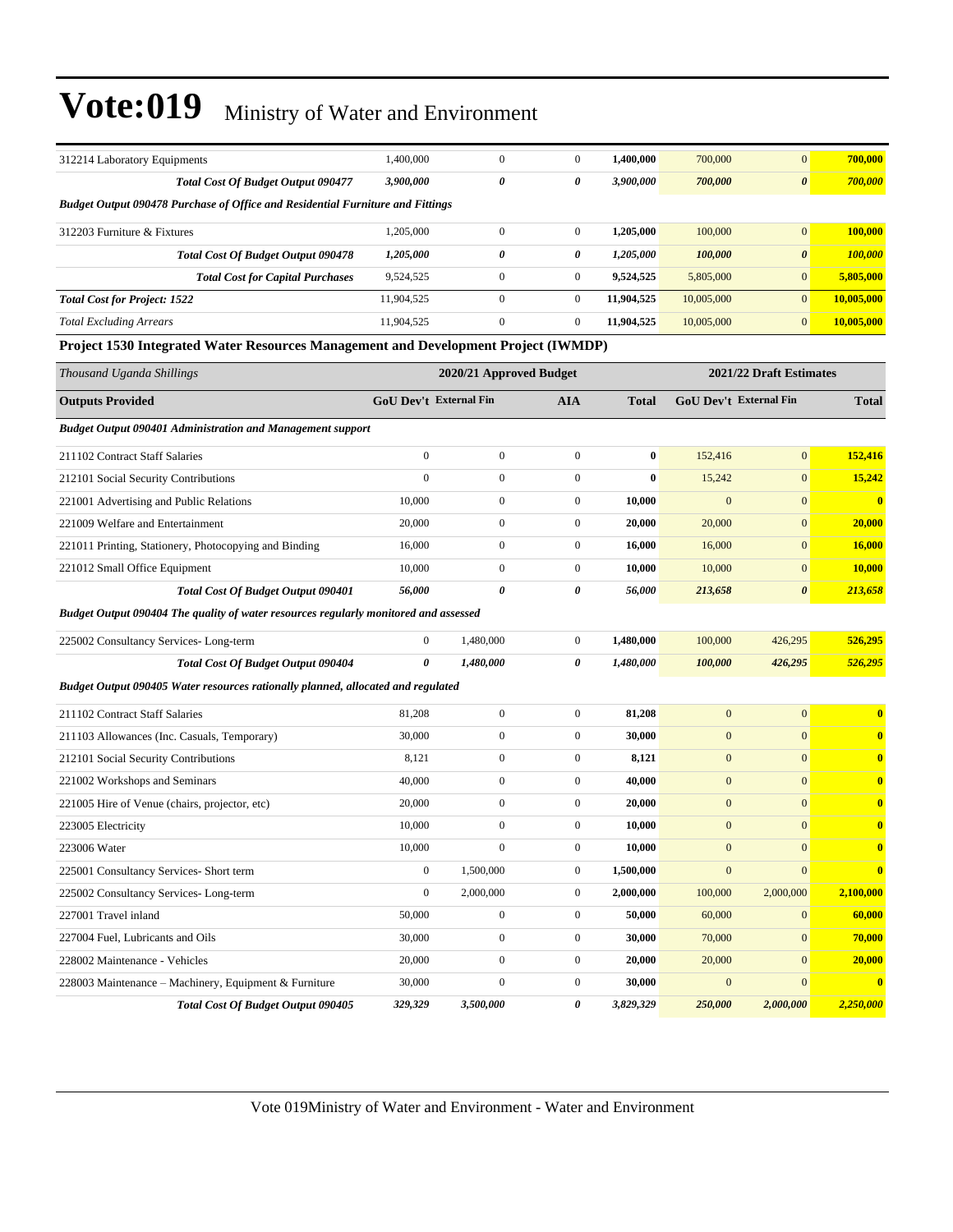| | | | | | | | |
|---|---|---|---|---|---|---|---|
| 312214 Laboratory Equipments | 1,400,000 | 0 | 0 | **1,400,000** | 700,000 | 0 | **700,000** |
| ***Total Cost Of Budget Output 090477*** | ***3,900,000*** | ***0*** | ***0*** | ***3,900,000*** | ***700,000*** | ***0*** | ***700,000*** |
| ***Budget Output 090478 Purchase of Office and Residential Furniture and Fittings*** | | | | | | | |
| 312203 Furniture & Fixtures | 1,205,000 | 0 | 0 | **1,205,000** | 100,000 | 0 | **100,000** |
| ***Total Cost Of Budget Output 090478*** | ***1,205,000*** | ***0*** | ***0*** | ***1,205,000*** | ***100,000*** | ***0*** | ***100,000*** |
| ***Total Cost for Capital Purchases*** | 9,524,525 | 0 | 0 | **9,524,525** | 5,805,000 | 0 | **5,805,000** |
| ***Total Cost for Project: 1522*** | 11,904,525 | 0 | 0 | **11,904,525** | 10,005,000 | 0 | **10,005,000** |
| *Total Excluding Arrears* | 11,904,525 | 0 | 0 | **11,904,525** | 10,005,000 | 0 | **10,005,000** |

**Project 1530 Integrated Water Resources Management and Development Project (IWMDP)**

| *Thousand Uganda Shillings* | 2020/21 Approved Budget | | | | 2021/22 Draft Estimates | | |
|---|---|---|---|---|---|---|---|
| **Outputs Provided** | **GoU Dev't** | **External Fin** | **AIA** | **Total** | **GoU Dev't** | **External Fin** | **Total** |
| ***Budget Output 090401 Administration and Management support*** | | | | | | | |
| 211102 Contract Staff Salaries | 0 | 0 | 0 | **0** | 152,416 | 0 | **152,416** |
| 212101 Social Security Contributions | 0 | 0 | 0 | **0** | 15,242 | 0 | **15,242** |
| 221001 Advertising and Public Relations | 10,000 | 0 | 0 | **10,000** | 0 | 0 | **0** |
| 221009 Welfare and Entertainment | 20,000 | 0 | 0 | **20,000** | 20,000 | 0 | **20,000** |
| 221011 Printing, Stationery, Photocopying and Binding | 16,000 | 0 | 0 | **16,000** | 16,000 | 0 | **16,000** |
| 221012 Small Office Equipment | 10,000 | 0 | 0 | **10,000** | 10,000 | 0 | **10,000** |
| ***Total Cost Of Budget Output 090401*** | ***56,000*** | ***0*** | ***0*** | ***56,000*** | ***213,658*** | ***0*** | ***213,658*** |
| ***Budget Output 090404 The quality of water resources regularly monitored and assessed*** | | | | | | | |
| 225002 Consultancy Services- Long-term | 0 | 1,480,000 | 0 | **1,480,000** | 100,000 | 426,295 | **526,295** |
| ***Total Cost Of Budget Output 090404*** | ***0*** | ***1,480,000*** | ***0*** | ***1,480,000*** | ***100,000*** | ***426,295*** | ***526,295*** |
| ***Budget Output 090405 Water resources rationally planned, allocated and regulated*** | | | | | | | |
| 211102 Contract Staff Salaries | 81,208 | 0 | 0 | **81,208** | 0 | 0 | **0** |
| 211103 Allowances (Inc. Casuals, Temporary) | 30,000 | 0 | 0 | **30,000** | 0 | 0 | **0** |
| 212101 Social Security Contributions | 8,121 | 0 | 0 | **8,121** | 0 | 0 | **0** |
| 221002 Workshops and Seminars | 40,000 | 0 | 0 | **40,000** | 0 | 0 | **0** |
| 221005 Hire of Venue (chairs, projector, etc) | 20,000 | 0 | 0 | **20,000** | 0 | 0 | **0** |
| 223005 Electricity | 10,000 | 0 | 0 | **10,000** | 0 | 0 | **0** |
| 223006 Water | 10,000 | 0 | 0 | **10,000** | 0 | 0 | **0** |
| 225001 Consultancy Services- Short term | 0 | 1,500,000 | 0 | **1,500,000** | 0 | 0 | **0** |
| 225002 Consultancy Services- Long-term | 0 | 2,000,000 | 0 | **2,000,000** | 100,000 | 2,000,000 | **2,100,000** |
| 227001 Travel inland | 50,000 | 0 | 0 | **50,000** | 60,000 | 0 | **60,000** |
| 227004 Fuel, Lubricants and Oils | 30,000 | 0 | 0 | **30,000** | 70,000 | 0 | **70,000** |
| 228002 Maintenance - Vehicles | 20,000 | 0 | 0 | **20,000** | 20,000 | 0 | **20,000** |
| 228003 Maintenance – Machinery, Equipment & Furniture | 30,000 | 0 | 0 | **30,000** | 0 | 0 | **0** |
| ***Total Cost Of Budget Output 090405*** | ***329,329*** | ***3,500,000*** | ***0*** | ***3,829,329*** | ***250,000*** | ***2,000,000*** | ***2,250,000*** |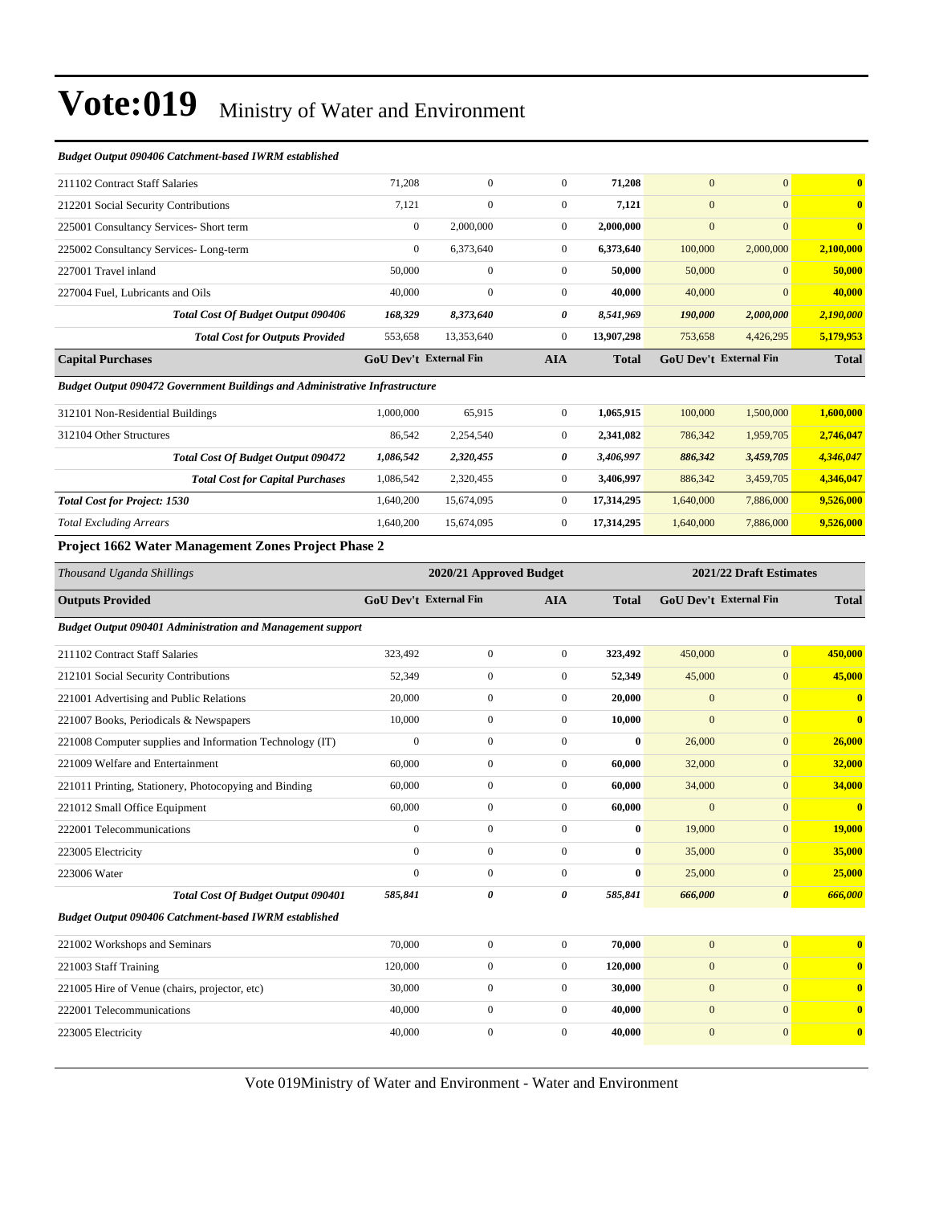# Vote:019 Ministry of Water and Environment

*Budget Output 090406 Catchment-based IWRM established*

| | | | | | | | |
|---|---|---|---|---|---|---|---|
| 211102 Contract Staff Salaries | 71,208 | 0 | 0 | **71,208** | 0 | 0 | **0** |
| 212201 Social Security Contributions | 7,121 | 0 | 0 | **7,121** | 0 | 0 | **0** |
| 225001 Consultancy Services- Short term | 0 | 2,000,000 | 0 | **2,000,000** | 0 | 0 | **0** |
| 225002 Consultancy Services- Long-term | 0 | 6,373,640 | 0 | **6,373,640** | 100,000 | 2,000,000 | **2,100,000** |
| 227001 Travel inland | 50,000 | 0 | 0 | **50,000** | 50,000 | 0 | **50,000** |
| 227004 Fuel, Lubricants and Oils | 40,000 | 0 | 0 | **40,000** | 40,000 | 0 | **40,000** |
| ***Total Cost Of Budget Output 090406*** | ***168,329*** | ***8,373,640*** | ***0*** | ***8,541,969*** | ***190,000*** | ***2,000,000*** | ***2,190,000*** |
| ***Total Cost for Outputs Provided*** | 553,658 | 13,353,640 | 0 | **13,907,298** | 753,658 | 4,426,295 | **5,179,953** |
| **Capital Purchases** | **GoU Dev't** | **External Fin** | **AIA** | **Total** | **GoU Dev't** | **External Fin** | **Total** |
| ***Budget Output 090472 Government Buildings and Administrative Infrastructure*** | | | | | | | |
| 312101 Non-Residential Buildings | 1,000,000 | 65,915 | 0 | **1,065,915** | 100,000 | 1,500,000 | **1,600,000** |
| 312104 Other Structures | 86,542 | 2,254,540 | 0 | **2,341,082** | 786,342 | 1,959,705 | **2,746,047** |
| ***Total Cost Of Budget Output 090472*** | ***1,086,542*** | ***2,320,455*** | ***0*** | ***3,406,997*** | ***886,342*** | ***3,459,705*** | ***4,346,047*** |
| ***Total Cost for Capital Purchases*** | 1,086,542 | 2,320,455 | 0 | **3,406,997** | 886,342 | 3,459,705 | **4,346,047** |
| ***Total Cost for Project: 1530*** | 1,640,200 | 15,674,095 | 0 | **17,314,295** | 1,640,000 | 7,886,000 | **9,526,000** |
| *Total Excluding Arrears* | 1,640,200 | 15,674,095 | 0 | **17,314,295** | 1,640,000 | 7,886,000 | **9,526,000** |

### Project 1662 Water Management Zones Project Phase 2

| *Thousand Uganda Shillings* | 2020/21 Approved Budget | | | | 2021/22 Draft Estimates | | |
|---|---|---|---|---|---|---|---|
| **Outputs Provided** | **GoU Dev't** | **External Fin** | **AIA** | **Total** | **GoU Dev't** | **External Fin** | **Total** |
| ***Budget Output 090401 Administration and Management support*** | | | | | | | |
| 211102 Contract Staff Salaries | 323,492 | 0 | 0 | **323,492** | 450,000 | 0 | **450,000** |
| 212101 Social Security Contributions | 52,349 | 0 | 0 | **52,349** | 45,000 | 0 | **45,000** |
| 221001 Advertising and Public Relations | 20,000 | 0 | 0 | **20,000** | 0 | 0 | **0** |
| 221007 Books, Periodicals & Newspapers | 10,000 | 0 | 0 | **10,000** | 0 | 0 | **0** |
| 221008 Computer supplies and Information Technology (IT) | 0 | 0 | 0 | **0** | 26,000 | 0 | **26,000** |
| 221009 Welfare and Entertainment | 60,000 | 0 | 0 | **60,000** | 32,000 | 0 | **32,000** |
| 221011 Printing, Stationery, Photocopying and Binding | 60,000 | 0 | 0 | **60,000** | 34,000 | 0 | **34,000** |
| 221012 Small Office Equipment | 60,000 | 0 | 0 | **60,000** | 0 | 0 | **0** |
| 222001 Telecommunications | 0 | 0 | 0 | **0** | 19,000 | 0 | **19,000** |
| 223005 Electricity | 0 | 0 | 0 | **0** | 35,000 | 0 | **35,000** |
| 223006 Water | 0 | 0 | 0 | **0** | 25,000 | 0 | **25,000** |
| ***Total Cost Of Budget Output 090401*** | ***585,841*** | ***0*** | ***0*** | ***585,841*** | ***666,000*** | ***0*** | ***666,000*** |
| ***Budget Output 090406 Catchment-based IWRM established*** | | | | | | | |
| 221002 Workshops and Seminars | 70,000 | 0 | 0 | **70,000** | 0 | 0 | **0** |
| 221003 Staff Training | 120,000 | 0 | 0 | **120,000** | 0 | 0 | **0** |
| 221005 Hire of Venue (chairs, projector, etc) | 30,000 | 0 | 0 | **30,000** | 0 | 0 | **0** |
| 222001 Telecommunications | 40,000 | 0 | 0 | **40,000** | 0 | 0 | **0** |
| 223005 Electricity | 40,000 | 0 | 0 | **40,000** | 0 | 0 | **0** |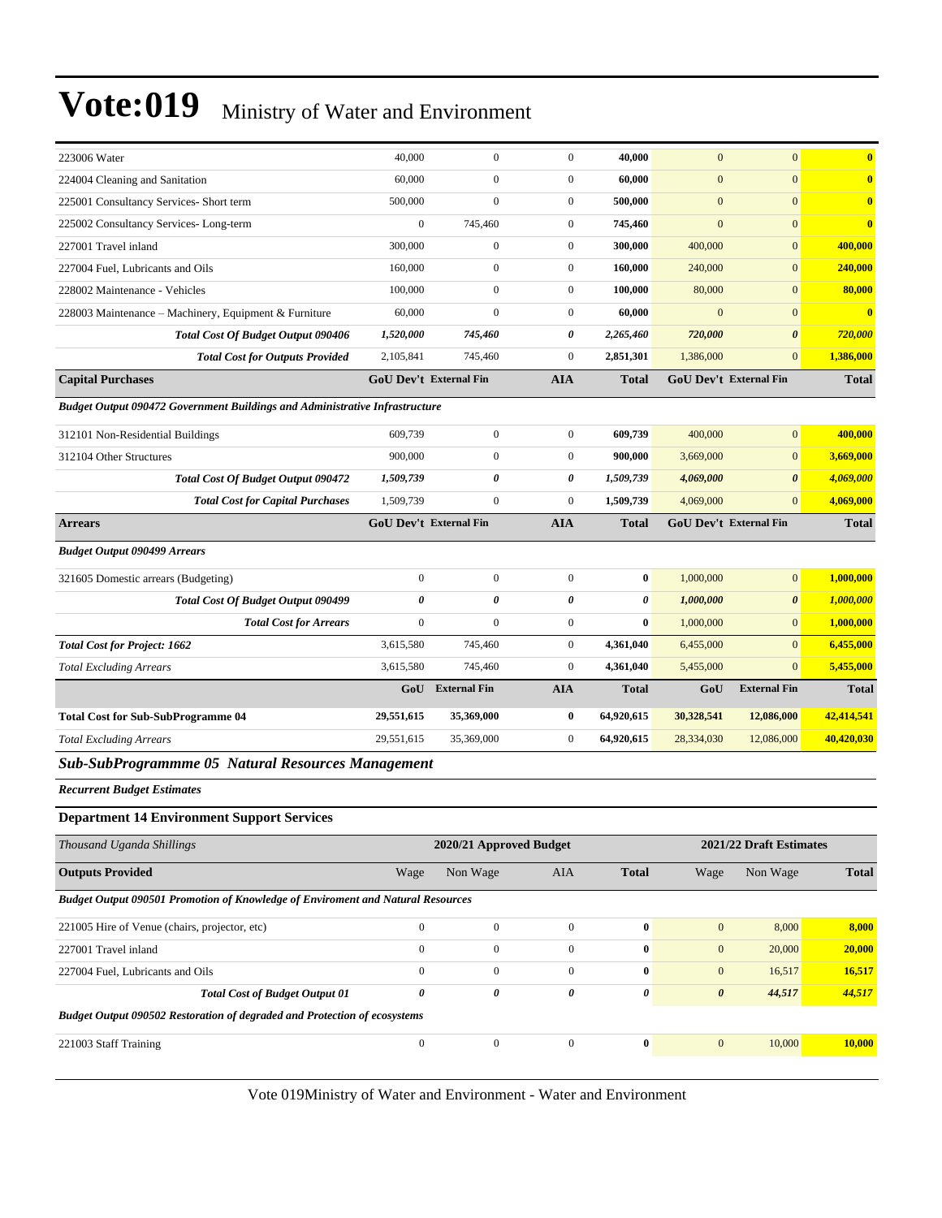# Vote:019 Ministry of Water and Environment

| | | | | | | | |
|---|---|---|---|---|---|---|---|
| 223006 Water | 40,000 | 0 | 0 | **40,000** | 0 | 0 | **0** |
| 224004 Cleaning and Sanitation | 60,000 | 0 | 0 | **60,000** | 0 | 0 | **0** |
| 225001 Consultancy Services- Short term | 500,000 | 0 | 0 | **500,000** | 0 | 0 | **0** |
| 225002 Consultancy Services- Long-term | 0 | 745,460 | 0 | **745,460** | 0 | 0 | **0** |
| 227001 Travel inland | 300,000 | 0 | 0 | **300,000** | 400,000 | 0 | **400,000** |
| 227004 Fuel, Lubricants and Oils | 160,000 | 0 | 0 | **160,000** | 240,000 | 0 | **240,000** |
| 228002 Maintenance - Vehicles | 100,000 | 0 | 0 | **100,000** | 80,000 | 0 | **80,000** |
| 228003 Maintenance – Machinery, Equipment & Furniture | 60,000 | 0 | 0 | **60,000** | 0 | 0 | **0** |
| ***Total Cost Of Budget Output 090406*** | ***1,520,000*** | ***745,460*** | ***0*** | ***2,265,460*** | ***720,000*** | ***0*** | ***720,000*** |
| ***Total Cost for Outputs Provided*** | 2,105,841 | 745,460 | 0 | **2,851,301** | 1,386,000 | 0 | **1,386,000** |
| **Capital Purchases** | **GoU Dev't** | **External Fin** | **AIA** | **Total** | **GoU Dev't** | **External Fin** | **Total** |
| ***Budget Output 090472 Government Buildings and Administrative Infrastructure*** | | | | | | | |
| 312101 Non-Residential Buildings | 609,739 | 0 | 0 | **609,739** | 400,000 | 0 | **400,000** |
| 312104 Other Structures | 900,000 | 0 | 0 | **900,000** | 3,669,000 | 0 | **3,669,000** |
| ***Total Cost Of Budget Output 090472*** | ***1,509,739*** | ***0*** | ***0*** | ***1,509,739*** | ***4,069,000*** | ***0*** | ***4,069,000*** |
| ***Total Cost for Capital Purchases*** | 1,509,739 | 0 | 0 | **1,509,739** | 4,069,000 | 0 | **4,069,000** |
| **Arrears** | **GoU Dev't** | **External Fin** | **AIA** | **Total** | **GoU Dev't** | **External Fin** | **Total** |
| ***Budget Output 090499 Arrears*** | | | | | | | |
| 321605 Domestic arrears (Budgeting) | 0 | 0 | 0 | **0** | 1,000,000 | 0 | **1,000,000** |
| ***Total Cost Of Budget Output 090499*** | ***0*** | ***0*** | ***0*** | ***0*** | ***1,000,000*** | ***0*** | ***1,000,000*** |
| ***Total Cost for Arrears*** | 0 | 0 | 0 | **0** | 1,000,000 | 0 | **1,000,000** |
| ***Total Cost for Project: 1662*** | 3,615,580 | 745,460 | 0 | **4,361,040** | 6,455,000 | 0 | **6,455,000** |
| *Total Excluding Arrears* | 3,615,580 | 745,460 | 0 | **4,361,040** | 5,455,000 | 0 | **5,455,000** |
| | **GoU** | **External Fin** | **AIA** | **Total** | **GoU** | **External Fin** | **Total** |
| **Total Cost for Sub-SubProgramme 04** | **29,551,615** | **35,369,000** | **0** | **64,920,615** | **30,328,541** | **12,086,000** | **42,414,541** |
| *Total Excluding Arrears* | 29,551,615 | 35,369,000 | 0 | **64,920,615** | 28,334,030 | 12,086,000 | **40,420,030** |

## *Sub-SubProgrammme 05 Natural Resources Management*

***Recurrent Budget Estimates***

### Department 14 Environment Support Services

| *Thousand Uganda Shillings* | 2020/21 Approved Budget | | | | 2021/22 Draft Estimates | | |
|---|---|---|---|---|---|---|---|
| **Outputs Provided** | Wage | Non Wage | AIA | **Total** | Wage | Non Wage | **Total** |
| ***Budget Output 090501 Promotion of Knowledge of Enviroment and Natural Resources*** | | | | | | | |
| 221005 Hire of Venue (chairs, projector, etc) | 0 | 0 | 0 | **0** | 0 | 8,000 | **8,000** |
| 227001 Travel inland | 0 | 0 | 0 | **0** | 0 | 20,000 | **20,000** |
| 227004 Fuel, Lubricants and Oils | 0 | 0 | 0 | **0** | 0 | 16,517 | **16,517** |
| ***Total Cost of Budget Output 01*** | ***0*** | ***0*** | ***0*** | ***0*** | ***0*** | ***44,517*** | ***44,517*** |
| ***Budget Output 090502 Restoration of degraded and Protection of ecosystems*** | | | | | | | |
| 221003 Staff Training | 0 | 0 | 0 | **0** | 0 | 10,000 | **10,000** |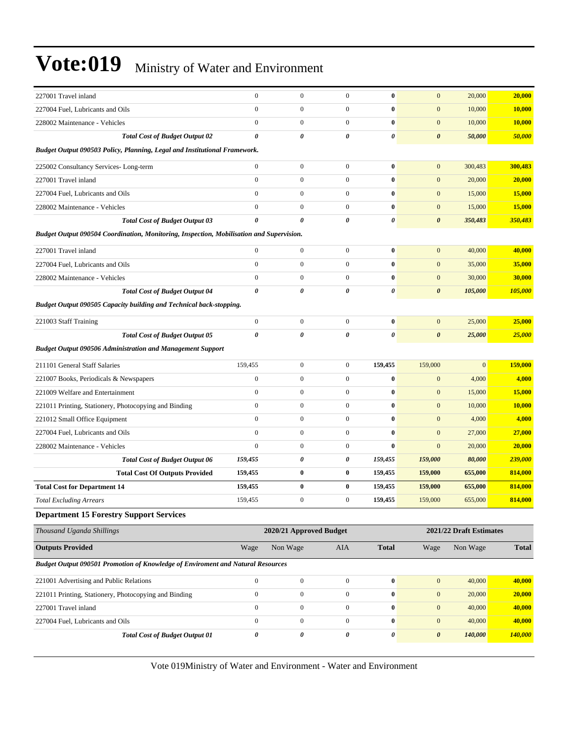| | | | | | | | |
|---|---|---|---|---|---|---|---|
| 227001 Travel inland | 0 | 0 | 0 | **0** | 0 | 20,000 | **20,000** |
| 227004 Fuel, Lubricants and Oils | 0 | 0 | 0 | **0** | 0 | 10,000 | **10,000** |
| 228002 Maintenance - Vehicles | 0 | 0 | 0 | **0** | 0 | 10,000 | **10,000** |
| ***Total Cost of Budget Output 02*** | ***0*** | ***0*** | ***0*** | ***0*** | ***0*** | ***50,000*** | ***50,000*** |
| ***Budget Output 090503 Policy, Planning, Legal and Institutional Framework.*** | | | | | | | |
| 225002 Consultancy Services- Long-term | 0 | 0 | 0 | **0** | 0 | 300,483 | **300,483** |
| 227001 Travel inland | 0 | 0 | 0 | **0** | 0 | 20,000 | **20,000** |
| 227004 Fuel, Lubricants and Oils | 0 | 0 | 0 | **0** | 0 | 15,000 | **15,000** |
| 228002 Maintenance - Vehicles | 0 | 0 | 0 | **0** | 0 | 15,000 | **15,000** |
| ***Total Cost of Budget Output 03*** | ***0*** | ***0*** | ***0*** | ***0*** | ***0*** | ***350,483*** | ***350,483*** |
| ***Budget Output 090504 Coordination, Monitoring, Inspection, Mobilisation and Supervision.*** | | | | | | | |
| 227001 Travel inland | 0 | 0 | 0 | **0** | 0 | 40,000 | **40,000** |
| 227004 Fuel, Lubricants and Oils | 0 | 0 | 0 | **0** | 0 | 35,000 | **35,000** |
| 228002 Maintenance - Vehicles | 0 | 0 | 0 | **0** | 0 | 30,000 | **30,000** |
| ***Total Cost of Budget Output 04*** | ***0*** | ***0*** | ***0*** | ***0*** | ***0*** | ***105,000*** | ***105,000*** |
| ***Budget Output 090505 Capacity building and Technical back-stopping.*** | | | | | | | |
| 221003 Staff Training | 0 | 0 | 0 | **0** | 0 | 25,000 | **25,000** |
| ***Total Cost of Budget Output 05*** | ***0*** | ***0*** | ***0*** | ***0*** | ***0*** | ***25,000*** | ***25,000*** |
| ***Budget Output 090506 Administration and Management Support*** | | | | | | | |
| 211101 General Staff Salaries | 159,455 | 0 | 0 | **159,455** | 159,000 | 0 | **159,000** |
| 221007 Books, Periodicals & Newspapers | 0 | 0 | 0 | **0** | 0 | 4,000 | **4,000** |
| 221009 Welfare and Entertainment | 0 | 0 | 0 | **0** | 0 | 15,000 | **15,000** |
| 221011 Printing, Stationery, Photocopying and Binding | 0 | 0 | 0 | **0** | 0 | 10,000 | **10,000** |
| 221012 Small Office Equipment | 0 | 0 | 0 | **0** | 0 | 4,000 | **4,000** |
| 227004 Fuel, Lubricants and Oils | 0 | 0 | 0 | **0** | 0 | 27,000 | **27,000** |
| 228002 Maintenance - Vehicles | 0 | 0 | 0 | **0** | 0 | 20,000 | **20,000** |
| ***Total Cost of Budget Output 06*** | ***159,455*** | ***0*** | ***0*** | ***159,455*** | ***159,000*** | ***80,000*** | ***239,000*** |
| **Total Cost Of Outputs Provided** | **159,455** | **0** | **0** | **159,455** | **159,000** | **655,000** | **814,000** |
| **Total Cost for Department 14** | **159,455** | **0** | **0** | **159,455** | **159,000** | **655,000** | **814,000** |
| *Total Excluding Arrears* | 159,455 | 0 | 0 | **159,455** | 159,000 | 655,000 | **814,000** |

### Department 15 Forestry Support Services

| *Thousand Uganda Shillings* | 2020/21 Approved Budget | | | | 2021/22 Draft Estimates | | |
|---|---|---|---|---|---|---|---|
| **Outputs Provided** | Wage | Non Wage | AIA | **Total** | Wage | Non Wage | **Total** |
| ***Budget Output 090501 Promotion of Knowledge of Enviroment and Natural Resources*** | | | | | | | |
| 221001 Advertising and Public Relations | 0 | 0 | 0 | **0** | 0 | 40,000 | **40,000** |
| 221011 Printing, Stationery, Photocopying and Binding | 0 | 0 | 0 | **0** | 0 | 20,000 | **20,000** |
| 227001 Travel inland | 0 | 0 | 0 | **0** | 0 | 40,000 | **40,000** |
| 227004 Fuel, Lubricants and Oils | 0 | 0 | 0 | **0** | 0 | 40,000 | **40,000** |
| ***Total Cost of Budget Output 01*** | ***0*** | ***0*** | ***0*** | ***0*** | ***0*** | ***140,000*** | ***140,000*** |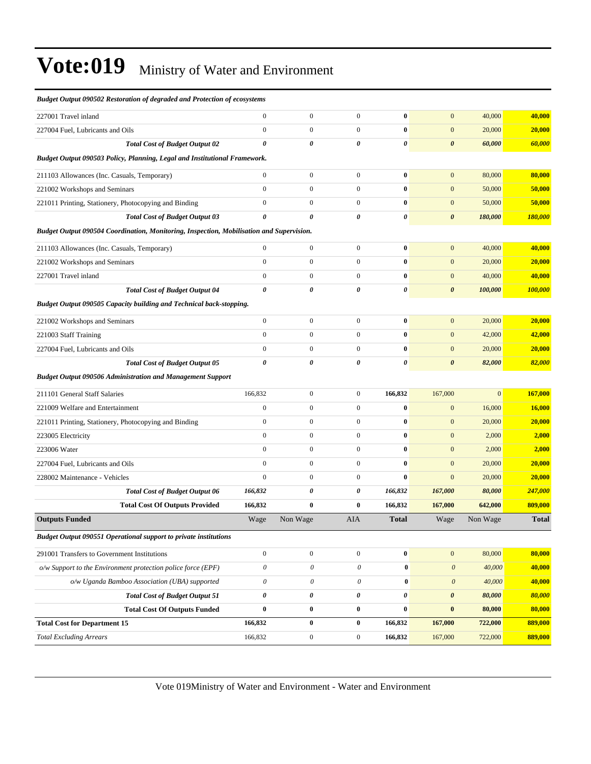# Vote:019 Ministry of Water and Environment

| *Budget Output 090502 Restoration of degraded and Protection of ecosystems* | | | | | | | |
|---|---|---|---|---|---|---|---|
| 227001 Travel inland | 0 | 0 | 0 | **0** | 0 | 40,000 | **40,000** |
| 227004 Fuel, Lubricants and Oils | 0 | 0 | 0 | **0** | 0 | 20,000 | **20,000** |
| ***Total Cost of Budget Output 02*** | ***0*** | ***0*** | ***0*** | ***0*** | ***0*** | ***60,000*** | ***60,000*** |
| *Budget Output 090503 Policy, Planning, Legal and Institutional Framework.* | | | | | | | |
| 211103 Allowances (Inc. Casuals, Temporary) | 0 | 0 | 0 | **0** | 0 | 80,000 | **80,000** |
| 221002 Workshops and Seminars | 0 | 0 | 0 | **0** | 0 | 50,000 | **50,000** |
| 221011 Printing, Stationery, Photocopying and Binding | 0 | 0 | 0 | **0** | 0 | 50,000 | **50,000** |
| ***Total Cost of Budget Output 03*** | ***0*** | ***0*** | ***0*** | ***0*** | ***0*** | ***180,000*** | ***180,000*** |
| *Budget Output 090504 Coordination, Monitoring, Inspection, Mobilisation and Supervision.* | | | | | | | |
| 211103 Allowances (Inc. Casuals, Temporary) | 0 | 0 | 0 | **0** | 0 | 40,000 | **40,000** |
| 221002 Workshops and Seminars | 0 | 0 | 0 | **0** | 0 | 20,000 | **20,000** |
| 227001 Travel inland | 0 | 0 | 0 | **0** | 0 | 40,000 | **40,000** |
| ***Total Cost of Budget Output 04*** | ***0*** | ***0*** | ***0*** | ***0*** | ***0*** | ***100,000*** | ***100,000*** |
| *Budget Output 090505 Capacity building and Technical back-stopping.* | | | | | | | |
| 221002 Workshops and Seminars | 0 | 0 | 0 | **0** | 0 | 20,000 | **20,000** |
| 221003 Staff Training | 0 | 0 | 0 | **0** | 0 | 42,000 | **42,000** |
| 227004 Fuel, Lubricants and Oils | 0 | 0 | 0 | **0** | 0 | 20,000 | **20,000** |
| ***Total Cost of Budget Output 05*** | ***0*** | ***0*** | ***0*** | ***0*** | ***0*** | ***82,000*** | ***82,000*** |
| *Budget Output 090506 Administration and Management Support* | | | | | | | |
| 211101 General Staff Salaries | 166,832 | 0 | 0 | **166,832** | 167,000 | 0 | **167,000** |
| 221009 Welfare and Entertainment | 0 | 0 | 0 | **0** | 0 | 16,000 | **16,000** |
| 221011 Printing, Stationery, Photocopying and Binding | 0 | 0 | 0 | **0** | 0 | 20,000 | **20,000** |
| 223005 Electricity | 0 | 0 | 0 | **0** | 0 | 2,000 | **2,000** |
| 223006 Water | 0 | 0 | 0 | **0** | 0 | 2,000 | **2,000** |
| 227004 Fuel, Lubricants and Oils | 0 | 0 | 0 | **0** | 0 | 20,000 | **20,000** |
| 228002 Maintenance - Vehicles | 0 | 0 | 0 | **0** | 0 | 20,000 | **20,000** |
| ***Total Cost of Budget Output 06*** | ***166,832*** | ***0*** | ***0*** | ***166,832*** | ***167,000*** | ***80,000*** | ***247,000*** |
| **Total Cost Of Outputs Provided** | **166,832** | **0** | **0** | **166,832** | **167,000** | **642,000** | **809,000** |
| **Outputs Funded** | Wage | Non Wage | AIA | **Total** | Wage | Non Wage | **Total** |
| *Budget Output 090551 Operational support to private institutions* | | | | | | | |
| 291001 Transfers to Government Institutions | 0 | 0 | 0 | **0** | 0 | 80,000 | **80,000** |
| *o/w Support to the Environment protection police force (EPF)* | *0* | *0* | *0* | **0** | *0* | *40,000* | **40,000** |
| *o/w Uganda Bamboo Association (UBA) supported* | *0* | *0* | *0* | **0** | *0* | *40,000* | **40,000** |
| ***Total Cost of Budget Output 51*** | ***0*** | ***0*** | ***0*** | ***0*** | ***0*** | ***80,000*** | ***80,000*** |
| **Total Cost Of Outputs Funded** | **0** | **0** | **0** | **0** | **0** | **80,000** | **80,000** |
| **Total Cost for Department 15** | **166,832** | **0** | **0** | **166,832** | **167,000** | **722,000** | **889,000** |
| *Total Excluding Arrears* | 166,832 | 0 | 0 | **166,832** | 167,000 | 722,000 | **889,000** |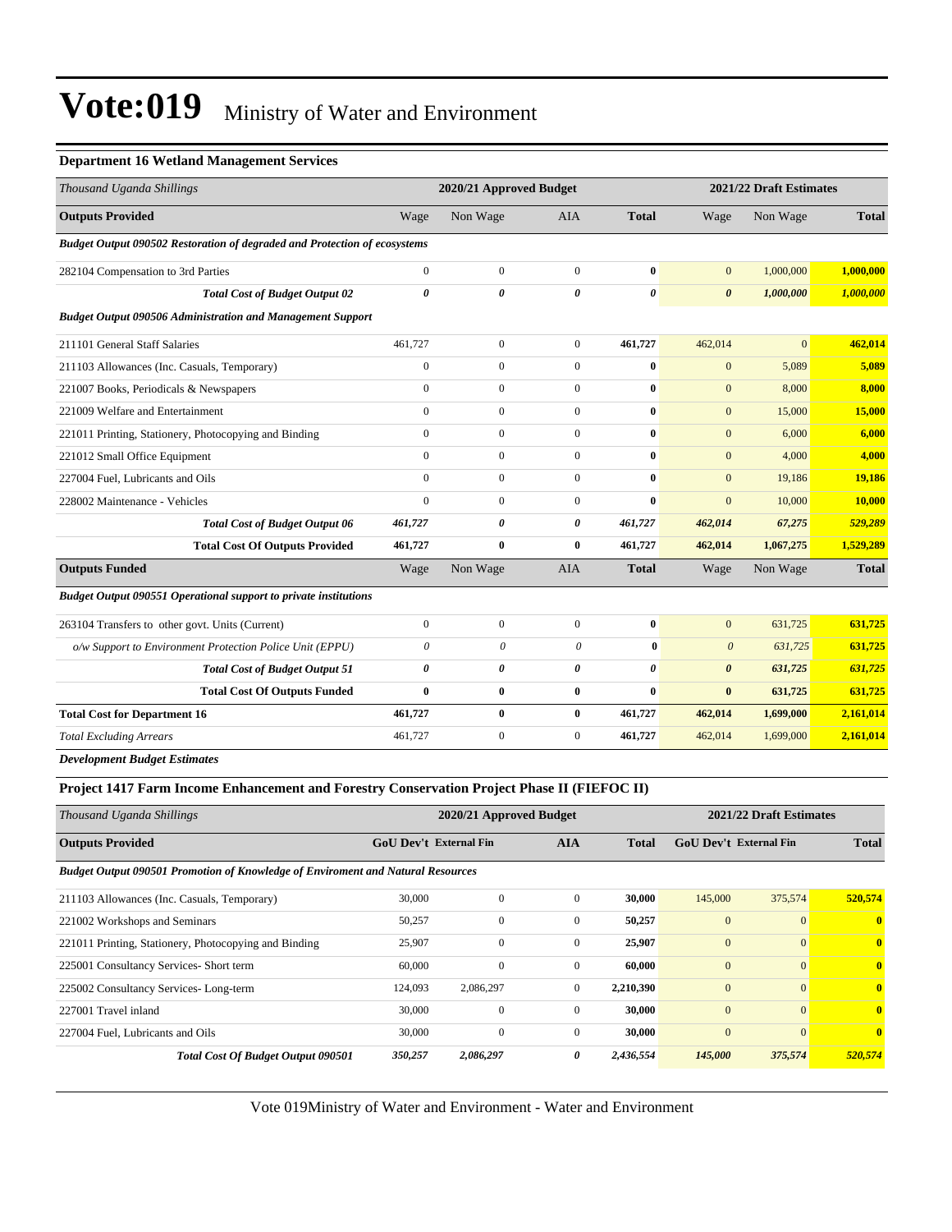# Vote:019 Ministry of Water and Environment

**Department 16 Wetland Management Services**

| *Thousand Uganda Shillings* | 2020/21 Approved Budget | | | | 2021/22 Draft Estimates | | |
|---|---|---|---|---|---|---|---|
| **Outputs Provided** | Wage | Non Wage | AIA | **Total** | Wage | Non Wage | **Total** |
| ***Budget Output 090502 Restoration of degraded and Protection of ecosystems*** | | | | | | | |
| 282104 Compensation to 3rd Parties | 0 | 0 | 0 | **0** | 0 | 1,000,000 | **1,000,000** |
| ***Total Cost of Budget Output 02*** | ***0*** | ***0*** | ***0*** | ***0*** | ***0*** | ***1,000,000*** | ***1,000,000*** |
| ***Budget Output 090506 Administration and Management Support*** | | | | | | | |
| 211101 General Staff Salaries | 461,727 | 0 | 0 | **461,727** | 462,014 | 0 | **462,014** |
| 211103 Allowances (Inc. Casuals, Temporary) | 0 | 0 | 0 | **0** | 0 | 5,089 | **5,089** |
| 221007 Books, Periodicals & Newspapers | 0 | 0 | 0 | **0** | 0 | 8,000 | **8,000** |
| 221009 Welfare and Entertainment | 0 | 0 | 0 | **0** | 0 | 15,000 | **15,000** |
| 221011 Printing, Stationery, Photocopying and Binding | 0 | 0 | 0 | **0** | 0 | 6,000 | **6,000** |
| 221012 Small Office Equipment | 0 | 0 | 0 | **0** | 0 | 4,000 | **4,000** |
| 227004 Fuel, Lubricants and Oils | 0 | 0 | 0 | **0** | 0 | 19,186 | **19,186** |
| 228002 Maintenance - Vehicles | 0 | 0 | 0 | **0** | 0 | 10,000 | **10,000** |
| ***Total Cost of Budget Output 06*** | ***461,727*** | ***0*** | ***0*** | ***461,727*** | ***462,014*** | ***67,275*** | ***529,289*** |
| **Total Cost Of Outputs Provided** | **461,727** | **0** | **0** | **461,727** | **462,014** | **1,067,275** | **1,529,289** |
| **Outputs Funded** | Wage | Non Wage | AIA | **Total** | Wage | Non Wage | **Total** |
| ***Budget Output 090551 Operational support to private institutions*** | | | | | | | |
| 263104 Transfers to other govt. Units (Current) | 0 | 0 | 0 | **0** | 0 | 631,725 | **631,725** |
| *o/w Support to Environment Protection Police Unit (EPPU)* | *0* | *0* | *0* | **0** | *0* | *631,725* | **631,725** |
| ***Total Cost of Budget Output 51*** | ***0*** | ***0*** | ***0*** | ***0*** | ***0*** | ***631,725*** | ***631,725*** |
| **Total Cost Of Outputs Funded** | **0** | **0** | **0** | **0** | **0** | **631,725** | **631,725** |
| **Total Cost for Department 16** | **461,727** | **0** | **0** | **461,727** | **462,014** | **1,699,000** | **2,161,014** |
| *Total Excluding Arrears* | 461,727 | 0 | 0 | **461,727** | 462,014 | 1,699,000 | **2,161,014** |

***Development Budget Estimates***

**Project 1417 Farm Income Enhancement and Forestry Conservation Project Phase II (FIEFOC II)**

| *Thousand Uganda Shillings* | 2020/21 Approved Budget | | | | 2021/22 Draft Estimates | | |
|---|---|---|---|---|---|---|---|
| **Outputs Provided** | **GoU Dev't** | **External Fin** | **AIA** | **Total** | **GoU Dev't** | **External Fin** | **Total** |
| ***Budget Output 090501 Promotion of Knowledge of Enviroment and Natural Resources*** | | | | | | | |
| 211103 Allowances (Inc. Casuals, Temporary) | 30,000 | 0 | 0 | **30,000** | 145,000 | 375,574 | **520,574** |
| 221002 Workshops and Seminars | 50,257 | 0 | 0 | **50,257** | 0 | 0 | **0** |
| 221011 Printing, Stationery, Photocopying and Binding | 25,907 | 0 | 0 | **25,907** | 0 | 0 | **0** |
| 225001 Consultancy Services- Short term | 60,000 | 0 | 0 | **60,000** | 0 | 0 | **0** |
| 225002 Consultancy Services- Long-term | 124,093 | 2,086,297 | 0 | **2,210,390** | 0 | 0 | **0** |
| 227001 Travel inland | 30,000 | 0 | 0 | **30,000** | 0 | 0 | **0** |
| 227004 Fuel, Lubricants and Oils | 30,000 | 0 | 0 | **30,000** | 0 | 0 | **0** |
| ***Total Cost Of Budget Output 090501*** | ***350,257*** | ***2,086,297*** | ***0*** | ***2,436,554*** | ***145,000*** | ***375,574*** | ***520,574*** |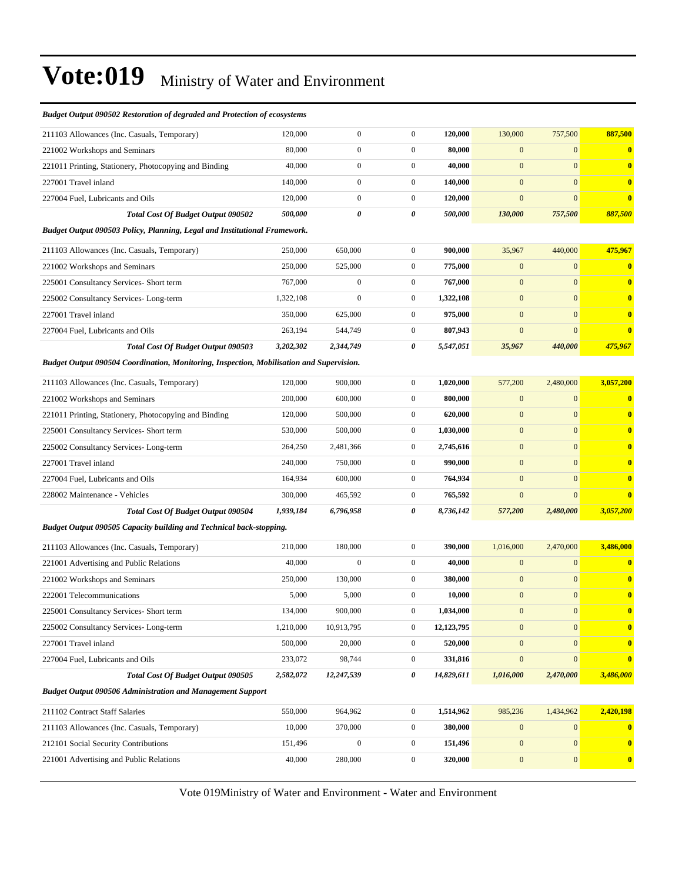# Vote:019 Ministry of Water and Environment

| | | | | | | | |
|---|---|---|---|---|---|---|---|
| ***Budget Output 090502 Restoration of degraded and Protection of ecosystems*** | | | | | | | |
| 211103 Allowances (Inc. Casuals, Temporary) | 120,000 | 0 | 0 | **120,000** | 130,000 | 757,500 | **887,500** |
| 221002 Workshops and Seminars | 80,000 | 0 | 0 | **80,000** | 0 | 0 | **0** |
| 221011 Printing, Stationery, Photocopying and Binding | 40,000 | 0 | 0 | **40,000** | 0 | 0 | **0** |
| 227001 Travel inland | 140,000 | 0 | 0 | **140,000** | 0 | 0 | **0** |
| 227004 Fuel, Lubricants and Oils | 120,000 | 0 | 0 | **120,000** | 0 | 0 | **0** |
| ***Total Cost Of Budget Output 090502*** | ***500,000*** | ***0*** | ***0*** | ***500,000*** | ***130,000*** | ***757,500*** | ***887,500*** |
| ***Budget Output 090503 Policy, Planning, Legal and Institutional Framework.*** | | | | | | | |
| 211103 Allowances (Inc. Casuals, Temporary) | 250,000 | 650,000 | 0 | **900,000** | 35,967 | 440,000 | **475,967** |
| 221002 Workshops and Seminars | 250,000 | 525,000 | 0 | **775,000** | 0 | 0 | **0** |
| 225001 Consultancy Services- Short term | 767,000 | 0 | 0 | **767,000** | 0 | 0 | **0** |
| 225002 Consultancy Services- Long-term | 1,322,108 | 0 | 0 | **1,322,108** | 0 | 0 | **0** |
| 227001 Travel inland | 350,000 | 625,000 | 0 | **975,000** | 0 | 0 | **0** |
| 227004 Fuel, Lubricants and Oils | 263,194 | 544,749 | 0 | **807,943** | 0 | 0 | **0** |
| ***Total Cost Of Budget Output 090503*** | ***3,202,302*** | ***2,344,749*** | ***0*** | ***5,547,051*** | ***35,967*** | ***440,000*** | ***475,967*** |
| ***Budget Output 090504 Coordination, Monitoring, Inspection, Mobilisation and Supervision.*** | | | | | | | |
| 211103 Allowances (Inc. Casuals, Temporary) | 120,000 | 900,000 | 0 | **1,020,000** | 577,200 | 2,480,000 | **3,057,200** |
| 221002 Workshops and Seminars | 200,000 | 600,000 | 0 | **800,000** | 0 | 0 | **0** |
| 221011 Printing, Stationery, Photocopying and Binding | 120,000 | 500,000 | 0 | **620,000** | 0 | 0 | **0** |
| 225001 Consultancy Services- Short term | 530,000 | 500,000 | 0 | **1,030,000** | 0 | 0 | **0** |
| 225002 Consultancy Services- Long-term | 264,250 | 2,481,366 | 0 | **2,745,616** | 0 | 0 | **0** |
| 227001 Travel inland | 240,000 | 750,000 | 0 | **990,000** | 0 | 0 | **0** |
| 227004 Fuel, Lubricants and Oils | 164,934 | 600,000 | 0 | **764,934** | 0 | 0 | **0** |
| 228002 Maintenance - Vehicles | 300,000 | 465,592 | 0 | **765,592** | 0 | 0 | **0** |
| ***Total Cost Of Budget Output 090504*** | ***1,939,184*** | ***6,796,958*** | ***0*** | ***8,736,142*** | ***577,200*** | ***2,480,000*** | ***3,057,200*** |
| ***Budget Output 090505 Capacity building and Technical back-stopping.*** | | | | | | | |
| 211103 Allowances (Inc. Casuals, Temporary) | 210,000 | 180,000 | 0 | **390,000** | 1,016,000 | 2,470,000 | **3,486,000** |
| 221001 Advertising and Public Relations | 40,000 | 0 | 0 | **40,000** | 0 | 0 | **0** |
| 221002 Workshops and Seminars | 250,000 | 130,000 | 0 | **380,000** | 0 | 0 | **0** |
| 222001 Telecommunications | 5,000 | 5,000 | 0 | **10,000** | 0 | 0 | **0** |
| 225001 Consultancy Services- Short term | 134,000 | 900,000 | 0 | **1,034,000** | 0 | 0 | **0** |
| 225002 Consultancy Services- Long-term | 1,210,000 | 10,913,795 | 0 | **12,123,795** | 0 | 0 | **0** |
| 227001 Travel inland | 500,000 | 20,000 | 0 | **520,000** | 0 | 0 | **0** |
| 227004 Fuel, Lubricants and Oils | 233,072 | 98,744 | 0 | **331,816** | 0 | 0 | **0** |
| ***Total Cost Of Budget Output 090505*** | ***2,582,072*** | ***12,247,539*** | ***0*** | ***14,829,611*** | ***1,016,000*** | ***2,470,000*** | ***3,486,000*** |
| ***Budget Output 090506 Administration and Management Support*** | | | | | | | |
| 211102 Contract Staff Salaries | 550,000 | 964,962 | 0 | **1,514,962** | 985,236 | 1,434,962 | **2,420,198** |
| 211103 Allowances (Inc. Casuals, Temporary) | 10,000 | 370,000 | 0 | **380,000** | 0 | 0 | **0** |
| 212101 Social Security Contributions | 151,496 | 0 | 0 | **151,496** | 0 | 0 | **0** |
| 221001 Advertising and Public Relations | 40,000 | 280,000 | 0 | **320,000** | 0 | 0 | **0** |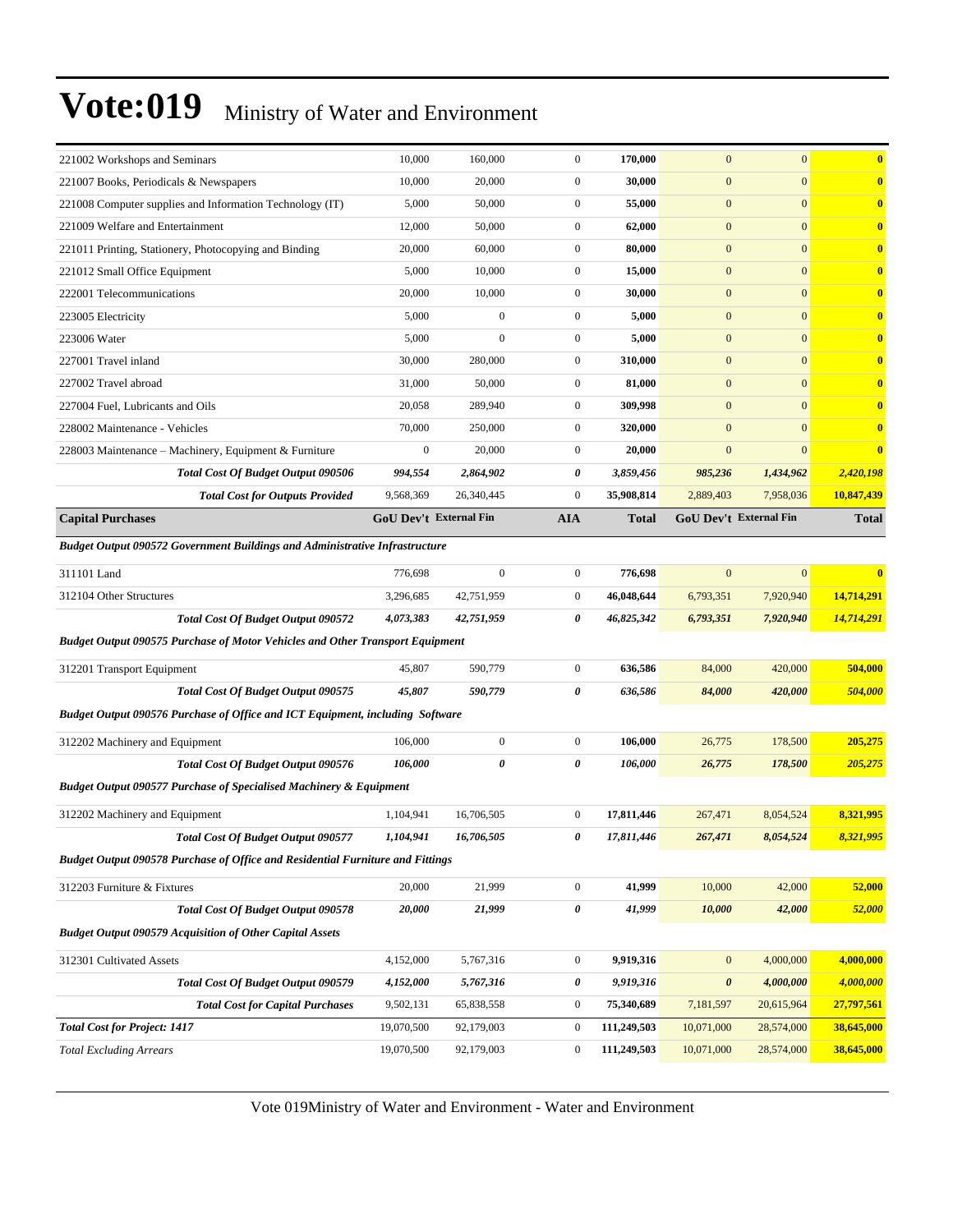# Vote:019 Ministry of Water and Environment

| | | | | | | | |
|---|---|---|---|---|---|---|---|
| 221002 Workshops and Seminars | 10,000 | 160,000 | 0 | **170,000** | 0 | 0 | **0** |
| 221007 Books, Periodicals & Newspapers | 10,000 | 20,000 | 0 | **30,000** | 0 | 0 | **0** |
| 221008 Computer supplies and Information Technology (IT) | 5,000 | 50,000 | 0 | **55,000** | 0 | 0 | **0** |
| 221009 Welfare and Entertainment | 12,000 | 50,000 | 0 | **62,000** | 0 | 0 | **0** |
| 221011 Printing, Stationery, Photocopying and Binding | 20,000 | 60,000 | 0 | **80,000** | 0 | 0 | **0** |
| 221012 Small Office Equipment | 5,000 | 10,000 | 0 | **15,000** | 0 | 0 | **0** |
| 222001 Telecommunications | 20,000 | 10,000 | 0 | **30,000** | 0 | 0 | **0** |
| 223005 Electricity | 5,000 | 0 | 0 | **5,000** | 0 | 0 | **0** |
| 223006 Water | 5,000 | 0 | 0 | **5,000** | 0 | 0 | **0** |
| 227001 Travel inland | 30,000 | 280,000 | 0 | **310,000** | 0 | 0 | **0** |
| 227002 Travel abroad | 31,000 | 50,000 | 0 | **81,000** | 0 | 0 | **0** |
| 227004 Fuel, Lubricants and Oils | 20,058 | 289,940 | 0 | **309,998** | 0 | 0 | **0** |
| 228002 Maintenance - Vehicles | 70,000 | 250,000 | 0 | **320,000** | 0 | 0 | **0** |
| 228003 Maintenance – Machinery, Equipment & Furniture | 0 | 20,000 | 0 | **20,000** | 0 | 0 | **0** |
| ***Total Cost Of Budget Output 090506*** | ***994,554*** | ***2,864,902*** | ***0*** | ***3,859,456*** | ***985,236*** | ***1,434,962*** | ***2,420,198*** |
| ***Total Cost for Outputs Provided*** | 9,568,369 | 26,340,445 | 0 | 35,908,814 | 2,889,403 | 7,958,036 | **10,847,439** |
| **Capital Purchases** | **GoU Dev't** | **External Fin** | **AIA** | **Total** | **GoU Dev't** | **External Fin** | **Total** |
| ***Budget Output 090572 Government Buildings and Administrative Infrastructure*** | | | | | | | |
| 311101 Land | 776,698 | 0 | 0 | **776,698** | 0 | 0 | **0** |
| 312104 Other Structures | 3,296,685 | 42,751,959 | 0 | **46,048,644** | 6,793,351 | 7,920,940 | **14,714,291** |
| ***Total Cost Of Budget Output 090572*** | ***4,073,383*** | ***42,751,959*** | ***0*** | ***46,825,342*** | ***6,793,351*** | ***7,920,940*** | ***14,714,291*** |
| ***Budget Output 090575 Purchase of Motor Vehicles and Other Transport Equipment*** | | | | | | | |
| 312201 Transport Equipment | 45,807 | 590,779 | 0 | **636,586** | 84,000 | 420,000 | **504,000** |
| ***Total Cost Of Budget Output 090575*** | ***45,807*** | ***590,779*** | ***0*** | ***636,586*** | ***84,000*** | ***420,000*** | ***504,000*** |
| ***Budget Output 090576 Purchase of Office and ICT Equipment, including Software*** | | | | | | | |
| 312202 Machinery and Equipment | 106,000 | 0 | 0 | **106,000** | 26,775 | 178,500 | **205,275** |
| ***Total Cost Of Budget Output 090576*** | ***106,000*** | ***0*** | ***0*** | ***106,000*** | ***26,775*** | ***178,500*** | ***205,275*** |
| ***Budget Output 090577 Purchase of Specialised Machinery & Equipment*** | | | | | | | |
| 312202 Machinery and Equipment | 1,104,941 | 16,706,505 | 0 | **17,811,446** | 267,471 | 8,054,524 | **8,321,995** |
| ***Total Cost Of Budget Output 090577*** | ***1,104,941*** | ***16,706,505*** | ***0*** | ***17,811,446*** | ***267,471*** | ***8,054,524*** | ***8,321,995*** |
| ***Budget Output 090578 Purchase of Office and Residential Furniture and Fittings*** | | | | | | | |
| 312203 Furniture & Fixtures | 20,000 | 21,999 | 0 | **41,999** | 10,000 | 42,000 | **52,000** |
| ***Total Cost Of Budget Output 090578*** | ***20,000*** | ***21,999*** | ***0*** | ***41,999*** | ***10,000*** | ***42,000*** | ***52,000*** |
| ***Budget Output 090579 Acquisition of Other Capital Assets*** | | | | | | | |
| 312301 Cultivated Assets | 4,152,000 | 5,767,316 | 0 | **9,919,316** | 0 | 4,000,000 | **4,000,000** |
| ***Total Cost Of Budget Output 090579*** | ***4,152,000*** | ***5,767,316*** | ***0*** | ***9,919,316*** | ***0*** | ***4,000,000*** | ***4,000,000*** |
| ***Total Cost for Capital Purchases*** | 9,502,131 | 65,838,558 | 0 | 75,340,689 | 7,181,597 | 20,615,964 | **27,797,561** |
| ***Total Cost for Project: 1417*** | 19,070,500 | 92,179,003 | 0 | 111,249,503 | 10,071,000 | 28,574,000 | **38,645,000** |
| *Total Excluding Arrears* | 19,070,500 | 92,179,003 | 0 | 111,249,503 | 10,071,000 | 28,574,000 | **38,645,000** |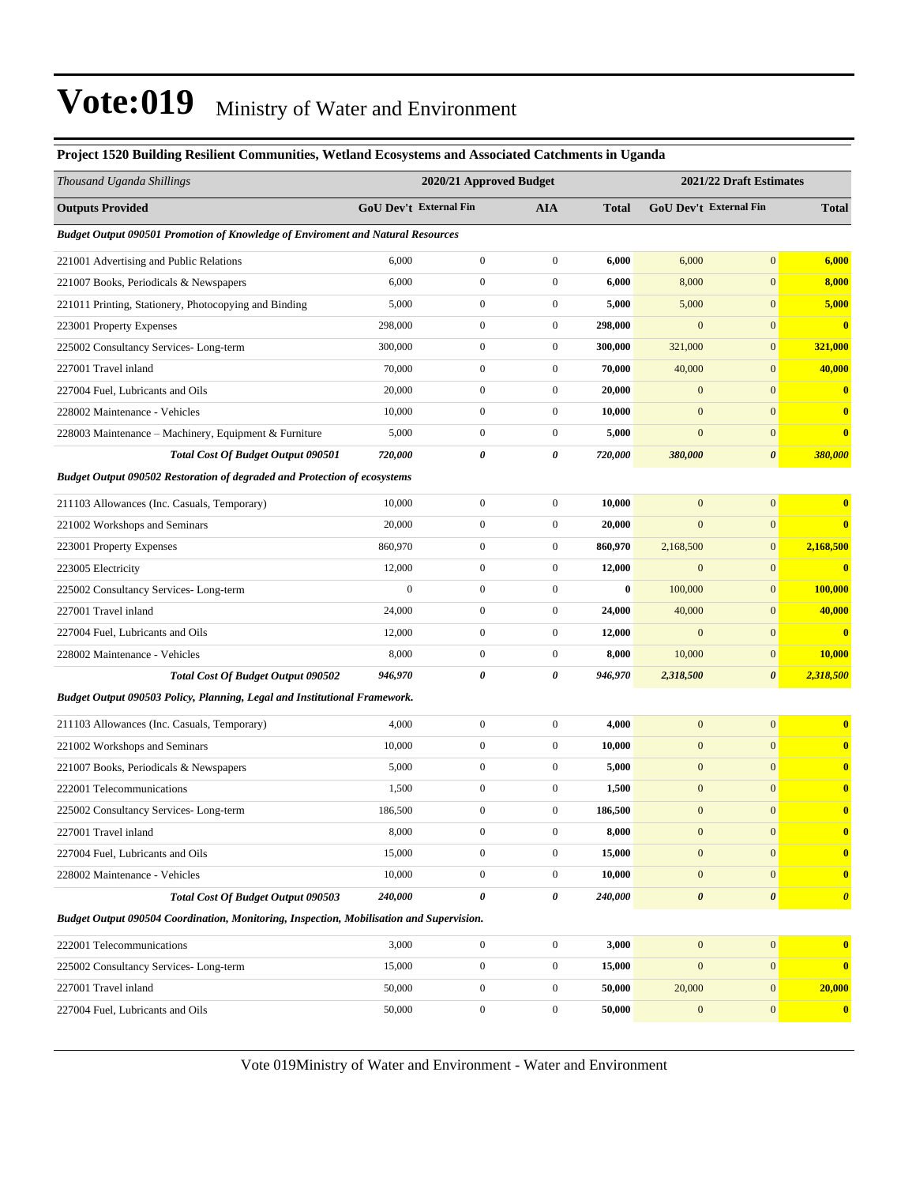# Vote:019 Ministry of Water and Environment

### Project 1520 Building Resilient Communities, Wetland Ecosystems and Associated Catchments in Uganda

| *Thousand Uganda Shillings* | 2020/21 Approved Budget | | | | 2021/22 Draft Estimates | | |
|---|---|---|---|---|---|---|---|
| **Outputs Provided** | **GoU Dev't** | **External Fin** | **AIA** | **Total** | **GoU Dev't** | **External Fin** | **Total** |
| ***Budget Output 090501 Promotion of Knowledge of Enviroment and Natural Resources*** | | | | | | | |
| 221001 Advertising and Public Relations | 6,000 | 0 | 0 | **6,000** | 6,000 | 0 | **6,000** |
| 221007 Books, Periodicals & Newspapers | 6,000 | 0 | 0 | **6,000** | 8,000 | 0 | **8,000** |
| 221011 Printing, Stationery, Photocopying and Binding | 5,000 | 0 | 0 | **5,000** | 5,000 | 0 | **5,000** |
| 223001 Property Expenses | 298,000 | 0 | 0 | **298,000** | 0 | 0 | **0** |
| 225002 Consultancy Services- Long-term | 300,000 | 0 | 0 | **300,000** | 321,000 | 0 | **321,000** |
| 227001 Travel inland | 70,000 | 0 | 0 | **70,000** | 40,000 | 0 | **40,000** |
| 227004 Fuel, Lubricants and Oils | 20,000 | 0 | 0 | **20,000** | 0 | 0 | **0** |
| 228002 Maintenance - Vehicles | 10,000 | 0 | 0 | **10,000** | 0 | 0 | **0** |
| 228003 Maintenance – Machinery, Equipment & Furniture | 5,000 | 0 | 0 | **5,000** | 0 | 0 | **0** |
| ***Total Cost Of Budget Output 090501*** | ***720,000*** | ***0*** | ***0*** | ***720,000*** | ***380,000*** | ***0*** | ***380,000*** |
| ***Budget Output 090502 Restoration of degraded and Protection of ecosystems*** | | | | | | | |
| 211103 Allowances (Inc. Casuals, Temporary) | 10,000 | 0 | 0 | **10,000** | 0 | 0 | **0** |
| 221002 Workshops and Seminars | 20,000 | 0 | 0 | **20,000** | 0 | 0 | **0** |
| 223001 Property Expenses | 860,970 | 0 | 0 | **860,970** | 2,168,500 | 0 | **2,168,500** |
| 223005 Electricity | 12,000 | 0 | 0 | **12,000** | 0 | 0 | **0** |
| 225002 Consultancy Services- Long-term | 0 | 0 | 0 | **0** | 100,000 | 0 | **100,000** |
| 227001 Travel inland | 24,000 | 0 | 0 | **24,000** | 40,000 | 0 | **40,000** |
| 227004 Fuel, Lubricants and Oils | 12,000 | 0 | 0 | **12,000** | 0 | 0 | **0** |
| 228002 Maintenance - Vehicles | 8,000 | 0 | 0 | **8,000** | 10,000 | 0 | **10,000** |
| ***Total Cost Of Budget Output 090502*** | ***946,970*** | ***0*** | ***0*** | ***946,970*** | ***2,318,500*** | ***0*** | ***2,318,500*** |
| ***Budget Output 090503 Policy, Planning, Legal and Institutional Framework.*** | | | | | | | |
| 211103 Allowances (Inc. Casuals, Temporary) | 4,000 | 0 | 0 | **4,000** | 0 | 0 | **0** |
| 221002 Workshops and Seminars | 10,000 | 0 | 0 | **10,000** | 0 | 0 | **0** |
| 221007 Books, Periodicals & Newspapers | 5,000 | 0 | 0 | **5,000** | 0 | 0 | **0** |
| 222001 Telecommunications | 1,500 | 0 | 0 | **1,500** | 0 | 0 | **0** |
| 225002 Consultancy Services- Long-term | 186,500 | 0 | 0 | **186,500** | 0 | 0 | **0** |
| 227001 Travel inland | 8,000 | 0 | 0 | **8,000** | 0 | 0 | **0** |
| 227004 Fuel, Lubricants and Oils | 15,000 | 0 | 0 | **15,000** | 0 | 0 | **0** |
| 228002 Maintenance - Vehicles | 10,000 | 0 | 0 | **10,000** | 0 | 0 | **0** |
| ***Total Cost Of Budget Output 090503*** | ***240,000*** | ***0*** | ***0*** | ***240,000*** | ***0*** | ***0*** | ***0*** |
| ***Budget Output 090504 Coordination, Monitoring, Inspection, Mobilisation and Supervision.*** | | | | | | | |
| 222001 Telecommunications | 3,000 | 0 | 0 | **3,000** | 0 | 0 | **0** |
| 225002 Consultancy Services- Long-term | 15,000 | 0 | 0 | **15,000** | 0 | 0 | **0** |
| 227001 Travel inland | 50,000 | 0 | 0 | **50,000** | 20,000 | 0 | **20,000** |
| 227004 Fuel, Lubricants and Oils | 50,000 | 0 | 0 | **50,000** | 0 | 0 | **0** |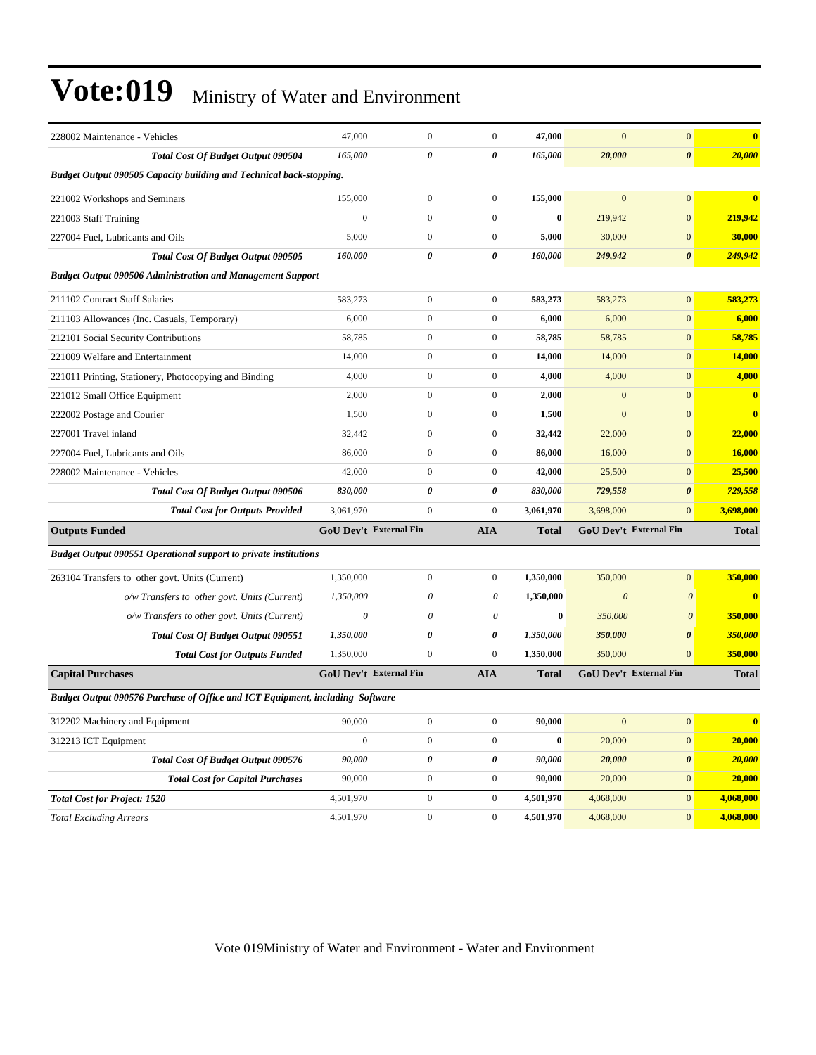# Vote:019 Ministry of Water and Environment

| | | | | | | | |
|---|---|---|---|---|---|---|---|
| 228002 Maintenance - Vehicles | 47,000 | 0 | 0 | **47,000** | 0 | 0 | **0** |
| ***Total Cost Of Budget Output 090504*** | ***165,000*** | ***0*** | ***0*** | ***165,000*** | ***20,000*** | ***0*** | ***20,000*** |
| ***Budget Output 090505 Capacity building and Technical back-stopping.*** | | | | | | | |
| 221002 Workshops and Seminars | 155,000 | 0 | 0 | **155,000** | 0 | 0 | **0** |
| 221003 Staff Training | 0 | 0 | 0 | **0** | 219,942 | 0 | **219,942** |
| 227004 Fuel, Lubricants and Oils | 5,000 | 0 | 0 | **5,000** | 30,000 | 0 | **30,000** |
| ***Total Cost Of Budget Output 090505*** | ***160,000*** | ***0*** | ***0*** | ***160,000*** | ***249,942*** | ***0*** | ***249,942*** |
| ***Budget Output 090506 Administration and Management Support*** | | | | | | | |
| 211102 Contract Staff Salaries | 583,273 | 0 | 0 | **583,273** | 583,273 | 0 | **583,273** |
| 211103 Allowances (Inc. Casuals, Temporary) | 6,000 | 0 | 0 | **6,000** | 6,000 | 0 | **6,000** |
| 212101 Social Security Contributions | 58,785 | 0 | 0 | **58,785** | 58,785 | 0 | **58,785** |
| 221009 Welfare and Entertainment | 14,000 | 0 | 0 | **14,000** | 14,000 | 0 | **14,000** |
| 221011 Printing, Stationery, Photocopying and Binding | 4,000 | 0 | 0 | **4,000** | 4,000 | 0 | **4,000** |
| 221012 Small Office Equipment | 2,000 | 0 | 0 | **2,000** | 0 | 0 | **0** |
| 222002 Postage and Courier | 1,500 | 0 | 0 | **1,500** | 0 | 0 | **0** |
| 227001 Travel inland | 32,442 | 0 | 0 | **32,442** | 22,000 | 0 | **22,000** |
| 227004 Fuel, Lubricants and Oils | 86,000 | 0 | 0 | **86,000** | 16,000 | 0 | **16,000** |
| 228002 Maintenance - Vehicles | 42,000 | 0 | 0 | **42,000** | 25,500 | 0 | **25,500** |
| ***Total Cost Of Budget Output 090506*** | ***830,000*** | ***0*** | ***0*** | ***830,000*** | ***729,558*** | ***0*** | ***729,558*** |
| ***Total Cost for Outputs Provided*** | 3,061,970 | 0 | 0 | **3,061,970** | 3,698,000 | 0 | **3,698,000** |
| **Outputs Funded** | **GoU Dev't** | **External Fin** | **AIA** | **Total** | **GoU Dev't** | **External Fin** | **Total** |
| ***Budget Output 090551 Operational support to private institutions*** | | | | | | | |
| 263104 Transfers to other govt. Units (Current) | 1,350,000 | 0 | 0 | **1,350,000** | 350,000 | 0 | **350,000** |
| *o/w Transfers to other govt. Units (Current)* | *1,350,000* | *0* | *0* | **1,350,000** | *0* | *0* | **0** |
| *o/w Transfers to other govt. Units (Current)* | *0* | *0* | *0* | **0** | *350,000* | *0* | **350,000** |
| ***Total Cost Of Budget Output 090551*** | ***1,350,000*** | ***0*** | ***0*** | ***1,350,000*** | ***350,000*** | ***0*** | ***350,000*** |
| ***Total Cost for Outputs Funded*** | 1,350,000 | 0 | 0 | **1,350,000** | 350,000 | 0 | **350,000** |
| **Capital Purchases** | **GoU Dev't** | **External Fin** | **AIA** | **Total** | **GoU Dev't** | **External Fin** | **Total** |
| ***Budget Output 090576 Purchase of Office and ICT Equipment, including Software*** | | | | | | | |
| 312202 Machinery and Equipment | 90,000 | 0 | 0 | **90,000** | 0 | 0 | **0** |
| 312213 ICT Equipment | 0 | 0 | 0 | **0** | 20,000 | 0 | **20,000** |
| ***Total Cost Of Budget Output 090576*** | ***90,000*** | ***0*** | ***0*** | ***90,000*** | ***20,000*** | ***0*** | ***20,000*** |
| ***Total Cost for Capital Purchases*** | 90,000 | 0 | 0 | **90,000** | 20,000 | 0 | **20,000** |
| ***Total Cost for Project: 1520*** | 4,501,970 | 0 | 0 | **4,501,970** | 4,068,000 | 0 | **4,068,000** |
| *Total Excluding Arrears* | 4,501,970 | 0 | 0 | **4,501,970** | 4,068,000 | 0 | **4,068,000** |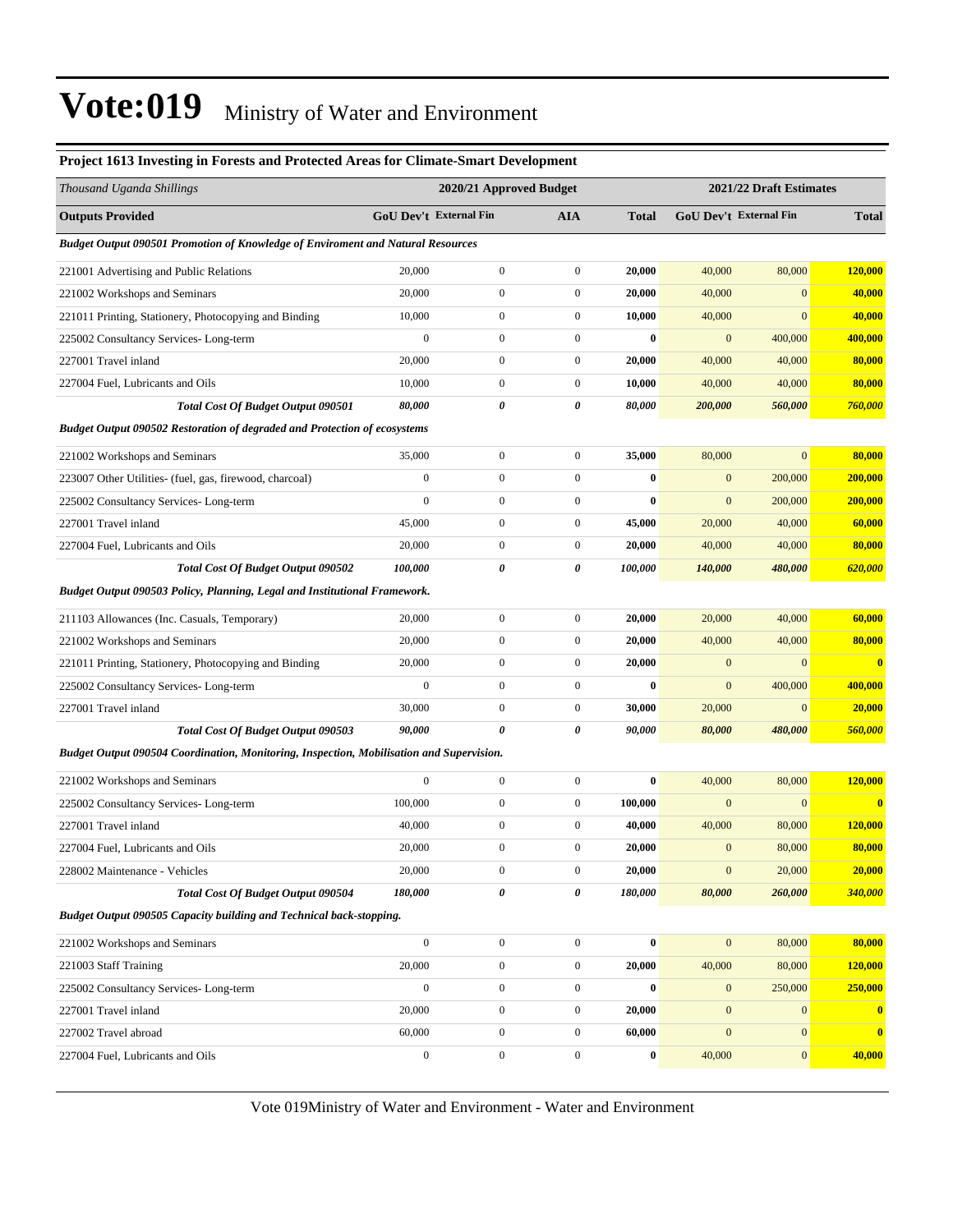# Vote:019 Ministry of Water and Environment

### Project 1613 Investing in Forests and Protected Areas for Climate-Smart Development

| *Thousand Uganda Shillings* | 2020/21 Approved Budget | | | | 2021/22 Draft Estimates | | |
|---|---|---|---|---|---|---|---|
| **Outputs Provided** | **GoU Dev't** | **External Fin** | **AIA** | **Total** | **GoU Dev't** | **External Fin** | **Total** |
| ***Budget Output 090501 Promotion of Knowledge of Enviroment and Natural Resources*** | | | | | | | |
| 221001 Advertising and Public Relations | 20,000 | 0 | 0 | **20,000** | 40,000 | 80,000 | **120,000** |
| 221002 Workshops and Seminars | 20,000 | 0 | 0 | **20,000** | 40,000 | 0 | **40,000** |
| 221011 Printing, Stationery, Photocopying and Binding | 10,000 | 0 | 0 | **10,000** | 40,000 | 0 | **40,000** |
| 225002 Consultancy Services- Long-term | 0 | 0 | 0 | **0** | 0 | 400,000 | **400,000** |
| 227001 Travel inland | 20,000 | 0 | 0 | **20,000** | 40,000 | 40,000 | **80,000** |
| 227004 Fuel, Lubricants and Oils | 10,000 | 0 | 0 | **10,000** | 40,000 | 40,000 | **80,000** |
| ***Total Cost Of Budget Output 090501*** | ***80,000*** | ***0*** | ***0*** | ***80,000*** | ***200,000*** | ***560,000*** | ***760,000*** |
| ***Budget Output 090502 Restoration of degraded and Protection of ecosystems*** | | | | | | | |
| 221002 Workshops and Seminars | 35,000 | 0 | 0 | **35,000** | 80,000 | 0 | **80,000** |
| 223007 Other Utilities- (fuel, gas, firewood, charcoal) | 0 | 0 | 0 | **0** | 0 | 200,000 | **200,000** |
| 225002 Consultancy Services- Long-term | 0 | 0 | 0 | **0** | 0 | 200,000 | **200,000** |
| 227001 Travel inland | 45,000 | 0 | 0 | **45,000** | 20,000 | 40,000 | **60,000** |
| 227004 Fuel, Lubricants and Oils | 20,000 | 0 | 0 | **20,000** | 40,000 | 40,000 | **80,000** |
| ***Total Cost Of Budget Output 090502*** | ***100,000*** | ***0*** | ***0*** | ***100,000*** | ***140,000*** | ***480,000*** | ***620,000*** |
| ***Budget Output 090503 Policy, Planning, Legal and Institutional Framework.*** | | | | | | | |
| 211103 Allowances (Inc. Casuals, Temporary) | 20,000 | 0 | 0 | **20,000** | 20,000 | 40,000 | **60,000** |
| 221002 Workshops and Seminars | 20,000 | 0 | 0 | **20,000** | 40,000 | 40,000 | **80,000** |
| 221011 Printing, Stationery, Photocopying and Binding | 20,000 | 0 | 0 | **20,000** | 0 | 0 | **0** |
| 225002 Consultancy Services- Long-term | 0 | 0 | 0 | **0** | 0 | 400,000 | **400,000** |
| 227001 Travel inland | 30,000 | 0 | 0 | **30,000** | 20,000 | 0 | **20,000** |
| ***Total Cost Of Budget Output 090503*** | ***90,000*** | ***0*** | ***0*** | ***90,000*** | ***80,000*** | ***480,000*** | ***560,000*** |
| ***Budget Output 090504 Coordination, Monitoring, Inspection, Mobilisation and Supervision.*** | | | | | | | |
| 221002 Workshops and Seminars | 0 | 0 | 0 | **0** | 40,000 | 80,000 | **120,000** |
| 225002 Consultancy Services- Long-term | 100,000 | 0 | 0 | **100,000** | 0 | 0 | **0** |
| 227001 Travel inland | 40,000 | 0 | 0 | **40,000** | 40,000 | 80,000 | **120,000** |
| 227004 Fuel, Lubricants and Oils | 20,000 | 0 | 0 | **20,000** | 0 | 80,000 | **80,000** |
| 228002 Maintenance - Vehicles | 20,000 | 0 | 0 | **20,000** | 0 | 20,000 | **20,000** |
| ***Total Cost Of Budget Output 090504*** | ***180,000*** | ***0*** | ***0*** | ***180,000*** | ***80,000*** | ***260,000*** | ***340,000*** |
| ***Budget Output 090505 Capacity building and Technical back-stopping.*** | | | | | | | |
| 221002 Workshops and Seminars | 0 | 0 | 0 | **0** | 0 | 80,000 | **80,000** |
| 221003 Staff Training | 20,000 | 0 | 0 | **20,000** | 40,000 | 80,000 | **120,000** |
| 225002 Consultancy Services- Long-term | 0 | 0 | 0 | **0** | 0 | 250,000 | **250,000** |
| 227001 Travel inland | 20,000 | 0 | 0 | **20,000** | 0 | 0 | **0** |
| 227002 Travel abroad | 60,000 | 0 | 0 | **60,000** | 0 | 0 | **0** |
| 227004 Fuel, Lubricants and Oils | 0 | 0 | 0 | **0** | 40,000 | 0 | **40,000** |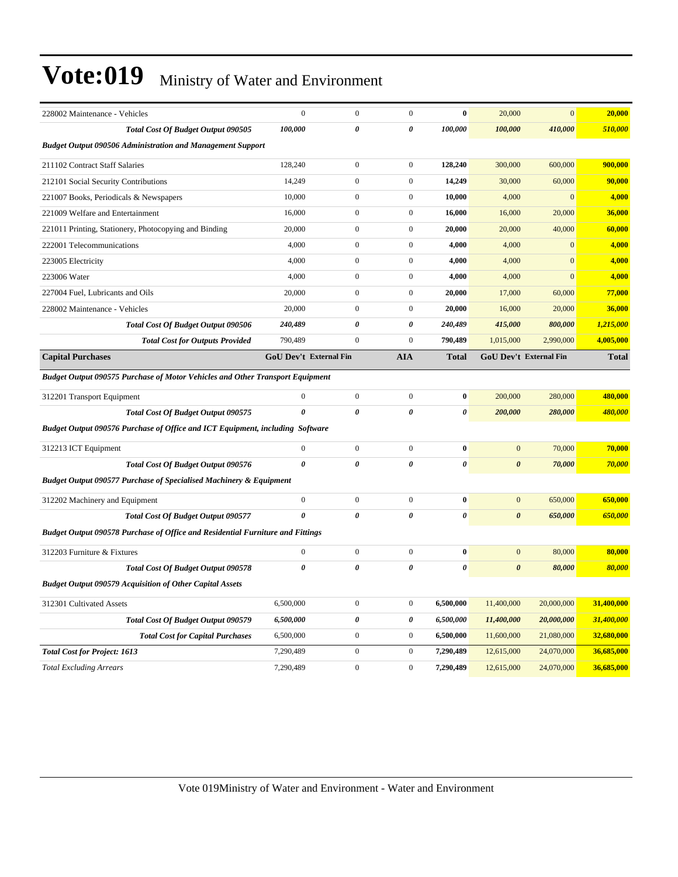# Vote:019 Ministry of Water and Environment

| | GoU Dev't | External Fin | AIA | Total | GoU Dev't | External Fin | Total |
|---|---|---|---|---|---|---|---|
| 228002 Maintenance - Vehicles | 0 | 0 | 0 | **0** | 20,000 | 0 | **20,000** |
| ***Total Cost Of Budget Output 090505*** | ***100,000*** | ***0*** | ***0*** | ***100,000*** | ***100,000*** | ***410,000*** | ***510,000*** |
| ***Budget Output 090506 Administration and Management Support*** | | | | | | | |
| 211102 Contract Staff Salaries | 128,240 | 0 | 0 | **128,240** | 300,000 | 600,000 | **900,000** |
| 212101 Social Security Contributions | 14,249 | 0 | 0 | **14,249** | 30,000 | 60,000 | **90,000** |
| 221007 Books, Periodicals & Newspapers | 10,000 | 0 | 0 | **10,000** | 4,000 | 0 | **4,000** |
| 221009 Welfare and Entertainment | 16,000 | 0 | 0 | **16,000** | 16,000 | 20,000 | **36,000** |
| 221011 Printing, Stationery, Photocopying and Binding | 20,000 | 0 | 0 | **20,000** | 20,000 | 40,000 | **60,000** |
| 222001 Telecommunications | 4,000 | 0 | 0 | **4,000** | 4,000 | 0 | **4,000** |
| 223005 Electricity | 4,000 | 0 | 0 | **4,000** | 4,000 | 0 | **4,000** |
| 223006 Water | 4,000 | 0 | 0 | **4,000** | 4,000 | 0 | **4,000** |
| 227004 Fuel, Lubricants and Oils | 20,000 | 0 | 0 | **20,000** | 17,000 | 60,000 | **77,000** |
| 228002 Maintenance - Vehicles | 20,000 | 0 | 0 | **20,000** | 16,000 | 20,000 | **36,000** |
| ***Total Cost Of Budget Output 090506*** | ***240,489*** | ***0*** | ***0*** | ***240,489*** | ***415,000*** | ***800,000*** | ***1,215,000*** |
| ***Total Cost for Outputs Provided*** | 790,489 | 0 | 0 | **790,489** | 1,015,000 | 2,990,000 | **4,005,000** |
| **Capital Purchases** | **GoU Dev't** | **External Fin** | **AIA** | **Total** | **GoU Dev't** | **External Fin** | **Total** |
| ***Budget Output 090575 Purchase of Motor Vehicles and Other Transport Equipment*** | | | | | | | |
| 312201 Transport Equipment | 0 | 0 | 0 | **0** | 200,000 | 280,000 | **480,000** |
| ***Total Cost Of Budget Output 090575*** | ***0*** | ***0*** | ***0*** | ***0*** | ***200,000*** | ***280,000*** | ***480,000*** |
| ***Budget Output 090576 Purchase of Office and ICT Equipment, including Software*** | | | | | | | |
| 312213 ICT Equipment | 0 | 0 | 0 | **0** | 0 | 70,000 | **70,000** |
| ***Total Cost Of Budget Output 090576*** | ***0*** | ***0*** | ***0*** | ***0*** | ***0*** | ***70,000*** | ***70,000*** |
| ***Budget Output 090577 Purchase of Specialised Machinery & Equipment*** | | | | | | | |
| 312202 Machinery and Equipment | 0 | 0 | 0 | **0** | 0 | 650,000 | **650,000** |
| ***Total Cost Of Budget Output 090577*** | ***0*** | ***0*** | ***0*** | ***0*** | ***0*** | ***650,000*** | ***650,000*** |
| ***Budget Output 090578 Purchase of Office and Residential Furniture and Fittings*** | | | | | | | |
| 312203 Furniture & Fixtures | 0 | 0 | 0 | **0** | 0 | 80,000 | **80,000** |
| ***Total Cost Of Budget Output 090578*** | ***0*** | ***0*** | ***0*** | ***0*** | ***0*** | ***80,000*** | ***80,000*** |
| ***Budget Output 090579 Acquisition of Other Capital Assets*** | | | | | | | |
| 312301 Cultivated Assets | 6,500,000 | 0 | 0 | **6,500,000** | 11,400,000 | 20,000,000 | **31,400,000** |
| ***Total Cost Of Budget Output 090579*** | ***6,500,000*** | ***0*** | ***0*** | ***6,500,000*** | ***11,400,000*** | ***20,000,000*** | ***31,400,000*** |
| ***Total Cost for Capital Purchases*** | 6,500,000 | 0 | 0 | **6,500,000** | 11,600,000 | 21,080,000 | **32,680,000** |
| ***Total Cost for Project: 1613*** | 7,290,489 | 0 | 0 | **7,290,489** | 12,615,000 | 24,070,000 | **36,685,000** |
| *Total Excluding Arrears* | 7,290,489 | 0 | 0 | **7,290,489** | 12,615,000 | 24,070,000 | **36,685,000** |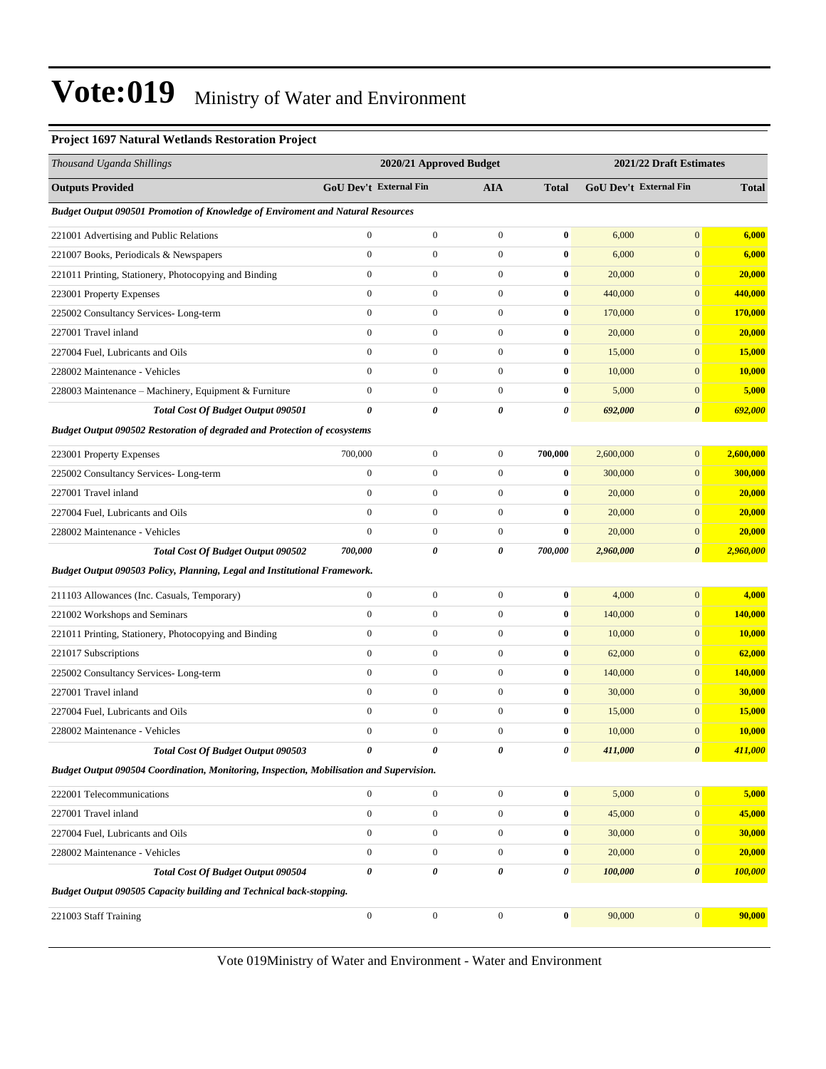# Vote:019 Ministry of Water and Environment

### Project 1697 Natural Wetlands Restoration Project

| *Thousand Uganda Shillings* | 2020/21 Approved Budget | | | | 2021/22 Draft Estimates | | |
|---|---|---|---|---|---|---|---|
| **Outputs Provided** | **GoU Dev't** | **External Fin** | **AIA** | **Total** | **GoU Dev't** | **External Fin** | **Total** |
| ***Budget Output 090501 Promotion of Knowledge of Enviroment and Natural Resources*** | | | | | | | |
| 221001 Advertising and Public Relations | 0 | 0 | 0 | **0** | 6,000 | 0 | **6,000** |
| 221007 Books, Periodicals & Newspapers | 0 | 0 | 0 | **0** | 6,000 | 0 | **6,000** |
| 221011 Printing, Stationery, Photocopying and Binding | 0 | 0 | 0 | **0** | 20,000 | 0 | **20,000** |
| 223001 Property Expenses | 0 | 0 | 0 | **0** | 440,000 | 0 | **440,000** |
| 225002 Consultancy Services- Long-term | 0 | 0 | 0 | **0** | 170,000 | 0 | **170,000** |
| 227001 Travel inland | 0 | 0 | 0 | **0** | 20,000 | 0 | **20,000** |
| 227004 Fuel, Lubricants and Oils | 0 | 0 | 0 | **0** | 15,000 | 0 | **15,000** |
| 228002 Maintenance - Vehicles | 0 | 0 | 0 | **0** | 10,000 | 0 | **10,000** |
| 228003 Maintenance – Machinery, Equipment & Furniture | 0 | 0 | 0 | **0** | 5,000 | 0 | **5,000** |
| ***Total Cost Of Budget Output 090501*** | ***0*** | ***0*** | ***0*** | ***0*** | ***692,000*** | ***0*** | ***692,000*** |
| ***Budget Output 090502 Restoration of degraded and Protection of ecosystems*** | | | | | | | |
| 223001 Property Expenses | 700,000 | 0 | 0 | **700,000** | 2,600,000 | 0 | **2,600,000** |
| 225002 Consultancy Services- Long-term | 0 | 0 | 0 | **0** | 300,000 | 0 | **300,000** |
| 227001 Travel inland | 0 | 0 | 0 | **0** | 20,000 | 0 | **20,000** |
| 227004 Fuel, Lubricants and Oils | 0 | 0 | 0 | **0** | 20,000 | 0 | **20,000** |
| 228002 Maintenance - Vehicles | 0 | 0 | 0 | **0** | 20,000 | 0 | **20,000** |
| ***Total Cost Of Budget Output 090502*** | ***700,000*** | ***0*** | ***0*** | ***700,000*** | ***2,960,000*** | ***0*** | ***2,960,000*** |
| ***Budget Output 090503 Policy, Planning, Legal and Institutional Framework.*** | | | | | | | |
| 211103 Allowances (Inc. Casuals, Temporary) | 0 | 0 | 0 | **0** | 4,000 | 0 | **4,000** |
| 221002 Workshops and Seminars | 0 | 0 | 0 | **0** | 140,000 | 0 | **140,000** |
| 221011 Printing, Stationery, Photocopying and Binding | 0 | 0 | 0 | **0** | 10,000 | 0 | **10,000** |
| 221017 Subscriptions | 0 | 0 | 0 | **0** | 62,000 | 0 | **62,000** |
| 225002 Consultancy Services- Long-term | 0 | 0 | 0 | **0** | 140,000 | 0 | **140,000** |
| 227001 Travel inland | 0 | 0 | 0 | **0** | 30,000 | 0 | **30,000** |
| 227004 Fuel, Lubricants and Oils | 0 | 0 | 0 | **0** | 15,000 | 0 | **15,000** |
| 228002 Maintenance - Vehicles | 0 | 0 | 0 | **0** | 10,000 | 0 | **10,000** |
| ***Total Cost Of Budget Output 090503*** | ***0*** | ***0*** | ***0*** | ***0*** | ***411,000*** | ***0*** | ***411,000*** |
| ***Budget Output 090504 Coordination, Monitoring, Inspection, Mobilisation and Supervision.*** | | | | | | | |
| 222001 Telecommunications | 0 | 0 | 0 | **0** | 5,000 | 0 | **5,000** |
| 227001 Travel inland | 0 | 0 | 0 | **0** | 45,000 | 0 | **45,000** |
| 227004 Fuel, Lubricants and Oils | 0 | 0 | 0 | **0** | 30,000 | 0 | **30,000** |
| 228002 Maintenance - Vehicles | 0 | 0 | 0 | **0** | 20,000 | 0 | **20,000** |
| ***Total Cost Of Budget Output 090504*** | ***0*** | ***0*** | ***0*** | ***0*** | ***100,000*** | ***0*** | ***100,000*** |
| ***Budget Output 090505 Capacity building and Technical back-stopping.*** | | | | | | | |
| 221003 Staff Training | 0 | 0 | 0 | **0** | 90,000 | 0 | **90,000** |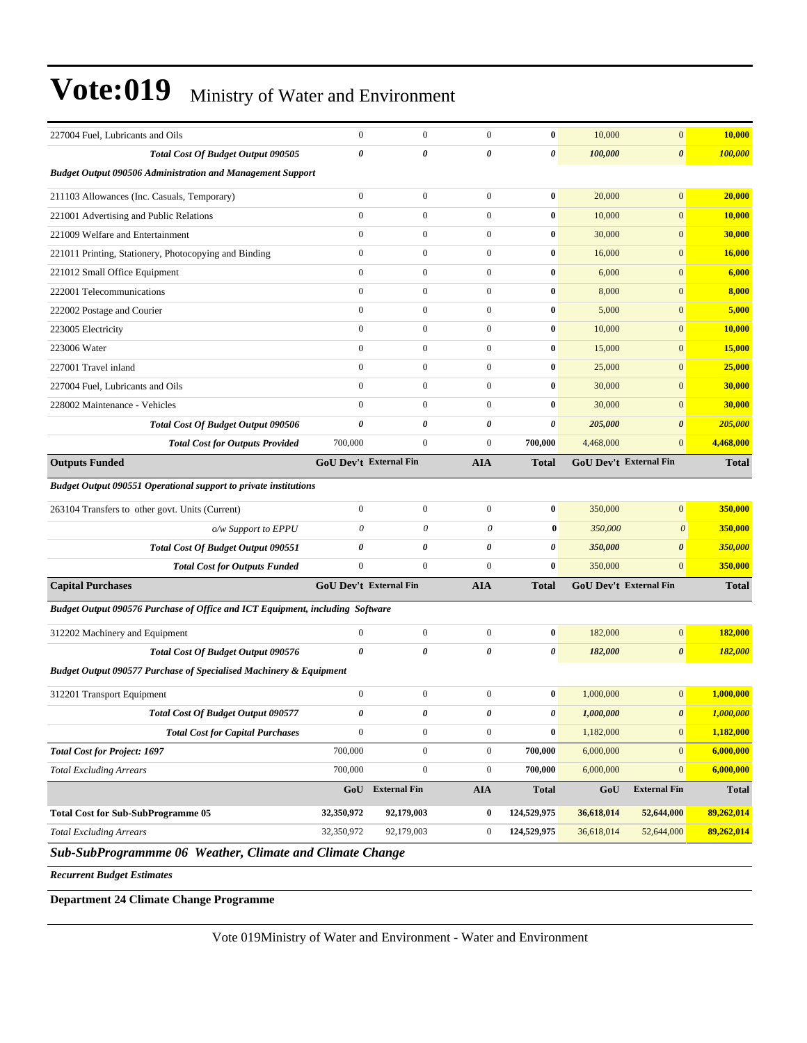# Vote:019 Ministry of Water and Environment

| | | | | | | | |
|---|---|---|---|---|---|---|---|
| 227004 Fuel, Lubricants and Oils | 0 | 0 | 0 | **0** | 10,000 | 0 | **10,000** |
| ***Total Cost Of Budget Output 090505*** | ***0*** | ***0*** | ***0*** | ***0*** | ***100,000*** | ***0*** | ***100,000*** |
| ***Budget Output 090506 Administration and Management Support*** | | | | | | | |
| 211103 Allowances (Inc. Casuals, Temporary) | 0 | 0 | 0 | **0** | 20,000 | 0 | **20,000** |
| 221001 Advertising and Public Relations | 0 | 0 | 0 | **0** | 10,000 | 0 | **10,000** |
| 221009 Welfare and Entertainment | 0 | 0 | 0 | **0** | 30,000 | 0 | **30,000** |
| 221011 Printing, Stationery, Photocopying and Binding | 0 | 0 | 0 | **0** | 16,000 | 0 | **16,000** |
| 221012 Small Office Equipment | 0 | 0 | 0 | **0** | 6,000 | 0 | **6,000** |
| 222001 Telecommunications | 0 | 0 | 0 | **0** | 8,000 | 0 | **8,000** |
| 222002 Postage and Courier | 0 | 0 | 0 | **0** | 5,000 | 0 | **5,000** |
| 223005 Electricity | 0 | 0 | 0 | **0** | 10,000 | 0 | **10,000** |
| 223006 Water | 0 | 0 | 0 | **0** | 15,000 | 0 | **15,000** |
| 227001 Travel inland | 0 | 0 | 0 | **0** | 25,000 | 0 | **25,000** |
| 227004 Fuel, Lubricants and Oils | 0 | 0 | 0 | **0** | 30,000 | 0 | **30,000** |
| 228002 Maintenance - Vehicles | 0 | 0 | 0 | **0** | 30,000 | 0 | **30,000** |
| ***Total Cost Of Budget Output 090506*** | ***0*** | ***0*** | ***0*** | ***0*** | ***205,000*** | ***0*** | ***205,000*** |
| ***Total Cost for Outputs Provided*** | 700,000 | 0 | 0 | **700,000** | 4,468,000 | 0 | **4,468,000** |
| **Outputs Funded** | **GoU Dev't** | **External Fin** | **AIA** | **Total** | **GoU Dev't** | **External Fin** | **Total** |
| ***Budget Output 090551 Operational support to private institutions*** | | | | | | | |
| 263104 Transfers to other govt. Units (Current) | 0 | 0 | 0 | **0** | 350,000 | 0 | **350,000** |
| *o/w Support to EPPU* | *0* | *0* | *0* | **0** | *350,000* | *0* | **350,000** |
| ***Total Cost Of Budget Output 090551*** | ***0*** | ***0*** | ***0*** | ***0*** | ***350,000*** | ***0*** | ***350,000*** |
| ***Total Cost for Outputs Funded*** | 0 | 0 | 0 | **0** | 350,000 | 0 | **350,000** |
| **Capital Purchases** | **GoU Dev't** | **External Fin** | **AIA** | **Total** | **GoU Dev't** | **External Fin** | **Total** |
| ***Budget Output 090576 Purchase of Office and ICT Equipment, including Software*** | | | | | | | |
| 312202 Machinery and Equipment | 0 | 0 | 0 | **0** | 182,000 | 0 | **182,000** |
| ***Total Cost Of Budget Output 090576*** | ***0*** | ***0*** | ***0*** | ***0*** | ***182,000*** | ***0*** | ***182,000*** |
| ***Budget Output 090577 Purchase of Specialised Machinery & Equipment*** | | | | | | | |
| 312201 Transport Equipment | 0 | 0 | 0 | **0** | 1,000,000 | 0 | **1,000,000** |
| ***Total Cost Of Budget Output 090577*** | ***0*** | ***0*** | ***0*** | ***0*** | ***1,000,000*** | ***0*** | ***1,000,000*** |
| ***Total Cost for Capital Purchases*** | 0 | 0 | 0 | **0** | 1,182,000 | 0 | **1,182,000** |
| ***Total Cost for Project: 1697*** | 700,000 | 0 | 0 | **700,000** | 6,000,000 | 0 | **6,000,000** |
| *Total Excluding Arrears* | 700,000 | 0 | 0 | **700,000** | 6,000,000 | 0 | **6,000,000** |
| | **GoU** | **External Fin** | **AIA** | **Total** | **GoU** | **External Fin** | **Total** |
| **Total Cost for Sub-SubProgramme 05** | **32,350,972** | **92,179,003** | **0** | **124,529,975** | **36,618,014** | **52,644,000** | **89,262,014** |
| *Total Excluding Arrears* | 32,350,972 | 92,179,003 | 0 | **124,529,975** | 36,618,014 | 52,644,000 | **89,262,014** |

## *Sub-SubProgrammme 06 Weather, Climate and Climate Change*

***Recurrent Budget Estimates***

**Department 24 Climate Change Programme**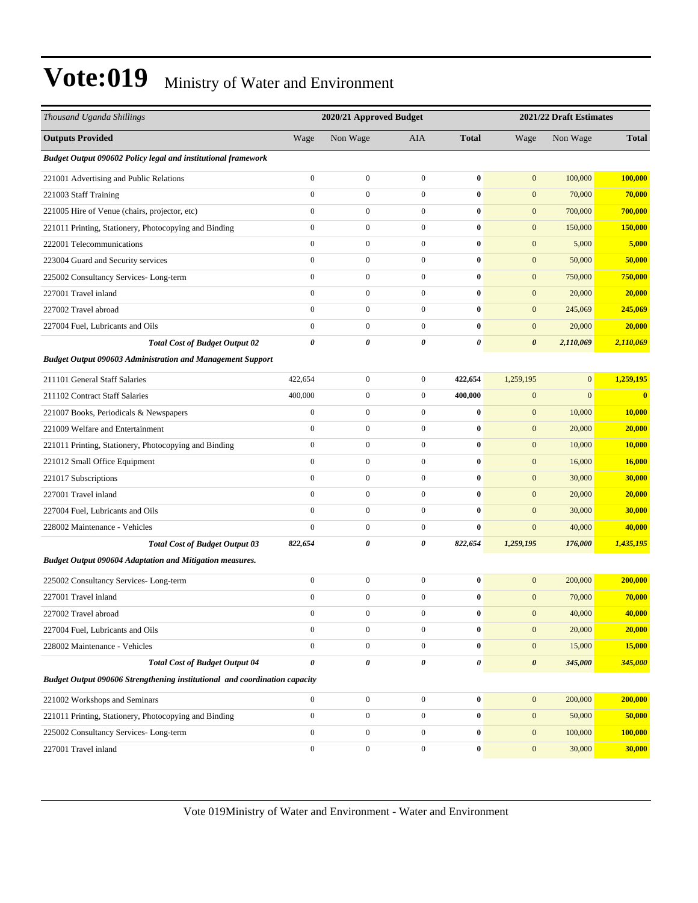# Vote:019 Ministry of Water and Environment

| *Thousand Uganda Shillings* | 2020/21 Approved Budget | | | | 2021/22 Draft Estimates | | |
|---|---|---|---|---|---|---|---|
| **Outputs Provided** | Wage | Non Wage | AIA | **Total** | Wage | Non Wage | **Total** |
| ***Budget Output 090602 Policy legal and institutional framework*** | | | | | | | |
| 221001 Advertising and Public Relations | 0 | 0 | 0 | **0** | 0 | 100,000 | **100,000** |
| 221003 Staff Training | 0 | 0 | 0 | **0** | 0 | 70,000 | **70,000** |
| 221005 Hire of Venue (chairs, projector, etc) | 0 | 0 | 0 | **0** | 0 | 700,000 | **700,000** |
| 221011 Printing, Stationery, Photocopying and Binding | 0 | 0 | 0 | **0** | 0 | 150,000 | **150,000** |
| 222001 Telecommunications | 0 | 0 | 0 | **0** | 0 | 5,000 | **5,000** |
| 223004 Guard and Security services | 0 | 0 | 0 | **0** | 0 | 50,000 | **50,000** |
| 225002 Consultancy Services- Long-term | 0 | 0 | 0 | **0** | 0 | 750,000 | **750,000** |
| 227001 Travel inland | 0 | 0 | 0 | **0** | 0 | 20,000 | **20,000** |
| 227002 Travel abroad | 0 | 0 | 0 | **0** | 0 | 245,069 | **245,069** |
| 227004 Fuel, Lubricants and Oils | 0 | 0 | 0 | **0** | 0 | 20,000 | **20,000** |
| ***Total Cost of Budget Output 02*** | ***0*** | ***0*** | ***0*** | ***0*** | ***0*** | ***2,110,069*** | ***2,110,069*** |
| ***Budget Output 090603 Administration and Management Support*** | | | | | | | |
| 211101 General Staff Salaries | 422,654 | 0 | 0 | **422,654** | 1,259,195 | 0 | **1,259,195** |
| 211102 Contract Staff Salaries | 400,000 | 0 | 0 | **400,000** | 0 | 0 | **0** |
| 221007 Books, Periodicals & Newspapers | 0 | 0 | 0 | **0** | 0 | 10,000 | **10,000** |
| 221009 Welfare and Entertainment | 0 | 0 | 0 | **0** | 0 | 20,000 | **20,000** |
| 221011 Printing, Stationery, Photocopying and Binding | 0 | 0 | 0 | **0** | 0 | 10,000 | **10,000** |
| 221012 Small Office Equipment | 0 | 0 | 0 | **0** | 0 | 16,000 | **16,000** |
| 221017 Subscriptions | 0 | 0 | 0 | **0** | 0 | 30,000 | **30,000** |
| 227001 Travel inland | 0 | 0 | 0 | **0** | 0 | 20,000 | **20,000** |
| 227004 Fuel, Lubricants and Oils | 0 | 0 | 0 | **0** | 0 | 30,000 | **30,000** |
| 228002 Maintenance - Vehicles | 0 | 0 | 0 | **0** | 0 | 40,000 | **40,000** |
| ***Total Cost of Budget Output 03*** | ***822,654*** | ***0*** | ***0*** | ***822,654*** | ***1,259,195*** | ***176,000*** | ***1,435,195*** |
| ***Budget Output 090604 Adaptation and Mitigation measures.*** | | | | | | | |
| 225002 Consultancy Services- Long-term | 0 | 0 | 0 | **0** | 0 | 200,000 | **200,000** |
| 227001 Travel inland | 0 | 0 | 0 | **0** | 0 | 70,000 | **70,000** |
| 227002 Travel abroad | 0 | 0 | 0 | **0** | 0 | 40,000 | **40,000** |
| 227004 Fuel, Lubricants and Oils | 0 | 0 | 0 | **0** | 0 | 20,000 | **20,000** |
| 228002 Maintenance - Vehicles | 0 | 0 | 0 | **0** | 0 | 15,000 | **15,000** |
| ***Total Cost of Budget Output 04*** | ***0*** | ***0*** | ***0*** | ***0*** | ***0*** | ***345,000*** | ***345,000*** |
| ***Budget Output 090606 Strengthening institutional and coordination capacity*** | | | | | | | |
| 221002 Workshops and Seminars | 0 | 0 | 0 | **0** | 0 | 200,000 | **200,000** |
| 221011 Printing, Stationery, Photocopying and Binding | 0 | 0 | 0 | **0** | 0 | 50,000 | **50,000** |
| 225002 Consultancy Services- Long-term | 0 | 0 | 0 | **0** | 0 | 100,000 | **100,000** |
| 227001 Travel inland | 0 | 0 | 0 | **0** | 0 | 30,000 | **30,000** |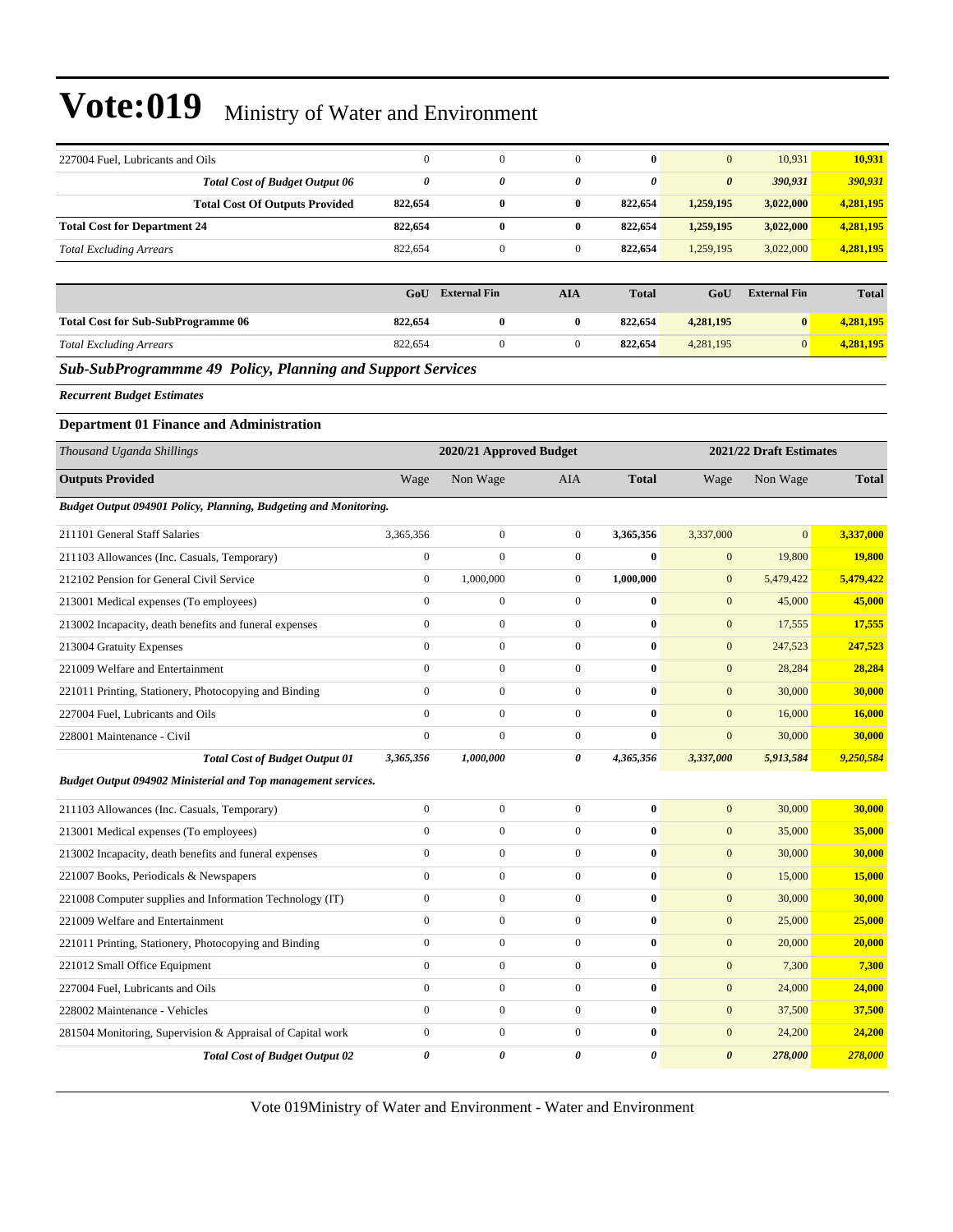| | | | | | | | |
|---|---|---|---|---|---|---|---|
| 227004 Fuel, Lubricants and Oils | 0 | 0 | 0 | **0** | 0 | 10,931 | **10,931** |
| ***Total Cost of Budget Output 06*** | ***0*** | ***0*** | ***0*** | ***0*** | ***0*** | ***390,931*** | ***390,931*** |
| **Total Cost Of Outputs Provided** | **822,654** | **0** | **0** | **822,654** | **1,259,195** | **3,022,000** | **4,281,195** |
| **Total Cost for Department 24** | **822,654** | **0** | **0** | **822,654** | **1,259,195** | **3,022,000** | **4,281,195** |
| *Total Excluding Arrears* | 822,654 | 0 | 0 | **822,654** | 1,259,195 | 3,022,000 | **4,281,195** |

| | GoU | External Fin | AIA | Total | GoU | External Fin | Total |
|---|---|---|---|---|---|---|---|
| **Total Cost for Sub-SubProgramme 06** | **822,654** | **0** | **0** | **822,654** | **4,281,195** | **0** | **4,281,195** |
| *Total Excluding Arrears* | 822,654 | 0 | 0 | **822,654** | 4,281,195 | 0 | **4,281,195** |

### *Sub-SubProgrammme 49 Policy, Planning and Support Services*

***Recurrent Budget Estimates***

**Department 01 Finance and Administration**

| *Thousand Uganda Shillings* | 2020/21 Approved Budget | | | | 2021/22 Draft Estimates | | |
|---|---|---|---|---|---|---|---|
| **Outputs Provided** | Wage | Non Wage | AIA | **Total** | Wage | Non Wage | **Total** |
| ***Budget Output 094901 Policy, Planning, Budgeting and Monitoring.*** | | | | | | | |
| 211101 General Staff Salaries | 3,365,356 | 0 | 0 | **3,365,356** | 3,337,000 | 0 | **3,337,000** |
| 211103 Allowances (Inc. Casuals, Temporary) | 0 | 0 | 0 | **0** | 0 | 19,800 | **19,800** |
| 212102 Pension for General Civil Service | 0 | 1,000,000 | 0 | **1,000,000** | 0 | 5,479,422 | **5,479,422** |
| 213001 Medical expenses (To employees) | 0 | 0 | 0 | **0** | 0 | 45,000 | **45,000** |
| 213002 Incapacity, death benefits and funeral expenses | 0 | 0 | 0 | **0** | 0 | 17,555 | **17,555** |
| 213004 Gratuity Expenses | 0 | 0 | 0 | **0** | 0 | 247,523 | **247,523** |
| 221009 Welfare and Entertainment | 0 | 0 | 0 | **0** | 0 | 28,284 | **28,284** |
| 221011 Printing, Stationery, Photocopying and Binding | 0 | 0 | 0 | **0** | 0 | 30,000 | **30,000** |
| 227004 Fuel, Lubricants and Oils | 0 | 0 | 0 | **0** | 0 | 16,000 | **16,000** |
| 228001 Maintenance - Civil | 0 | 0 | 0 | **0** | 0 | 30,000 | **30,000** |
| ***Total Cost of Budget Output 01*** | ***3,365,356*** | ***1,000,000*** | ***0*** | ***4,365,356*** | ***3,337,000*** | ***5,913,584*** | ***9,250,584*** |
| ***Budget Output 094902 Ministerial and Top management services.*** | | | | | | | |
| 211103 Allowances (Inc. Casuals, Temporary) | 0 | 0 | 0 | **0** | 0 | 30,000 | **30,000** |
| 213001 Medical expenses (To employees) | 0 | 0 | 0 | **0** | 0 | 35,000 | **35,000** |
| 213002 Incapacity, death benefits and funeral expenses | 0 | 0 | 0 | **0** | 0 | 30,000 | **30,000** |
| 221007 Books, Periodicals & Newspapers | 0 | 0 | 0 | **0** | 0 | 15,000 | **15,000** |
| 221008 Computer supplies and Information Technology (IT) | 0 | 0 | 0 | **0** | 0 | 30,000 | **30,000** |
| 221009 Welfare and Entertainment | 0 | 0 | 0 | **0** | 0 | 25,000 | **25,000** |
| 221011 Printing, Stationery, Photocopying and Binding | 0 | 0 | 0 | **0** | 0 | 20,000 | **20,000** |
| 221012 Small Office Equipment | 0 | 0 | 0 | **0** | 0 | 7,300 | **7,300** |
| 227004 Fuel, Lubricants and Oils | 0 | 0 | 0 | **0** | 0 | 24,000 | **24,000** |
| 228002 Maintenance - Vehicles | 0 | 0 | 0 | **0** | 0 | 37,500 | **37,500** |
| 281504 Monitoring, Supervision & Appraisal of Capital work | 0 | 0 | 0 | **0** | 0 | 24,200 | **24,200** |
| ***Total Cost of Budget Output 02*** | ***0*** | ***0*** | ***0*** | ***0*** | ***0*** | ***278,000*** | ***278,000*** |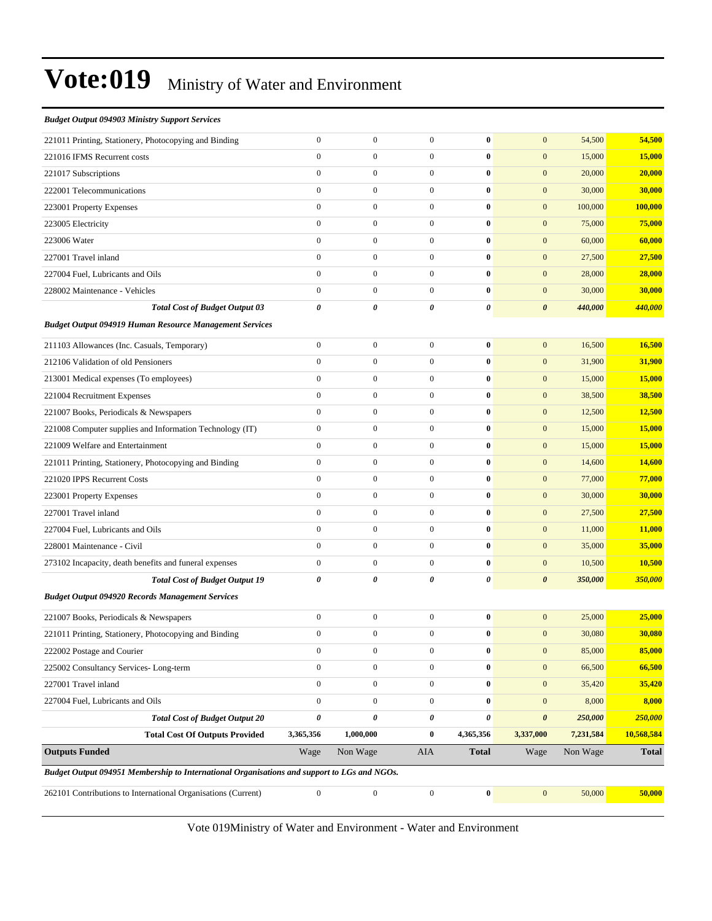# Vote:019 Ministry of Water and Environment

| | | | | | | | |
|---|---|---|---|---|---|---|---|
| ***Budget Output 094903 Ministry Support Services*** | | | | | | | |
| 221011 Printing, Stationery, Photocopying and Binding | 0 | 0 | 0 | **0** | 0 | 54,500 | **54,500** |
| 221016 IFMS Recurrent costs | 0 | 0 | 0 | **0** | 0 | 15,000 | **15,000** |
| 221017 Subscriptions | 0 | 0 | 0 | **0** | 0 | 20,000 | **20,000** |
| 222001 Telecommunications | 0 | 0 | 0 | **0** | 0 | 30,000 | **30,000** |
| 223001 Property Expenses | 0 | 0 | 0 | **0** | 0 | 100,000 | **100,000** |
| 223005 Electricity | 0 | 0 | 0 | **0** | 0 | 75,000 | **75,000** |
| 223006 Water | 0 | 0 | 0 | **0** | 0 | 60,000 | **60,000** |
| 227001 Travel inland | 0 | 0 | 0 | **0** | 0 | 27,500 | **27,500** |
| 227004 Fuel, Lubricants and Oils | 0 | 0 | 0 | **0** | 0 | 28,000 | **28,000** |
| 228002 Maintenance - Vehicles | 0 | 0 | 0 | **0** | 0 | 30,000 | **30,000** |
| ***Total Cost of Budget Output 03*** | ***0*** | ***0*** | ***0*** | ***0*** | ***0*** | ***440,000*** | ***440,000*** |
| ***Budget Output 094919 Human Resource Management Services*** | | | | | | | |
| 211103 Allowances (Inc. Casuals, Temporary) | 0 | 0 | 0 | **0** | 0 | 16,500 | **16,500** |
| 212106 Validation of old Pensioners | 0 | 0 | 0 | **0** | 0 | 31,900 | **31,900** |
| 213001 Medical expenses (To employees) | 0 | 0 | 0 | **0** | 0 | 15,000 | **15,000** |
| 221004 Recruitment Expenses | 0 | 0 | 0 | **0** | 0 | 38,500 | **38,500** |
| 221007 Books, Periodicals & Newspapers | 0 | 0 | 0 | **0** | 0 | 12,500 | **12,500** |
| 221008 Computer supplies and Information Technology (IT) | 0 | 0 | 0 | **0** | 0 | 15,000 | **15,000** |
| 221009 Welfare and Entertainment | 0 | 0 | 0 | **0** | 0 | 15,000 | **15,000** |
| 221011 Printing, Stationery, Photocopying and Binding | 0 | 0 | 0 | **0** | 0 | 14,600 | **14,600** |
| 221020 IPPS Recurrent Costs | 0 | 0 | 0 | **0** | 0 | 77,000 | **77,000** |
| 223001 Property Expenses | 0 | 0 | 0 | **0** | 0 | 30,000 | **30,000** |
| 227001 Travel inland | 0 | 0 | 0 | **0** | 0 | 27,500 | **27,500** |
| 227004 Fuel, Lubricants and Oils | 0 | 0 | 0 | **0** | 0 | 11,000 | **11,000** |
| 228001 Maintenance - Civil | 0 | 0 | 0 | **0** | 0 | 35,000 | **35,000** |
| 273102 Incapacity, death benefits and funeral expenses | 0 | 0 | 0 | **0** | 0 | 10,500 | **10,500** |
| ***Total Cost of Budget Output 19*** | ***0*** | ***0*** | ***0*** | ***0*** | ***0*** | ***350,000*** | ***350,000*** |
| ***Budget Output 094920 Records Management Services*** | | | | | | | |
| 221007 Books, Periodicals & Newspapers | 0 | 0 | 0 | **0** | 0 | 25,000 | **25,000** |
| 221011 Printing, Stationery, Photocopying and Binding | 0 | 0 | 0 | **0** | 0 | 30,080 | **30,080** |
| 222002 Postage and Courier | 0 | 0 | 0 | **0** | 0 | 85,000 | **85,000** |
| 225002 Consultancy Services- Long-term | 0 | 0 | 0 | **0** | 0 | 66,500 | **66,500** |
| 227001 Travel inland | 0 | 0 | 0 | **0** | 0 | 35,420 | **35,420** |
| 227004 Fuel, Lubricants and Oils | 0 | 0 | 0 | **0** | 0 | 8,000 | **8,000** |
| ***Total Cost of Budget Output 20*** | ***0*** | ***0*** | ***0*** | ***0*** | ***0*** | ***250,000*** | ***250,000*** |
| **Total Cost Of Outputs Provided** | **3,365,356** | **1,000,000** | **0** | **4,365,356** | **3,337,000** | **7,231,584** | **10,568,584** |
| **Outputs Funded** | Wage | Non Wage | AIA | **Total** | Wage | Non Wage | **Total** |
| ***Budget Output 094951 Membership to International Organisations and support to LGs and NGOs.*** | | | | | | | |
| 262101 Contributions to International Organisations (Current) | 0 | 0 | 0 | **0** | 0 | 50,000 | **50,000** |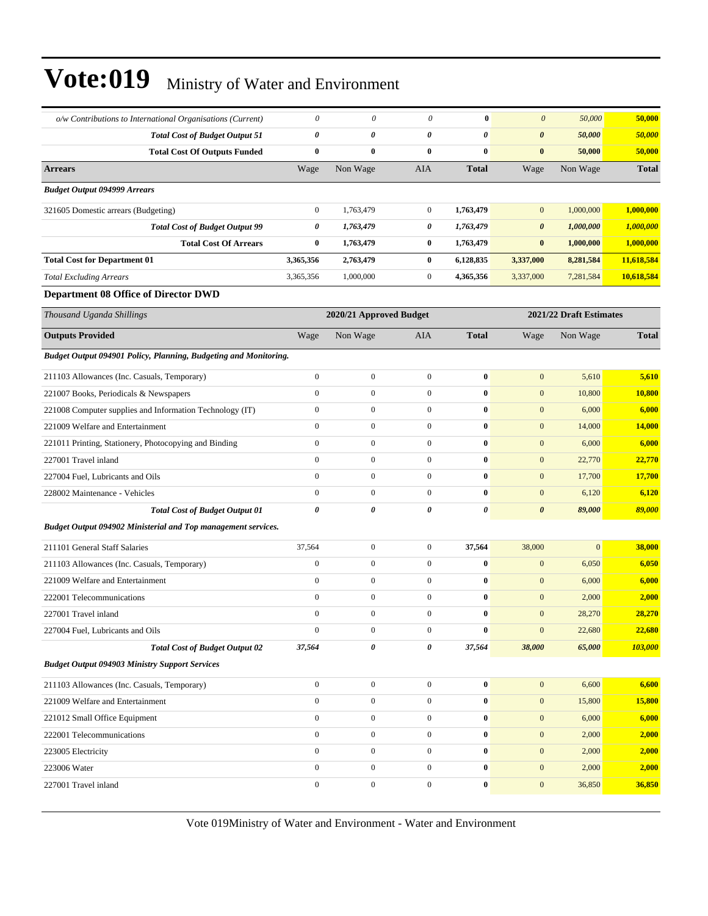| | Wage | Non Wage | AIA | Total | Wage | Non Wage | Total |
|---|---|---|---|---|---|---|---|
| *o/w Contributions to International Organisations (Current)* | *0* | *0* | *0* | **0** | *0* | *50,000* | **50,000** |
| ***Total Cost of Budget Output 51*** | ***0*** | ***0*** | ***0*** | ***0*** | ***0*** | ***50,000*** | ***50,000*** |
| **Total Cost Of Outputs Funded** | **0** | **0** | **0** | **0** | **0** | **50,000** | **50,000** |
| **Arrears** | Wage | Non Wage | AIA | **Total** | Wage | Non Wage | **Total** |
| ***Budget Output 094999 Arrears*** | | | | | | | |
| 321605 Domestic arrears (Budgeting) | 0 | 1,763,479 | 0 | **1,763,479** | 0 | 1,000,000 | **1,000,000** |
| ***Total Cost of Budget Output 99*** | ***0*** | ***1,763,479*** | ***0*** | ***1,763,479*** | ***0*** | ***1,000,000*** | ***1,000,000*** |
| **Total Cost Of Arrears** | **0** | **1,763,479** | **0** | **1,763,479** | **0** | **1,000,000** | **1,000,000** |
| **Total Cost for Department 01** | **3,365,356** | **2,763,479** | **0** | **6,128,835** | **3,337,000** | **8,281,584** | **11,618,584** |
| *Total Excluding Arrears* | 3,365,356 | 1,000,000 | 0 | **4,365,356** | 3,337,000 | 7,281,584 | **10,618,584** |

**Department 08 Office of Director DWD**

| *Thousand Uganda Shillings* | 2020/21 Approved Budget | | | | 2021/22 Draft Estimates | | |
|---|---|---|---|---|---|---|---|
| **Outputs Provided** | Wage | Non Wage | AIA | **Total** | Wage | Non Wage | **Total** |
| ***Budget Output 094901 Policy, Planning, Budgeting and Monitoring.*** | | | | | | | |
| 211103 Allowances (Inc. Casuals, Temporary) | 0 | 0 | 0 | **0** | 0 | 5,610 | **5,610** |
| 221007 Books, Periodicals & Newspapers | 0 | 0 | 0 | **0** | 0 | 10,800 | **10,800** |
| 221008 Computer supplies and Information Technology (IT) | 0 | 0 | 0 | **0** | 0 | 6,000 | **6,000** |
| 221009 Welfare and Entertainment | 0 | 0 | 0 | **0** | 0 | 14,000 | **14,000** |
| 221011 Printing, Stationery, Photocopying and Binding | 0 | 0 | 0 | **0** | 0 | 6,000 | **6,000** |
| 227001 Travel inland | 0 | 0 | 0 | **0** | 0 | 22,770 | **22,770** |
| 227004 Fuel, Lubricants and Oils | 0 | 0 | 0 | **0** | 0 | 17,700 | **17,700** |
| 228002 Maintenance - Vehicles | 0 | 0 | 0 | **0** | 0 | 6,120 | **6,120** |
| ***Total Cost of Budget Output 01*** | ***0*** | ***0*** | ***0*** | ***0*** | ***0*** | ***89,000*** | ***89,000*** |
| ***Budget Output 094902 Ministerial and Top management services.*** | | | | | | | |
| 211101 General Staff Salaries | 37,564 | 0 | 0 | **37,564** | 38,000 | 0 | **38,000** |
| 211103 Allowances (Inc. Casuals, Temporary) | 0 | 0 | 0 | **0** | 0 | 6,050 | **6,050** |
| 221009 Welfare and Entertainment | 0 | 0 | 0 | **0** | 0 | 6,000 | **6,000** |
| 222001 Telecommunications | 0 | 0 | 0 | **0** | 0 | 2,000 | **2,000** |
| 227001 Travel inland | 0 | 0 | 0 | **0** | 0 | 28,270 | **28,270** |
| 227004 Fuel, Lubricants and Oils | 0 | 0 | 0 | **0** | 0 | 22,680 | **22,680** |
| ***Total Cost of Budget Output 02*** | ***37,564*** | ***0*** | ***0*** | ***37,564*** | ***38,000*** | ***65,000*** | ***103,000*** |
| ***Budget Output 094903 Ministry Support Services*** | | | | | | | |
| 211103 Allowances (Inc. Casuals, Temporary) | 0 | 0 | 0 | **0** | 0 | 6,600 | **6,600** |
| 221009 Welfare and Entertainment | 0 | 0 | 0 | **0** | 0 | 15,800 | **15,800** |
| 221012 Small Office Equipment | 0 | 0 | 0 | **0** | 0 | 6,000 | **6,000** |
| 222001 Telecommunications | 0 | 0 | 0 | **0** | 0 | 2,000 | **2,000** |
| 223005 Electricity | 0 | 0 | 0 | **0** | 0 | 2,000 | **2,000** |
| 223006 Water | 0 | 0 | 0 | **0** | 0 | 2,000 | **2,000** |
| 227001 Travel inland | 0 | 0 | 0 | **0** | 0 | 36,850 | **36,850** |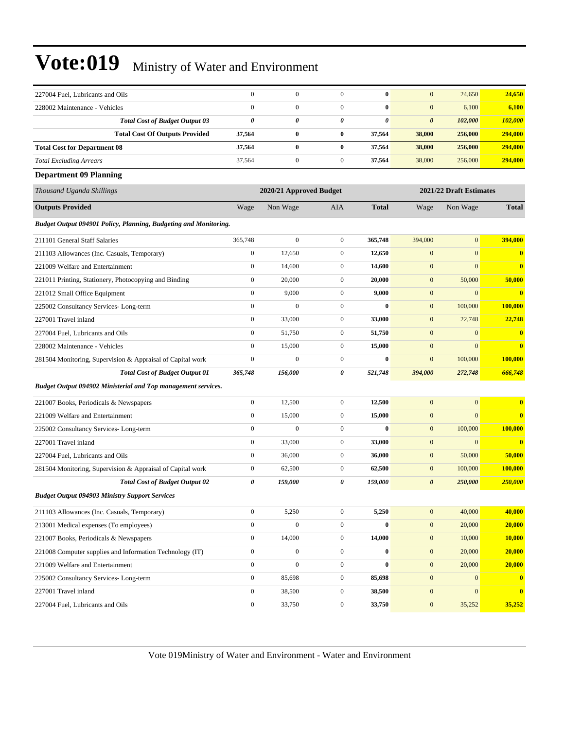# Vote:019 Ministry of Water and Environment

| | | | | | | | |
|---|---|---|---|---|---|---|---|
| 227004 Fuel, Lubricants and Oils | 0 | 0 | 0 | **0** | 0 | 24,650 | **24,650** |
| 228002 Maintenance - Vehicles | 0 | 0 | 0 | **0** | 0 | 6,100 | **6,100** |
| ***Total Cost of Budget Output 03*** | ***0*** | ***0*** | ***0*** | ***0*** | ***0*** | ***102,000*** | ***102,000*** |
| **Total Cost Of Outputs Provided** | **37,564** | **0** | **0** | **37,564** | **38,000** | **256,000** | **294,000** |
| **Total Cost for Department 08** | **37,564** | **0** | **0** | **37,564** | **38,000** | **256,000** | **294,000** |
| *Total Excluding Arrears* | 37,564 | 0 | 0 | **37,564** | 38,000 | 256,000 | **294,000** |

**Department 09 Planning**

| *Thousand Uganda Shillings* | 2020/21 Approved Budget | | | | 2021/22 Draft Estimates | | |
|---|---|---|---|---|---|---|---|
| **Outputs Provided** | Wage | Non Wage | AIA | **Total** | Wage | Non Wage | **Total** |
| ***Budget Output 094901 Policy, Planning, Budgeting and Monitoring.*** | | | | | | | |
| 211101 General Staff Salaries | 365,748 | 0 | 0 | **365,748** | 394,000 | 0 | **394,000** |
| 211103 Allowances (Inc. Casuals, Temporary) | 0 | 12,650 | 0 | **12,650** | 0 | 0 | **0** |
| 221009 Welfare and Entertainment | 0 | 14,600 | 0 | **14,600** | 0 | 0 | **0** |
| 221011 Printing, Stationery, Photocopying and Binding | 0 | 20,000 | 0 | **20,000** | 0 | 50,000 | **50,000** |
| 221012 Small Office Equipment | 0 | 9,000 | 0 | **9,000** | 0 | 0 | **0** |
| 225002 Consultancy Services- Long-term | 0 | 0 | 0 | **0** | 0 | 100,000 | **100,000** |
| 227001 Travel inland | 0 | 33,000 | 0 | **33,000** | 0 | 22,748 | **22,748** |
| 227004 Fuel, Lubricants and Oils | 0 | 51,750 | 0 | **51,750** | 0 | 0 | **0** |
| 228002 Maintenance - Vehicles | 0 | 15,000 | 0 | **15,000** | 0 | 0 | **0** |
| 281504 Monitoring, Supervision & Appraisal of Capital work | 0 | 0 | 0 | **0** | 0 | 100,000 | **100,000** |
| ***Total Cost of Budget Output 01*** | ***365,748*** | ***156,000*** | ***0*** | ***521,748*** | ***394,000*** | ***272,748*** | ***666,748*** |
| ***Budget Output 094902 Ministerial and Top management services.*** | | | | | | | |
| 221007 Books, Periodicals & Newspapers | 0 | 12,500 | 0 | **12,500** | 0 | 0 | **0** |
| 221009 Welfare and Entertainment | 0 | 15,000 | 0 | **15,000** | 0 | 0 | **0** |
| 225002 Consultancy Services- Long-term | 0 | 0 | 0 | **0** | 0 | 100,000 | **100,000** |
| 227001 Travel inland | 0 | 33,000 | 0 | **33,000** | 0 | 0 | **0** |
| 227004 Fuel, Lubricants and Oils | 0 | 36,000 | 0 | **36,000** | 0 | 50,000 | **50,000** |
| 281504 Monitoring, Supervision & Appraisal of Capital work | 0 | 62,500 | 0 | **62,500** | 0 | 100,000 | **100,000** |
| ***Total Cost of Budget Output 02*** | ***0*** | ***159,000*** | ***0*** | ***159,000*** | ***0*** | ***250,000*** | ***250,000*** |
| ***Budget Output 094903 Ministry Support Services*** | | | | | | | |
| 211103 Allowances (Inc. Casuals, Temporary) | 0 | 5,250 | 0 | **5,250** | 0 | 40,000 | **40,000** |
| 213001 Medical expenses (To employees) | 0 | 0 | 0 | **0** | 0 | 20,000 | **20,000** |
| 221007 Books, Periodicals & Newspapers | 0 | 14,000 | 0 | **14,000** | 0 | 10,000 | **10,000** |
| 221008 Computer supplies and Information Technology (IT) | 0 | 0 | 0 | **0** | 0 | 20,000 | **20,000** |
| 221009 Welfare and Entertainment | 0 | 0 | 0 | **0** | 0 | 20,000 | **20,000** |
| 225002 Consultancy Services- Long-term | 0 | 85,698 | 0 | **85,698** | 0 | 0 | **0** |
| 227001 Travel inland | 0 | 38,500 | 0 | **38,500** | 0 | 0 | **0** |
| 227004 Fuel, Lubricants and Oils | 0 | 33,750 | 0 | **33,750** | 0 | 35,252 | **35,252** |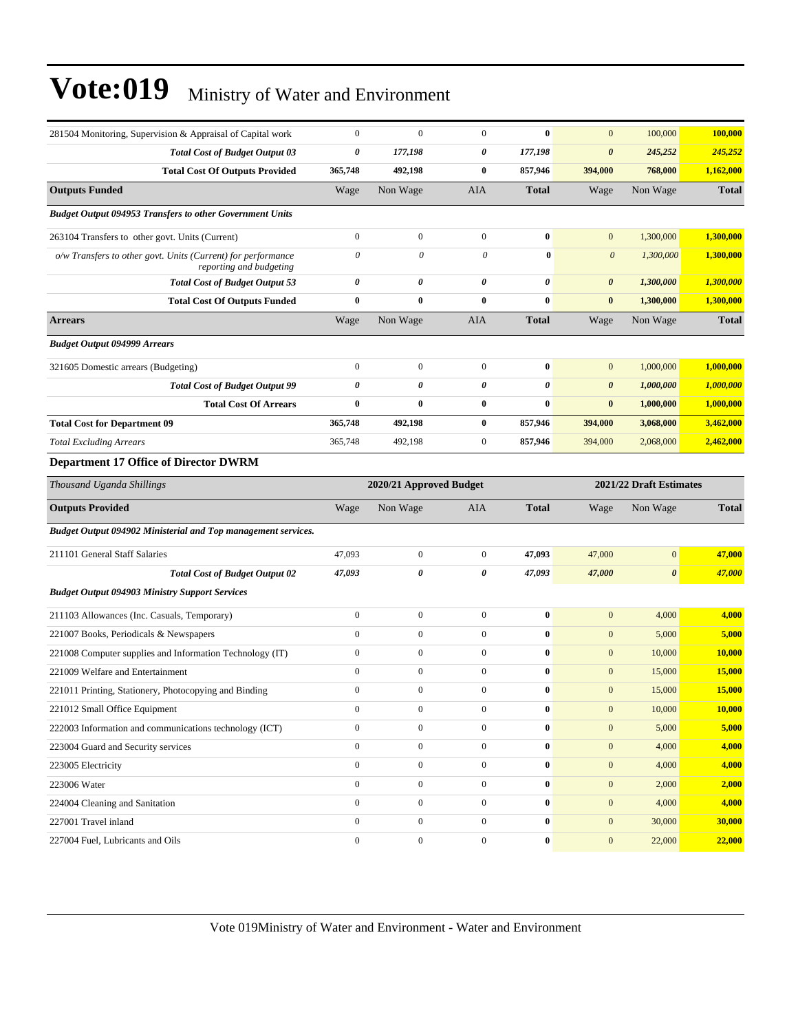| | Wage | Non Wage | AIA | Total | Wage | Non Wage | Total |
|---|---|---|---|---|---|---|---|
| 281504 Monitoring, Supervision & Appraisal of Capital work | 0 | 0 | 0 | **0** | 0 | 100,000 | **100,000** |
| ***Total Cost of Budget Output 03*** | ***0*** | ***177,198*** | ***0*** | ***177,198*** | ***0*** | ***245,252*** | ***245,252*** |
| **Total Cost Of Outputs Provided** | **365,748** | **492,198** | **0** | **857,946** | **394,000** | **768,000** | **1,162,000** |
| **Outputs Funded** | Wage | Non Wage | AIA | **Total** | Wage | Non Wage | **Total** |
| ***Budget Output 094953 Transfers to other Government Units*** | | | | | | | |
| 263104 Transfers to other govt. Units (Current) | 0 | 0 | 0 | **0** | 0 | 1,300,000 | **1,300,000** |
| *o/w Transfers to other govt. Units (Current) for performance reporting and budgeting* | *0* | *0* | *0* | **0** | *0* | *1,300,000* | **1,300,000** |
| ***Total Cost of Budget Output 53*** | ***0*** | ***0*** | ***0*** | ***0*** | ***0*** | ***1,300,000*** | ***1,300,000*** |
| **Total Cost Of Outputs Funded** | **0** | **0** | **0** | **0** | **0** | **1,300,000** | **1,300,000** |
| **Arrears** | Wage | Non Wage | AIA | **Total** | Wage | Non Wage | **Total** |
| ***Budget Output 094999 Arrears*** | | | | | | | |
| 321605 Domestic arrears (Budgeting) | 0 | 0 | 0 | **0** | 0 | 1,000,000 | **1,000,000** |
| ***Total Cost of Budget Output 99*** | ***0*** | ***0*** | ***0*** | ***0*** | ***0*** | ***1,000,000*** | ***1,000,000*** |
| **Total Cost Of Arrears** | **0** | **0** | **0** | **0** | **0** | **1,000,000** | **1,000,000** |
| **Total Cost for Department 09** | **365,748** | **492,198** | **0** | **857,946** | **394,000** | **3,068,000** | **3,462,000** |
| *Total Excluding Arrears* | 365,748 | 492,198 | 0 | **857,946** | 394,000 | 2,068,000 | **2,462,000** |

**Department 17 Office of Director DWRM**

| *Thousand Uganda Shillings* | **2020/21 Approved Budget** | | | | **2021/22 Draft Estimates** | | |
|---|---|---|---|---|---|---|---|
| **Outputs Provided** | Wage | Non Wage | AIA | **Total** | Wage | Non Wage | **Total** |
| ***Budget Output 094902 Ministerial and Top management services.*** | | | | | | | |
| 211101 General Staff Salaries | 47,093 | 0 | 0 | **47,093** | 47,000 | 0 | **47,000** |
| ***Total Cost of Budget Output 02*** | ***47,093*** | ***0*** | ***0*** | ***47,093*** | ***47,000*** | ***0*** | ***47,000*** |
| ***Budget Output 094903 Ministry Support Services*** | | | | | | | |
| 211103 Allowances (Inc. Casuals, Temporary) | 0 | 0 | 0 | **0** | 0 | 4,000 | **4,000** |
| 221007 Books, Periodicals & Newspapers | 0 | 0 | 0 | **0** | 0 | 5,000 | **5,000** |
| 221008 Computer supplies and Information Technology (IT) | 0 | 0 | 0 | **0** | 0 | 10,000 | **10,000** |
| 221009 Welfare and Entertainment | 0 | 0 | 0 | **0** | 0 | 15,000 | **15,000** |
| 221011 Printing, Stationery, Photocopying and Binding | 0 | 0 | 0 | **0** | 0 | 15,000 | **15,000** |
| 221012 Small Office Equipment | 0 | 0 | 0 | **0** | 0 | 10,000 | **10,000** |
| 222003 Information and communications technology (ICT) | 0 | 0 | 0 | **0** | 0 | 5,000 | **5,000** |
| 223004 Guard and Security services | 0 | 0 | 0 | **0** | 0 | 4,000 | **4,000** |
| 223005 Electricity | 0 | 0 | 0 | **0** | 0 | 4,000 | **4,000** |
| 223006 Water | 0 | 0 | 0 | **0** | 0 | 2,000 | **2,000** |
| 224004 Cleaning and Sanitation | 0 | 0 | 0 | **0** | 0 | 4,000 | **4,000** |
| 227001 Travel inland | 0 | 0 | 0 | **0** | 0 | 30,000 | **30,000** |
| 227004 Fuel, Lubricants and Oils | 0 | 0 | 0 | **0** | 0 | 22,000 | **22,000** |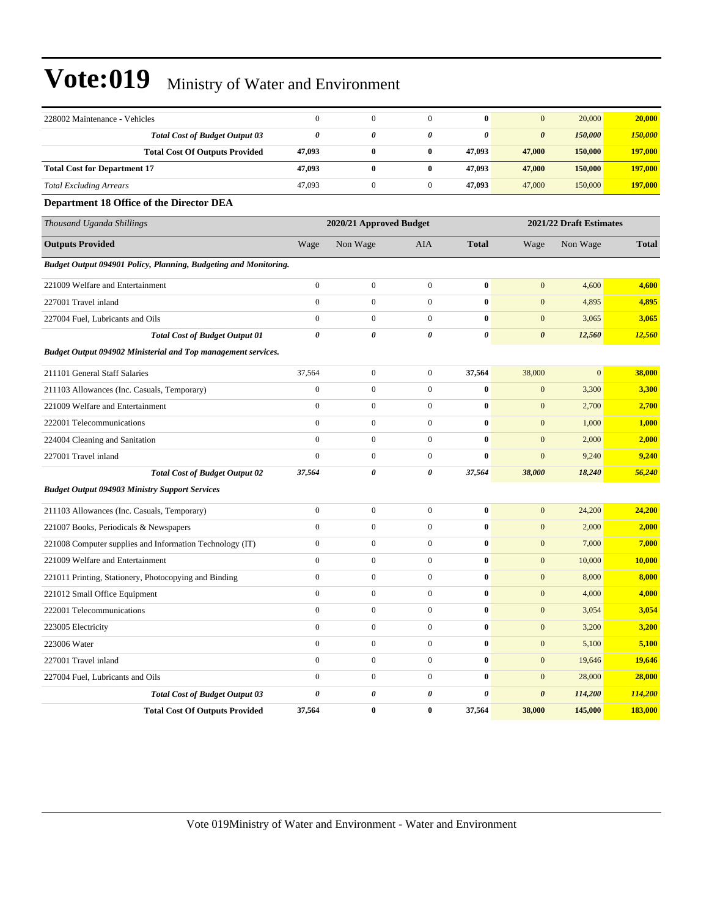| | | | | | | | |
|---|---|---|---|---|---|---|---|
| 228002 Maintenance - Vehicles | 0 | 0 | 0 | **0** | 0 | 20,000 | **20,000** |
| ***Total Cost of Budget Output 03*** | ***0*** | ***0*** | ***0*** | ***0*** | ***0*** | ***150,000*** | ***150,000*** |
| **Total Cost Of Outputs Provided** | **47,093** | **0** | **0** | **47,093** | **47,000** | **150,000** | **197,000** |
| **Total Cost for Department 17** | **47,093** | **0** | **0** | **47,093** | **47,000** | **150,000** | **197,000** |
| *Total Excluding Arrears* | 47,093 | 0 | 0 | **47,093** | 47,000 | 150,000 | **197,000** |

## Department 18 Office of the Director DEA

| *Thousand Uganda Shillings* | 2020/21 Approved Budget | | | | 2021/22 Draft Estimates | | |
|---|---|---|---|---|---|---|---|
| **Outputs Provided** | Wage | Non Wage | AIA | **Total** | Wage | Non Wage | **Total** |
| ***Budget Output 094901 Policy, Planning, Budgeting and Monitoring.*** | | | | | | | |
| 221009 Welfare and Entertainment | 0 | 0 | 0 | **0** | 0 | 4,600 | **4,600** |
| 227001 Travel inland | 0 | 0 | 0 | **0** | 0 | 4,895 | **4,895** |
| 227004 Fuel, Lubricants and Oils | 0 | 0 | 0 | **0** | 0 | 3,065 | **3,065** |
| ***Total Cost of Budget Output 01*** | ***0*** | ***0*** | ***0*** | ***0*** | ***0*** | ***12,560*** | ***12,560*** |
| ***Budget Output 094902 Ministerial and Top management services.*** | | | | | | | |
| 211101 General Staff Salaries | 37,564 | 0 | 0 | **37,564** | 38,000 | 0 | **38,000** |
| 211103 Allowances (Inc. Casuals, Temporary) | 0 | 0 | 0 | **0** | 0 | 3,300 | **3,300** |
| 221009 Welfare and Entertainment | 0 | 0 | 0 | **0** | 0 | 2,700 | **2,700** |
| 222001 Telecommunications | 0 | 0 | 0 | **0** | 0 | 1,000 | **1,000** |
| 224004 Cleaning and Sanitation | 0 | 0 | 0 | **0** | 0 | 2,000 | **2,000** |
| 227001 Travel inland | 0 | 0 | 0 | **0** | 0 | 9,240 | **9,240** |
| ***Total Cost of Budget Output 02*** | ***37,564*** | ***0*** | ***0*** | ***37,564*** | ***38,000*** | ***18,240*** | ***56,240*** |
| ***Budget Output 094903 Ministry Support Services*** | | | | | | | |
| 211103 Allowances (Inc. Casuals, Temporary) | 0 | 0 | 0 | **0** | 0 | 24,200 | **24,200** |
| 221007 Books, Periodicals & Newspapers | 0 | 0 | 0 | **0** | 0 | 2,000 | **2,000** |
| 221008 Computer supplies and Information Technology (IT) | 0 | 0 | 0 | **0** | 0 | 7,000 | **7,000** |
| 221009 Welfare and Entertainment | 0 | 0 | 0 | **0** | 0 | 10,000 | **10,000** |
| 221011 Printing, Stationery, Photocopying and Binding | 0 | 0 | 0 | **0** | 0 | 8,000 | **8,000** |
| 221012 Small Office Equipment | 0 | 0 | 0 | **0** | 0 | 4,000 | **4,000** |
| 222001 Telecommunications | 0 | 0 | 0 | **0** | 0 | 3,054 | **3,054** |
| 223005 Electricity | 0 | 0 | 0 | **0** | 0 | 3,200 | **3,200** |
| 223006 Water | 0 | 0 | 0 | **0** | 0 | 5,100 | **5,100** |
| 227001 Travel inland | 0 | 0 | 0 | **0** | 0 | 19,646 | **19,646** |
| 227004 Fuel, Lubricants and Oils | 0 | 0 | 0 | **0** | 0 | 28,000 | **28,000** |
| ***Total Cost of Budget Output 03*** | ***0*** | ***0*** | ***0*** | ***0*** | ***0*** | ***114,200*** | ***114,200*** |
| **Total Cost Of Outputs Provided** | **37,564** | **0** | **0** | **37,564** | **38,000** | **145,000** | **183,000** |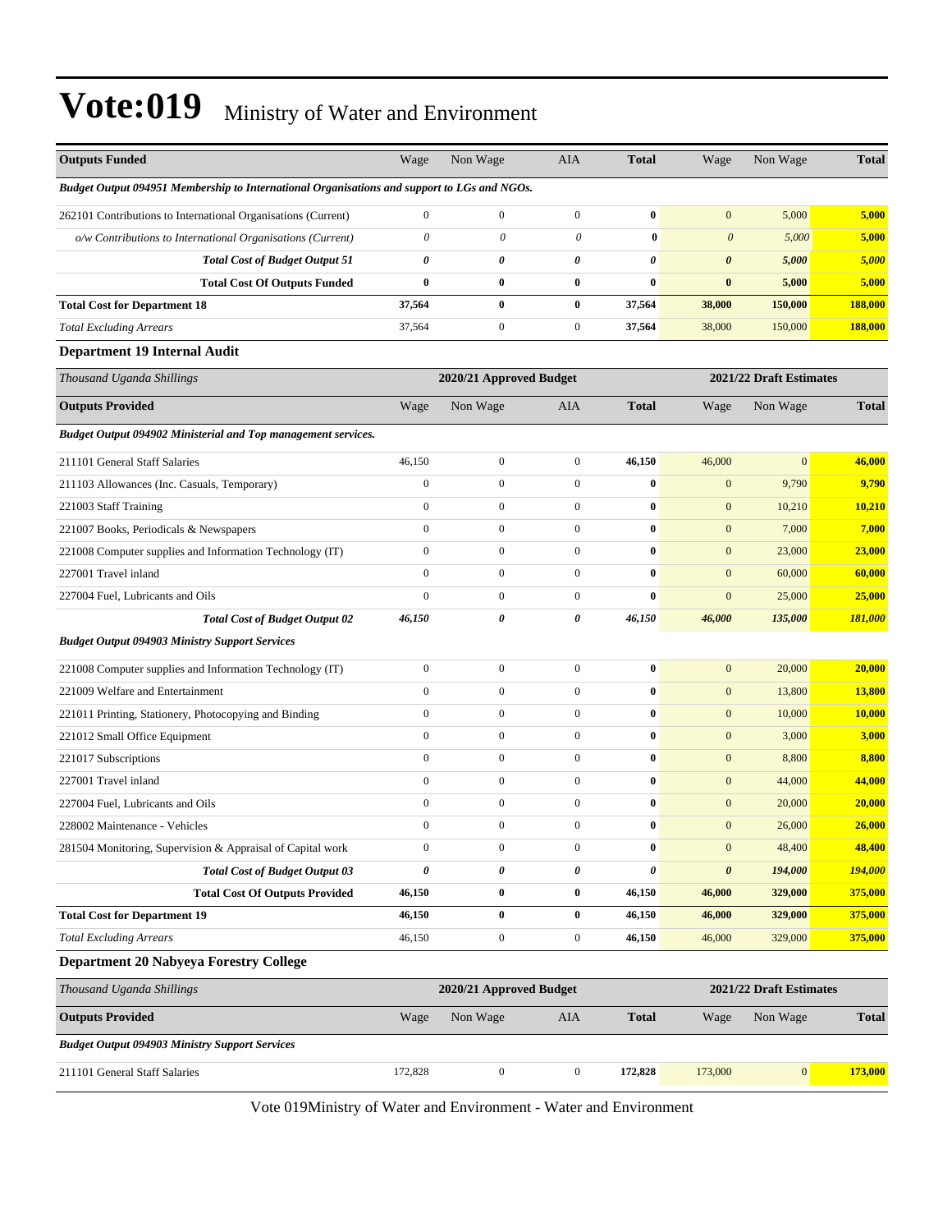| Outputs Funded | Wage | Non Wage | AIA | Total | Wage | Non Wage | Total |
|---|---|---|---|---|---|---|---|
| ***Budget Output 094951 Membership to International Organisations and support to LGs and NGOs.*** | | | | | | | |
| 262101 Contributions to International Organisations (Current) | 0 | 0 | 0 | **0** | 0 | 5,000 | **5,000** |
| *o/w Contributions to International Organisations (Current)* | *0* | *0* | *0* | **0** | *0* | *5,000* | *5,000* |
| ***Total Cost of Budget Output 51*** | ***0*** | ***0*** | ***0*** | ***0*** | ***0*** | ***5,000*** | ***5,000*** |
| **Total Cost Of Outputs Funded** | **0** | **0** | **0** | **0** | **0** | **5,000** | **5,000** |
| **Total Cost for Department 18** | **37,564** | **0** | **0** | **37,564** | **38,000** | **150,000** | **188,000** |
| *Total Excluding Arrears* | 37,564 | 0 | 0 | **37,564** | 38,000 | 150,000 | **188,000** |

### Department 19 Internal Audit

| *Thousand Uganda Shillings* | 2020/21 Approved Budget | | | | 2021/22 Draft Estimates | | |
|---|---|---|---|---|---|---|---|
| **Outputs Provided** | Wage | Non Wage | AIA | **Total** | Wage | Non Wage | **Total** |
| ***Budget Output 094902 Ministerial and Top management services.*** | | | | | | | |
| 211101 General Staff Salaries | 46,150 | 0 | 0 | **46,150** | 46,000 | 0 | **46,000** |
| 211103 Allowances (Inc. Casuals, Temporary) | 0 | 0 | 0 | **0** | 0 | 9,790 | **9,790** |
| 221003 Staff Training | 0 | 0 | 0 | **0** | 0 | 10,210 | **10,210** |
| 221007 Books, Periodicals & Newspapers | 0 | 0 | 0 | **0** | 0 | 7,000 | **7,000** |
| 221008 Computer supplies and Information Technology (IT) | 0 | 0 | 0 | **0** | 0 | 23,000 | **23,000** |
| 227001 Travel inland | 0 | 0 | 0 | **0** | 0 | 60,000 | **60,000** |
| 227004 Fuel, Lubricants and Oils | 0 | 0 | 0 | **0** | 0 | 25,000 | **25,000** |
| ***Total Cost of Budget Output 02*** | ***46,150*** | ***0*** | ***0*** | ***46,150*** | ***46,000*** | ***135,000*** | ***181,000*** |
| ***Budget Output 094903 Ministry Support Services*** | | | | | | | |
| 221008 Computer supplies and Information Technology (IT) | 0 | 0 | 0 | **0** | 0 | 20,000 | **20,000** |
| 221009 Welfare and Entertainment | 0 | 0 | 0 | **0** | 0 | 13,800 | **13,800** |
| 221011 Printing, Stationery, Photocopying and Binding | 0 | 0 | 0 | **0** | 0 | 10,000 | **10,000** |
| 221012 Small Office Equipment | 0 | 0 | 0 | **0** | 0 | 3,000 | **3,000** |
| 221017 Subscriptions | 0 | 0 | 0 | **0** | 0 | 8,800 | **8,800** |
| 227001 Travel inland | 0 | 0 | 0 | **0** | 0 | 44,000 | **44,000** |
| 227004 Fuel, Lubricants and Oils | 0 | 0 | 0 | **0** | 0 | 20,000 | **20,000** |
| 228002 Maintenance - Vehicles | 0 | 0 | 0 | **0** | 0 | 26,000 | **26,000** |
| 281504 Monitoring, Supervision & Appraisal of Capital work | 0 | 0 | 0 | **0** | 0 | 48,400 | **48,400** |
| ***Total Cost of Budget Output 03*** | ***0*** | ***0*** | ***0*** | ***0*** | ***0*** | ***194,000*** | ***194,000*** |
| **Total Cost Of Outputs Provided** | **46,150** | **0** | **0** | **46,150** | **46,000** | **329,000** | **375,000** |
| **Total Cost for Department 19** | **46,150** | **0** | **0** | **46,150** | **46,000** | **329,000** | **375,000** |
| *Total Excluding Arrears* | 46,150 | 0 | 0 | **46,150** | 46,000 | 329,000 | **375,000** |

### Department 20 Nabyeya Forestry College

| *Thousand Uganda Shillings* | 2020/21 Approved Budget | | | | 2021/22 Draft Estimates | | |
|---|---|---|---|---|---|---|---|
| **Outputs Provided** | Wage | Non Wage | AIA | **Total** | Wage | Non Wage | **Total** |
| ***Budget Output 094903 Ministry Support Services*** | | | | | | | |
| 211101 General Staff Salaries | 172,828 | 0 | 0 | **172,828** | 173,000 | 0 | **173,000** |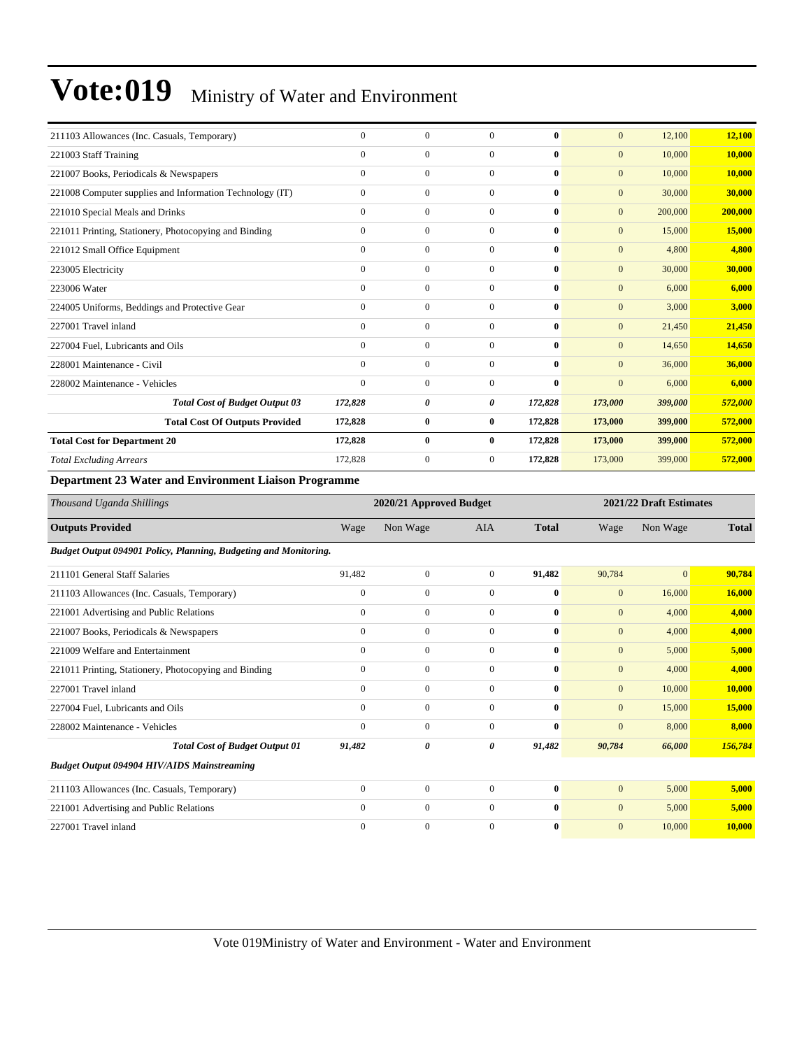| | | | | | | | |
|---|---|---|---|---|---|---|---|
| 211103 Allowances (Inc. Casuals, Temporary) | 0 | 0 | 0 | **0** | 0 | 12,100 | **12,100** |
| 221003 Staff Training | 0 | 0 | 0 | **0** | 0 | 10,000 | **10,000** |
| 221007 Books, Periodicals & Newspapers | 0 | 0 | 0 | **0** | 0 | 10,000 | **10,000** |
| 221008 Computer supplies and Information Technology (IT) | 0 | 0 | 0 | **0** | 0 | 30,000 | **30,000** |
| 221010 Special Meals and Drinks | 0 | 0 | 0 | **0** | 0 | 200,000 | **200,000** |
| 221011 Printing, Stationery, Photocopying and Binding | 0 | 0 | 0 | **0** | 0 | 15,000 | **15,000** |
| 221012 Small Office Equipment | 0 | 0 | 0 | **0** | 0 | 4,800 | **4,800** |
| 223005 Electricity | 0 | 0 | 0 | **0** | 0 | 30,000 | **30,000** |
| 223006 Water | 0 | 0 | 0 | **0** | 0 | 6,000 | **6,000** |
| 224005 Uniforms, Beddings and Protective Gear | 0 | 0 | 0 | **0** | 0 | 3,000 | **3,000** |
| 227001 Travel inland | 0 | 0 | 0 | **0** | 0 | 21,450 | **21,450** |
| 227004 Fuel, Lubricants and Oils | 0 | 0 | 0 | **0** | 0 | 14,650 | **14,650** |
| 228001 Maintenance - Civil | 0 | 0 | 0 | **0** | 0 | 36,000 | **36,000** |
| 228002 Maintenance - Vehicles | 0 | 0 | 0 | **0** | 0 | 6,000 | **6,000** |
| ***Total Cost of Budget Output 03*** | ***172,828*** | ***0*** | ***0*** | ***172,828*** | ***173,000*** | ***399,000*** | ***572,000*** |
| **Total Cost Of Outputs Provided** | **172,828** | **0** | **0** | **172,828** | **173,000** | **399,000** | **572,000** |
| **Total Cost for Department 20** | **172,828** | **0** | **0** | **172,828** | **173,000** | **399,000** | **572,000** |
| *Total Excluding Arrears* | 172,828 | 0 | 0 | **172,828** | 173,000 | 399,000 | **572,000** |

**Department 23 Water and Environment Liaison Programme**

| *Thousand Uganda Shillings* | 2020/21 Approved Budget | | | | 2021/22 Draft Estimates | | |
|---|---|---|---|---|---|---|---|
| **Outputs Provided** | Wage | Non Wage | AIA | **Total** | Wage | Non Wage | **Total** |
| ***Budget Output 094901 Policy, Planning, Budgeting and Monitoring.*** | | | | | | | |
| 211101 General Staff Salaries | 91,482 | 0 | 0 | **91,482** | 90,784 | 0 | **90,784** |
| 211103 Allowances (Inc. Casuals, Temporary) | 0 | 0 | 0 | **0** | 0 | 16,000 | **16,000** |
| 221001 Advertising and Public Relations | 0 | 0 | 0 | **0** | 0 | 4,000 | **4,000** |
| 221007 Books, Periodicals & Newspapers | 0 | 0 | 0 | **0** | 0 | 4,000 | **4,000** |
| 221009 Welfare and Entertainment | 0 | 0 | 0 | **0** | 0 | 5,000 | **5,000** |
| 221011 Printing, Stationery, Photocopying and Binding | 0 | 0 | 0 | **0** | 0 | 4,000 | **4,000** |
| 227001 Travel inland | 0 | 0 | 0 | **0** | 0 | 10,000 | **10,000** |
| 227004 Fuel, Lubricants and Oils | 0 | 0 | 0 | **0** | 0 | 15,000 | **15,000** |
| 228002 Maintenance - Vehicles | 0 | 0 | 0 | **0** | 0 | 8,000 | **8,000** |
| ***Total Cost of Budget Output 01*** | ***91,482*** | ***0*** | ***0*** | ***91,482*** | ***90,784*** | ***66,000*** | ***156,784*** |
| ***Budget Output 094904 HIV/AIDS Mainstreaming*** | | | | | | | |
| 211103 Allowances (Inc. Casuals, Temporary) | 0 | 0 | 0 | **0** | 0 | 5,000 | **5,000** |
| 221001 Advertising and Public Relations | 0 | 0 | 0 | **0** | 0 | 5,000 | **5,000** |
| 227001 Travel inland | 0 | 0 | 0 | **0** | 0 | 10,000 | **10,000** |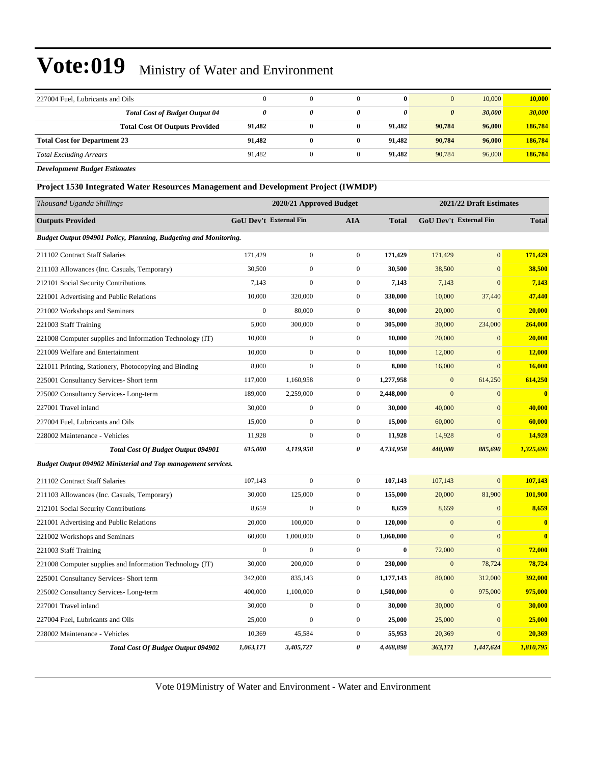| | | | | | | | |
|---|---|---|---|---|---|---|---|
| 227004 Fuel, Lubricants and Oils | 0 | 0 | 0 | **0** | 0 | 10,000 | **10,000** |
| ***Total Cost of Budget Output 04*** | ***0*** | ***0*** | ***0*** | ***0*** | ***0*** | ***30,000*** | ***30,000*** |
| **Total Cost Of Outputs Provided** | **91,482** | **0** | **0** | **91,482** | **90,784** | **96,000** | **186,784** |
| **Total Cost for Department 23** | **91,482** | **0** | **0** | **91,482** | **90,784** | **96,000** | **186,784** |
| *Total Excluding Arrears* | 91,482 | 0 | 0 | **91,482** | 90,784 | 96,000 | **186,784** |

***Development Budget Estimates***

**Project 1530 Integrated Water Resources Management and Development Project (IWMDP)**

| *Thousand Uganda Shillings* | 2020/21 Approved Budget | | | | 2021/22 Draft Estimates | | |
|---|---|---|---|---|---|---|---|
| **Outputs Provided** | **GoU Dev't** | **External Fin** | **AIA** | **Total** | **GoU Dev't** | **External Fin** | **Total** |
| ***Budget Output 094901 Policy, Planning, Budgeting and Monitoring.*** | | | | | | | |
| 211102 Contract Staff Salaries | 171,429 | 0 | 0 | **171,429** | 171,429 | 0 | **171,429** |
| 211103 Allowances (Inc. Casuals, Temporary) | 30,500 | 0 | 0 | **30,500** | 38,500 | 0 | **38,500** |
| 212101 Social Security Contributions | 7,143 | 0 | 0 | **7,143** | 7,143 | 0 | **7,143** |
| 221001 Advertising and Public Relations | 10,000 | 320,000 | 0 | **330,000** | 10,000 | 37,440 | **47,440** |
| 221002 Workshops and Seminars | 0 | 80,000 | 0 | **80,000** | 20,000 | 0 | **20,000** |
| 221003 Staff Training | 5,000 | 300,000 | 0 | **305,000** | 30,000 | 234,000 | **264,000** |
| 221008 Computer supplies and Information Technology (IT) | 10,000 | 0 | 0 | **10,000** | 20,000 | 0 | **20,000** |
| 221009 Welfare and Entertainment | 10,000 | 0 | 0 | **10,000** | 12,000 | 0 | **12,000** |
| 221011 Printing, Stationery, Photocopying and Binding | 8,000 | 0 | 0 | **8,000** | 16,000 | 0 | **16,000** |
| 225001 Consultancy Services- Short term | 117,000 | 1,160,958 | 0 | **1,277,958** | 0 | 614,250 | **614,250** |
| 225002 Consultancy Services- Long-term | 189,000 | 2,259,000 | 0 | **2,448,000** | 0 | 0 | **0** |
| 227001 Travel inland | 30,000 | 0 | 0 | **30,000** | 40,000 | 0 | **40,000** |
| 227004 Fuel, Lubricants and Oils | 15,000 | 0 | 0 | **15,000** | 60,000 | 0 | **60,000** |
| 228002 Maintenance - Vehicles | 11,928 | 0 | 0 | **11,928** | 14,928 | 0 | **14,928** |
| ***Total Cost Of Budget Output 094901*** | ***615,000*** | ***4,119,958*** | ***0*** | ***4,734,958*** | ***440,000*** | ***885,690*** | ***1,325,690*** |
| ***Budget Output 094902 Ministerial and Top management services.*** | | | | | | | |
| 211102 Contract Staff Salaries | 107,143 | 0 | 0 | **107,143** | 107,143 | 0 | **107,143** |
| 211103 Allowances (Inc. Casuals, Temporary) | 30,000 | 125,000 | 0 | **155,000** | 20,000 | 81,900 | **101,900** |
| 212101 Social Security Contributions | 8,659 | 0 | 0 | **8,659** | 8,659 | 0 | **8,659** |
| 221001 Advertising and Public Relations | 20,000 | 100,000 | 0 | **120,000** | 0 | 0 | **0** |
| 221002 Workshops and Seminars | 60,000 | 1,000,000 | 0 | **1,060,000** | 0 | 0 | **0** |
| 221003 Staff Training | 0 | 0 | 0 | **0** | 72,000 | 0 | **72,000** |
| 221008 Computer supplies and Information Technology (IT) | 30,000 | 200,000 | 0 | **230,000** | 0 | 78,724 | **78,724** |
| 225001 Consultancy Services- Short term | 342,000 | 835,143 | 0 | **1,177,143** | 80,000 | 312,000 | **392,000** |
| 225002 Consultancy Services- Long-term | 400,000 | 1,100,000 | 0 | **1,500,000** | 0 | 975,000 | **975,000** |
| 227001 Travel inland | 30,000 | 0 | 0 | **30,000** | 30,000 | 0 | **30,000** |
| 227004 Fuel, Lubricants and Oils | 25,000 | 0 | 0 | **25,000** | 25,000 | 0 | **25,000** |
| 228002 Maintenance - Vehicles | 10,369 | 45,584 | 0 | **55,953** | 20,369 | 0 | **20,369** |
| ***Total Cost Of Budget Output 094902*** | ***1,063,171*** | ***3,405,727*** | ***0*** | ***4,468,898*** | ***363,171*** | ***1,447,624*** | ***1,810,795*** |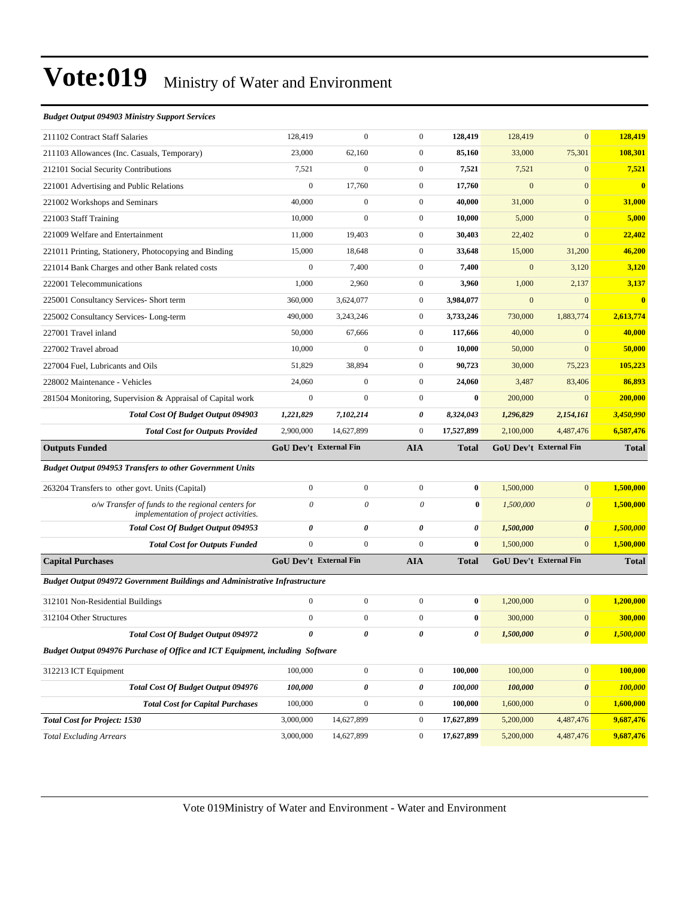# Vote:019 Ministry of Water and Environment

***Budget Output 094903 Ministry Support Services***

| | GoU Dev't | External Fin | AIA | Total | GoU Dev't | External Fin | Total |
|---|---|---|---|---|---|---|---|
| 211102 Contract Staff Salaries | 128,419 | 0 | 0 | **128,419** | 128,419 | 0 | **128,419** |
| 211103 Allowances (Inc. Casuals, Temporary) | 23,000 | 62,160 | 0 | **85,160** | 33,000 | 75,301 | **108,301** |
| 212101 Social Security Contributions | 7,521 | 0 | 0 | **7,521** | 7,521 | 0 | **7,521** |
| 221001 Advertising and Public Relations | 0 | 17,760 | 0 | **17,760** | 0 | 0 | **0** |
| 221002 Workshops and Seminars | 40,000 | 0 | 0 | **40,000** | 31,000 | 0 | **31,000** |
| 221003 Staff Training | 10,000 | 0 | 0 | **10,000** | 5,000 | 0 | **5,000** |
| 221009 Welfare and Entertainment | 11,000 | 19,403 | 0 | **30,403** | 22,402 | 0 | **22,402** |
| 221011 Printing, Stationery, Photocopying and Binding | 15,000 | 18,648 | 0 | **33,648** | 15,000 | 31,200 | **46,200** |
| 221014 Bank Charges and other Bank related costs | 0 | 7,400 | 0 | **7,400** | 0 | 3,120 | **3,120** |
| 222001 Telecommunications | 1,000 | 2,960 | 0 | **3,960** | 1,000 | 2,137 | **3,137** |
| 225001 Consultancy Services- Short term | 360,000 | 3,624,077 | 0 | **3,984,077** | 0 | 0 | **0** |
| 225002 Consultancy Services- Long-term | 490,000 | 3,243,246 | 0 | **3,733,246** | 730,000 | 1,883,774 | **2,613,774** |
| 227001 Travel inland | 50,000 | 67,666 | 0 | **117,666** | 40,000 | 0 | **40,000** |
| 227002 Travel abroad | 10,000 | 0 | 0 | **10,000** | 50,000 | 0 | **50,000** |
| 227004 Fuel, Lubricants and Oils | 51,829 | 38,894 | 0 | **90,723** | 30,000 | 75,223 | **105,223** |
| 228002 Maintenance - Vehicles | 24,060 | 0 | 0 | **24,060** | 3,487 | 83,406 | **86,893** |
| 281504 Monitoring, Supervision & Appraisal of Capital work | 0 | 0 | 0 | **0** | 200,000 | 0 | **200,000** |
| ***Total Cost Of Budget Output 094903*** | ***1,221,829*** | ***7,102,214*** | ***0*** | ***8,324,043*** | ***1,296,829*** | ***2,154,161*** | ***3,450,990*** |
| ***Total Cost for Outputs Provided*** | 2,900,000 | 14,627,899 | 0 | **17,527,899** | 2,100,000 | 4,487,476 | **6,587,476** |
| **Outputs Funded** | **GoU Dev't** | **External Fin** | **AIA** | **Total** | **GoU Dev't** | **External Fin** | **Total** |
| ***Budget Output 094953 Transfers to other Government Units*** | | | | | | | |
| 263204 Transfers to other govt. Units (Capital) | 0 | 0 | 0 | **0** | 1,500,000 | 0 | **1,500,000** |
| *o/w Transfer of funds to the regional centers for implementation of project activities.* | *0* | *0* | *0* | **0** | *1,500,000* | *0* | **1,500,000** |
| ***Total Cost Of Budget Output 094953*** | ***0*** | ***0*** | ***0*** | ***0*** | ***1,500,000*** | ***0*** | ***1,500,000*** |
| ***Total Cost for Outputs Funded*** | 0 | 0 | 0 | **0** | 1,500,000 | 0 | **1,500,000** |
| **Capital Purchases** | **GoU Dev't** | **External Fin** | **AIA** | **Total** | **GoU Dev't** | **External Fin** | **Total** |
| ***Budget Output 094972 Government Buildings and Administrative Infrastructure*** | | | | | | | |
| 312101 Non-Residential Buildings | 0 | 0 | 0 | **0** | 1,200,000 | 0 | **1,200,000** |
| 312104 Other Structures | 0 | 0 | 0 | **0** | 300,000 | 0 | **300,000** |
| ***Total Cost Of Budget Output 094972*** | ***0*** | ***0*** | ***0*** | ***0*** | ***1,500,000*** | ***0*** | ***1,500,000*** |
| ***Budget Output 094976 Purchase of Office and ICT Equipment, including Software*** | | | | | | | |
| 312213 ICT Equipment | 100,000 | 0 | 0 | **100,000** | 100,000 | 0 | **100,000** |
| ***Total Cost Of Budget Output 094976*** | ***100,000*** | ***0*** | ***0*** | ***100,000*** | ***100,000*** | ***0*** | ***100,000*** |
| ***Total Cost for Capital Purchases*** | 100,000 | 0 | 0 | **100,000** | 1,600,000 | 0 | **1,600,000** |
| ***Total Cost for Project: 1530*** | 3,000,000 | 14,627,899 | 0 | **17,627,899** | 5,200,000 | 4,487,476 | **9,687,476** |
| *Total Excluding Arrears* | 3,000,000 | 14,627,899 | 0 | **17,627,899** | 5,200,000 | 4,487,476 | **9,687,476** |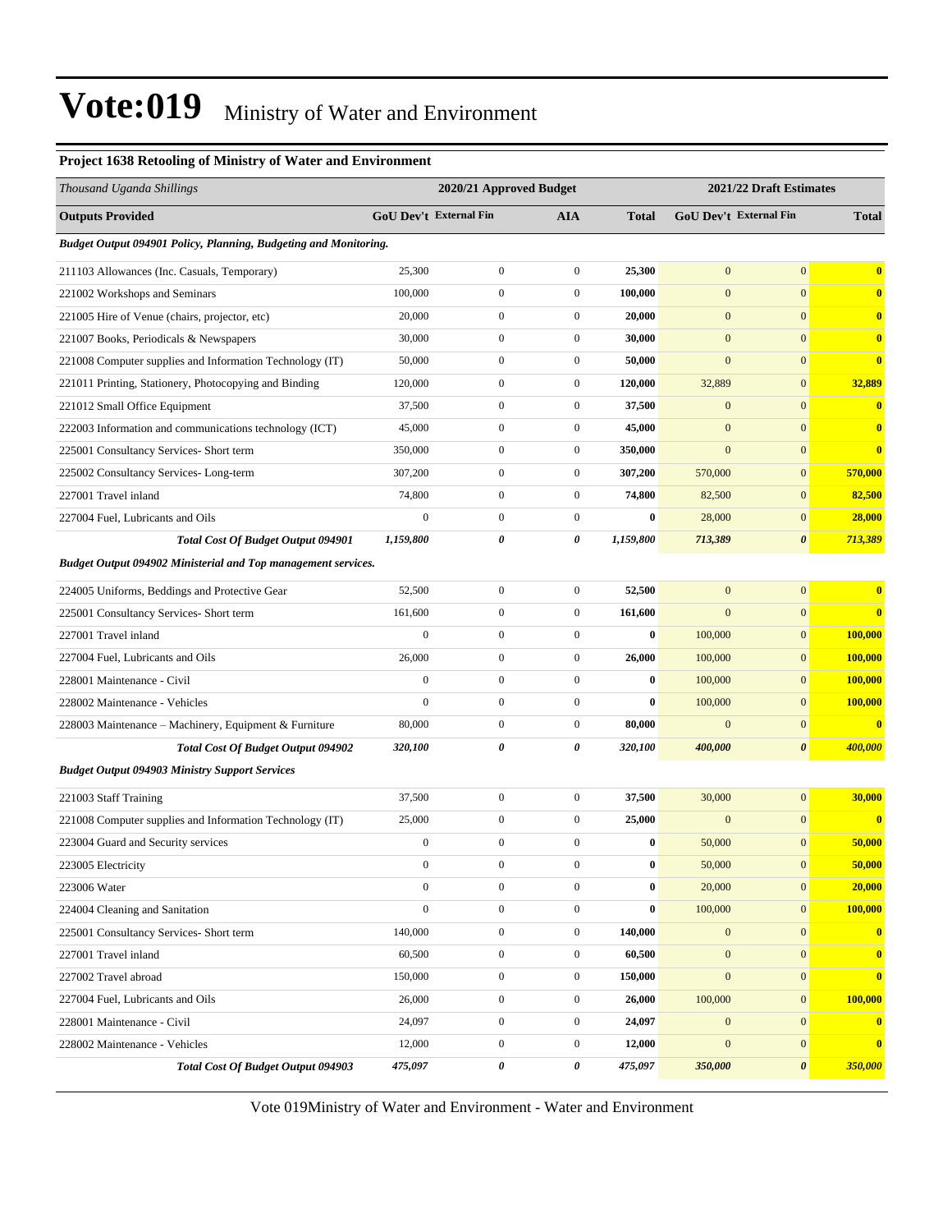# Vote:019 Ministry of Water and Environment

### Project 1638 Retooling of Ministry of Water and Environment

| *Thousand Uganda Shillings* | 2020/21 Approved Budget | | | | 2021/22 Draft Estimates | | |
|---|---|---|---|---|---|---|---|
| **Outputs Provided** | **GoU Dev't** | **External Fin** | **AIA** | **Total** | **GoU Dev't** | **External Fin** | **Total** |
| ***Budget Output 094901 Policy, Planning, Budgeting and Monitoring.*** | | | | | | | |
| 211103 Allowances (Inc. Casuals, Temporary) | 25,300 | 0 | 0 | **25,300** | 0 | 0 | **0** |
| 221002 Workshops and Seminars | 100,000 | 0 | 0 | **100,000** | 0 | 0 | **0** |
| 221005 Hire of Venue (chairs, projector, etc) | 20,000 | 0 | 0 | **20,000** | 0 | 0 | **0** |
| 221007 Books, Periodicals & Newspapers | 30,000 | 0 | 0 | **30,000** | 0 | 0 | **0** |
| 221008 Computer supplies and Information Technology (IT) | 50,000 | 0 | 0 | **50,000** | 0 | 0 | **0** |
| 221011 Printing, Stationery, Photocopying and Binding | 120,000 | 0 | 0 | **120,000** | 32,889 | 0 | **32,889** |
| 221012 Small Office Equipment | 37,500 | 0 | 0 | **37,500** | 0 | 0 | **0** |
| 222003 Information and communications technology (ICT) | 45,000 | 0 | 0 | **45,000** | 0 | 0 | **0** |
| 225001 Consultancy Services- Short term | 350,000 | 0 | 0 | **350,000** | 0 | 0 | **0** |
| 225002 Consultancy Services- Long-term | 307,200 | 0 | 0 | **307,200** | 570,000 | 0 | **570,000** |
| 227001 Travel inland | 74,800 | 0 | 0 | **74,800** | 82,500 | 0 | **82,500** |
| 227004 Fuel, Lubricants and Oils | 0 | 0 | 0 | **0** | 28,000 | 0 | **28,000** |
| ***Total Cost Of Budget Output 094901*** | ***1,159,800*** | ***0*** | ***0*** | ***1,159,800*** | ***713,389*** | ***0*** | ***713,389*** |
| ***Budget Output 094902 Ministerial and Top management services.*** | | | | | | | |
| 224005 Uniforms, Beddings and Protective Gear | 52,500 | 0 | 0 | **52,500** | 0 | 0 | **0** |
| 225001 Consultancy Services- Short term | 161,600 | 0 | 0 | **161,600** | 0 | 0 | **0** |
| 227001 Travel inland | 0 | 0 | 0 | **0** | 100,000 | 0 | **100,000** |
| 227004 Fuel, Lubricants and Oils | 26,000 | 0 | 0 | **26,000** | 100,000 | 0 | **100,000** |
| 228001 Maintenance - Civil | 0 | 0 | 0 | **0** | 100,000 | 0 | **100,000** |
| 228002 Maintenance - Vehicles | 0 | 0 | 0 | **0** | 100,000 | 0 | **100,000** |
| 228003 Maintenance – Machinery, Equipment & Furniture | 80,000 | 0 | 0 | **80,000** | 0 | 0 | **0** |
| ***Total Cost Of Budget Output 094902*** | ***320,100*** | ***0*** | ***0*** | ***320,100*** | ***400,000*** | ***0*** | ***400,000*** |
| ***Budget Output 094903 Ministry Support Services*** | | | | | | | |
| 221003 Staff Training | 37,500 | 0 | 0 | **37,500** | 30,000 | 0 | **30,000** |
| 221008 Computer supplies and Information Technology (IT) | 25,000 | 0 | 0 | **25,000** | 0 | 0 | **0** |
| 223004 Guard and Security services | 0 | 0 | 0 | **0** | 50,000 | 0 | **50,000** |
| 223005 Electricity | 0 | 0 | 0 | **0** | 50,000 | 0 | **50,000** |
| 223006 Water | 0 | 0 | 0 | **0** | 20,000 | 0 | **20,000** |
| 224004 Cleaning and Sanitation | 0 | 0 | 0 | **0** | 100,000 | 0 | **100,000** |
| 225001 Consultancy Services- Short term | 140,000 | 0 | 0 | **140,000** | 0 | 0 | **0** |
| 227001 Travel inland | 60,500 | 0 | 0 | **60,500** | 0 | 0 | **0** |
| 227002 Travel abroad | 150,000 | 0 | 0 | **150,000** | 0 | 0 | **0** |
| 227004 Fuel, Lubricants and Oils | 26,000 | 0 | 0 | **26,000** | 100,000 | 0 | **100,000** |
| 228001 Maintenance - Civil | 24,097 | 0 | 0 | **24,097** | 0 | 0 | **0** |
| 228002 Maintenance - Vehicles | 12,000 | 0 | 0 | **12,000** | 0 | 0 | **0** |
| ***Total Cost Of Budget Output 094903*** | ***475,097*** | ***0*** | ***0*** | ***475,097*** | ***350,000*** | ***0*** | ***350,000*** |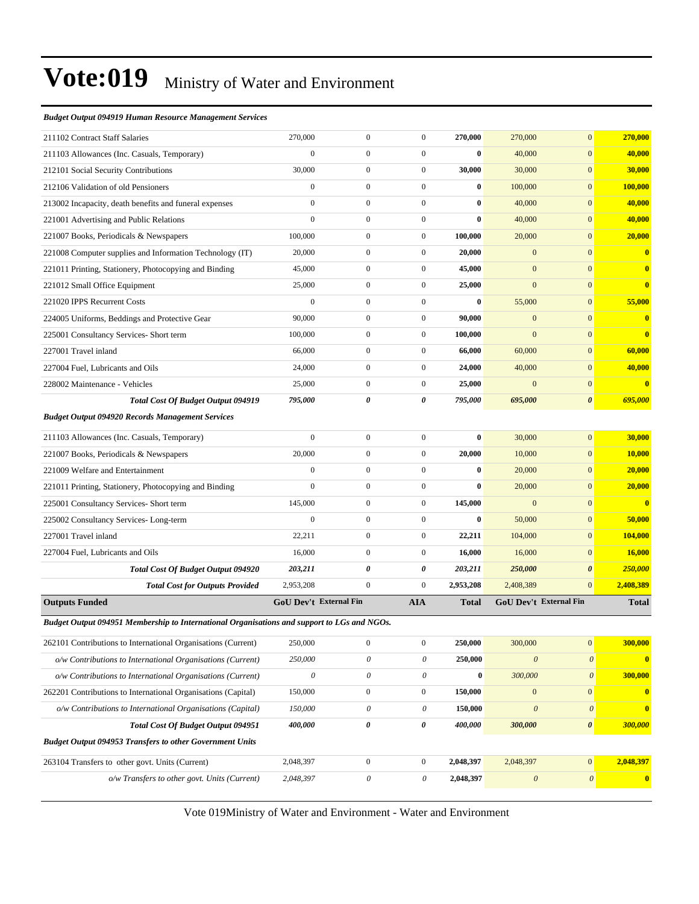# Vote:019 Ministry of Water and Environment

*Budget Output 094919 Human Resource Management Services*

| | | | | | | | |
|---|---|---|---|---|---|---|---|
| 211102 Contract Staff Salaries | 270,000 | 0 | 0 | **270,000** | 270,000 | 0 | **270,000** |
| 211103 Allowances (Inc. Casuals, Temporary) | 0 | 0 | 0 | **0** | 40,000 | 0 | **40,000** |
| 212101 Social Security Contributions | 30,000 | 0 | 0 | **30,000** | 30,000 | 0 | **30,000** |
| 212106 Validation of old Pensioners | 0 | 0 | 0 | **0** | 100,000 | 0 | **100,000** |
| 213002 Incapacity, death benefits and funeral expenses | 0 | 0 | 0 | **0** | 40,000 | 0 | **40,000** |
| 221001 Advertising and Public Relations | 0 | 0 | 0 | **0** | 40,000 | 0 | **40,000** |
| 221007 Books, Periodicals & Newspapers | 100,000 | 0 | 0 | **100,000** | 20,000 | 0 | **20,000** |
| 221008 Computer supplies and Information Technology (IT) | 20,000 | 0 | 0 | **20,000** | 0 | 0 | **0** |
| 221011 Printing, Stationery, Photocopying and Binding | 45,000 | 0 | 0 | **45,000** | 0 | 0 | **0** |
| 221012 Small Office Equipment | 25,000 | 0 | 0 | **25,000** | 0 | 0 | **0** |
| 221020 IPPS Recurrent Costs | 0 | 0 | 0 | **0** | 55,000 | 0 | **55,000** |
| 224005 Uniforms, Beddings and Protective Gear | 90,000 | 0 | 0 | **90,000** | 0 | 0 | **0** |
| 225001 Consultancy Services- Short term | 100,000 | 0 | 0 | **100,000** | 0 | 0 | **0** |
| 227001 Travel inland | 66,000 | 0 | 0 | **66,000** | 60,000 | 0 | **60,000** |
| 227004 Fuel, Lubricants and Oils | 24,000 | 0 | 0 | **24,000** | 40,000 | 0 | **40,000** |
| 228002 Maintenance - Vehicles | 25,000 | 0 | 0 | **25,000** | 0 | 0 | **0** |
| ***Total Cost Of Budget Output 094919*** | ***795,000*** | ***0*** | ***0*** | ***795,000*** | ***695,000*** | ***0*** | ***695,000*** |

*Budget Output 094920 Records Management Services*

| | | | | | | | |
|---|---|---|---|---|---|---|---|
| 211103 Allowances (Inc. Casuals, Temporary) | 0 | 0 | 0 | **0** | 30,000 | 0 | **30,000** |
| 221007 Books, Periodicals & Newspapers | 20,000 | 0 | 0 | **20,000** | 10,000 | 0 | **10,000** |
| 221009 Welfare and Entertainment | 0 | 0 | 0 | **0** | 20,000 | 0 | **20,000** |
| 221011 Printing, Stationery, Photocopying and Binding | 0 | 0 | 0 | **0** | 20,000 | 0 | **20,000** |
| 225001 Consultancy Services- Short term | 145,000 | 0 | 0 | **145,000** | 0 | 0 | **0** |
| 225002 Consultancy Services- Long-term | 0 | 0 | 0 | **0** | 50,000 | 0 | **50,000** |
| 227001 Travel inland | 22,211 | 0 | 0 | **22,211** | 104,000 | 0 | **104,000** |
| 227004 Fuel, Lubricants and Oils | 16,000 | 0 | 0 | **16,000** | 16,000 | 0 | **16,000** |
| ***Total Cost Of Budget Output 094920*** | ***203,211*** | ***0*** | ***0*** | ***203,211*** | ***250,000*** | ***0*** | ***250,000*** |
| ***Total Cost for Outputs Provided*** | 2,953,208 | 0 | 0 | **2,953,208** | 2,408,389 | 0 | **2,408,389** |

| **Outputs Funded** | **GoU Dev't** | **External Fin** | **AIA** | **Total** | **GoU Dev't** | **External Fin** | **Total** |
|---|---|---|---|---|---|---|---|
| ***Budget Output 094951 Membership to International Organisations and support to LGs and NGOs.*** | | | | | | | |
| 262101 Contributions to International Organisations (Current) | 250,000 | 0 | 0 | **250,000** | 300,000 | 0 | **300,000** |
| *o/w Contributions to International Organisations (Current)* | *250,000* | *0* | *0* | **250,000** | *0* | *0* | **0** |
| *o/w Contributions to International Organisations (Current)* | *0* | *0* | *0* | **0** | *300,000* | *0* | **300,000** |
| 262201 Contributions to International Organisations (Capital) | 150,000 | 0 | 0 | **150,000** | 0 | 0 | **0** |
| *o/w Contributions to International Organisations (Capital)* | *150,000* | *0* | *0* | **150,000** | *0* | *0* | **0** |
| ***Total Cost Of Budget Output 094951*** | ***400,000*** | ***0*** | ***0*** | ***400,000*** | ***300,000*** | ***0*** | ***300,000*** |
| ***Budget Output 094953 Transfers to other Government Units*** | | | | | | | |
| 263104 Transfers to other govt. Units (Current) | 2,048,397 | 0 | 0 | **2,048,397** | 2,048,397 | 0 | **2,048,397** |
| *o/w Transfers to other govt. Units (Current)* | *2,048,397* | *0* | *0* | **2,048,397** | *0* | *0* | **0** |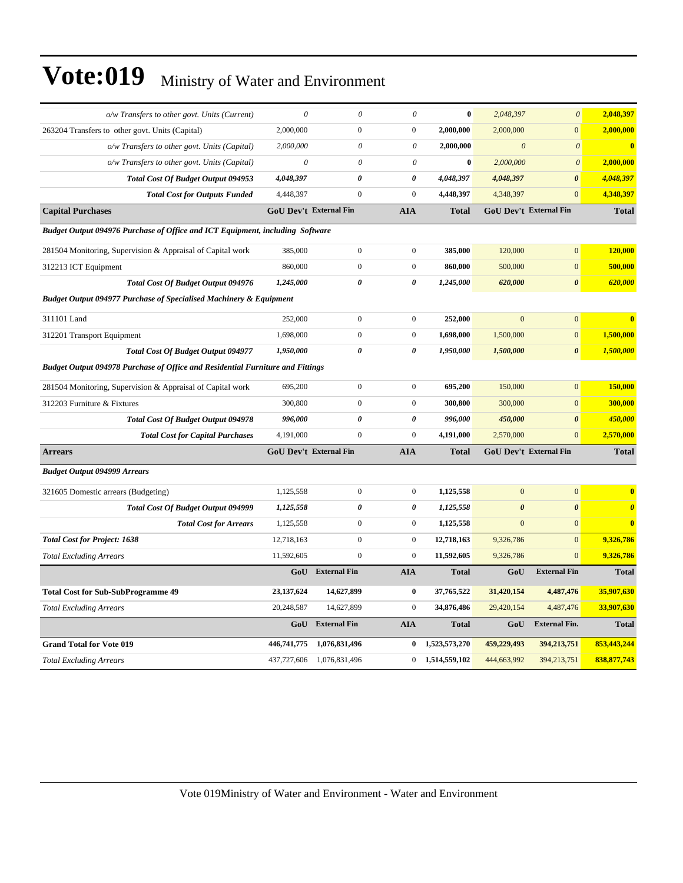# Vote:019 Ministry of Water and Environment

| | | | | | | | |
|---|---|---|---|---|---|---|---|
| *o/w Transfers to other govt. Units (Current)* | *0* | *0* | *0* | **0** | *2,048,397* | *0* | **2,048,397** |
| 263204 Transfers to other govt. Units (Capital) | 2,000,000 | 0 | 0 | **2,000,000** | 2,000,000 | 0 | **2,000,000** |
| *o/w Transfers to other govt. Units (Capital)* | *2,000,000* | *0* | *0* | **2,000,000** | *0* | *0* | **0** |
| *o/w Transfers to other govt. Units (Capital)* | *0* | *0* | *0* | **0** | *2,000,000* | *0* | **2,000,000** |
| ***Total Cost Of Budget Output 094953*** | ***4,048,397*** | ***0*** | ***0*** | ***4,048,397*** | ***4,048,397*** | ***0*** | ***4,048,397*** |
| ***Total Cost for Outputs Funded*** | 4,448,397 | 0 | 0 | **4,448,397** | 4,348,397 | 0 | **4,348,397** |
| **Capital Purchases** | **GoU Dev't** | **External Fin** | **AIA** | **Total** | **GoU Dev't** | **External Fin** | **Total** |
| ***Budget Output 094976 Purchase of Office and ICT Equipment, including Software*** | | | | | | | |
| 281504 Monitoring, Supervision & Appraisal of Capital work | 385,000 | 0 | 0 | **385,000** | 120,000 | 0 | **120,000** |
| 312213 ICT Equipment | 860,000 | 0 | 0 | **860,000** | 500,000 | 0 | **500,000** |
| ***Total Cost Of Budget Output 094976*** | ***1,245,000*** | ***0*** | ***0*** | ***1,245,000*** | ***620,000*** | ***0*** | ***620,000*** |
| ***Budget Output 094977 Purchase of Specialised Machinery & Equipment*** | | | | | | | |
| 311101 Land | 252,000 | 0 | 0 | **252,000** | 0 | 0 | **0** |
| 312201 Transport Equipment | 1,698,000 | 0 | 0 | **1,698,000** | 1,500,000 | 0 | **1,500,000** |
| ***Total Cost Of Budget Output 094977*** | ***1,950,000*** | ***0*** | ***0*** | ***1,950,000*** | ***1,500,000*** | ***0*** | ***1,500,000*** |
| ***Budget Output 094978 Purchase of Office and Residential Furniture and Fittings*** | | | | | | | |
| 281504 Monitoring, Supervision & Appraisal of Capital work | 695,200 | 0 | 0 | **695,200** | 150,000 | 0 | **150,000** |
| 312203 Furniture & Fixtures | 300,800 | 0 | 0 | **300,800** | 300,000 | 0 | **300,000** |
| ***Total Cost Of Budget Output 094978*** | ***996,000*** | ***0*** | ***0*** | ***996,000*** | ***450,000*** | ***0*** | ***450,000*** |
| ***Total Cost for Capital Purchases*** | 4,191,000 | 0 | 0 | **4,191,000** | 2,570,000 | 0 | **2,570,000** |
| **Arrears** | **GoU Dev't** | **External Fin** | **AIA** | **Total** | **GoU Dev't** | **External Fin** | **Total** |
| ***Budget Output 094999 Arrears*** | | | | | | | |
| 321605 Domestic arrears (Budgeting) | 1,125,558 | 0 | 0 | **1,125,558** | 0 | 0 | **0** |
| ***Total Cost Of Budget Output 094999*** | ***1,125,558*** | ***0*** | ***0*** | ***1,125,558*** | ***0*** | ***0*** | ***0*** |
| ***Total Cost for Arrears*** | 1,125,558 | 0 | 0 | **1,125,558** | 0 | 0 | **0** |
| ***Total Cost for Project: 1638*** | 12,718,163 | 0 | 0 | 12,718,163 | 9,326,786 | 0 | **9,326,786** |
| *Total Excluding Arrears* | 11,592,605 | 0 | 0 | 11,592,605 | 9,326,786 | 0 | **9,326,786** |
| | **GoU** | **External Fin** | **AIA** | **Total** | **GoU** | **External Fin** | **Total** |
| **Total Cost for Sub-SubProgramme 49** | **23,137,624** | **14,627,899** | **0** | **37,765,522** | **31,420,154** | **4,487,476** | **35,907,630** |
| *Total Excluding Arrears* | 20,248,587 | 14,627,899 | 0 | 34,876,486 | 29,420,154 | 4,487,476 | **33,907,630** |
| | **GoU** | **External Fin** | **AIA** | **Total** | **GoU** | **External Fin.** | **Total** |
| **Grand Total for Vote 019** | **446,741,775** | **1,076,831,496** | **0** | **1,523,573,270** | **459,229,493** | **394,213,751** | **853,443,244** |
| *Total Excluding Arrears* | 437,727,606 | 1,076,831,496 | 0 | **1,514,559,102** | 444,663,992 | 394,213,751 | **838,877,743** |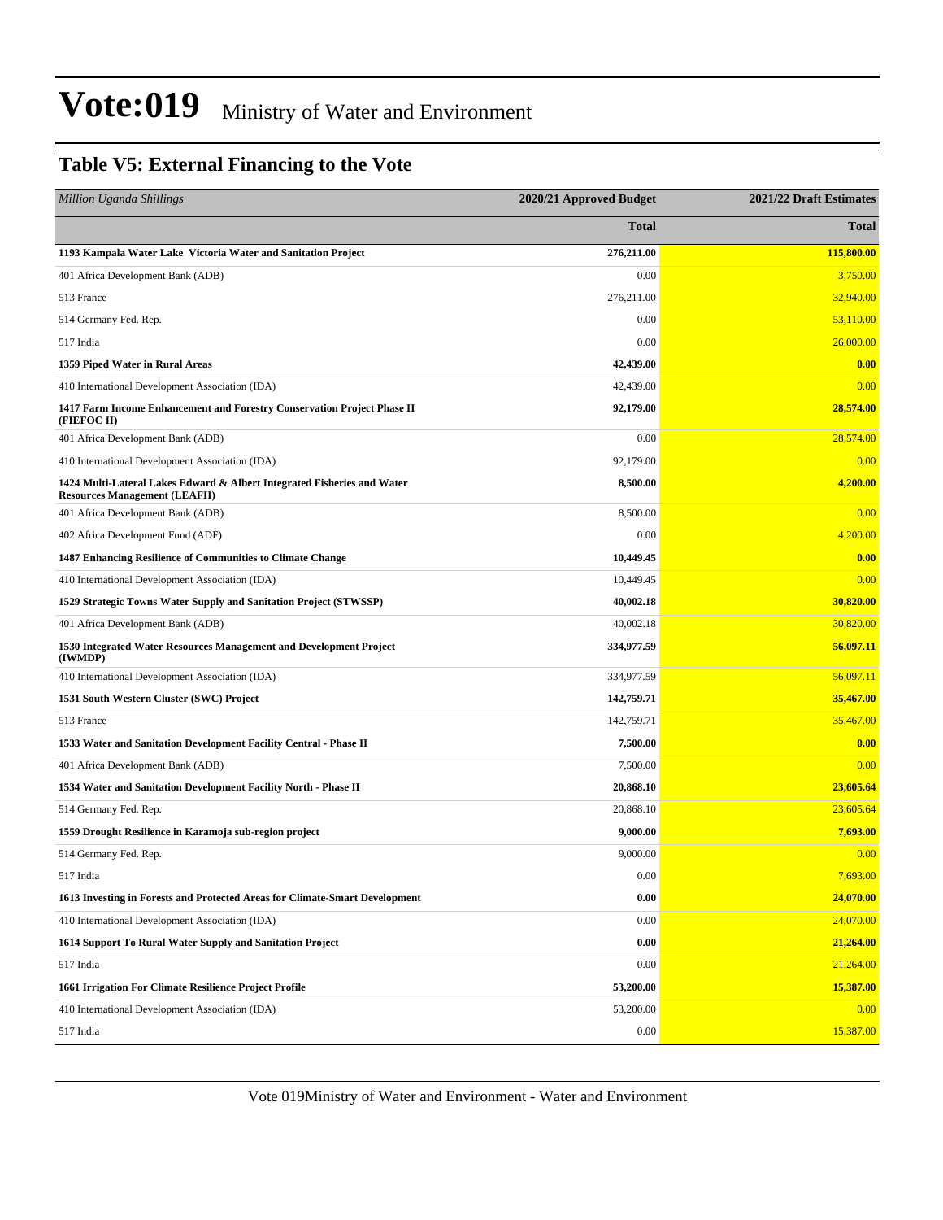# Vote:019 Ministry of Water and Environment

## Table V5: External Financing to the Vote

| *Million Uganda Shillings* | 2020/21 Approved Budget | 2021/22 Draft Estimates |
|---|---|---|
| | **Total** | **Total** |
| **1193 Kampala Water Lake Victoria Water and Sanitation Project** | **276,211.00** | **115,800.00** |
| 401 Africa Development Bank (ADB) | 0.00 | 3,750.00 |
| 513 France | 276,211.00 | 32,940.00 |
| 514 Germany Fed. Rep. | 0.00 | 53,110.00 |
| 517 India | 0.00 | 26,000.00 |
| **1359 Piped Water in Rural Areas** | **42,439.00** | **0.00** |
| 410 International Development Association (IDA) | 42,439.00 | 0.00 |
| **1417 Farm Income Enhancement and Forestry Conservation Project Phase II (FIEFOC II)** | **92,179.00** | **28,574.00** |
| 401 Africa Development Bank (ADB) | 0.00 | 28,574.00 |
| 410 International Development Association (IDA) | 92,179.00 | 0.00 |
| **1424 Multi-Lateral Lakes Edward & Albert Integrated Fisheries and Water Resources Management (LEAFII)** | **8,500.00** | **4,200.00** |
| 401 Africa Development Bank (ADB) | 8,500.00 | 0.00 |
| 402 Africa Development Fund (ADF) | 0.00 | 4,200.00 |
| **1487 Enhancing Resilience of Communities to Climate Change** | **10,449.45** | **0.00** |
| 410 International Development Association (IDA) | 10,449.45 | 0.00 |
| **1529 Strategic Towns Water Supply and Sanitation Project (STWSSP)** | **40,002.18** | **30,820.00** |
| 401 Africa Development Bank (ADB) | 40,002.18 | 30,820.00 |
| **1530 Integrated Water Resources Management and Development Project (IWMDP)** | **334,977.59** | **56,097.11** |
| 410 International Development Association (IDA) | 334,977.59 | 56,097.11 |
| **1531 South Western Cluster (SWC) Project** | **142,759.71** | **35,467.00** |
| 513 France | 142,759.71 | 35,467.00 |
| **1533 Water and Sanitation Development Facility Central - Phase II** | **7,500.00** | **0.00** |
| 401 Africa Development Bank (ADB) | 7,500.00 | 0.00 |
| **1534 Water and Sanitation Development Facility North - Phase II** | **20,868.10** | **23,605.64** |
| 514 Germany Fed. Rep. | 20,868.10 | 23,605.64 |
| **1559 Drought Resilience in Karamoja sub-region project** | **9,000.00** | **7,693.00** |
| 514 Germany Fed. Rep. | 9,000.00 | 0.00 |
| 517 India | 0.00 | 7,693.00 |
| **1613 Investing in Forests and Protected Areas for Climate-Smart Development** | **0.00** | **24,070.00** |
| 410 International Development Association (IDA) | 0.00 | 24,070.00 |
| **1614 Support To Rural Water Supply and Sanitation Project** | **0.00** | **21,264.00** |
| 517 India | 0.00 | 21,264.00 |
| **1661 Irrigation For Climate Resilience Project Profile** | **53,200.00** | **15,387.00** |
| 410 International Development Association (IDA) | 53,200.00 | 0.00 |
| 517 India | 0.00 | 15,387.00 |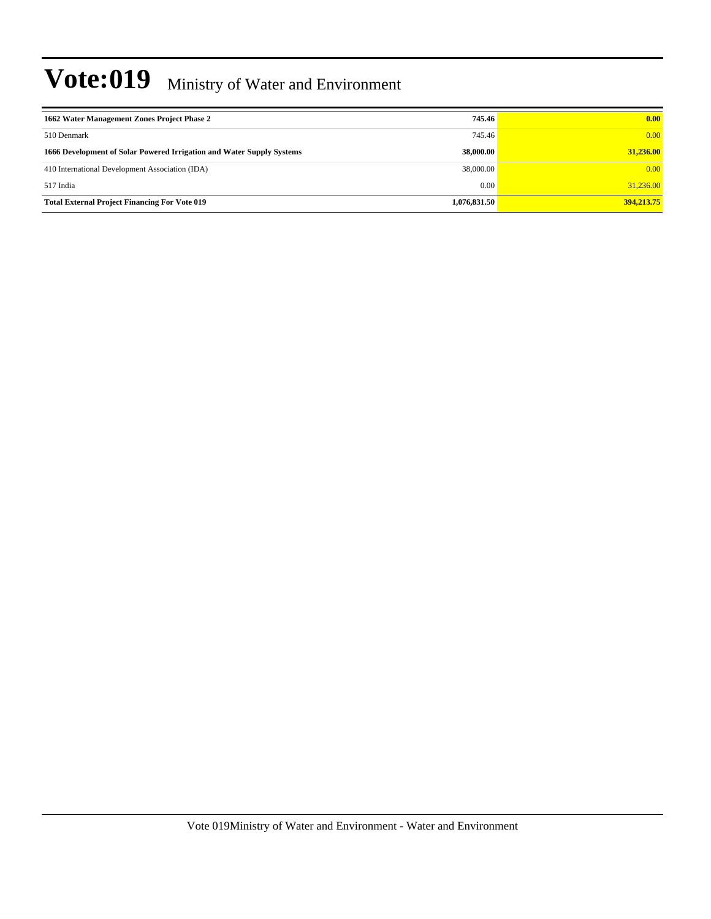| | | |
|---|---|---|
| **1662 Water Management Zones Project Phase 2** | **745.46** | **0.00** |
| 510 Denmark | 745.46 | 0.00 |
| **1666 Development of Solar Powered Irrigation and Water Supply Systems** | **38,000.00** | **31,236.00** |
| 410 International Development Association (IDA) | 38,000.00 | 0.00 |
| 517 India | 0.00 | 31,236.00 |
| **Total External Project Financing For Vote 019** | **1,076,831.50** | **394,213.75** |